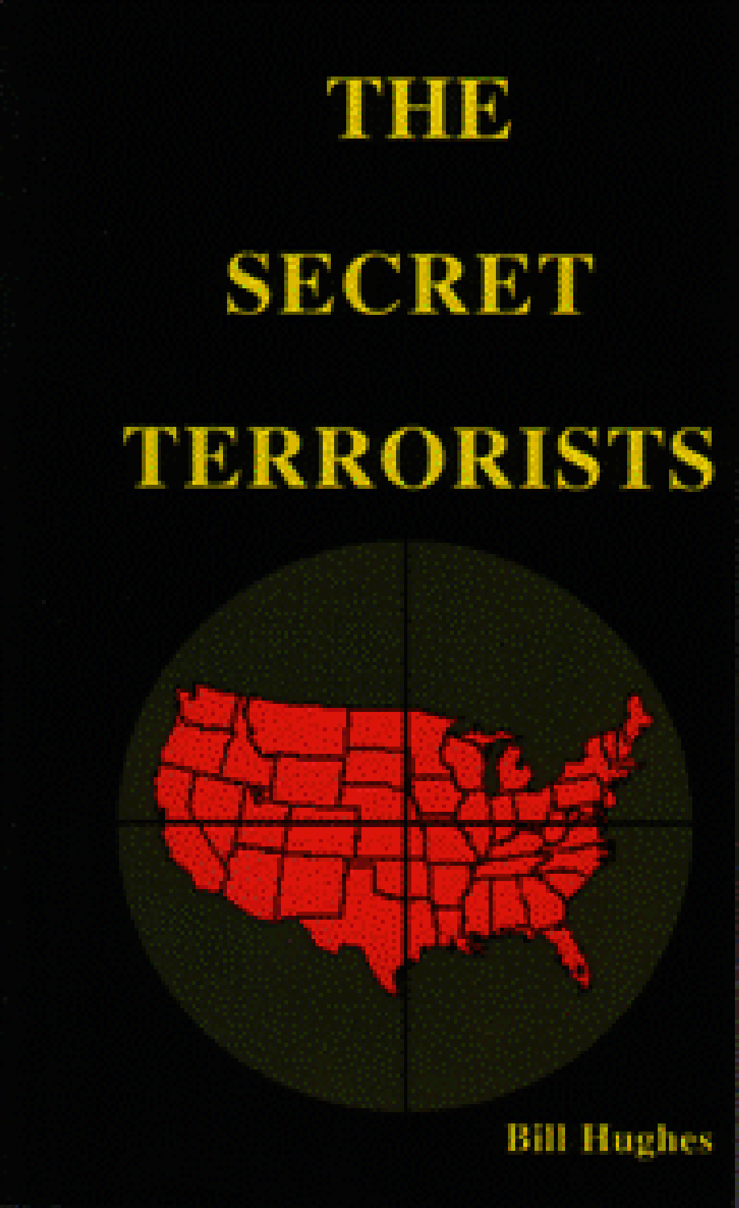# THE SECRET TERRORISTS

Bill Hughes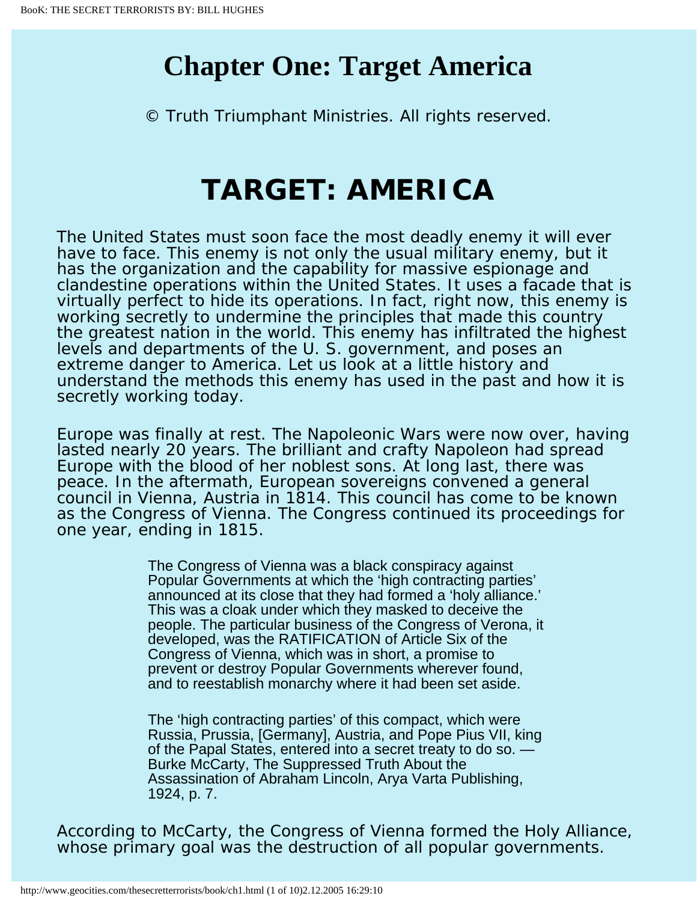# Chapter One: Target America

© Truth Triumphant Ministries. All rights reserved.

## TARGET: AMERICA

The United States must soon face the most deadly enemy it will ever have to face. This enemy is not only the usual military enemy, but it has the organization and the capability for massive espionage and clandestine operations within the United States. It uses a facade that is virtually perfect to hide its operations. In fact, right now, this enemy is working secretly to undermine the principles that made this country the greatest nation in the world. This enemy has infiltrated the highest levels and departments of the U. S. government, and poses an extreme danger to America. Let us look at a little history and understand the methods this enemy has used in the past and how it is secretly working today.

Europe was finally at rest. The Napoleonic Wars were now over, having lasted nearly 20 years. The brilliant and crafty Napoleon had spread Europe with the blood of her noblest sons. At long last, there was peace. In the aftermath, European sovereigns convened a general council in Vienna, Austria in 1814. This council has come to be known as the Congress of Vienna. The Congress continued its proceedings for one year, ending in 1815.

> The Congress of Vienna was a black conspiracy against Popular Governments at which the 'high contracting parties' announced at its close that they had formed a 'holy alliance.' This was a cloak under which they masked to deceive the people. The particular business of the Congress of Verona, it developed, was the RATIFICATION of Article Six of the Congress of Vienna, which was in short, a promise to prevent or destroy Popular Governments wherever found, and to reestablish monarchy where it had been set aside.
>
> The 'high contracting parties' of this compact, which were Russia, Prussia, [Germany], Austria, and Pope Pius VII, king of the Papal States, entered into a secret treaty to do so. — Burke McCarty, The Suppressed Truth About the Assassination of Abraham Lincoln, Arya Varta Publishing, 1924, p. 7.

According to McCarty, the Congress of Vienna formed the Holy Alliance, whose primary goal was the destruction of all popular governments.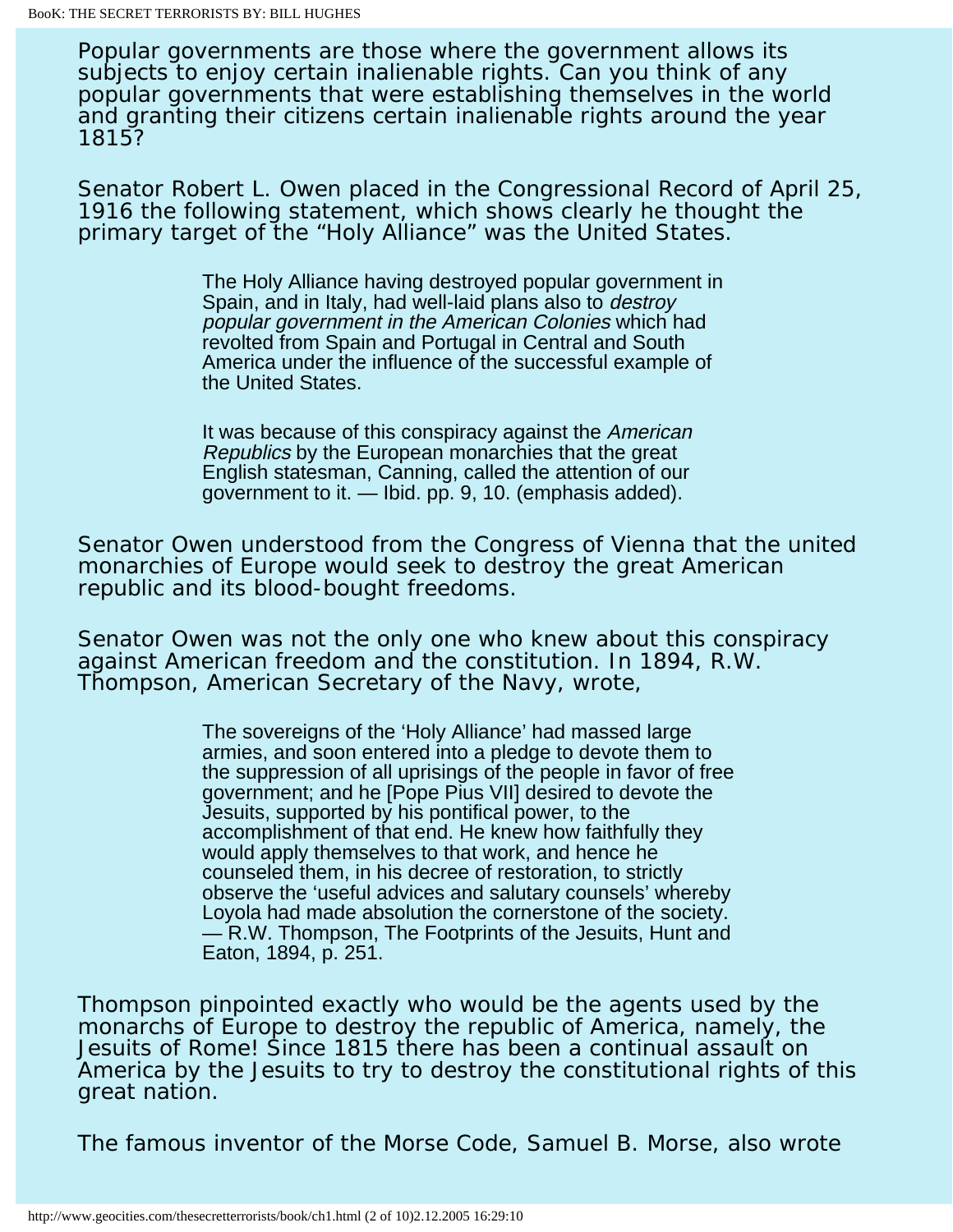Popular governments are those where the government allows its subjects to enjoy certain inalienable rights. Can you think of any popular governments that were establishing themselves in the world and granting their citizens certain inalienable rights around the year 1815?

Senator Robert L. Owen placed in the Congressional Record of April 25, 1916 the following statement, which shows clearly he thought the primary target of the "Holy Alliance" was the United States.

> The Holy Alliance having destroyed popular government in Spain, and in Italy, had well-laid plans also to *destroy popular government in the American Colonies* which had revolted from Spain and Portugal in Central and South America under the influence of the successful example of the United States.
>
> It was because of this conspiracy against the *American Republics* by the European monarchies that the great English statesman, Canning, called the attention of our government to it. — Ibid. pp. 9, 10. (emphasis added).

Senator Owen understood from the Congress of Vienna that the united monarchies of Europe would seek to destroy the great American republic and its blood-bought freedoms.

Senator Owen was not the only one who knew about this conspiracy against American freedom and the constitution. In 1894, R.W. Thompson, American Secretary of the Navy, wrote,

> The sovereigns of the 'Holy Alliance' had massed large armies, and soon entered into a pledge to devote them to the suppression of all uprisings of the people in favor of free government; and he [Pope Pius VII] desired to devote the Jesuits, supported by his pontifical power, to the accomplishment of that end. He knew how faithfully they would apply themselves to that work, and hence he counseled them, in his decree of restoration, to strictly observe the 'useful advices and salutary counsels' whereby Loyola had made absolution the cornerstone of the society. — R.W. Thompson, The Footprints of the Jesuits, Hunt and Eaton, 1894, p. 251.

Thompson pinpointed exactly who would be the agents used by the monarchs of Europe to destroy the republic of America, namely, the Jesuits of Rome! Since 1815 there has been a continual assault on America by the Jesuits to try to destroy the constitutional rights of this great nation.

The famous inventor of the Morse Code, Samuel B. Morse, also wrote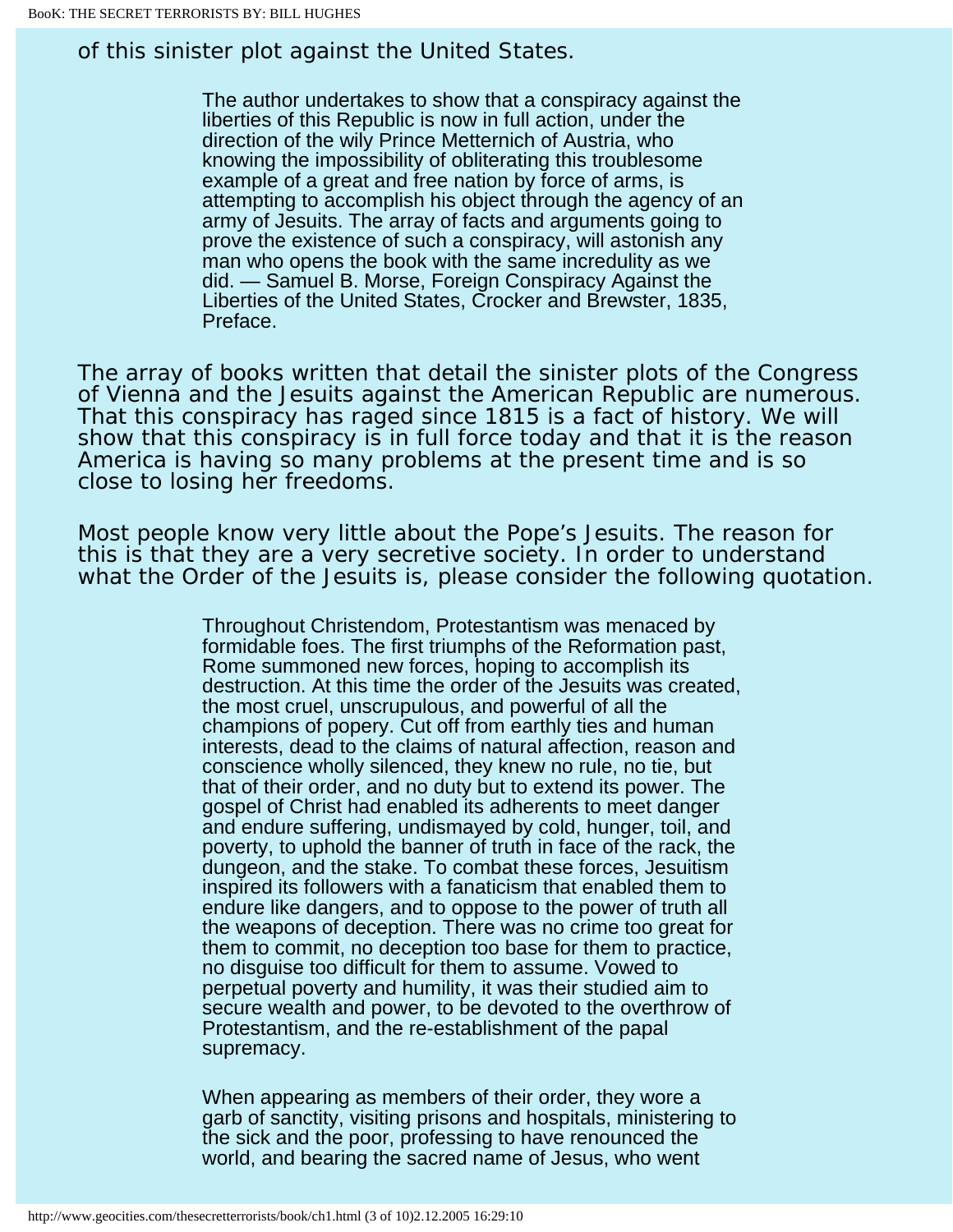of this sinister plot against the United States.

> The author undertakes to show that a conspiracy against the liberties of this Republic is now in full action, under the direction of the wily Prince Metternich of Austria, who knowing the impossibility of obliterating this troublesome example of a great and free nation by force of arms, is attempting to accomplish his object through the agency of an army of Jesuits. The array of facts and arguments going to prove the existence of such a conspiracy, will astonish any man who opens the book with the same incredulity as we did. — Samuel B. Morse, Foreign Conspiracy Against the Liberties of the United States, Crocker and Brewster, 1835, Preface.

The array of books written that detail the sinister plots of the Congress of Vienna and the Jesuits against the American Republic are numerous. That this conspiracy has raged since 1815 is a fact of history. We will show that this conspiracy is in full force today and that it is the reason America is having so many problems at the present time and is so close to losing her freedoms.

Most people know very little about the Pope's Jesuits. The reason for this is that they are a very secretive society. In order to understand what the Order of the Jesuits is, please consider the following quotation.

> Throughout Christendom, Protestantism was menaced by formidable foes. The first triumphs of the Reformation past, Rome summoned new forces, hoping to accomplish its destruction. At this time the order of the Jesuits was created, the most cruel, unscrupulous, and powerful of all the champions of popery. Cut off from earthly ties and human interests, dead to the claims of natural affection, reason and conscience wholly silenced, they knew no rule, no tie, but that of their order, and no duty but to extend its power. The gospel of Christ had enabled its adherents to meet danger and endure suffering, undismayed by cold, hunger, toil, and poverty, to uphold the banner of truth in face of the rack, the dungeon, and the stake. To combat these forces, Jesuitism inspired its followers with a fanaticism that enabled them to endure like dangers, and to oppose to the power of truth all the weapons of deception. There was no crime too great for them to commit, no deception too base for them to practice, no disguise too difficult for them to assume. Vowed to perpetual poverty and humility, it was their studied aim to secure wealth and power, to be devoted to the overthrow of Protestantism, and the re-establishment of the papal supremacy.
>
> When appearing as members of their order, they wore a garb of sanctity, visiting prisons and hospitals, ministering to the sick and the poor, professing to have renounced the world, and bearing the sacred name of Jesus, who went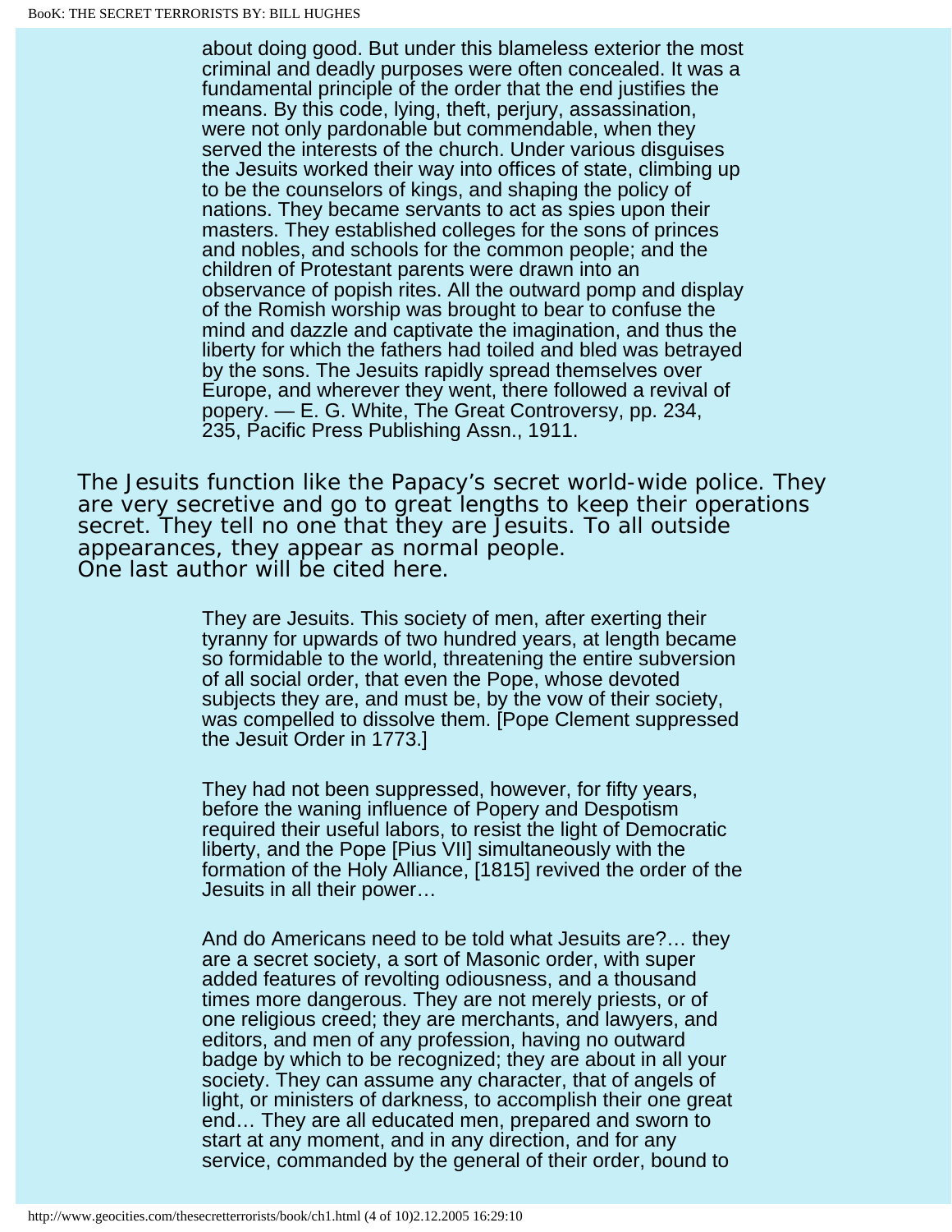> about doing good. But under this blameless exterior the most criminal and deadly purposes were often concealed. It was a fundamental principle of the order that the end justifies the means. By this code, lying, theft, perjury, assassination, were not only pardonable but commendable, when they served the interests of the church. Under various disguises the Jesuits worked their way into offices of state, climbing up to be the counselors of kings, and shaping the policy of nations. They became servants to act as spies upon their masters. They established colleges for the sons of princes and nobles, and schools for the common people; and the children of Protestant parents were drawn into an observance of popish rites. All the outward pomp and display of the Romish worship was brought to bear to confuse the mind and dazzle and captivate the imagination, and thus the liberty for which the fathers had toiled and bled was betrayed by the sons. The Jesuits rapidly spread themselves over Europe, and wherever they went, there followed a revival of popery. — E. G. White, The Great Controversy, pp. 234, 235, Pacific Press Publishing Assn., 1911.

The Jesuits function like the Papacy's secret world-wide police. They are very secretive and go to great lengths to keep their operations secret. They tell no one that they are Jesuits. To all outside appearances, they appear as normal people.
One last author will be cited here.

> They are Jesuits. This society of men, after exerting their tyranny for upwards of two hundred years, at length became so formidable to the world, threatening the entire subversion of all social order, that even the Pope, whose devoted subjects they are, and must be, by the vow of their society, was compelled to dissolve them. [Pope Clement suppressed the Jesuit Order in 1773.]
>
> They had not been suppressed, however, for fifty years, before the waning influence of Popery and Despotism required their useful labors, to resist the light of Democratic liberty, and the Pope [Pius VII] simultaneously with the formation of the Holy Alliance, [1815] revived the order of the Jesuits in all their power…
>
> And do Americans need to be told what Jesuits are?… they are a secret society, a sort of Masonic order, with super added features of revolting odiousness, and a thousand times more dangerous. They are not merely priests, or of one religious creed; they are merchants, and lawyers, and editors, and men of any profession, having no outward badge by which to be recognized; they are about in all your society. They can assume any character, that of angels of light, or ministers of darkness, to accomplish their one great end… They are all educated men, prepared and sworn to start at any moment, and in any direction, and for any service, commanded by the general of their order, bound to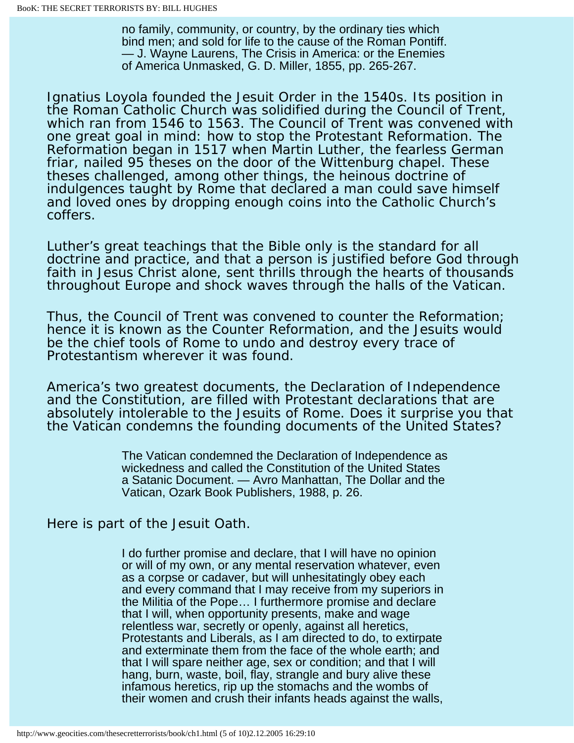> no family, community, or country, by the ordinary ties which bind men; and sold for life to the cause of the Roman Pontiff. — J. Wayne Laurens, The Crisis in America: or the Enemies of America Unmasked, G. D. Miller, 1855, pp. 265-267.

Ignatius Loyola founded the Jesuit Order in the 1540s. Its position in the Roman Catholic Church was solidified during the Council of Trent, which ran from 1546 to 1563. The Council of Trent was convened with one great goal in mind: how to stop the Protestant Reformation. The Reformation began in 1517 when Martin Luther, the fearless German friar, nailed 95 theses on the door of the Wittenburg chapel. These theses challenged, among other things, the heinous doctrine of indulgences taught by Rome that declared a man could save himself and loved ones by dropping enough coins into the Catholic Church's coffers.

Luther's great teachings that the Bible only is the standard for all doctrine and practice, and that a person is justified before God through faith in Jesus Christ alone, sent thrills through the hearts of thousands throughout Europe and shock waves through the halls of the Vatican.

Thus, the Council of Trent was convened to counter the Reformation; hence it is known as the Counter Reformation, and the Jesuits would be the chief tools of Rome to undo and destroy every trace of Protestantism wherever it was found.

America's two greatest documents, the Declaration of Independence and the Constitution, are filled with Protestant declarations that are absolutely intolerable to the Jesuits of Rome. Does it surprise you that the Vatican condemns the founding documents of the United States?

> The Vatican condemned the Declaration of Independence as wickedness and called the Constitution of the United States a Satanic Document. — Avro Manhattan, The Dollar and the Vatican, Ozark Book Publishers, 1988, p. 26.

Here is part of the Jesuit Oath.

> I do further promise and declare, that I will have no opinion or will of my own, or any mental reservation whatever, even as a corpse or cadaver, but will unhesitatingly obey each and every command that I may receive from my superiors in the Militia of the Pope… I furthermore promise and declare that I will, when opportunity presents, make and wage relentless war, secretly or openly, against all heretics, Protestants and Liberals, as I am directed to do, to extirpate and exterminate them from the face of the whole earth; and that I will spare neither age, sex or condition; and that I will hang, burn, waste, boil, flay, strangle and bury alive these infamous heretics, rip up the stomachs and the wombs of their women and crush their infants heads against the walls,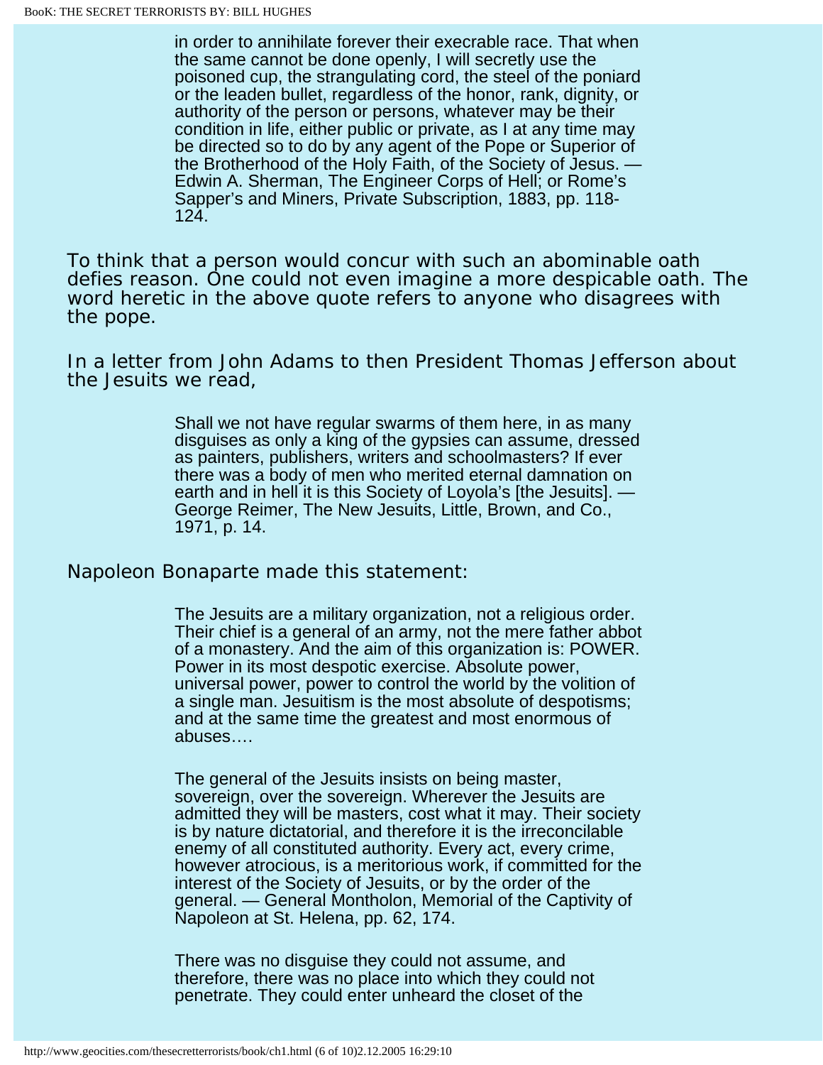> in order to annihilate forever their execrable race. That when the same cannot be done openly, I will secretly use the poisoned cup, the strangulating cord, the steel of the poniard or the leaden bullet, regardless of the honor, rank, dignity, or authority of the person or persons, whatever may be their condition in life, either public or private, as I at any time may be directed so to do by any agent of the Pope or Superior of the Brotherhood of the Holy Faith, of the Society of Jesus. — Edwin A. Sherman, The Engineer Corps of Hell; or Rome's Sapper's and Miners, Private Subscription, 1883, pp. 118-124.

To think that a person would concur with such an abominable oath defies reason. One could not even imagine a more despicable oath. The word heretic in the above quote refers to anyone who disagrees with the pope.

In a letter from John Adams to then President Thomas Jefferson about the Jesuits we read,

> Shall we not have regular swarms of them here, in as many disguises as only a king of the gypsies can assume, dressed as painters, publishers, writers and schoolmasters? If ever there was a body of men who merited eternal damnation on earth and in hell it is this Society of Loyola's [the Jesuits]. — George Reimer, The New Jesuits, Little, Brown, and Co., 1971, p. 14.

Napoleon Bonaparte made this statement:

> The Jesuits are a military organization, not a religious order. Their chief is a general of an army, not the mere father abbot of a monastery. And the aim of this organization is: POWER. Power in its most despotic exercise. Absolute power, universal power, power to control the world by the volition of a single man. Jesuitism is the most absolute of despotisms; and at the same time the greatest and most enormous of abuses….
>
> The general of the Jesuits insists on being master, sovereign, over the sovereign. Wherever the Jesuits are admitted they will be masters, cost what it may. Their society is by nature dictatorial, and therefore it is the irreconcilable enemy of all constituted authority. Every act, every crime, however atrocious, is a meritorious work, if committed for the interest of the Society of Jesuits, or by the order of the general. — General Montholon, Memorial of the Captivity of Napoleon at St. Helena, pp. 62, 174.
>
> There was no disguise they could not assume, and therefore, there was no place into which they could not penetrate. They could enter unheard the closet of the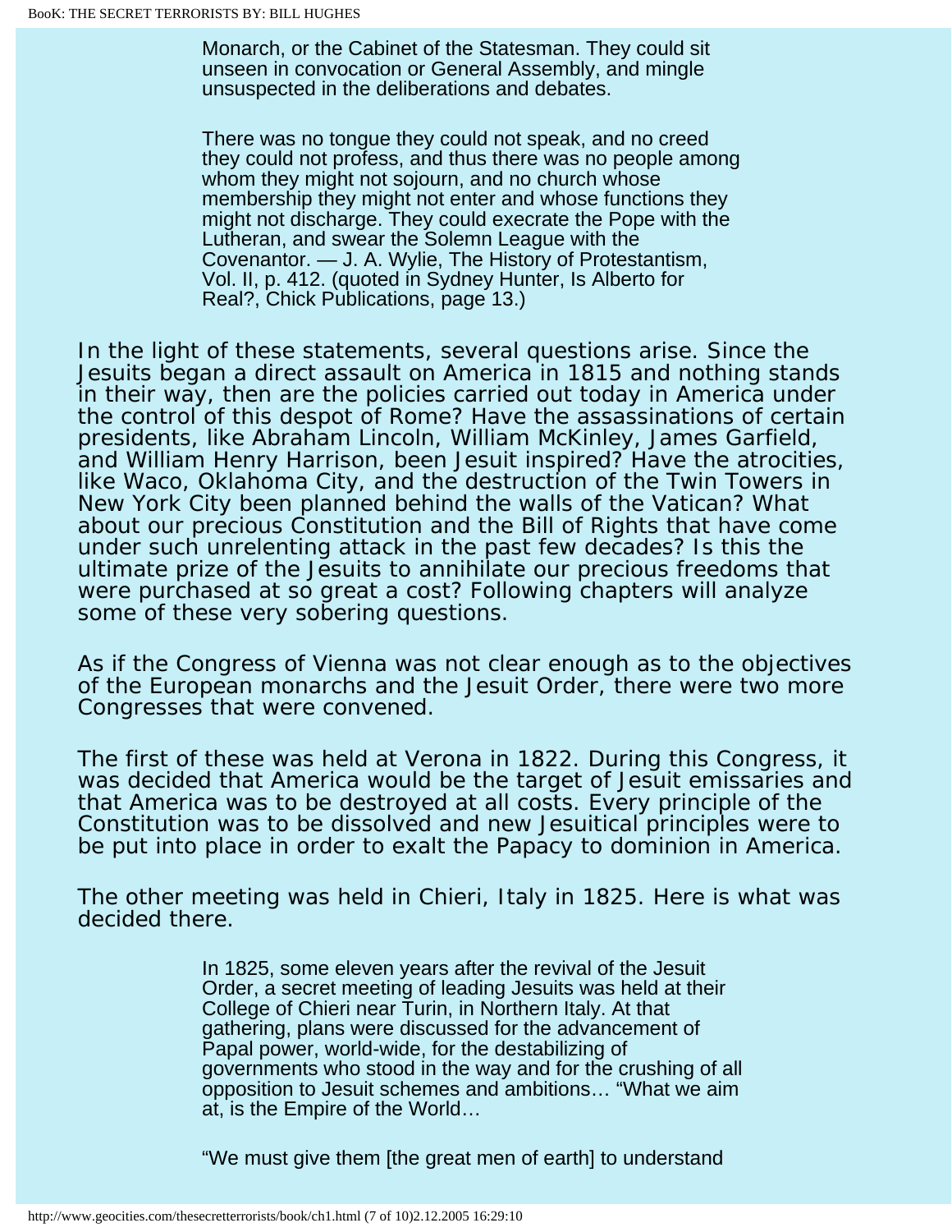> Monarch, or the Cabinet of the Statesman. They could sit unseen in convocation or General Assembly, and mingle unsuspected in the deliberations and debates.
>
> There was no tongue they could not speak, and no creed they could not profess, and thus there was no people among whom they might not sojourn, and no church whose membership they might not enter and whose functions they might not discharge. They could execrate the Pope with the Lutheran, and swear the Solemn League with the Covenantor. — J. A. Wylie, The History of Protestantism, Vol. II, p. 412. (quoted in Sydney Hunter, Is Alberto for Real?, Chick Publications, page 13.)

In the light of these statements, several questions arise. Since the Jesuits began a direct assault on America in 1815 and nothing stands in their way, then are the policies carried out today in America under the control of this despot of Rome? Have the assassinations of certain presidents, like Abraham Lincoln, William McKinley, James Garfield, and William Henry Harrison, been Jesuit inspired? Have the atrocities, like Waco, Oklahoma City, and the destruction of the Twin Towers in New York City been planned behind the walls of the Vatican? What about our precious Constitution and the Bill of Rights that have come under such unrelenting attack in the past few decades? Is this the ultimate prize of the Jesuits to annihilate our precious freedoms that were purchased at so great a cost? Following chapters will analyze some of these very sobering questions.

As if the Congress of Vienna was not clear enough as to the objectives of the European monarchs and the Jesuit Order, there were two more Congresses that were convened.

The first of these was held at Verona in 1822. During this Congress, it was decided that America would be the target of Jesuit emissaries and that America was to be destroyed at all costs. Every principle of the Constitution was to be dissolved and new Jesuitical principles were to be put into place in order to exalt the Papacy to dominion in America.

The other meeting was held in Chieri, Italy in 1825. Here is what was decided there.

> In 1825, some eleven years after the revival of the Jesuit Order, a secret meeting of leading Jesuits was held at their College of Chieri near Turin, in Northern Italy. At that gathering, plans were discussed for the advancement of Papal power, world-wide, for the destabilizing of governments who stood in the way and for the crushing of all opposition to Jesuit schemes and ambitions… "What we aim at, is the Empire of the World…
>
> "We must give them [the great men of earth] to understand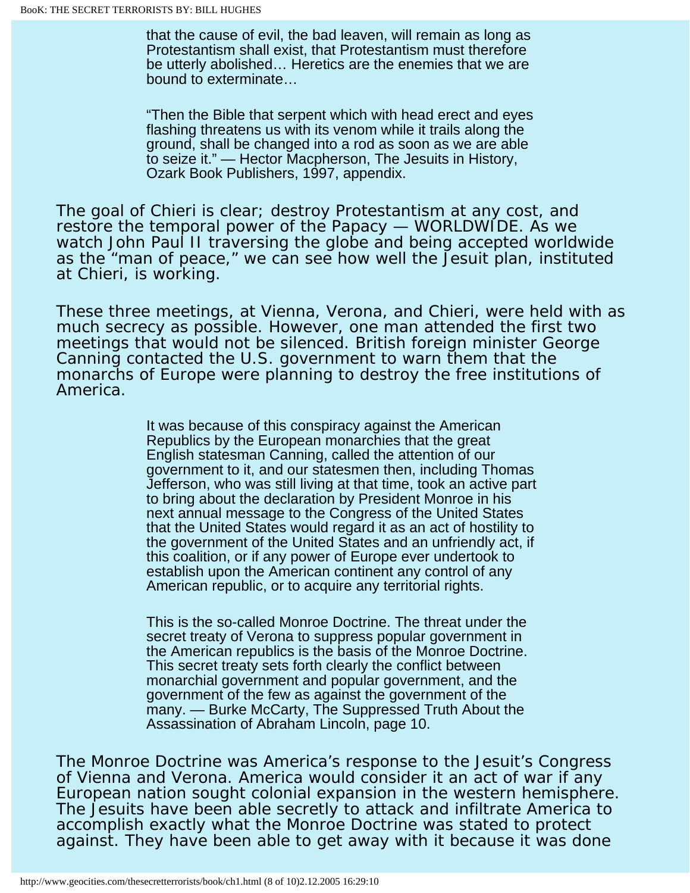> that the cause of evil, the bad leaven, will remain as long as Protestantism shall exist, that Protestantism must therefore be utterly abolished… Heretics are the enemies that we are bound to exterminate…
>
> "Then the Bible that serpent which with head erect and eyes flashing threatens us with its venom while it trails along the ground, shall be changed into a rod as soon as we are able to seize it." — Hector Macpherson, The Jesuits in History, Ozark Book Publishers, 1997, appendix.

The goal of Chieri is clear; destroy Protestantism at any cost, and restore the temporal power of the Papacy — WORLDWIDE. As we watch John Paul II traversing the globe and being accepted worldwide as the "man of peace," we can see how well the Jesuit plan, instituted at Chieri, is working.

These three meetings, at Vienna, Verona, and Chieri, were held with as much secrecy as possible. However, one man attended the first two meetings that would not be silenced. British foreign minister George Canning contacted the U.S. government to warn them that the monarchs of Europe were planning to destroy the free institutions of America.

> It was because of this conspiracy against the American Republics by the European monarchies that the great English statesman Canning, called the attention of our government to it, and our statesmen then, including Thomas Jefferson, who was still living at that time, took an active part to bring about the declaration by President Monroe in his next annual message to the Congress of the United States that the United States would regard it as an act of hostility to the government of the United States and an unfriendly act, if this coalition, or if any power of Europe ever undertook to establish upon the American continent any control of any American republic, or to acquire any territorial rights.
>
> This is the so-called Monroe Doctrine. The threat under the secret treaty of Verona to suppress popular government in the American republics is the basis of the Monroe Doctrine. This secret treaty sets forth clearly the conflict between monarchial government and popular government, and the government of the few as against the government of the many. — Burke McCarty, The Suppressed Truth About the Assassination of Abraham Lincoln, page 10.

The Monroe Doctrine was America's response to the Jesuit's Congress of Vienna and Verona. America would consider it an act of war if any European nation sought colonial expansion in the western hemisphere. The Jesuits have been able secretly to attack and infiltrate America to accomplish exactly what the Monroe Doctrine was stated to protect against. They have been able to get away with it because it was done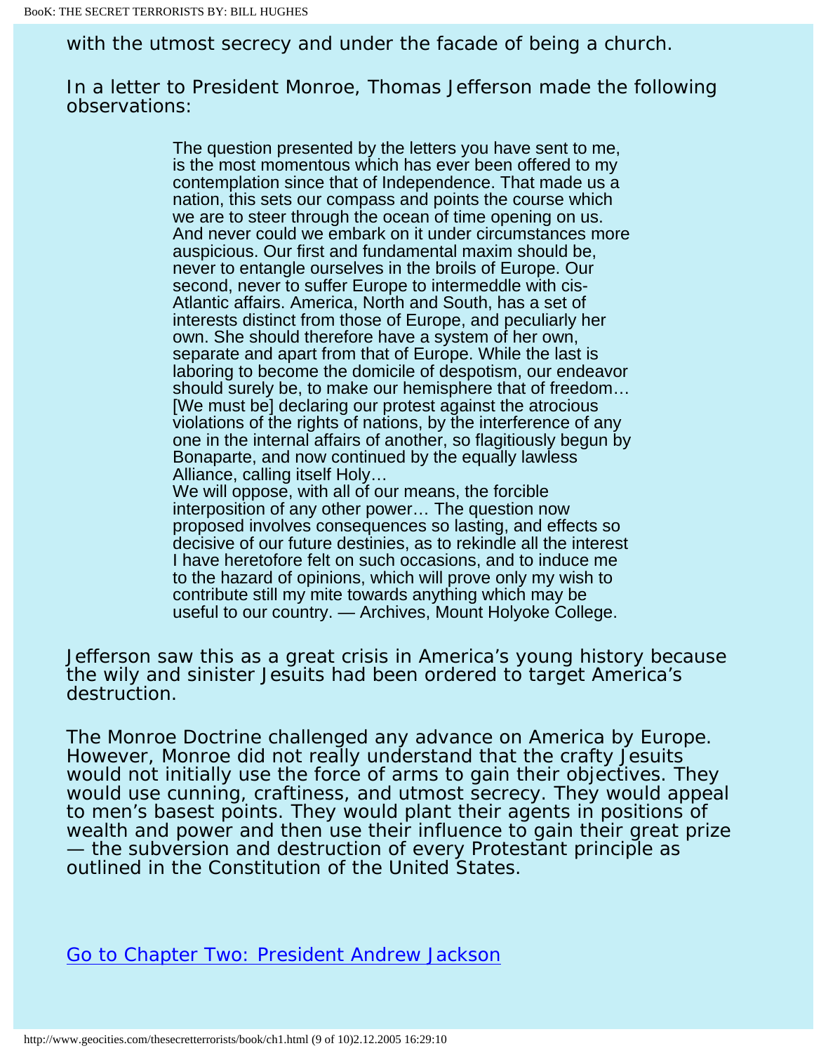with the utmost secrecy and under the facade of being a church.

In a letter to President Monroe, Thomas Jefferson made the following observations:

> The question presented by the letters you have sent to me, is the most momentous which has ever been offered to my contemplation since that of Independence. That made us a nation, this sets our compass and points the course which we are to steer through the ocean of time opening on us. And never could we embark on it under circumstances more auspicious. Our first and fundamental maxim should be, never to entangle ourselves in the broils of Europe. Our second, never to suffer Europe to intermeddle with cis-Atlantic affairs. America, North and South, has a set of interests distinct from those of Europe, and peculiarly her own. She should therefore have a system of her own, separate and apart from that of Europe. While the last is laboring to become the domicile of despotism, our endeavor should surely be, to make our hemisphere that of freedom… [We must be] declaring our protest against the atrocious violations of the rights of nations, by the interference of any one in the internal affairs of another, so flagitiously begun by Bonaparte, and now continued by the equally lawless Alliance, calling itself Holy…
> We will oppose, with all of our means, the forcible interposition of any other power… The question now proposed involves consequences so lasting, and effects so decisive of our future destinies, as to rekindle all the interest I have heretofore felt on such occasions, and to induce me to the hazard of opinions, which will prove only my wish to contribute still my mite towards anything which may be useful to our country. — Archives, Mount Holyoke College.

Jefferson saw this as a great crisis in America's young history because the wily and sinister Jesuits had been ordered to target America's destruction.

The Monroe Doctrine challenged any advance on America by Europe. However, Monroe did not really understand that the crafty Jesuits would not initially use the force of arms to gain their objectives. They would use cunning, craftiness, and utmost secrecy. They would appeal to men's basest points. They would plant their agents in positions of wealth and power and then use their influence to gain their great prize — the subversion and destruction of every Protestant principle as outlined in the Constitution of the United States.

Go to Chapter Two: President Andrew Jackson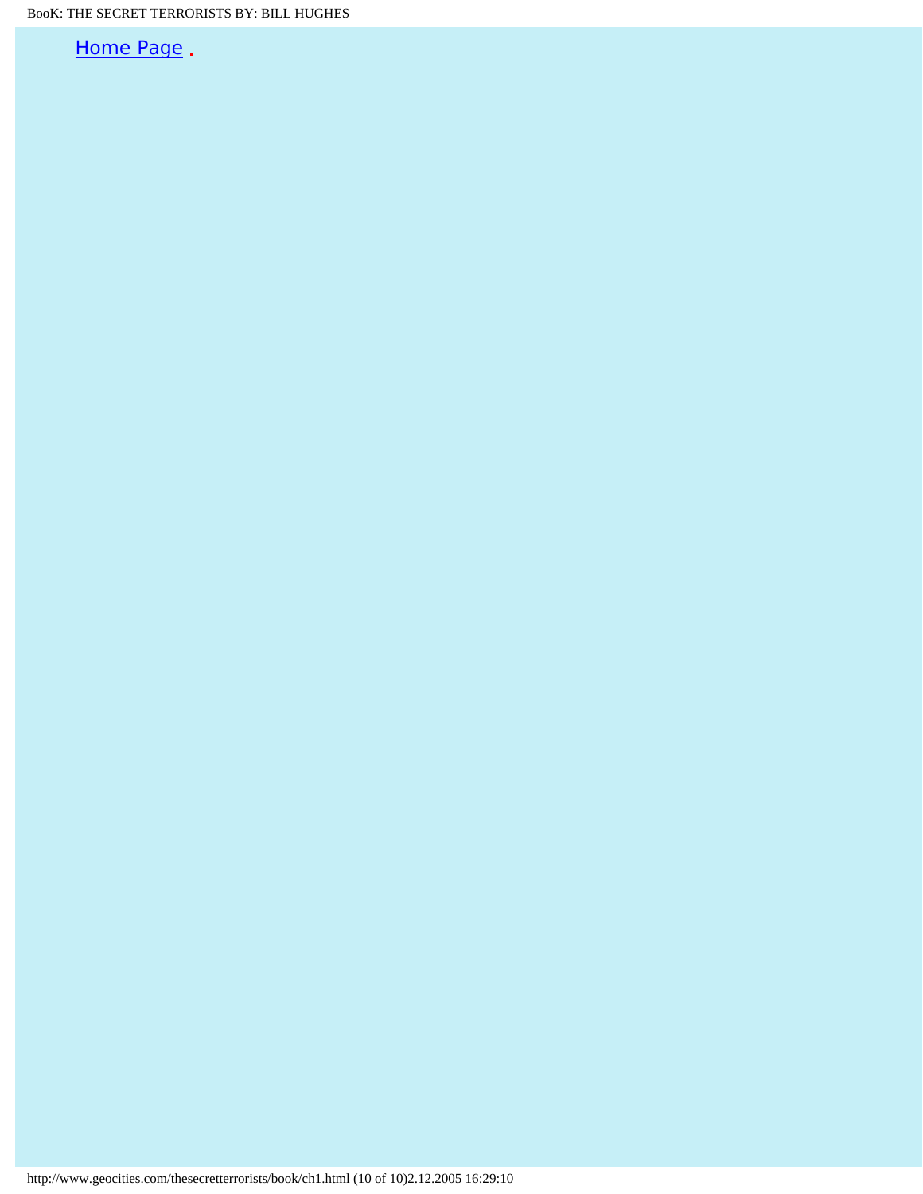[Home Page](#) .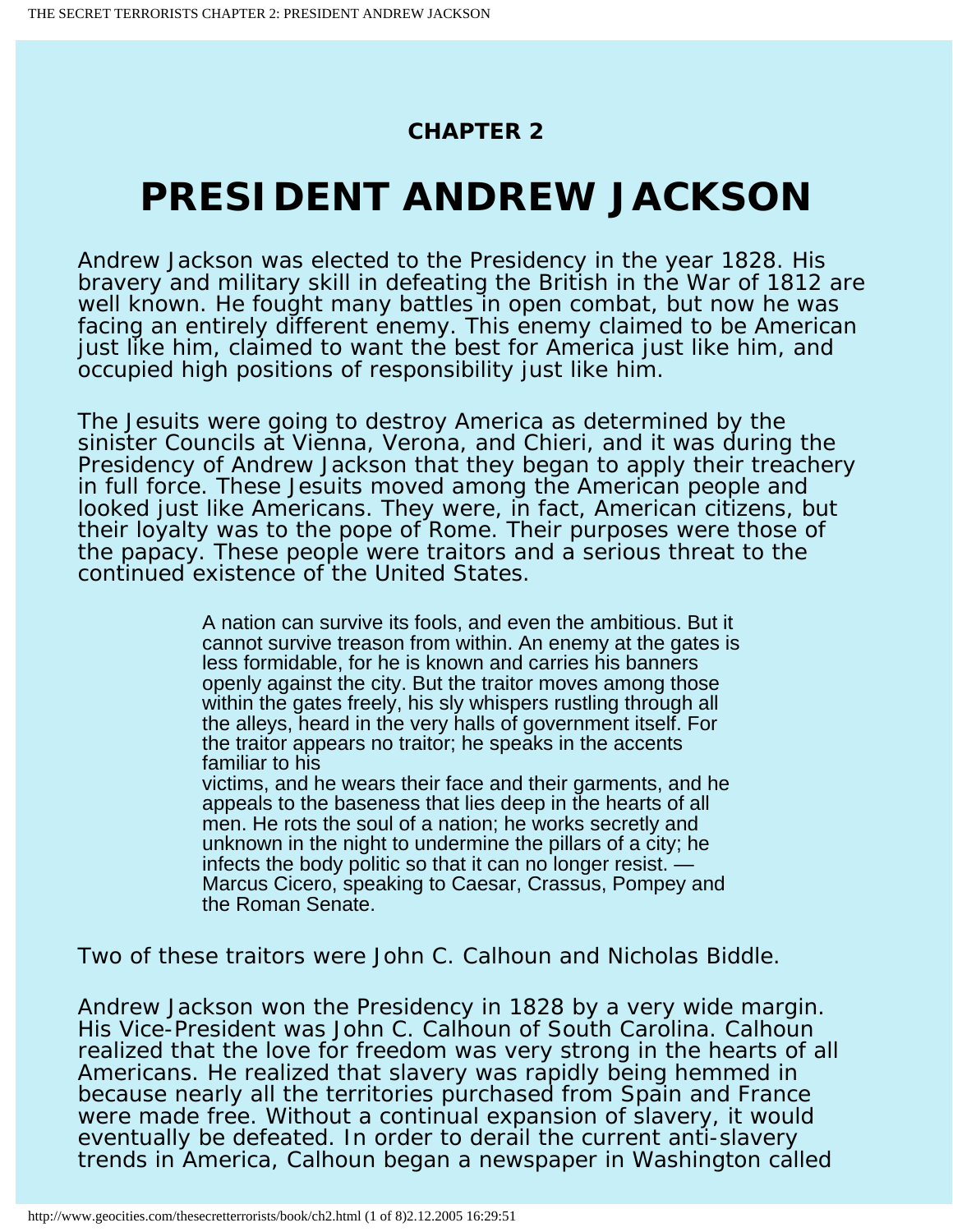## CHAPTER 2

# PRESIDENT ANDREW JACKSON

Andrew Jackson was elected to the Presidency in the year 1828. His bravery and military skill in defeating the British in the War of 1812 are well known. He fought many battles in open combat, but now he was facing an entirely different enemy. This enemy claimed to be American just like him, claimed to want the best for America just like him, and occupied high positions of responsibility just like him.

The Jesuits were going to destroy America as determined by the sinister Councils at Vienna, Verona, and Chieri, and it was during the Presidency of Andrew Jackson that they began to apply their treachery in full force. These Jesuits moved among the American people and looked just like Americans. They were, in fact, American citizens, but their loyalty was to the pope of Rome. Their purposes were those of the papacy. These people were traitors and a serious threat to the continued existence of the United States.

> A nation can survive its fools, and even the ambitious. But it cannot survive treason from within. An enemy at the gates is less formidable, for he is known and carries his banners openly against the city. But the traitor moves among those within the gates freely, his sly whispers rustling through all the alleys, heard in the very halls of government itself. For the traitor appears no traitor; he speaks in the accents familiar to his victims, and he wears their face and their garments, and he appeals to the baseness that lies deep in the hearts of all men. He rots the soul of a nation; he works secretly and unknown in the night to undermine the pillars of a city; he infects the body politic so that it can no longer resist. — Marcus Cicero, speaking to Caesar, Crassus, Pompey and the Roman Senate.

Two of these traitors were John C. Calhoun and Nicholas Biddle.

Andrew Jackson won the Presidency in 1828 by a very wide margin. His Vice-President was John C. Calhoun of South Carolina. Calhoun realized that the love for freedom was very strong in the hearts of all Americans. He realized that slavery was rapidly being hemmed in because nearly all the territories purchased from Spain and France were made free. Without a continual expansion of slavery, it would eventually be defeated. In order to derail the current anti-slavery trends in America, Calhoun began a newspaper in Washington called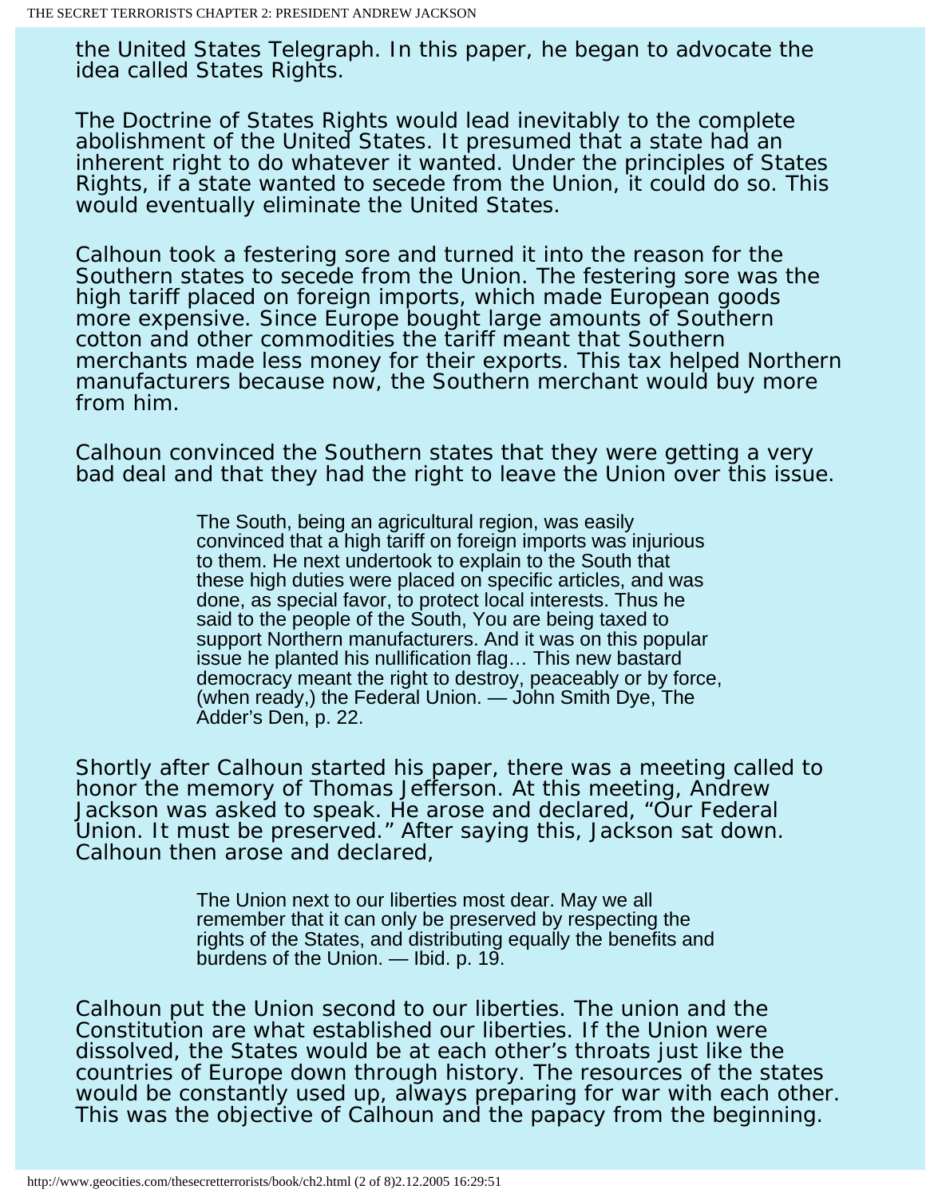the United States Telegraph. In this paper, he began to advocate the idea called States Rights.

The Doctrine of States Rights would lead inevitably to the complete abolishment of the United States. It presumed that a state had an inherent right to do whatever it wanted. Under the principles of States Rights, if a state wanted to secede from the Union, it could do so. This would eventually eliminate the United States.

Calhoun took a festering sore and turned it into the reason for the Southern states to secede from the Union. The festering sore was the high tariff placed on foreign imports, which made European goods more expensive. Since Europe bought large amounts of Southern cotton and other commodities the tariff meant that Southern merchants made less money for their exports. This tax helped Northern manufacturers because now, the Southern merchant would buy more from him.

Calhoun convinced the Southern states that they were getting a very bad deal and that they had the right to leave the Union over this issue.

> The South, being an agricultural region, was easily convinced that a high tariff on foreign imports was injurious to them. He next undertook to explain to the South that these high duties were placed on specific articles, and was done, as special favor, to protect local interests. Thus he said to the people of the South, You are being taxed to support Northern manufacturers. And it was on this popular issue he planted his nullification flag… This new bastard democracy meant the right to destroy, peaceably or by force, (when ready,) the Federal Union. — John Smith Dye, The Adder's Den, p. 22.

Shortly after Calhoun started his paper, there was a meeting called to honor the memory of Thomas Jefferson. At this meeting, Andrew Jackson was asked to speak. He arose and declared, "Our Federal Union. It must be preserved." After saying this, Jackson sat down. Calhoun then arose and declared,

> The Union next to our liberties most dear. May we all remember that it can only be preserved by respecting the rights of the States, and distributing equally the benefits and burdens of the Union. — Ibid. p. 19.

Calhoun put the Union second to our liberties. The union and the Constitution are what established our liberties. If the Union were dissolved, the States would be at each other's throats just like the countries of Europe down through history. The resources of the states would be constantly used up, always preparing for war with each other. This was the objective of Calhoun and the papacy from the beginning.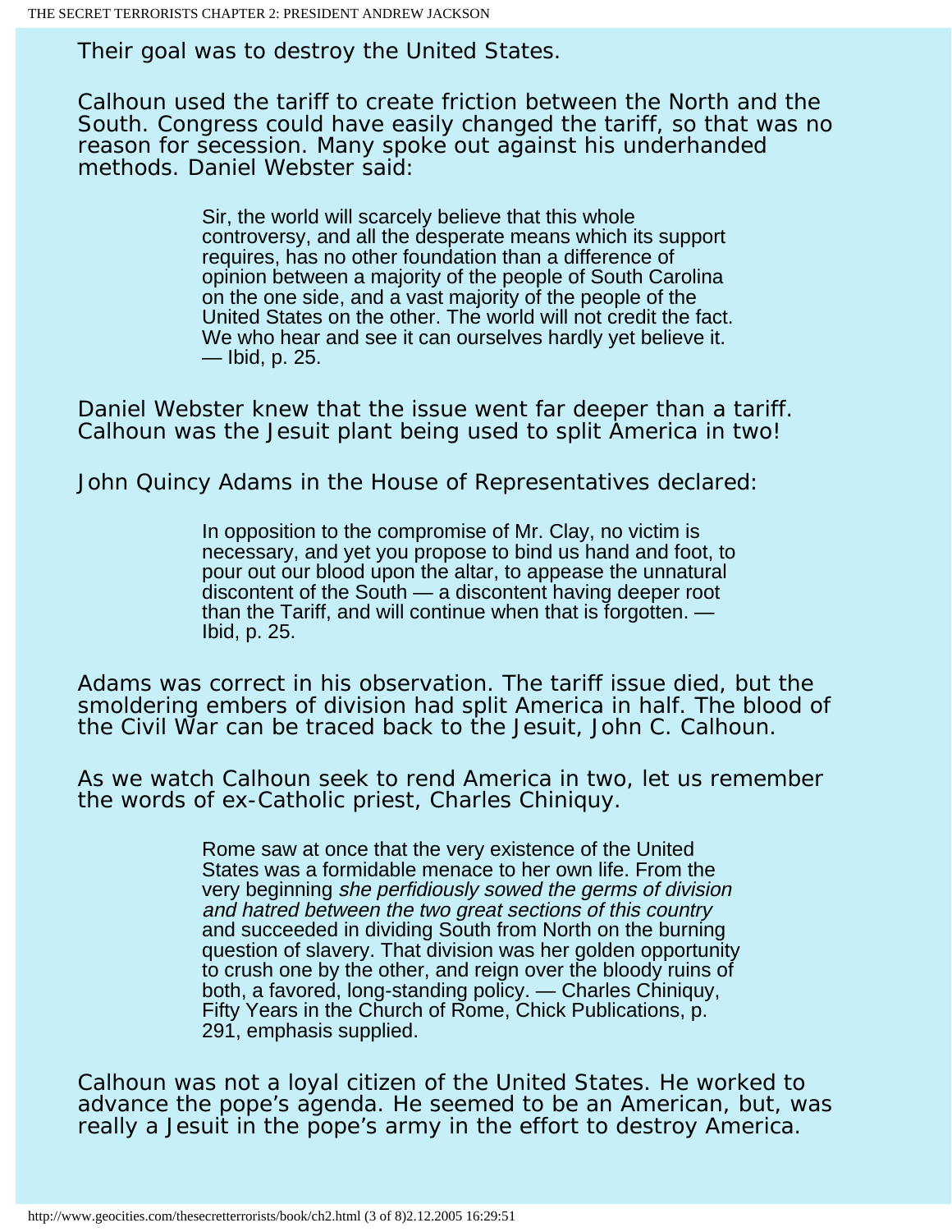Their goal was to destroy the United States.

Calhoun used the tariff to create friction between the North and the South. Congress could have easily changed the tariff, so that was no reason for secession. Many spoke out against his underhanded methods. Daniel Webster said:

> Sir, the world will scarcely believe that this whole controversy, and all the desperate means which its support requires, has no other foundation than a difference of opinion between a majority of the people of South Carolina on the one side, and a vast majority of the people of the United States on the other. The world will not credit the fact. We who hear and see it can ourselves hardly yet believe it. — Ibid, p. 25.

Daniel Webster knew that the issue went far deeper than a tariff. Calhoun was the Jesuit plant being used to split America in two!

John Quincy Adams in the House of Representatives declared:

> In opposition to the compromise of Mr. Clay, no victim is necessary, and yet you propose to bind us hand and foot, to pour out our blood upon the altar, to appease the unnatural discontent of the South — a discontent having deeper root than the Tariff, and will continue when that is forgotten. — Ibid, p. 25.

Adams was correct in his observation. The tariff issue died, but the smoldering embers of division had split America in half. The blood of the Civil War can be traced back to the Jesuit, John C. Calhoun.

As we watch Calhoun seek to rend America in two, let us remember the words of ex-Catholic priest, Charles Chiniquy.

> Rome saw at once that the very existence of the United States was a formidable menace to her own life. From the very beginning *she perfidiously sowed the germs of division and hatred between the two great sections of this country* and succeeded in dividing South from North on the burning question of slavery. That division was her golden opportunity to crush one by the other, and reign over the bloody ruins of both, a favored, long-standing policy. — Charles Chiniquy, Fifty Years in the Church of Rome, Chick Publications, p. 291, emphasis supplied.

Calhoun was not a loyal citizen of the United States. He worked to advance the pope's agenda. He seemed to be an American, but, was really a Jesuit in the pope's army in the effort to destroy America.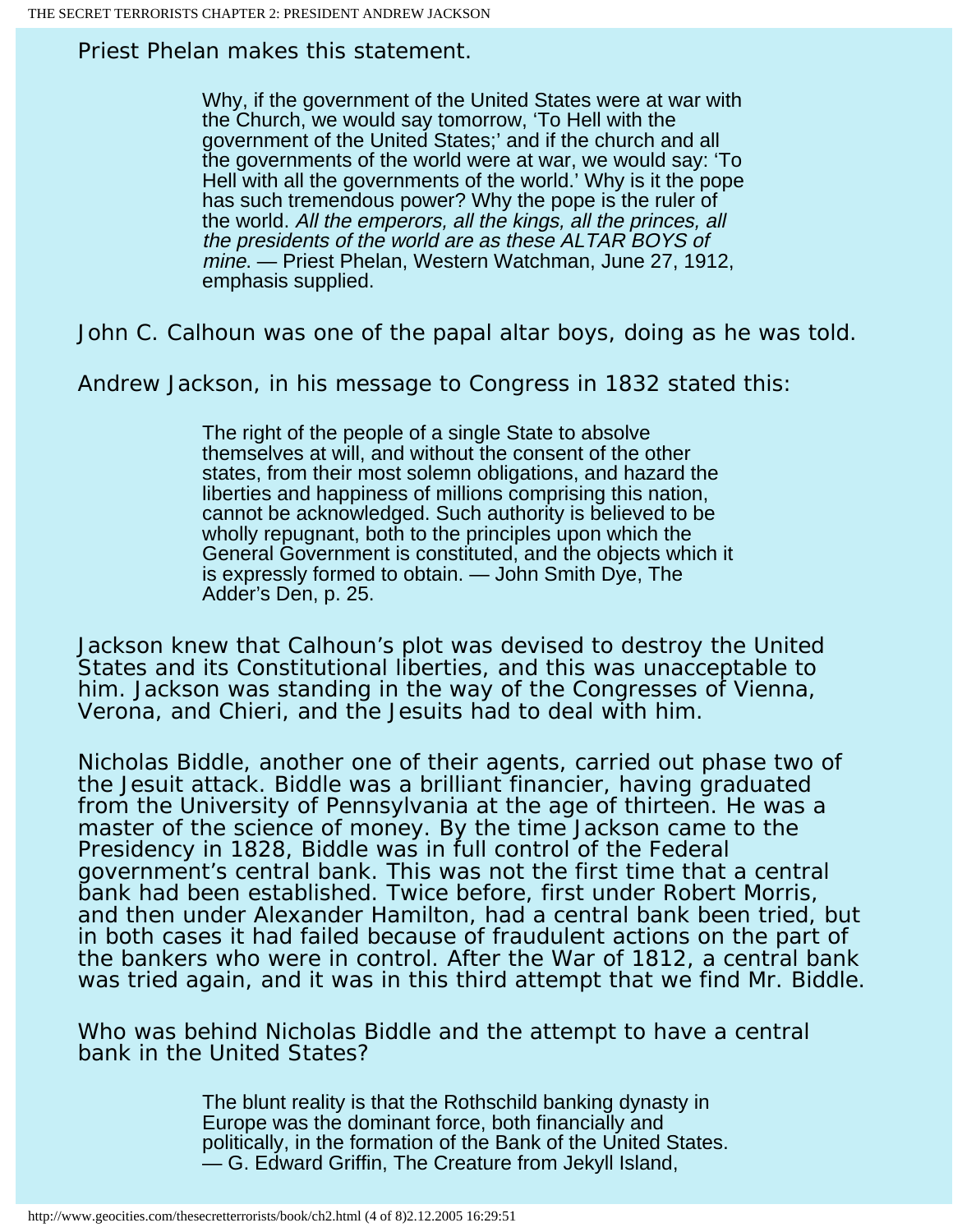Priest Phelan makes this statement.

> Why, if the government of the United States were at war with the Church, we would say tomorrow, 'To Hell with the government of the United States;' and if the church and all the governments of the world were at war, we would say: 'To Hell with all the governments of the world.' Why is it the pope has such tremendous power? Why the pope is the ruler of the world. *All the emperors, all the kings, all the princes, all the presidents of the world are as these ALTAR BOYS of mine*. — Priest Phelan, Western Watchman, June 27, 1912, emphasis supplied.

John C. Calhoun was one of the papal altar boys, doing as he was told.

Andrew Jackson, in his message to Congress in 1832 stated this:

> The right of the people of a single State to absolve themselves at will, and without the consent of the other states, from their most solemn obligations, and hazard the liberties and happiness of millions comprising this nation, cannot be acknowledged. Such authority is believed to be wholly repugnant, both to the principles upon which the General Government is constituted, and the objects which it is expressly formed to obtain. — John Smith Dye, The Adder's Den, p. 25.

Jackson knew that Calhoun's plot was devised to destroy the United States and its Constitutional liberties, and this was unacceptable to him. Jackson was standing in the way of the Congresses of Vienna, Verona, and Chieri, and the Jesuits had to deal with him.

Nicholas Biddle, another one of their agents, carried out phase two of the Jesuit attack. Biddle was a brilliant financier, having graduated from the University of Pennsylvania at the age of thirteen. He was a master of the science of money. By the time Jackson came to the Presidency in 1828, Biddle was in full control of the Federal government's central bank. This was not the first time that a central bank had been established. Twice before, first under Robert Morris, and then under Alexander Hamilton, had a central bank been tried, but in both cases it had failed because of fraudulent actions on the part of the bankers who were in control. After the War of 1812, a central bank was tried again, and it was in this third attempt that we find Mr. Biddle.

Who was behind Nicholas Biddle and the attempt to have a central bank in the United States?

> The blunt reality is that the Rothschild banking dynasty in Europe was the dominant force, both financially and politically, in the formation of the Bank of the United States. — G. Edward Griffin, The Creature from Jekyll Island,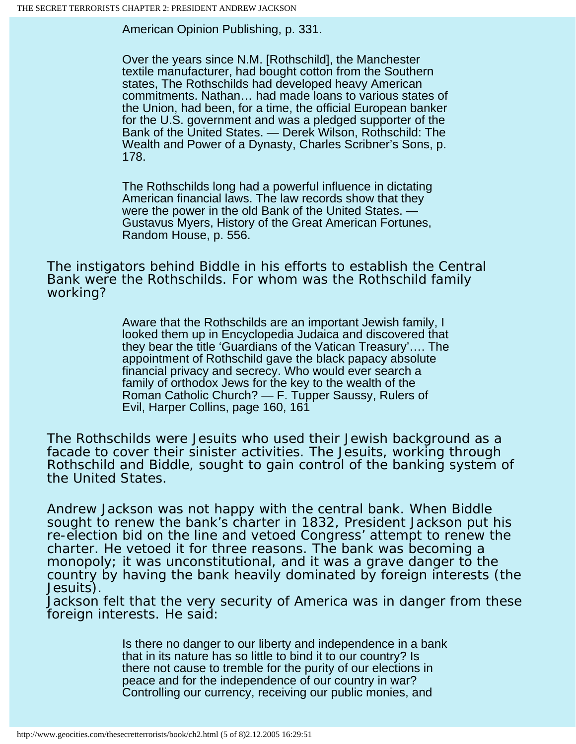> American Opinion Publishing, p. 331.
>
> Over the years since N.M. [Rothschild], the Manchester textile manufacturer, had bought cotton from the Southern states, The Rothschilds had developed heavy American commitments. Nathan… had made loans to various states of the Union, had been, for a time, the official European banker for the U.S. government and was a pledged supporter of the Bank of the United States. — Derek Wilson, Rothschild: The Wealth and Power of a Dynasty, Charles Scribner's Sons, p. 178.
>
> The Rothschilds long had a powerful influence in dictating American financial laws. The law records show that they were the power in the old Bank of the United States. — Gustavus Myers, History of the Great American Fortunes, Random House, p. 556.

The instigators behind Biddle in his efforts to establish the Central Bank were the Rothschilds. For whom was the Rothschild family working?

> Aware that the Rothschilds are an important Jewish family, I looked them up in Encyclopedia Judaica and discovered that they bear the title 'Guardians of the Vatican Treasury'…. The appointment of Rothschild gave the black papacy absolute financial privacy and secrecy. Who would ever search a family of orthodox Jews for the key to the wealth of the Roman Catholic Church? — F. Tupper Saussy, Rulers of Evil, Harper Collins, page 160, 161

The Rothschilds were Jesuits who used their Jewish background as a facade to cover their sinister activities. The Jesuits, working through Rothschild and Biddle, sought to gain control of the banking system of the United States.

Andrew Jackson was not happy with the central bank. When Biddle sought to renew the bank's charter in 1832, President Jackson put his re-election bid on the line and vetoed Congress' attempt to renew the charter. He vetoed it for three reasons. The bank was becoming a monopoly; it was unconstitutional, and it was a grave danger to the country by having the bank heavily dominated by foreign interests (the Jesuits).
Jackson felt that the very security of America was in danger from these foreign interests. He said:

> Is there no danger to our liberty and independence in a bank that in its nature has so little to bind it to our country? Is there not cause to tremble for the purity of our elections in peace and for the independence of our country in war? Controlling our currency, receiving our public monies, and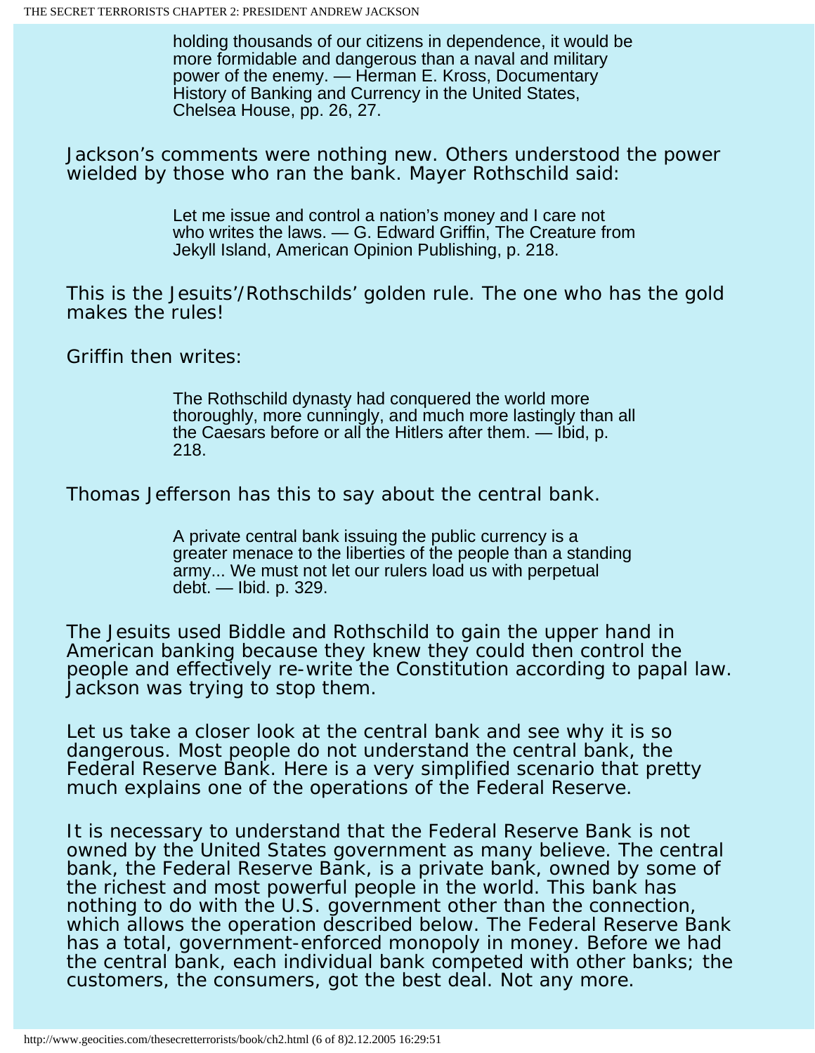> holding thousands of our citizens in dependence, it would be more formidable and dangerous than a naval and military power of the enemy. — Herman E. Kross, Documentary History of Banking and Currency in the United States, Chelsea House, pp. 26, 27.

Jackson's comments were nothing new. Others understood the power wielded by those who ran the bank. Mayer Rothschild said:

> Let me issue and control a nation's money and I care not who writes the laws. — G. Edward Griffin, The Creature from Jekyll Island, American Opinion Publishing, p. 218.

This is the Jesuits'/Rothschilds' golden rule. The one who has the gold makes the rules!

Griffin then writes:

> The Rothschild dynasty had conquered the world more thoroughly, more cunningly, and much more lastingly than all the Caesars before or all the Hitlers after them. — Ibid, p. 218.

Thomas Jefferson has this to say about the central bank.

> A private central bank issuing the public currency is a greater menace to the liberties of the people than a standing army... We must not let our rulers load us with perpetual debt. — Ibid. p. 329.

The Jesuits used Biddle and Rothschild to gain the upper hand in American banking because they knew they could then control the people and effectively re-write the Constitution according to papal law. Jackson was trying to stop them.

Let us take a closer look at the central bank and see why it is so dangerous. Most people do not understand the central bank, the Federal Reserve Bank. Here is a very simplified scenario that pretty much explains one of the operations of the Federal Reserve.

It is necessary to understand that the Federal Reserve Bank is not owned by the United States government as many believe. The central bank, the Federal Reserve Bank, is a private bank, owned by some of the richest and most powerful people in the world. This bank has nothing to do with the U.S. government other than the connection, which allows the operation described below. The Federal Reserve Bank has a total, government-enforced monopoly in money. Before we had the central bank, each individual bank competed with other banks; the customers, the consumers, got the best deal. Not any more.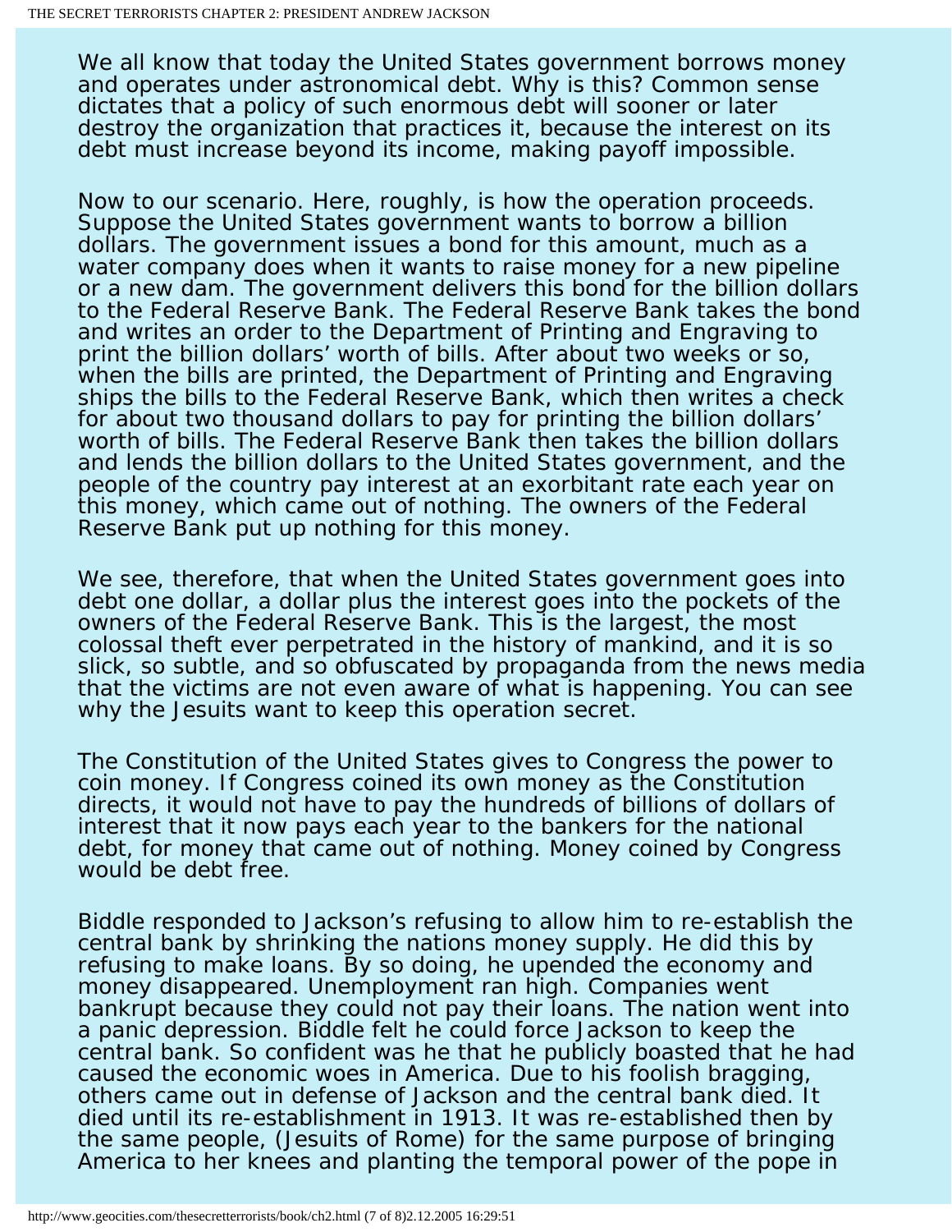We all know that today the United States government borrows money and operates under astronomical debt. Why is this? Common sense dictates that a policy of such enormous debt will sooner or later destroy the organization that practices it, because the interest on its debt must increase beyond its income, making payoff impossible.

Now to our scenario. Here, roughly, is how the operation proceeds. Suppose the United States government wants to borrow a billion dollars. The government issues a bond for this amount, much as a water company does when it wants to raise money for a new pipeline or a new dam. The government delivers this bond for the billion dollars to the Federal Reserve Bank. The Federal Reserve Bank takes the bond and writes an order to the Department of Printing and Engraving to print the billion dollars' worth of bills. After about two weeks or so, when the bills are printed, the Department of Printing and Engraving ships the bills to the Federal Reserve Bank, which then writes a check for about two thousand dollars to pay for printing the billion dollars' worth of bills. The Federal Reserve Bank then takes the billion dollars and lends the billion dollars to the United States government, and the people of the country pay interest at an exorbitant rate each year on this money, which came out of nothing. The owners of the Federal Reserve Bank put up nothing for this money.

We see, therefore, that when the United States government goes into debt one dollar, a dollar plus the interest goes into the pockets of the owners of the Federal Reserve Bank. This is the largest, the most colossal theft ever perpetrated in the history of mankind, and it is so slick, so subtle, and so obfuscated by propaganda from the news media that the victims are not even aware of what is happening. You can see why the Jesuits want to keep this operation secret.

The Constitution of the United States gives to Congress the power to coin money. If Congress coined its own money as the Constitution directs, it would not have to pay the hundreds of billions of dollars of interest that it now pays each year to the bankers for the national debt, for money that came out of nothing. Money coined by Congress would be debt free.

Biddle responded to Jackson's refusing to allow him to re-establish the central bank by shrinking the nations money supply. He did this by refusing to make loans. By so doing, he upended the economy and money disappeared. Unemployment ran high. Companies went bankrupt because they could not pay their loans. The nation went into a panic depression. Biddle felt he could force Jackson to keep the central bank. So confident was he that he publicly boasted that he had caused the economic woes in America. Due to his foolish bragging, others came out in defense of Jackson and the central bank died. It died until its re-establishment in 1913. It was re-established then by the same people, (Jesuits of Rome) for the same purpose of bringing America to her knees and planting the temporal power of the pope in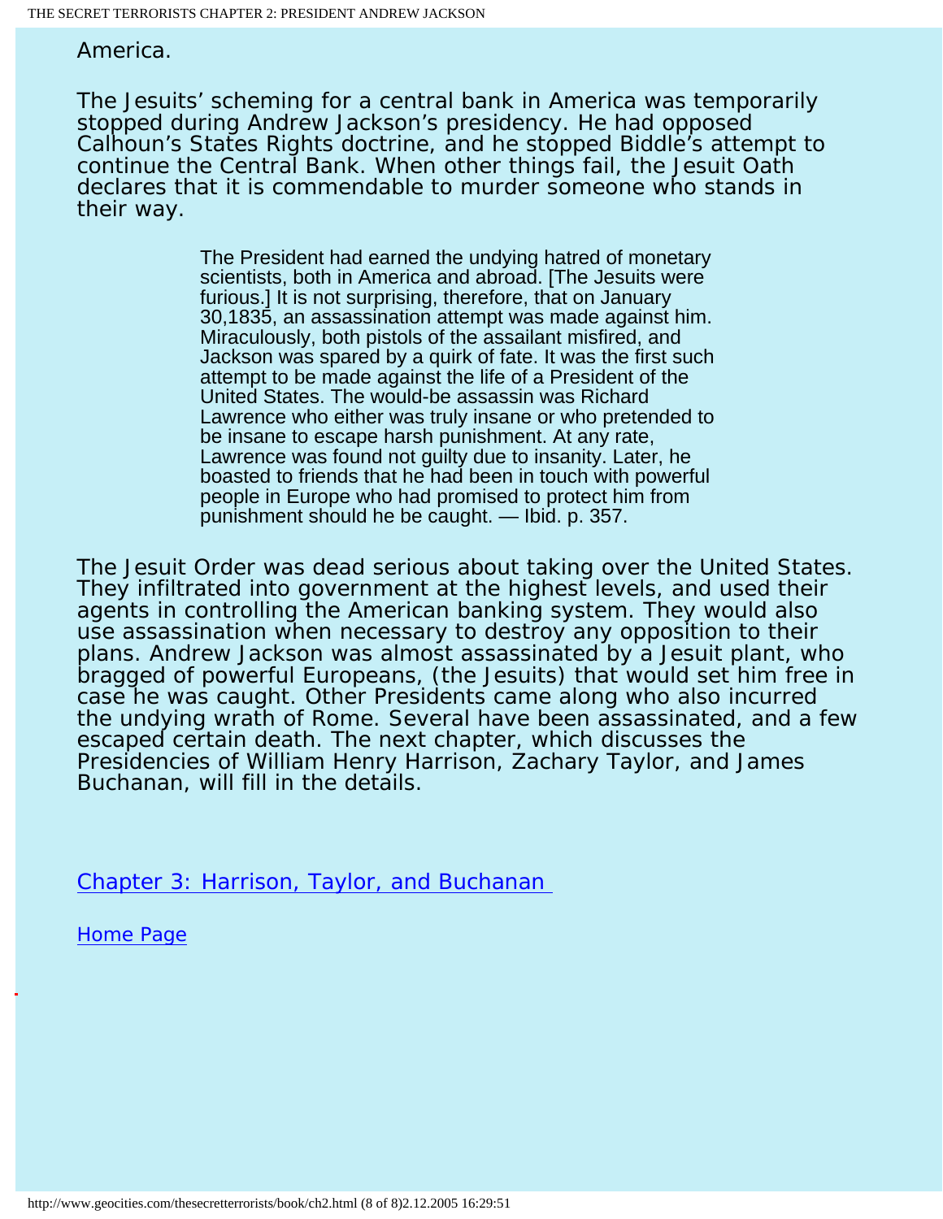America.

The Jesuits' scheming for a central bank in America was temporarily stopped during Andrew Jackson's presidency. He had opposed Calhoun's States Rights doctrine, and he stopped Biddle's attempt to continue the Central Bank. When other things fail, the Jesuit Oath declares that it is commendable to murder someone who stands in their way.

> The President had earned the undying hatred of monetary scientists, both in America and abroad. [The Jesuits were furious.] It is not surprising, therefore, that on January 30,1835, an assassination attempt was made against him. Miraculously, both pistols of the assailant misfired, and Jackson was spared by a quirk of fate. It was the first such attempt to be made against the life of a President of the United States. The would-be assassin was Richard Lawrence who either was truly insane or who pretended to be insane to escape harsh punishment. At any rate, Lawrence was found not guilty due to insanity. Later, he boasted to friends that he had been in touch with powerful people in Europe who had promised to protect him from punishment should he be caught. — Ibid. p. 357.

The Jesuit Order was dead serious about taking over the United States. They infiltrated into government at the highest levels, and used their agents in controlling the American banking system. They would also use assassination when necessary to destroy any opposition to their plans. Andrew Jackson was almost assassinated by a Jesuit plant, who bragged of powerful Europeans, (the Jesuits) that would set him free in case he was caught. Other Presidents came along who also incurred the undying wrath of Rome. Several have been assassinated, and a few escaped certain death. The next chapter, which discusses the Presidencies of William Henry Harrison, Zachary Taylor, and James Buchanan, will fill in the details.

Chapter 3: Harrison, Taylor, and Buchanan

Home Page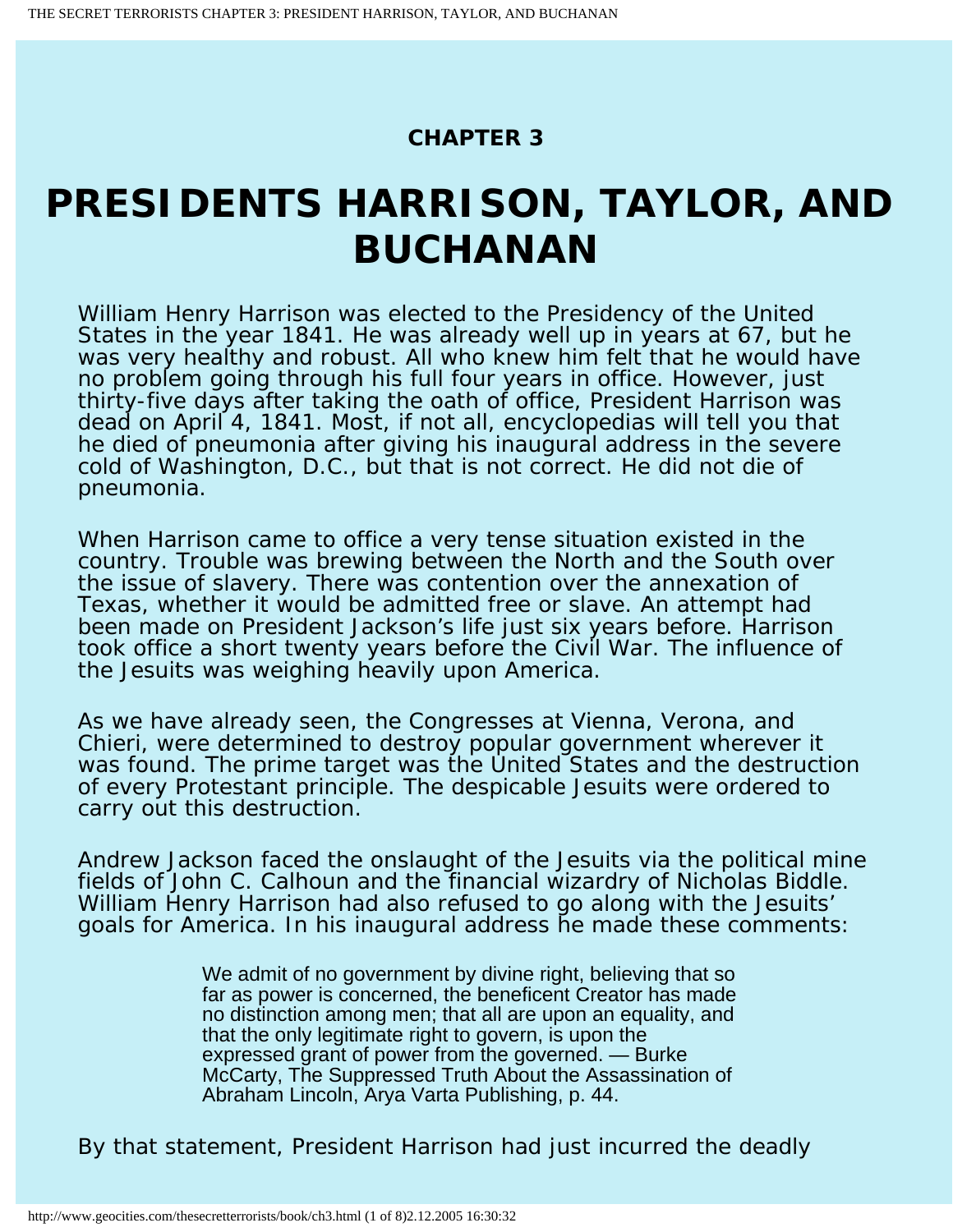CHAPTER 3

# PRESIDENTS HARRISON, TAYLOR, AND BUCHANAN

William Henry Harrison was elected to the Presidency of the United States in the year 1841. He was already well up in years at 67, but he was very healthy and robust. All who knew him felt that he would have no problem going through his full four years in office. However, just thirty-five days after taking the oath of office, President Harrison was dead on April 4, 1841. Most, if not all, encyclopedias will tell you that he died of pneumonia after giving his inaugural address in the severe cold of Washington, D.C., but that is not correct. He did not die of pneumonia.

When Harrison came to office a very tense situation existed in the country. Trouble was brewing between the North and the South over the issue of slavery. There was contention over the annexation of Texas, whether it would be admitted free or slave. An attempt had been made on President Jackson's life just six years before. Harrison took office a short twenty years before the Civil War. The influence of the Jesuits was weighing heavily upon America.

As we have already seen, the Congresses at Vienna, Verona, and Chieri, were determined to destroy popular government wherever it was found. The prime target was the United States and the destruction of every Protestant principle. The despicable Jesuits were ordered to carry out this destruction.

Andrew Jackson faced the onslaught of the Jesuits via the political mine fields of John C. Calhoun and the financial wizardry of Nicholas Biddle. William Henry Harrison had also refused to go along with the Jesuits' goals for America. In his inaugural address he made these comments:

> We admit of no government by divine right, believing that so far as power is concerned, the beneficent Creator has made no distinction among men; that all are upon an equality, and that the only legitimate right to govern, is upon the expressed grant of power from the governed. — Burke McCarty, The Suppressed Truth About the Assassination of Abraham Lincoln, Arya Varta Publishing, p. 44.

By that statement, President Harrison had just incurred the deadly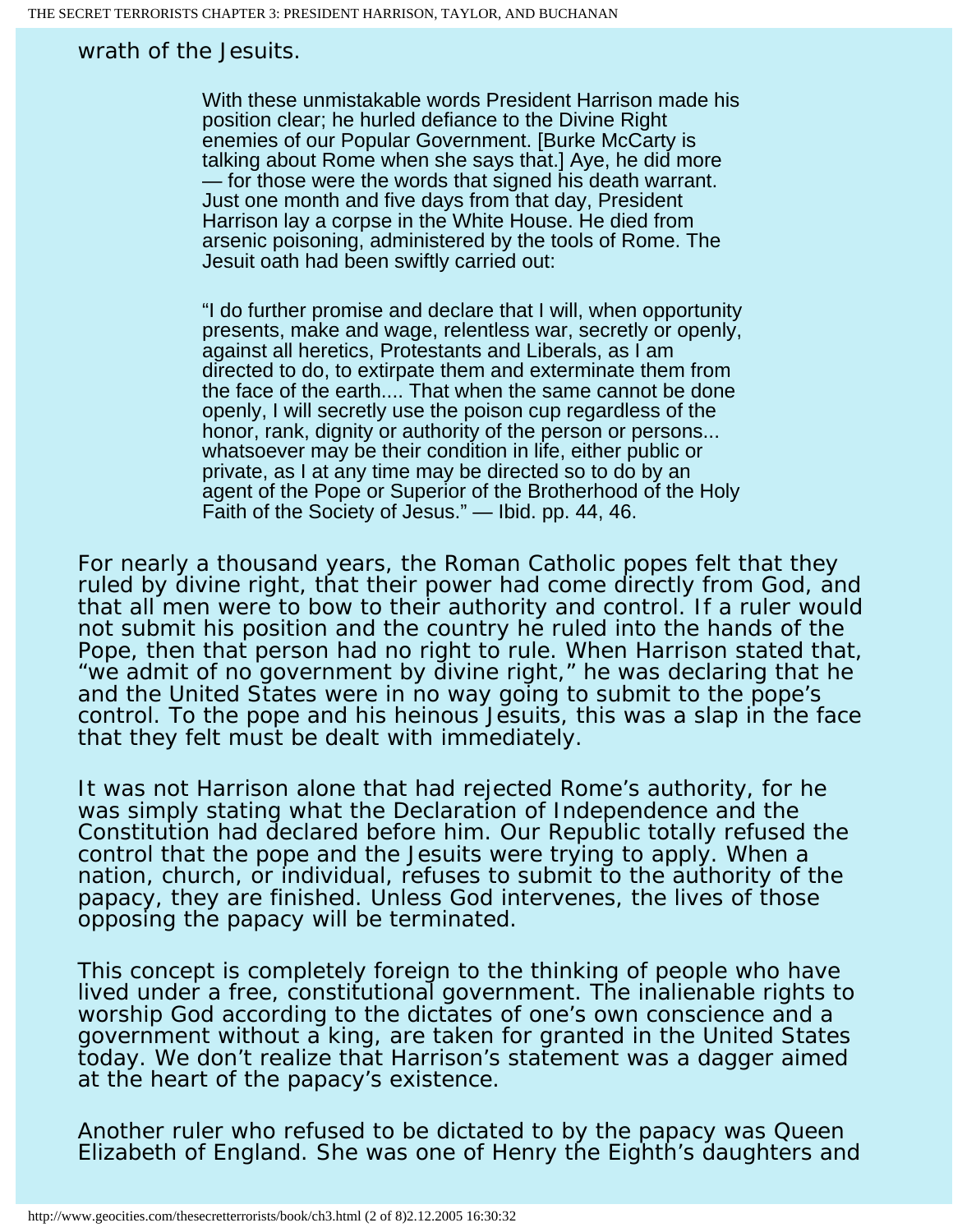wrath of the Jesuits.

> With these unmistakable words President Harrison made his position clear; he hurled defiance to the Divine Right enemies of our Popular Government. [Burke McCarty is talking about Rome when she says that.] Aye, he did more — for those were the words that signed his death warrant. Just one month and five days from that day, President Harrison lay a corpse in the White House. He died from arsenic poisoning, administered by the tools of Rome. The Jesuit oath had been swiftly carried out:
>
> "I do further promise and declare that I will, when opportunity presents, make and wage, relentless war, secretly or openly, against all heretics, Protestants and Liberals, as I am directed to do, to extirpate them and exterminate them from the face of the earth.... That when the same cannot be done openly, I will secretly use the poison cup regardless of the honor, rank, dignity or authority of the person or persons... whatsoever may be their condition in life, either public or private, as I at any time may be directed so to do by an agent of the Pope or Superior of the Brotherhood of the Holy Faith of the Society of Jesus." — Ibid. pp. 44, 46.

For nearly a thousand years, the Roman Catholic popes felt that they ruled by divine right, that their power had come directly from God, and that all men were to bow to their authority and control. If a ruler would not submit his position and the country he ruled into the hands of the Pope, then that person had no right to rule. When Harrison stated that, "we admit of no government by divine right," he was declaring that he and the United States were in no way going to submit to the pope's control. To the pope and his heinous Jesuits, this was a slap in the face that they felt must be dealt with immediately.

It was not Harrison alone that had rejected Rome's authority, for he was simply stating what the Declaration of Independence and the Constitution had declared before him. Our Republic totally refused the control that the pope and the Jesuits were trying to apply. When a nation, church, or individual, refuses to submit to the authority of the papacy, they are finished. Unless God intervenes, the lives of those opposing the papacy will be terminated.

This concept is completely foreign to the thinking of people who have lived under a free, constitutional government. The inalienable rights to worship God according to the dictates of one's own conscience and a government without a king, are taken for granted in the United States today. We don't realize that Harrison's statement was a dagger aimed at the heart of the papacy's existence.

Another ruler who refused to be dictated to by the papacy was Queen Elizabeth of England. She was one of Henry the Eighth's daughters and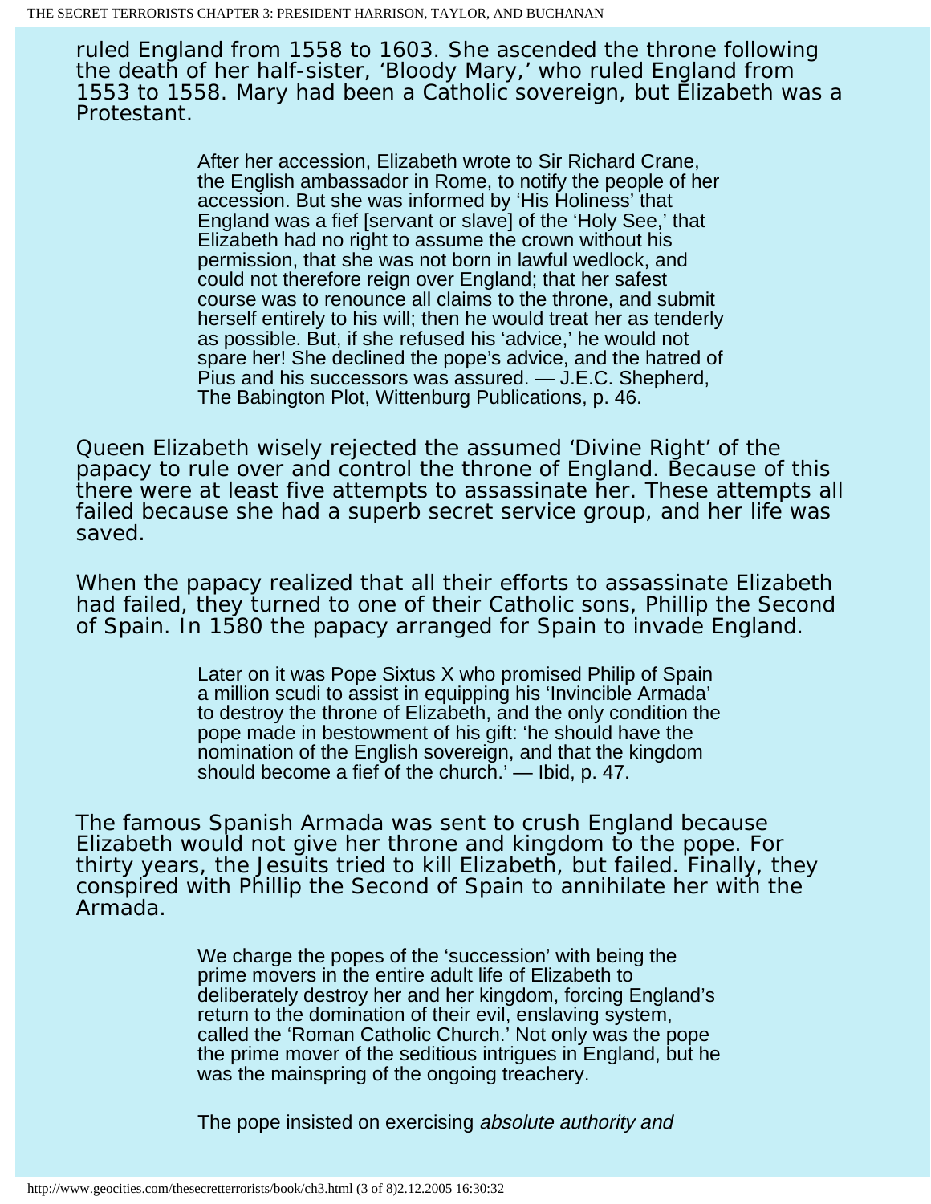ruled England from 1558 to 1603. She ascended the throne following the death of her half-sister, 'Bloody Mary,' who ruled England from 1553 to 1558. Mary had been a Catholic sovereign, but Elizabeth was a Protestant.

> After her accession, Elizabeth wrote to Sir Richard Crane, the English ambassador in Rome, to notify the people of her accession. But she was informed by 'His Holiness' that England was a fief [servant or slave] of the 'Holy See,' that Elizabeth had no right to assume the crown without his permission, that she was not born in lawful wedlock, and could not therefore reign over England; that her safest course was to renounce all claims to the throne, and submit herself entirely to his will; then he would treat her as tenderly as possible. But, if she refused his 'advice,' he would not spare her! She declined the pope's advice, and the hatred of Pius and his successors was assured. — J.E.C. Shepherd, The Babington Plot, Wittenburg Publications, p. 46.

Queen Elizabeth wisely rejected the assumed 'Divine Right' of the papacy to rule over and control the throne of England. Because of this there were at least five attempts to assassinate her. These attempts all failed because she had a superb secret service group, and her life was saved.

When the papacy realized that all their efforts to assassinate Elizabeth had failed, they turned to one of their Catholic sons, Phillip the Second of Spain. In 1580 the papacy arranged for Spain to invade England.

> Later on it was Pope Sixtus X who promised Philip of Spain a million scudi to assist in equipping his 'Invincible Armada' to destroy the throne of Elizabeth, and the only condition the pope made in bestowment of his gift: 'he should have the nomination of the English sovereign, and that the kingdom should become a fief of the church.' — Ibid, p. 47.

The famous Spanish Armada was sent to crush England because Elizabeth would not give her throne and kingdom to the pope. For thirty years, the Jesuits tried to kill Elizabeth, but failed. Finally, they conspired with Phillip the Second of Spain to annihilate her with the Armada.

> We charge the popes of the 'succession' with being the prime movers in the entire adult life of Elizabeth to deliberately destroy her and her kingdom, forcing England's return to the domination of their evil, enslaving system, called the 'Roman Catholic Church.' Not only was the pope the prime mover of the seditious intrigues in England, but he was the mainspring of the ongoing treachery.
>
> The pope insisted on exercising *absolute authority and*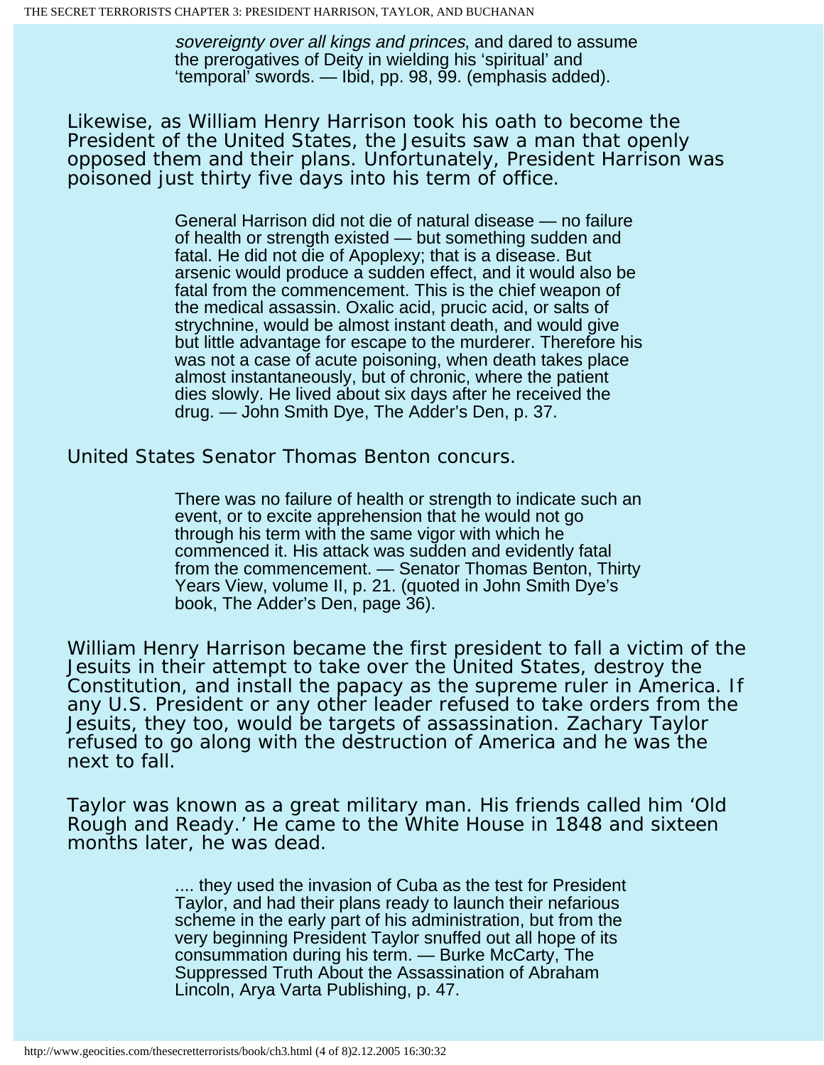> *sovereignty over all kings and princes*, and dared to assume the prerogatives of Deity in wielding his 'spiritual' and 'temporal' swords. — Ibid, pp. 98, 99. (emphasis added).

Likewise, as William Henry Harrison took his oath to become the President of the United States, the Jesuits saw a man that openly opposed them and their plans. Unfortunately, President Harrison was poisoned just thirty five days into his term of office.

> General Harrison did not die of natural disease — no failure of health or strength existed — but something sudden and fatal. He did not die of Apoplexy; that is a disease. But arsenic would produce a sudden effect, and it would also be fatal from the commencement. This is the chief weapon of the medical assassin. Oxalic acid, prucic acid, or salts of strychnine, would be almost instant death, and would give but little advantage for escape to the murderer. Therefore his was not a case of acute poisoning, when death takes place almost instantaneously, but of chronic, where the patient dies slowly. He lived about six days after he received the drug. — John Smith Dye, The Adder's Den, p. 37.

United States Senator Thomas Benton concurs.

> There was no failure of health or strength to indicate such an event, or to excite apprehension that he would not go through his term with the same vigor with which he commenced it. His attack was sudden and evidently fatal from the commencement. — Senator Thomas Benton, Thirty Years View, volume II, p. 21. (quoted in John Smith Dye's book, The Adder's Den, page 36).

William Henry Harrison became the first president to fall a victim of the Jesuits in their attempt to take over the United States, destroy the Constitution, and install the papacy as the supreme ruler in America. If any U.S. President or any other leader refused to take orders from the Jesuits, they too, would be targets of assassination. Zachary Taylor refused to go along with the destruction of America and he was the next to fall.

Taylor was known as a great military man. His friends called him 'Old Rough and Ready.' He came to the White House in 1848 and sixteen months later, he was dead.

> .... they used the invasion of Cuba as the test for President Taylor, and had their plans ready to launch their nefarious scheme in the early part of his administration, but from the very beginning President Taylor snuffed out all hope of its consummation during his term. — Burke McCarty, The Suppressed Truth About the Assassination of Abraham Lincoln, Arya Varta Publishing, p. 47.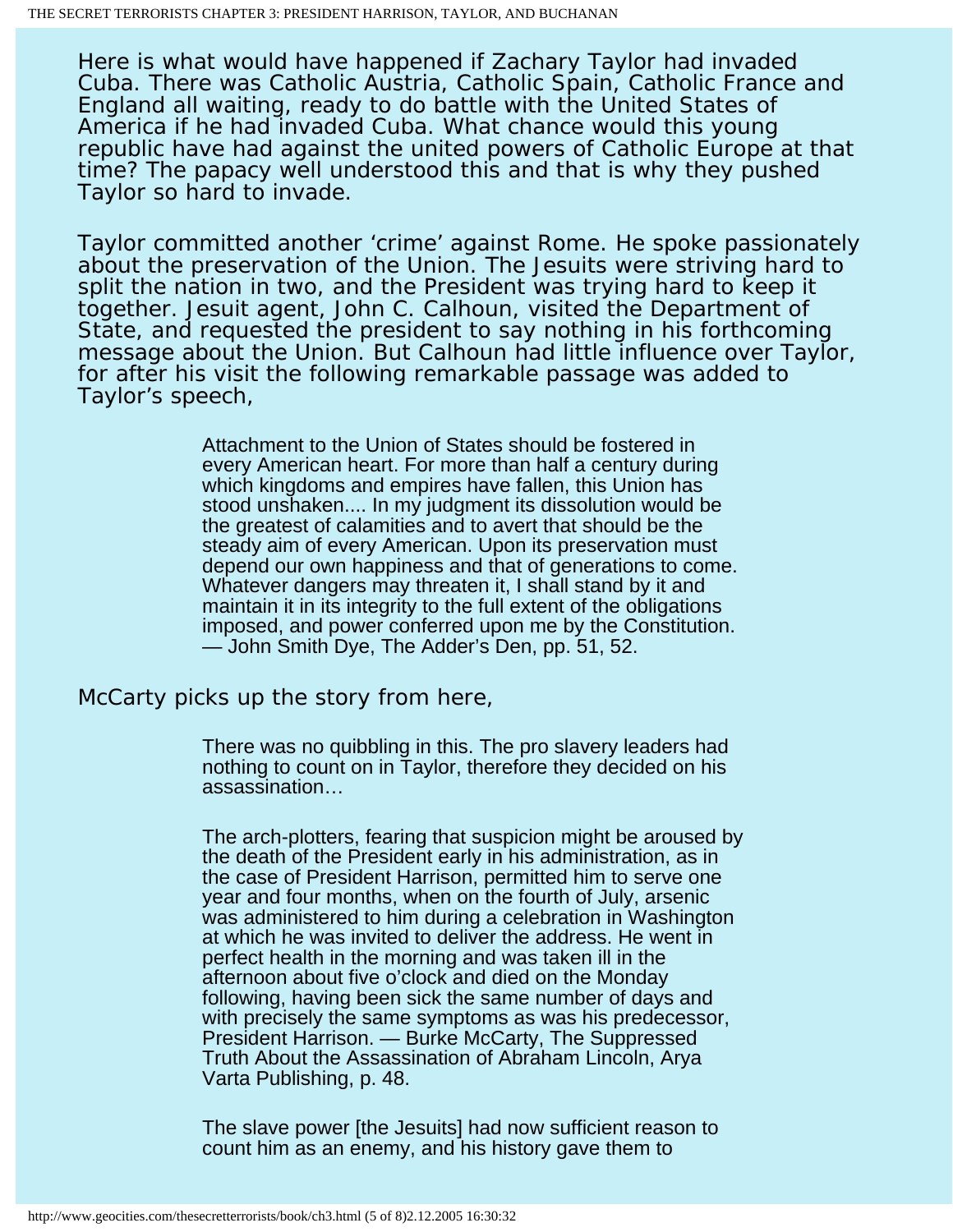Here is what would have happened if Zachary Taylor had invaded Cuba. There was Catholic Austria, Catholic Spain, Catholic France and England all waiting, ready to do battle with the United States of America if he had invaded Cuba. What chance would this young republic have had against the united powers of Catholic Europe at that time? The papacy well understood this and that is why they pushed Taylor so hard to invade.

Taylor committed another 'crime' against Rome. He spoke passionately about the preservation of the Union. The Jesuits were striving hard to split the nation in two, and the President was trying hard to keep it together. Jesuit agent, John C. Calhoun, visited the Department of State, and requested the president to say nothing in his forthcoming message about the Union. But Calhoun had little influence over Taylor, for after his visit the following remarkable passage was added to Taylor's speech,

> Attachment to the Union of States should be fostered in every American heart. For more than half a century during which kingdoms and empires have fallen, this Union has stood unshaken.... In my judgment its dissolution would be the greatest of calamities and to avert that should be the steady aim of every American. Upon its preservation must depend our own happiness and that of generations to come. Whatever dangers may threaten it, I shall stand by it and maintain it in its integrity to the full extent of the obligations imposed, and power conferred upon me by the Constitution. — John Smith Dye, The Adder's Den, pp. 51, 52.

McCarty picks up the story from here,

> There was no quibbling in this. The pro slavery leaders had nothing to count on in Taylor, therefore they decided on his assassination…
>
> The arch-plotters, fearing that suspicion might be aroused by the death of the President early in his administration, as in the case of President Harrison, permitted him to serve one year and four months, when on the fourth of July, arsenic was administered to him during a celebration in Washington at which he was invited to deliver the address. He went in perfect health in the morning and was taken ill in the afternoon about five o'clock and died on the Monday following, having been sick the same number of days and with precisely the same symptoms as was his predecessor, President Harrison. — Burke McCarty, The Suppressed Truth About the Assassination of Abraham Lincoln, Arya Varta Publishing, p. 48.
>
> The slave power [the Jesuits] had now sufficient reason to count him as an enemy, and his history gave them to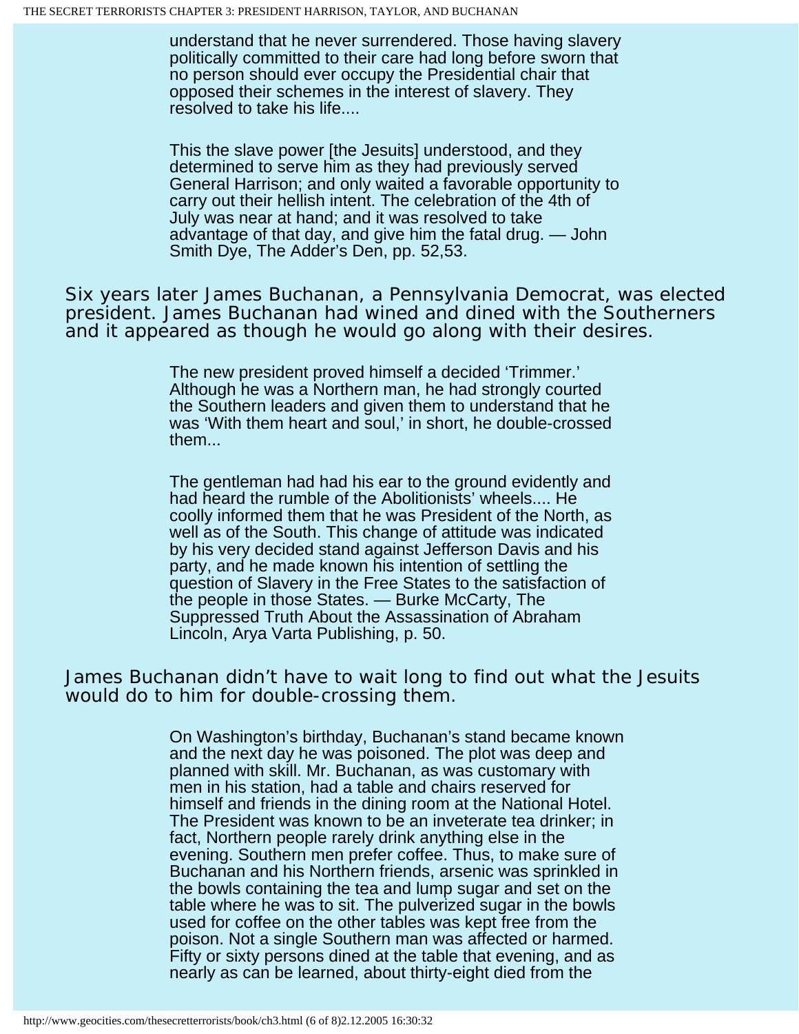> understand that he never surrendered. Those having slavery politically committed to their care had long before sworn that no person should ever occupy the Presidential chair that opposed their schemes in the interest of slavery. They resolved to take his life....
>
> This the slave power [the Jesuits] understood, and they determined to serve him as they had previously served General Harrison; and only waited a favorable opportunity to carry out their hellish intent. The celebration of the 4th of July was near at hand; and it was resolved to take advantage of that day, and give him the fatal drug. — John Smith Dye, The Adder's Den, pp. 52,53.

Six years later James Buchanan, a Pennsylvania Democrat, was elected president. James Buchanan had wined and dined with the Southerners and it appeared as though he would go along with their desires.

> The new president proved himself a decided 'Trimmer.' Although he was a Northern man, he had strongly courted the Southern leaders and given them to understand that he was 'With them heart and soul,' in short, he double-crossed them...
>
> The gentleman had had his ear to the ground evidently and had heard the rumble of the Abolitionists' wheels.... He coolly informed them that he was President of the North, as well as of the South. This change of attitude was indicated by his very decided stand against Jefferson Davis and his party, and he made known his intention of settling the question of Slavery in the Free States to the satisfaction of the people in those States. — Burke McCarty, The Suppressed Truth About the Assassination of Abraham Lincoln, Arya Varta Publishing, p. 50.

James Buchanan didn't have to wait long to find out what the Jesuits would do to him for double-crossing them.

> On Washington's birthday, Buchanan's stand became known and the next day he was poisoned. The plot was deep and planned with skill. Mr. Buchanan, as was customary with men in his station, had a table and chairs reserved for himself and friends in the dining room at the National Hotel. The President was known to be an inveterate tea drinker; in fact, Northern people rarely drink anything else in the evening. Southern men prefer coffee. Thus, to make sure of Buchanan and his Northern friends, arsenic was sprinkled in the bowls containing the tea and lump sugar and set on the table where he was to sit. The pulverized sugar in the bowls used for coffee on the other tables was kept free from the poison. Not a single Southern man was affected or harmed. Fifty or sixty persons dined at the table that evening, and as nearly as can be learned, about thirty-eight died from the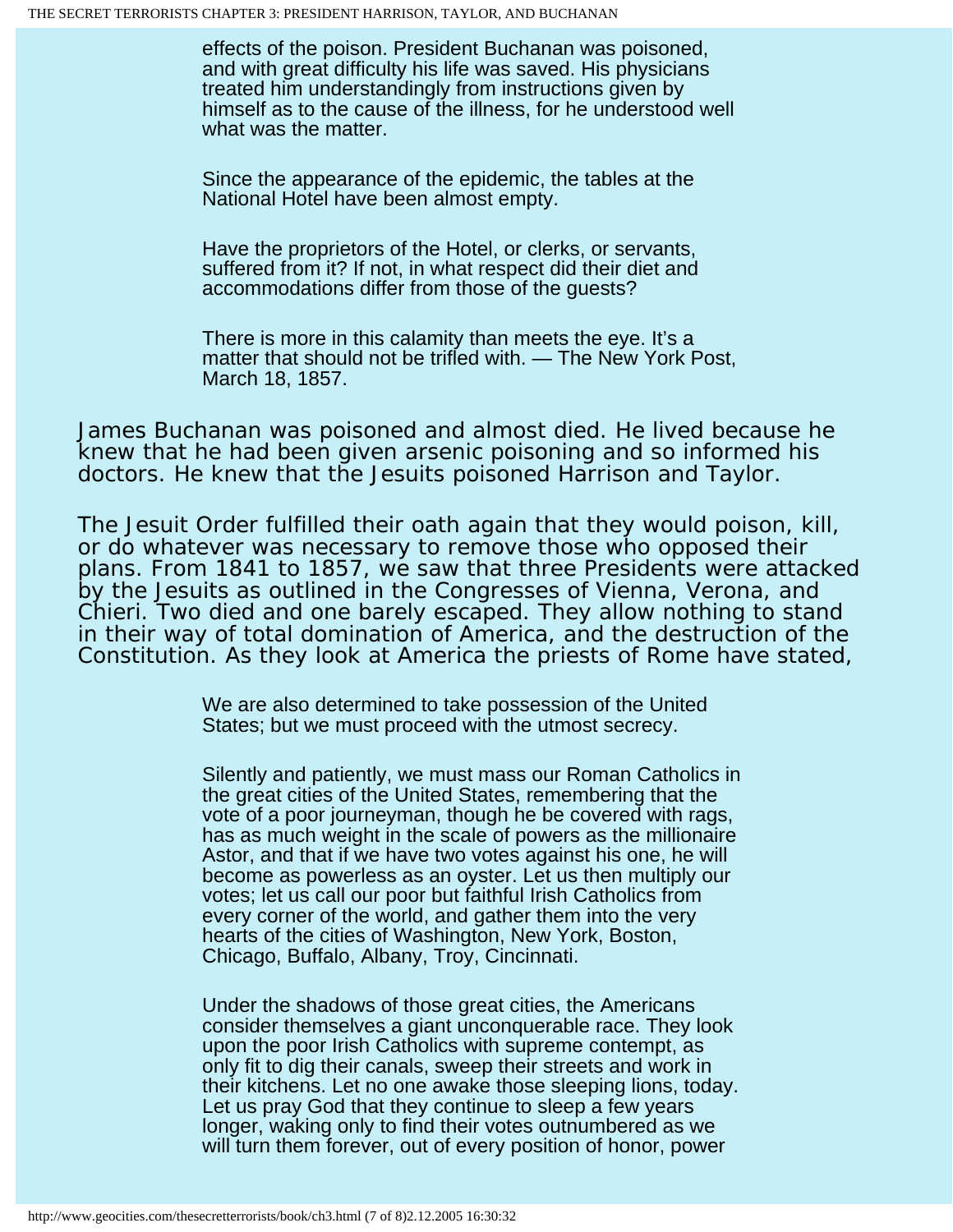> effects of the poison. President Buchanan was poisoned, and with great difficulty his life was saved. His physicians treated him understandingly from instructions given by himself as to the cause of the illness, for he understood well what was the matter.
>
> Since the appearance of the epidemic, the tables at the National Hotel have been almost empty.
>
> Have the proprietors of the Hotel, or clerks, or servants, suffered from it? If not, in what respect did their diet and accommodations differ from those of the guests?
>
> There is more in this calamity than meets the eye. It's a matter that should not be trifled with. — The New York Post, March 18, 1857.

James Buchanan was poisoned and almost died. He lived because he knew that he had been given arsenic poisoning and so informed his doctors. He knew that the Jesuits poisoned Harrison and Taylor.

The Jesuit Order fulfilled their oath again that they would poison, kill, or do whatever was necessary to remove those who opposed their plans. From 1841 to 1857, we saw that three Presidents were attacked by the Jesuits as outlined in the Congresses of Vienna, Verona, and Chieri. Two died and one barely escaped. They allow nothing to stand in their way of total domination of America, and the destruction of the Constitution. As they look at America the priests of Rome have stated,

> We are also determined to take possession of the United States; but we must proceed with the utmost secrecy.
>
> Silently and patiently, we must mass our Roman Catholics in the great cities of the United States, remembering that the vote of a poor journeyman, though he be covered with rags, has as much weight in the scale of powers as the millionaire Astor, and that if we have two votes against his one, he will become as powerless as an oyster. Let us then multiply our votes; let us call our poor but faithful Irish Catholics from every corner of the world, and gather them into the very hearts of the cities of Washington, New York, Boston, Chicago, Buffalo, Albany, Troy, Cincinnati.
>
> Under the shadows of those great cities, the Americans consider themselves a giant unconquerable race. They look upon the poor Irish Catholics with supreme contempt, as only fit to dig their canals, sweep their streets and work in their kitchens. Let no one awake those sleeping lions, today. Let us pray God that they continue to sleep a few years longer, waking only to find their votes outnumbered as we will turn them forever, out of every position of honor, power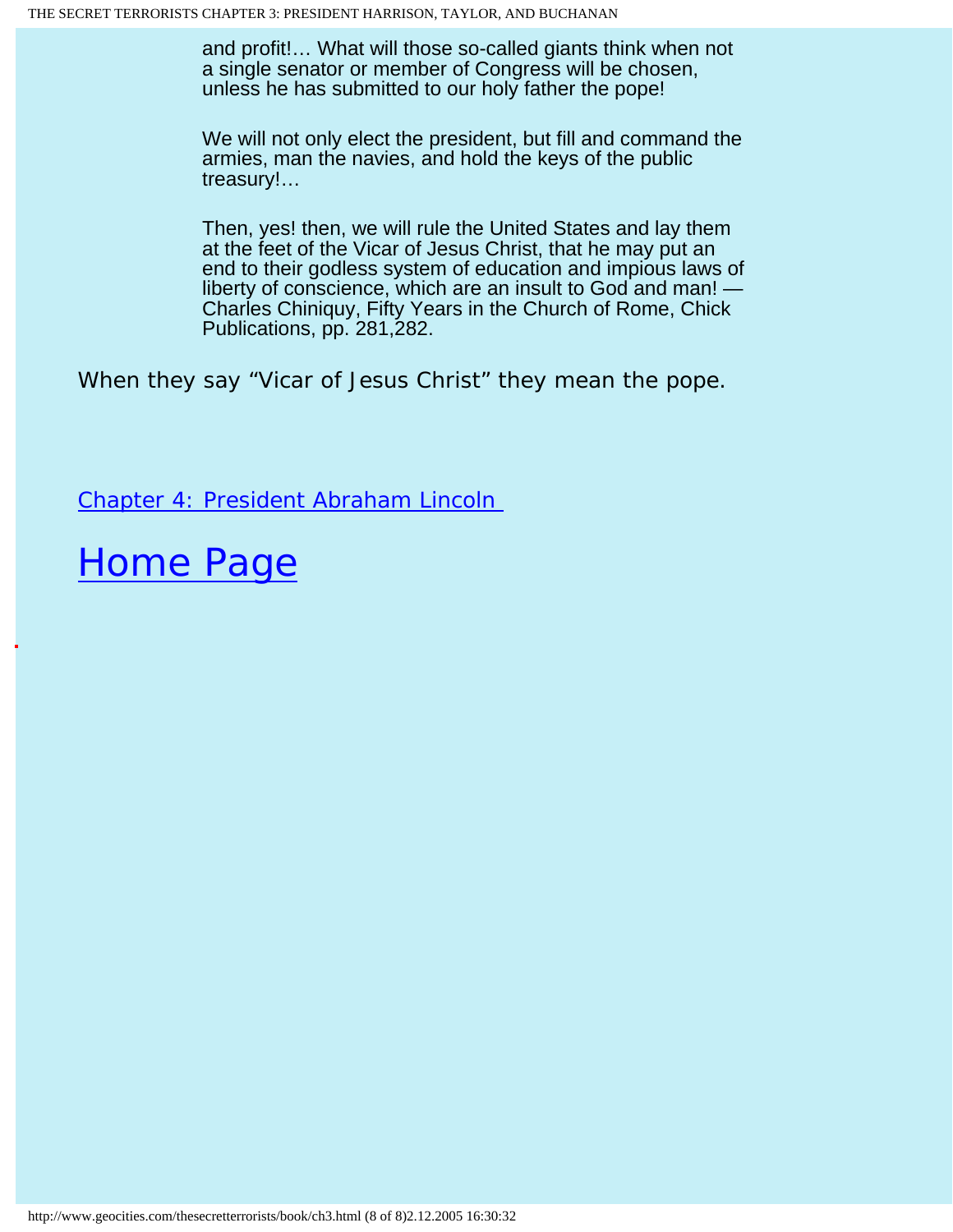> and profit!… What will those so-called giants think when not a single senator or member of Congress will be chosen, unless he has submitted to our holy father the pope!
>
> We will not only elect the president, but fill and command the armies, man the navies, and hold the keys of the public treasury!…
>
> Then, yes! then, we will rule the United States and lay them at the feet of the Vicar of Jesus Christ, that he may put an end to their godless system of education and impious laws of liberty of conscience, which are an insult to God and man! — Charles Chiniquy, Fifty Years in the Church of Rome, Chick Publications, pp. 281,282.

When they say "Vicar of Jesus Christ" they mean the pope.

Chapter 4: President Abraham Lincoln

# Home Page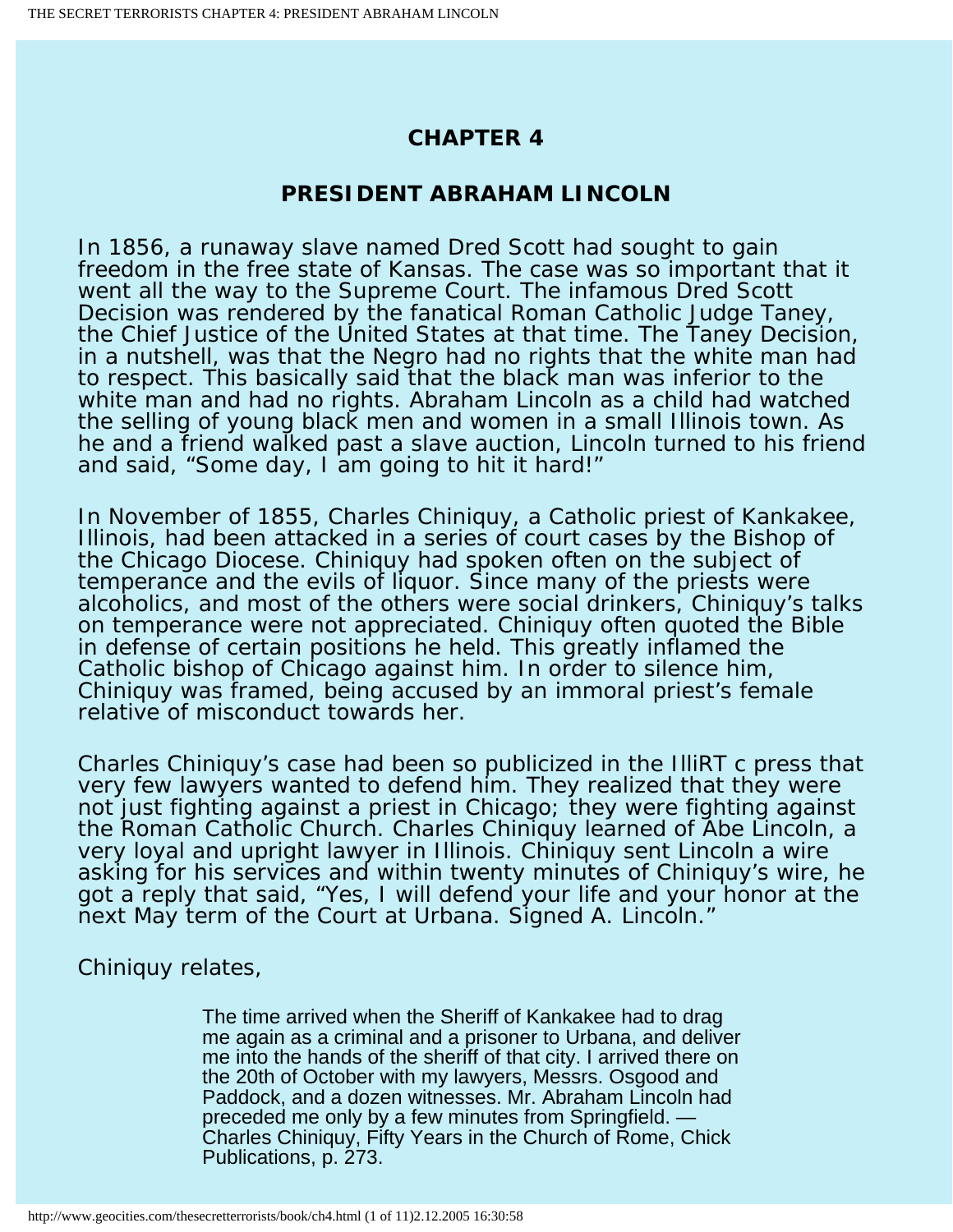## CHAPTER 4

## PRESIDENT ABRAHAM LINCOLN

In 1856, a runaway slave named Dred Scott had sought to gain freedom in the free state of Kansas. The case was so important that it went all the way to the Supreme Court. The infamous Dred Scott Decision was rendered by the fanatical Roman Catholic Judge Taney, the Chief Justice of the United States at that time. The Taney Decision, in a nutshell, was that the Negro had no rights that the white man had to respect. This basically said that the black man was inferior to the white man and had no rights. Abraham Lincoln as a child had watched the selling of young black men and women in a small Illinois town. As he and a friend walked past a slave auction, Lincoln turned to his friend and said, "Some day, I am going to hit it hard!"

In November of 1855, Charles Chiniquy, a Catholic priest of Kankakee, Illinois, had been attacked in a series of court cases by the Bishop of the Chicago Diocese. Chiniquy had spoken often on the subject of temperance and the evils of liquor. Since many of the priests were alcoholics, and most of the others were social drinkers, Chiniquy's talks on temperance were not appreciated. Chiniquy often quoted the Bible in defense of certain positions he held. This greatly inflamed the Catholic bishop of Chicago against him. In order to silence him, Chiniquy was framed, being accused by an immoral priest's female relative of misconduct towards her.

Charles Chiniquy's case had been so publicized in the IlliRT c press that very few lawyers wanted to defend him. They realized that they were not just fighting against a priest in Chicago; they were fighting against the Roman Catholic Church. Charles Chiniquy learned of Abe Lincoln, a very loyal and upright lawyer in Illinois. Chiniquy sent Lincoln a wire asking for his services and within twenty minutes of Chiniquy's wire, he got a reply that said, "Yes, I will defend your life and your honor at the next May term of the Court at Urbana. Signed A. Lincoln."

Chiniquy relates,

> The time arrived when the Sheriff of Kankakee had to drag me again as a criminal and a prisoner to Urbana, and deliver me into the hands of the sheriff of that city. I arrived there on the 20th of October with my lawyers, Messrs. Osgood and Paddock, and a dozen witnesses. Mr. Abraham Lincoln had preceded me only by a few minutes from Springfield. — Charles Chiniquy, Fifty Years in the Church of Rome, Chick Publications, p. 273.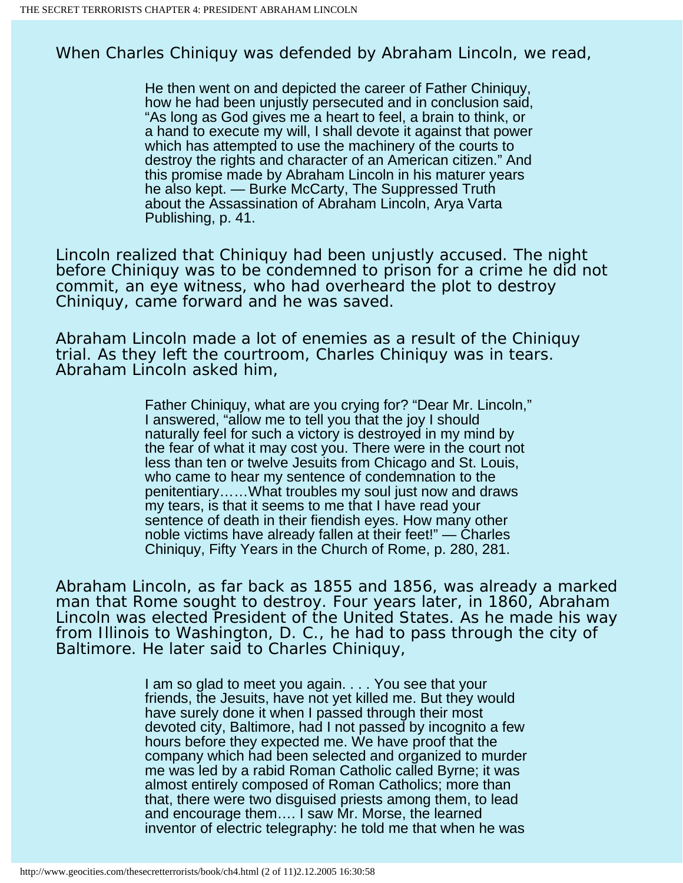When Charles Chiniquy was defended by Abraham Lincoln, we read,

> He then went on and depicted the career of Father Chiniquy, how he had been unjustly persecuted and in conclusion said, “As long as God gives me a heart to feel, a brain to think, or a hand to execute my will, I shall devote it against that power which has attempted to use the machinery of the courts to destroy the rights and character of an American citizen.” And this promise made by Abraham Lincoln in his maturer years he also kept. — Burke McCarty, The Suppressed Truth about the Assassination of Abraham Lincoln, Arya Varta Publishing, p. 41.

Lincoln realized that Chiniquy had been unjustly accused. The night before Chiniquy was to be condemned to prison for a crime he did not commit, an eye witness, who had overheard the plot to destroy Chiniquy, came forward and he was saved.

Abraham Lincoln made a lot of enemies as a result of the Chiniquy trial. As they left the courtroom, Charles Chiniquy was in tears. Abraham Lincoln asked him,

> Father Chiniquy, what are you crying for? “Dear Mr. Lincoln,” I answered, “allow me to tell you that the joy I should naturally feel for such a victory is destroyed in my mind by the fear of what it may cost you. There were in the court not less than ten or twelve Jesuits from Chicago and St. Louis, who came to hear my sentence of condemnation to the penitentiary……What troubles my soul just now and draws my tears, is that it seems to me that I have read your sentence of death in their fiendish eyes. How many other noble victims have already fallen at their feet!” — Charles Chiniquy, Fifty Years in the Church of Rome, p. 280, 281.

Abraham Lincoln, as far back as 1855 and 1856, was already a marked man that Rome sought to destroy. Four years later, in 1860, Abraham Lincoln was elected President of the United States. As he made his way from Illinois to Washington, D. C., he had to pass through the city of Baltimore. He later said to Charles Chiniquy,

> I am so glad to meet you again. . . . You see that your friends, the Jesuits, have not yet killed me. But they would have surely done it when I passed through their most devoted city, Baltimore, had I not passed by incognito a few hours before they expected me. We have proof that the company which had been selected and organized to murder me was led by a rabid Roman Catholic called Byrne; it was almost entirely composed of Roman Catholics; more than that, there were two disguised priests among them, to lead and encourage them…. I saw Mr. Morse, the learned inventor of electric telegraphy: he told me that when he was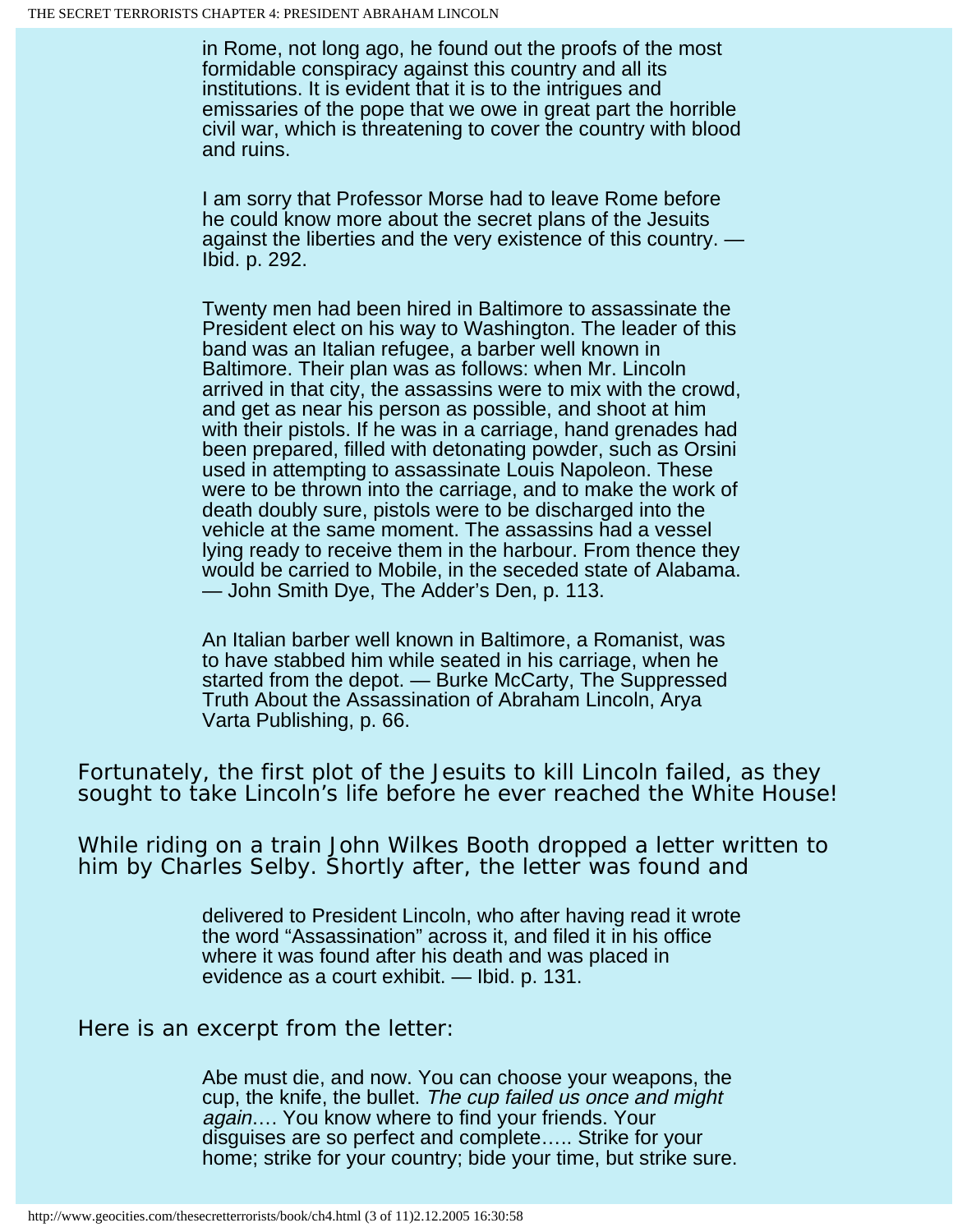> in Rome, not long ago, he found out the proofs of the most formidable conspiracy against this country and all its institutions. It is evident that it is to the intrigues and emissaries of the pope that we owe in great part the horrible civil war, which is threatening to cover the country with blood and ruins.
>
> I am sorry that Professor Morse had to leave Rome before he could know more about the secret plans of the Jesuits against the liberties and the very existence of this country. — Ibid. p. 292.

> Twenty men had been hired in Baltimore to assassinate the President elect on his way to Washington. The leader of this band was an Italian refugee, a barber well known in Baltimore. Their plan was as follows: when Mr. Lincoln arrived in that city, the assassins were to mix with the crowd, and get as near his person as possible, and shoot at him with their pistols. If he was in a carriage, hand grenades had been prepared, filled with detonating powder, such as Orsini used in attempting to assassinate Louis Napoleon. These were to be thrown into the carriage, and to make the work of death doubly sure, pistols were to be discharged into the vehicle at the same moment. The assassins had a vessel lying ready to receive them in the harbour. From thence they would be carried to Mobile, in the seceded state of Alabama. — John Smith Dye, The Adder's Den, p. 113.

> An Italian barber well known in Baltimore, a Romanist, was to have stabbed him while seated in his carriage, when he started from the depot. — Burke McCarty, The Suppressed Truth About the Assassination of Abraham Lincoln, Arya Varta Publishing, p. 66.

Fortunately, the first plot of the Jesuits to kill Lincoln failed, as they sought to take Lincoln's life before he ever reached the White House!

While riding on a train John Wilkes Booth dropped a letter written to him by Charles Selby. Shortly after, the letter was found and

> delivered to President Lincoln, who after having read it wrote the word "Assassination" across it, and filed it in his office where it was found after his death and was placed in evidence as a court exhibit. — Ibid. p. 131.

Here is an excerpt from the letter:

> Abe must die, and now. You can choose your weapons, the cup, the knife, the bullet. *The cup failed us once and might again*.… You know where to find your friends. Your disguises are so perfect and complete….. Strike for your home; strike for your country; bide your time, but strike sure.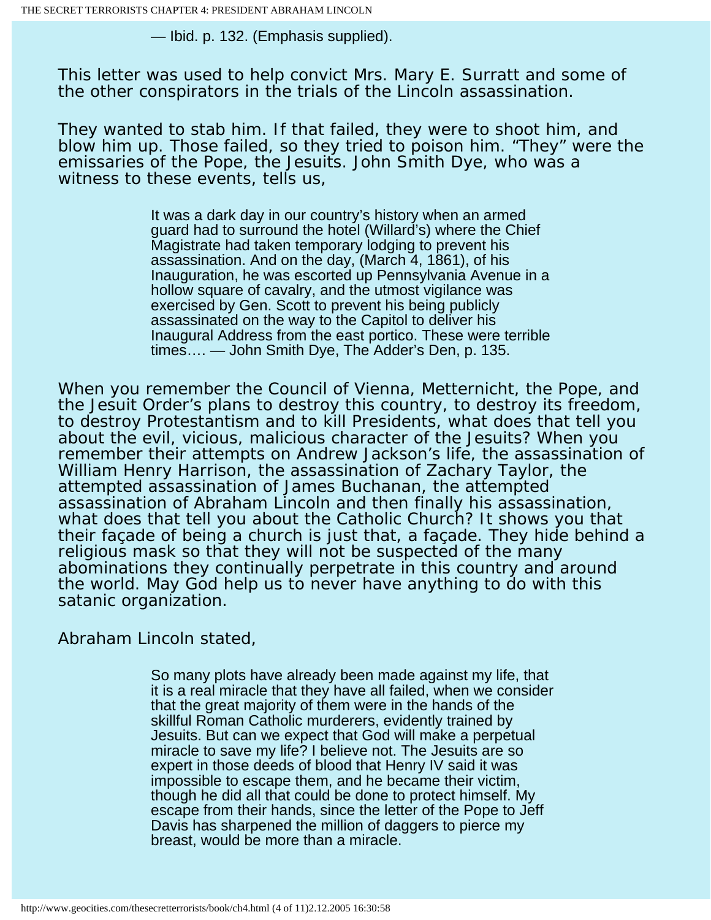> — Ibid. p. 132. (Emphasis supplied).

This letter was used to help convict Mrs. Mary E. Surratt and some of the other conspirators in the trials of the Lincoln assassination.

They wanted to stab him. If that failed, they were to shoot him, and blow him up. Those failed, so they tried to poison him. “They” were the emissaries of the Pope, the Jesuits. John Smith Dye, who was a witness to these events, tells us,

> It was a dark day in our country’s history when an armed guard had to surround the hotel (Willard’s) where the Chief Magistrate had taken temporary lodging to prevent his assassination. And on the day, (March 4, 1861), of his Inauguration, he was escorted up Pennsylvania Avenue in a hollow square of cavalry, and the utmost vigilance was exercised by Gen. Scott to prevent his being publicly assassinated on the way to the Capitol to deliver his Inaugural Address from the east portico. These were terrible times…. — John Smith Dye, The Adder’s Den, p. 135.

When you remember the Council of Vienna, Metternicht, the Pope, and the Jesuit Order’s plans to destroy this country, to destroy its freedom, to destroy Protestantism and to kill Presidents, what does that tell you about the evil, vicious, malicious character of the Jesuits? When you remember their attempts on Andrew Jackson’s life, the assassination of William Henry Harrison, the assassination of Zachary Taylor, the attempted assassination of James Buchanan, the attempted assassination of Abraham Lincoln and then finally his assassination, what does that tell you about the Catholic Church? It shows you that their façade of being a church is just that, a façade. They hide behind a religious mask so that they will not be suspected of the many abominations they continually perpetrate in this country and around the world. May God help us to never have anything to do with this satanic organization.

Abraham Lincoln stated,

> So many plots have already been made against my life, that it is a real miracle that they have all failed, when we consider that the great majority of them were in the hands of the skillful Roman Catholic murderers, evidently trained by Jesuits. But can we expect that God will make a perpetual miracle to save my life? I believe not. The Jesuits are so expert in those deeds of blood that Henry IV said it was impossible to escape them, and he became their victim, though he did all that could be done to protect himself. My escape from their hands, since the letter of the Pope to Jeff Davis has sharpened the million of daggers to pierce my breast, would be more than a miracle.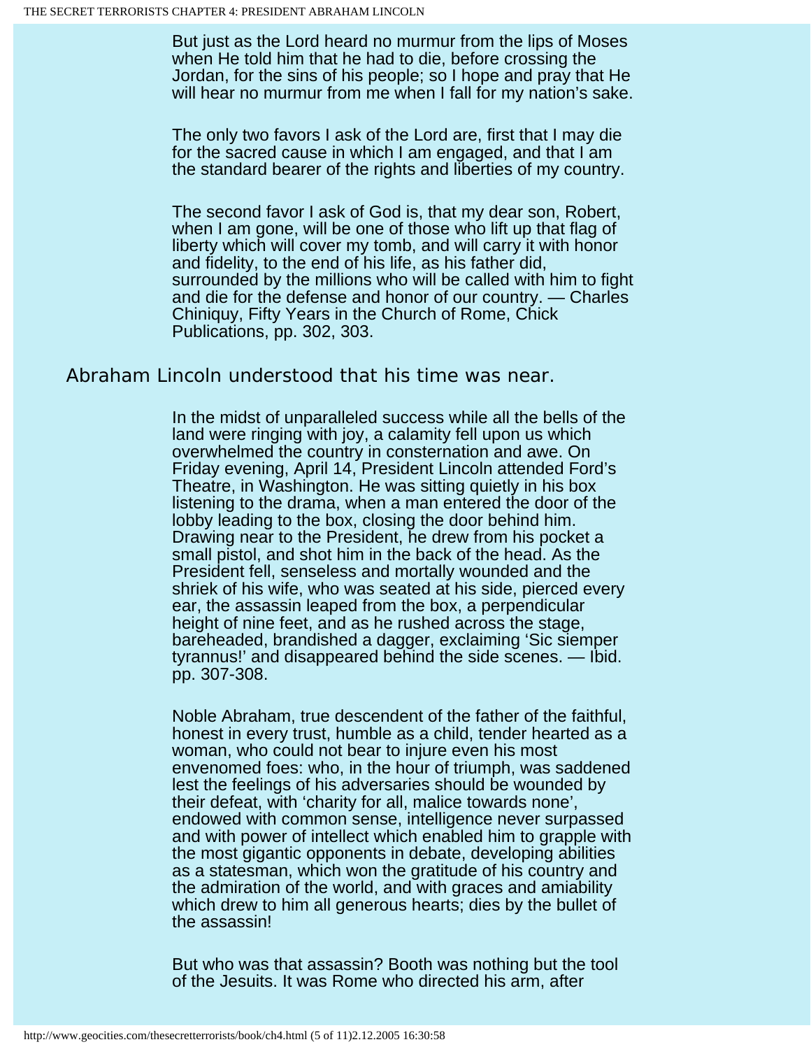> But just as the Lord heard no murmur from the lips of Moses when He told him that he had to die, before crossing the Jordan, for the sins of his people; so I hope and pray that He will hear no murmur from me when I fall for my nation's sake.
>
> The only two favors I ask of the Lord are, first that I may die for the sacred cause in which I am engaged, and that I am the standard bearer of the rights and liberties of my country.
>
> The second favor I ask of God is, that my dear son, Robert, when I am gone, will be one of those who lift up that flag of liberty which will cover my tomb, and will carry it with honor and fidelity, to the end of his life, as his father did, surrounded by the millions who will be called with him to fight and die for the defense and honor of our country. — Charles Chiniquy, Fifty Years in the Church of Rome, Chick Publications, pp. 302, 303.

Abraham Lincoln understood that his time was near.

> In the midst of unparalleled success while all the bells of the land were ringing with joy, a calamity fell upon us which overwhelmed the country in consternation and awe. On Friday evening, April 14, President Lincoln attended Ford's Theatre, in Washington. He was sitting quietly in his box listening to the drama, when a man entered the door of the lobby leading to the box, closing the door behind him. Drawing near to the President, he drew from his pocket a small pistol, and shot him in the back of the head. As the President fell, senseless and mortally wounded and the shriek of his wife, who was seated at his side, pierced every ear, the assassin leaped from the box, a perpendicular height of nine feet, and as he rushed across the stage, bareheaded, brandished a dagger, exclaiming 'Sic siemper tyrannus!' and disappeared behind the side scenes. — Ibid. pp. 307-308.
>
> Noble Abraham, true descendent of the father of the faithful, honest in every trust, humble as a child, tender hearted as a woman, who could not bear to injure even his most envenomed foes: who, in the hour of triumph, was saddened lest the feelings of his adversaries should be wounded by their defeat, with 'charity for all, malice towards none', endowed with common sense, intelligence never surpassed and with power of intellect which enabled him to grapple with the most gigantic opponents in debate, developing abilities as a statesman, which won the gratitude of his country and the admiration of the world, and with graces and amiability which drew to him all generous hearts; dies by the bullet of the assassin!
>
> But who was that assassin? Booth was nothing but the tool of the Jesuits. It was Rome who directed his arm, after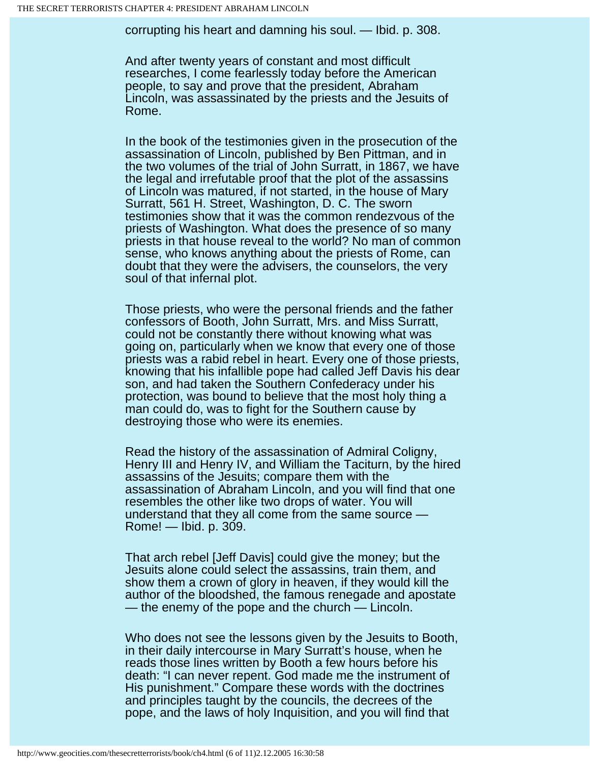corrupting his heart and damning his soul. — Ibid. p. 308.

And after twenty years of constant and most difficult researches, I come fearlessly today before the American people, to say and prove that the president, Abraham Lincoln, was assassinated by the priests and the Jesuits of Rome.

In the book of the testimonies given in the prosecution of the assassination of Lincoln, published by Ben Pittman, and in the two volumes of the trial of John Surratt, in 1867, we have the legal and irrefutable proof that the plot of the assassins of Lincoln was matured, if not started, in the house of Mary Surratt, 561 H. Street, Washington, D. C. The sworn testimonies show that it was the common rendezvous of the priests of Washington. What does the presence of so many priests in that house reveal to the world? No man of common sense, who knows anything about the priests of Rome, can doubt that they were the advisers, the counselors, the very soul of that infernal plot.

Those priests, who were the personal friends and the father confessors of Booth, John Surratt, Mrs. and Miss Surratt, could not be constantly there without knowing what was going on, particularly when we know that every one of those priests was a rabid rebel in heart. Every one of those priests, knowing that his infallible pope had called Jeff Davis his dear son, and had taken the Southern Confederacy under his protection, was bound to believe that the most holy thing a man could do, was to fight for the Southern cause by destroying those who were its enemies.

Read the history of the assassination of Admiral Coligny, Henry III and Henry IV, and William the Taciturn, by the hired assassins of the Jesuits; compare them with the assassination of Abraham Lincoln, and you will find that one resembles the other like two drops of water. You will understand that they all come from the same source — Rome! — Ibid. p. 309.

That arch rebel [Jeff Davis] could give the money; but the Jesuits alone could select the assassins, train them, and show them a crown of glory in heaven, if they would kill the author of the bloodshed, the famous renegade and apostate — the enemy of the pope and the church — Lincoln.

Who does not see the lessons given by the Jesuits to Booth, in their daily intercourse in Mary Surratt's house, when he reads those lines written by Booth a few hours before his death: "I can never repent. God made me the instrument of His punishment." Compare these words with the doctrines and principles taught by the councils, the decrees of the pope, and the laws of holy Inquisition, and you will find that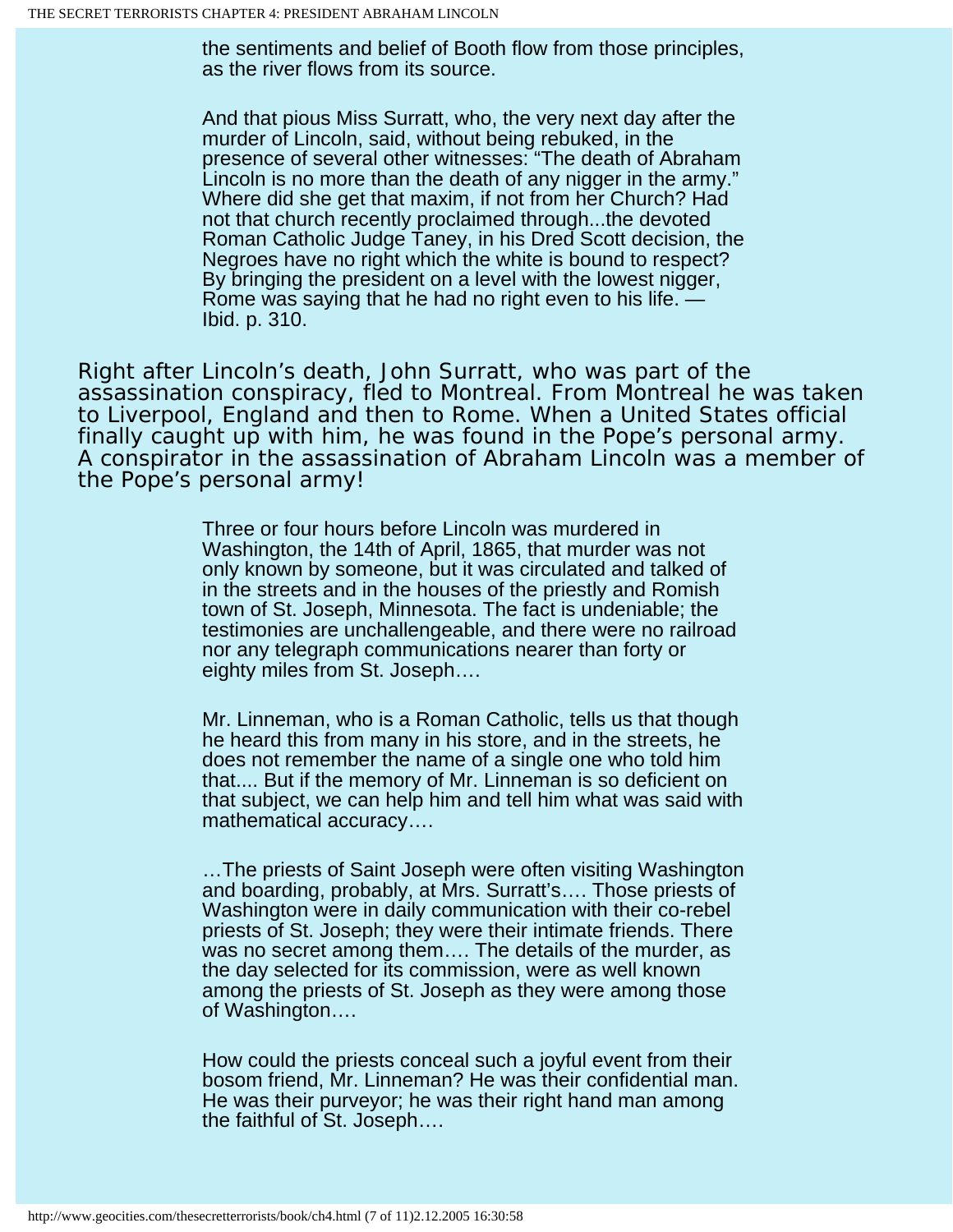the sentiments and belief of Booth flow from those principles, as the river flows from its source.

> And that pious Miss Surratt, who, the very next day after the murder of Lincoln, said, without being rebuked, in the presence of several other witnesses: "The death of Abraham Lincoln is no more than the death of any nigger in the army." Where did she get that maxim, if not from her Church? Had not that church recently proclaimed through...the devoted Roman Catholic Judge Taney, in his Dred Scott decision, the Negroes have no right which the white is bound to respect? By bringing the president on a level with the lowest nigger, Rome was saying that he had no right even to his life. —Ibid. p. 310.

Right after Lincoln's death, John Surratt, who was part of the assassination conspiracy, fled to Montreal. From Montreal he was taken to Liverpool, England and then to Rome. When a United States official finally caught up with him, he was found in the Pope's personal army. A conspirator in the assassination of Abraham Lincoln was a member of the Pope's personal army!

> Three or four hours before Lincoln was murdered in Washington, the 14th of April, 1865, that murder was not only known by someone, but it was circulated and talked of in the streets and in the houses of the priestly and Romish town of St. Joseph, Minnesota. The fact is undeniable; the testimonies are unchallengeable, and there were no railroad nor any telegraph communications nearer than forty or eighty miles from St. Joseph….
>
> Mr. Linneman, who is a Roman Catholic, tells us that though he heard this from many in his store, and in the streets, he does not remember the name of a single one who told him that.... But if the memory of Mr. Linneman is so deficient on that subject, we can help him and tell him what was said with mathematical accuracy….
>
> …The priests of Saint Joseph were often visiting Washington and boarding, probably, at Mrs. Surratt's…. Those priests of Washington were in daily communication with their co-rebel priests of St. Joseph; they were their intimate friends. There was no secret among them…. The details of the murder, as the day selected for its commission, were as well known among the priests of St. Joseph as they were among those of Washington….
>
> How could the priests conceal such a joyful event from their bosom friend, Mr. Linneman? He was their confidential man. He was their purveyor; he was their right hand man among the faithful of St. Joseph….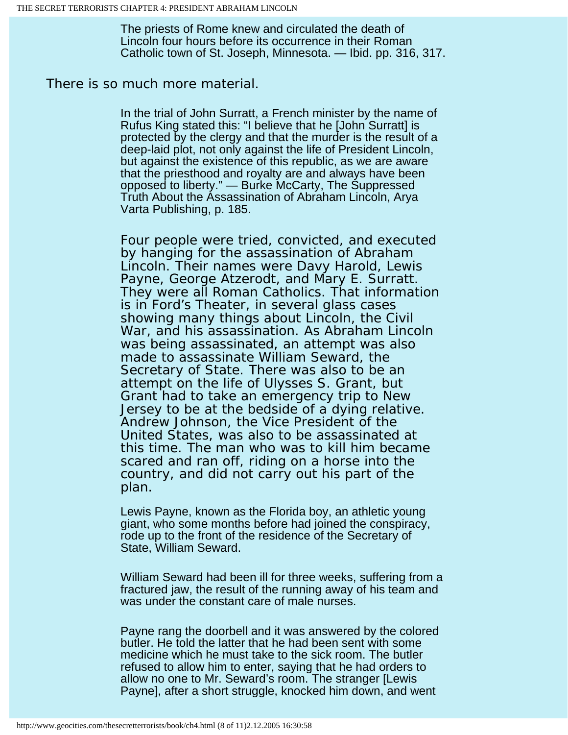The priests of Rome knew and circulated the death of Lincoln four hours before its occurrence in their Roman Catholic town of St. Joseph, Minnesota. — Ibid. pp. 316, 317.

There is so much more material.

In the trial of John Surratt, a French minister by the name of Rufus King stated this: "I believe that he [John Surratt] is protected by the clergy and that the murder is the result of a deep-laid plot, not only against the life of President Lincoln, but against the existence of this republic, as we are aware that the priesthood and royalty are and always have been opposed to liberty." — Burke McCarty, The Suppressed Truth About the Assassination of Abraham Lincoln, Arya Varta Publishing, p. 185.

Four people were tried, convicted, and executed by hanging for the assassination of Abraham Lincoln. Their names were Davy Harold, Lewis Payne, George Atzerodt, and Mary E. Surratt. They were all Roman Catholics. That information is in Ford's Theater, in several glass cases showing many things about Lincoln, the Civil War, and his assassination. As Abraham Lincoln was being assassinated, an attempt was also made to assassinate William Seward, the Secretary of State. There was also to be an attempt on the life of Ulysses S. Grant, but Grant had to take an emergency trip to New Jersey to be at the bedside of a dying relative. Andrew Johnson, the Vice President of the United States, was also to be assassinated at this time. The man who was to kill him became scared and ran off, riding on a horse into the country, and did not carry out his part of the plan.

Lewis Payne, known as the Florida boy, an athletic young giant, who some months before had joined the conspiracy, rode up to the front of the residence of the Secretary of State, William Seward.

William Seward had been ill for three weeks, suffering from a fractured jaw, the result of the running away of his team and was under the constant care of male nurses.

Payne rang the doorbell and it was answered by the colored butler. He told the latter that he had been sent with some medicine which he must take to the sick room. The butler refused to allow him to enter, saying that he had orders to allow no one to Mr. Seward's room. The stranger [Lewis Payne], after a short struggle, knocked him down, and went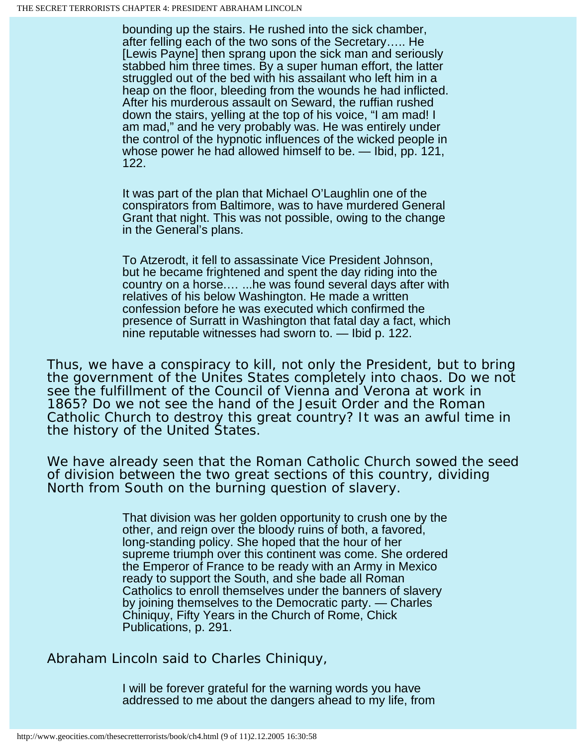> bounding up the stairs. He rushed into the sick chamber, after felling each of the two sons of the Secretary….. He [Lewis Payne] then sprang upon the sick man and seriously stabbed him three times. By a super human effort, the latter struggled out of the bed with his assailant who left him in a heap on the floor, bleeding from the wounds he had inflicted. After his murderous assault on Seward, the ruffian rushed down the stairs, yelling at the top of his voice, "I am mad! I am mad," and he very probably was. He was entirely under the control of the hypnotic influences of the wicked people in whose power he had allowed himself to be. — Ibid, pp. 121, 122.

> It was part of the plan that Michael O'Laughlin one of the conspirators from Baltimore, was to have murdered General Grant that night. This was not possible, owing to the change in the General's plans.

> To Atzerodt, it fell to assassinate Vice President Johnson, but he became frightened and spent the day riding into the country on a horse…. ...he was found several days after with relatives of his below Washington. He made a written confession before he was executed which confirmed the presence of Surratt in Washington that fatal day a fact, which nine reputable witnesses had sworn to. — Ibid p. 122.

Thus, we have a conspiracy to kill, not only the President, but to bring the government of the Unites States completely into chaos. Do we not see the fulfillment of the Council of Vienna and Verona at work in 1865? Do we not see the hand of the Jesuit Order and the Roman Catholic Church to destroy this great country? It was an awful time in the history of the United States.

We have already seen that the Roman Catholic Church sowed the seed of division between the two great sections of this country, dividing North from South on the burning question of slavery.

> That division was her golden opportunity to crush one by the other, and reign over the bloody ruins of both, a favored, long-standing policy. She hoped that the hour of her supreme triumph over this continent was come. She ordered the Emperor of France to be ready with an Army in Mexico ready to support the South, and she bade all Roman Catholics to enroll themselves under the banners of slavery by joining themselves to the Democratic party. — Charles Chiniquy, Fifty Years in the Church of Rome, Chick Publications, p. 291.

Abraham Lincoln said to Charles Chiniquy,

> I will be forever grateful for the warning words you have addressed to me about the dangers ahead to my life, from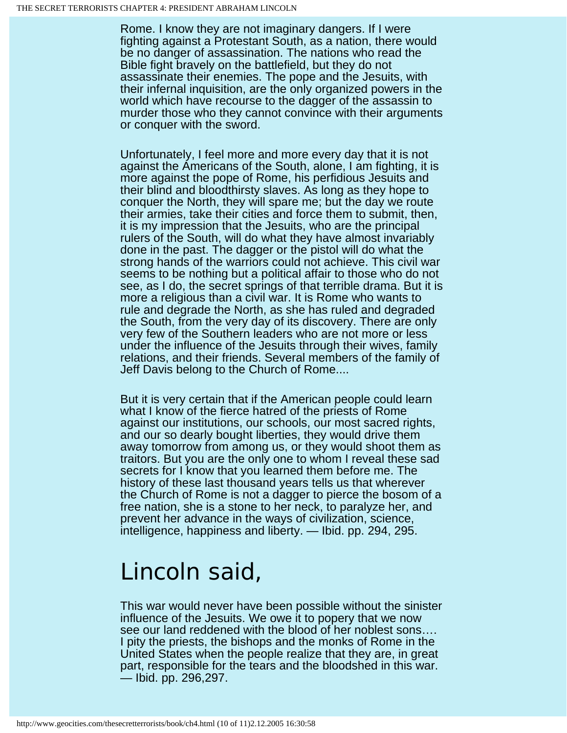Rome. I know they are not imaginary dangers. If I were fighting against a Protestant South, as a nation, there would be no danger of assassination. The nations who read the Bible fight bravely on the battlefield, but they do not assassinate their enemies. The pope and the Jesuits, with their infernal inquisition, are the only organized powers in the world which have recourse to the dagger of the assassin to murder those who they cannot convince with their arguments or conquer with the sword.

Unfortunately, I feel more and more every day that it is not against the Americans of the South, alone, I am fighting, it is more against the pope of Rome, his perfidious Jesuits and their blind and bloodthirsty slaves. As long as they hope to conquer the North, they will spare me; but the day we route their armies, take their cities and force them to submit, then, it is my impression that the Jesuits, who are the principal rulers of the South, will do what they have almost invariably done in the past. The dagger or the pistol will do what the strong hands of the warriors could not achieve. This civil war seems to be nothing but a political affair to those who do not see, as I do, the secret springs of that terrible drama. But it is more a religious than a civil war. It is Rome who wants to rule and degrade the North, as she has ruled and degraded the South, from the very day of its discovery. There are only very few of the Southern leaders who are not more or less under the influence of the Jesuits through their wives, family relations, and their friends. Several members of the family of Jeff Davis belong to the Church of Rome....

But it is very certain that if the American people could learn what I know of the fierce hatred of the priests of Rome against our institutions, our schools, our most sacred rights, and our so dearly bought liberties, they would drive them away tomorrow from among us, or they would shoot them as traitors. But you are the only one to whom I reveal these sad secrets for I know that you learned them before me. The history of these last thousand years tells us that wherever the Church of Rome is not a dagger to pierce the bosom of a free nation, she is a stone to her neck, to paralyze her, and prevent her advance in the ways of civilization, science, intelligence, happiness and liberty. — Ibid. pp. 294, 295.

# Lincoln said,

This war would never have been possible without the sinister influence of the Jesuits. We owe it to popery that we now see our land reddened with the blood of her noblest sons.... I pity the priests, the bishops and the monks of Rome in the United States when the people realize that they are, in great part, responsible for the tears and the bloodshed in this war. — Ibid. pp. 296,297.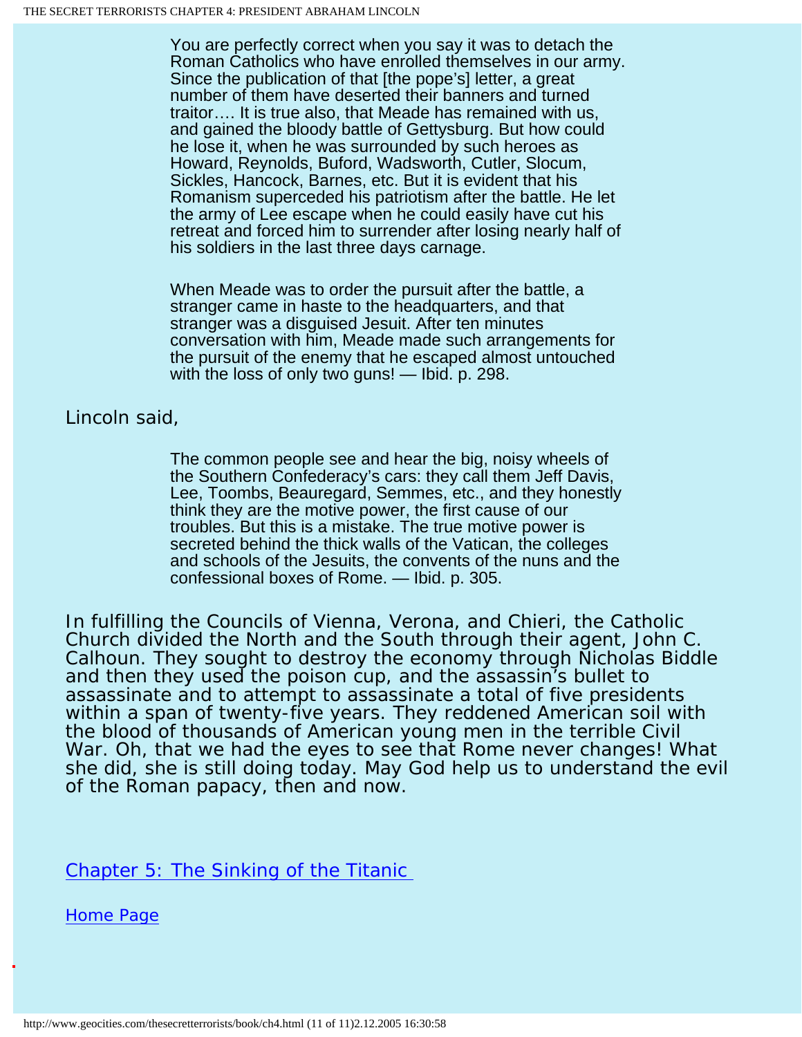> You are perfectly correct when you say it was to detach the Roman Catholics who have enrolled themselves in our army. Since the publication of that [the pope's] letter, a great number of them have deserted their banners and turned traitor…. It is true also, that Meade has remained with us, and gained the bloody battle of Gettysburg. But how could he lose it, when he was surrounded by such heroes as Howard, Reynolds, Buford, Wadsworth, Cutler, Slocum, Sickles, Hancock, Barnes, etc. But it is evident that his Romanism superceded his patriotism after the battle. He let the army of Lee escape when he could easily have cut his retreat and forced him to surrender after losing nearly half of his soldiers in the last three days carnage.
>
> When Meade was to order the pursuit after the battle, a stranger came in haste to the headquarters, and that stranger was a disguised Jesuit. After ten minutes conversation with him, Meade made such arrangements for the pursuit of the enemy that he escaped almost untouched with the loss of only two guns! — Ibid. p. 298.

Lincoln said,

> The common people see and hear the big, noisy wheels of the Southern Confederacy's cars: they call them Jeff Davis, Lee, Toombs, Beauregard, Semmes, etc., and they honestly think they are the motive power, the first cause of our troubles. But this is a mistake. The true motive power is secreted behind the thick walls of the Vatican, the colleges and schools of the Jesuits, the convents of the nuns and the confessional boxes of Rome. — Ibid. p. 305.

In fulfilling the Councils of Vienna, Verona, and Chieri, the Catholic Church divided the North and the South through their agent, John C. Calhoun. They sought to destroy the economy through Nicholas Biddle and then they used the poison cup, and the assassin's bullet to assassinate and to attempt to assassinate a total of five presidents within a span of twenty-five years. They reddened American soil with the blood of thousands of American young men in the terrible Civil War. Oh, that we had the eyes to see that Rome never changes! What she did, she is still doing today. May God help us to understand the evil of the Roman papacy, then and now.

[Chapter 5: The Sinking of the Titanic](#)

[Home Page](#)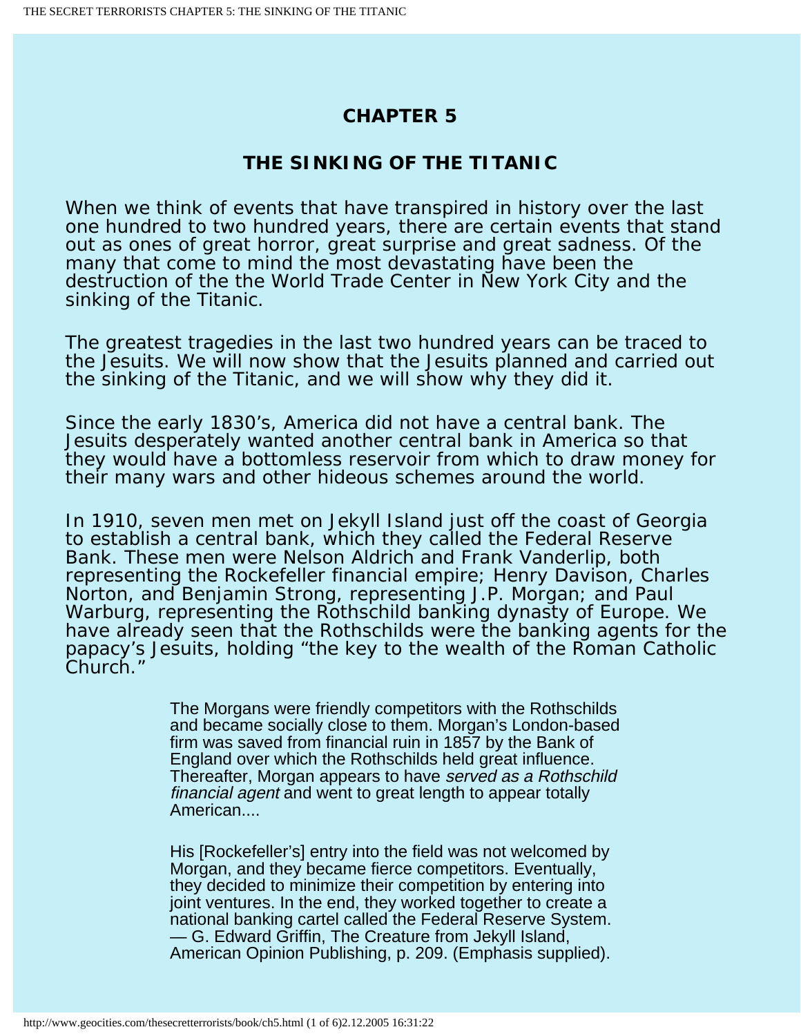## CHAPTER 5

## THE SINKING OF THE TITANIC

When we think of events that have transpired in history over the last one hundred to two hundred years, there are certain events that stand out as ones of great horror, great surprise and great sadness. Of the many that come to mind the most devastating have been the destruction of the the World Trade Center in New York City and the sinking of the Titanic.

The greatest tragedies in the last two hundred years can be traced to the Jesuits. We will now show that the Jesuits planned and carried out the sinking of the Titanic, and we will show why they did it.

Since the early 1830's, America did not have a central bank. The Jesuits desperately wanted another central bank in America so that they would have a bottomless reservoir from which to draw money for their many wars and other hideous schemes around the world.

In 1910, seven men met on Jekyll Island just off the coast of Georgia to establish a central bank, which they called the Federal Reserve Bank. These men were Nelson Aldrich and Frank Vanderlip, both representing the Rockefeller financial empire; Henry Davison, Charles Norton, and Benjamin Strong, representing J.P. Morgan; and Paul Warburg, representing the Rothschild banking dynasty of Europe. We have already seen that the Rothschilds were the banking agents for the papacy's Jesuits, holding "the key to the wealth of the Roman Catholic Church."

> The Morgans were friendly competitors with the Rothschilds and became socially close to them. Morgan's London-based firm was saved from financial ruin in 1857 by the Bank of England over which the Rothschilds held great influence. Thereafter, Morgan appears to have *served as a Rothschild financial agent* and went to great length to appear totally American....
>
> His [Rockefeller's] entry into the field was not welcomed by Morgan, and they became fierce competitors. Eventually, they decided to minimize their competition by entering into joint ventures. In the end, they worked together to create a national banking cartel called the Federal Reserve System. — G. Edward Griffin, The Creature from Jekyll Island, American Opinion Publishing, p. 209. (Emphasis supplied).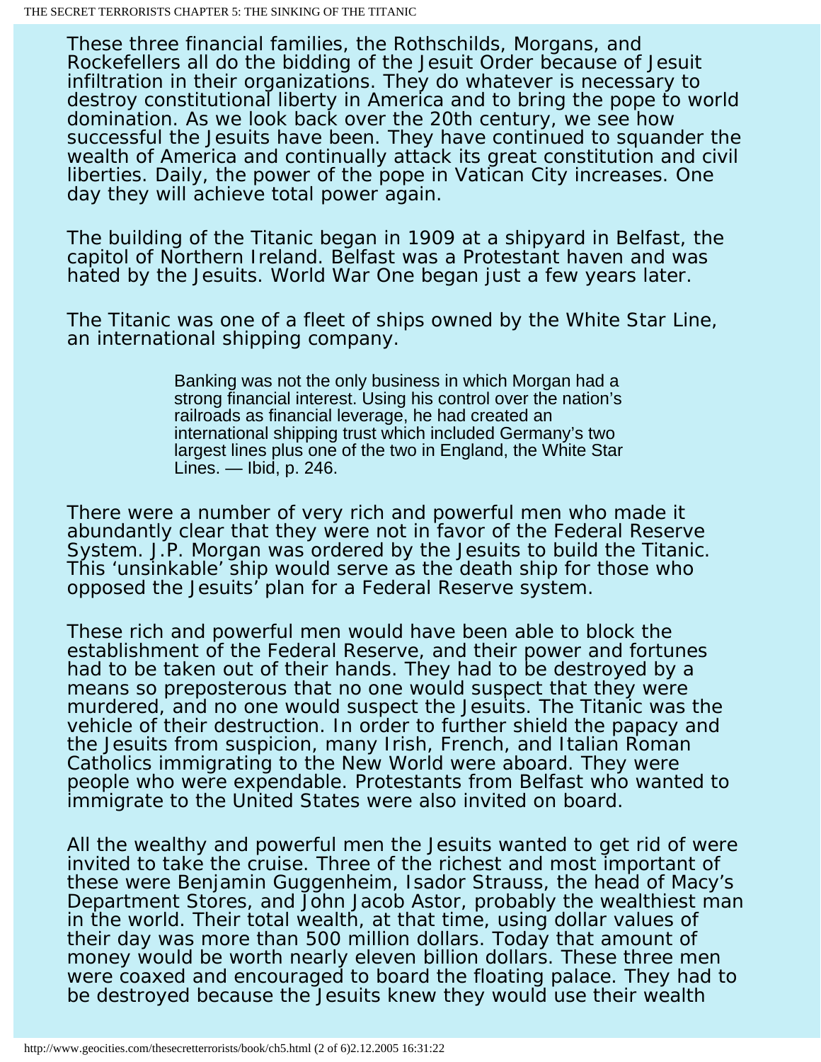These three financial families, the Rothschilds, Morgans, and Rockefellers all do the bidding of the Jesuit Order because of Jesuit infiltration in their organizations. They do whatever is necessary to destroy constitutional liberty in America and to bring the pope to world domination. As we look back over the 20th century, we see how successful the Jesuits have been. They have continued to squander the wealth of America and continually attack its great constitution and civil liberties. Daily, the power of the pope in Vatican City increases. One day they will achieve total power again.

The building of the Titanic began in 1909 at a shipyard in Belfast, the capitol of Northern Ireland. Belfast was a Protestant haven and was hated by the Jesuits. World War One began just a few years later.

The Titanic was one of a fleet of ships owned by the White Star Line, an international shipping company.

> Banking was not the only business in which Morgan had a strong financial interest. Using his control over the nation's railroads as financial leverage, he had created an international shipping trust which included Germany's two largest lines plus one of the two in England, the White Star Lines. — Ibid, p. 246.

There were a number of very rich and powerful men who made it abundantly clear that they were not in favor of the Federal Reserve System. J.P. Morgan was ordered by the Jesuits to build the Titanic. This 'unsinkable' ship would serve as the death ship for those who opposed the Jesuits' plan for a Federal Reserve system.

These rich and powerful men would have been able to block the establishment of the Federal Reserve, and their power and fortunes had to be taken out of their hands. They had to be destroyed by a means so preposterous that no one would suspect that they were murdered, and no one would suspect the Jesuits. The Titanic was the vehicle of their destruction. In order to further shield the papacy and the Jesuits from suspicion, many Irish, French, and Italian Roman Catholics immigrating to the New World were aboard. They were people who were expendable. Protestants from Belfast who wanted to immigrate to the United States were also invited on board.

All the wealthy and powerful men the Jesuits wanted to get rid of were invited to take the cruise. Three of the richest and most important of these were Benjamin Guggenheim, Isador Strauss, the head of Macy's Department Stores, and John Jacob Astor, probably the wealthiest man in the world. Their total wealth, at that time, using dollar values of their day was more than 500 million dollars. Today that amount of money would be worth nearly eleven billion dollars. These three men were coaxed and encouraged to board the floating palace. They had to be destroyed because the Jesuits knew they would use their wealth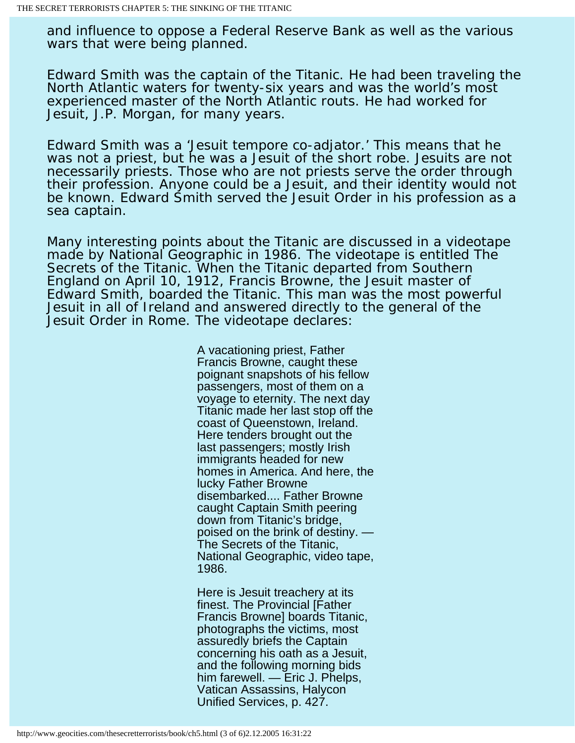and influence to oppose a Federal Reserve Bank as well as the various wars that were being planned.

Edward Smith was the captain of the Titanic. He had been traveling the North Atlantic waters for twenty-six years and was the world's most experienced master of the North Atlantic routs. He had worked for Jesuit, J.P. Morgan, for many years.

Edward Smith was a 'Jesuit tempore co-adjator.' This means that he was not a priest, but he was a Jesuit of the short robe. Jesuits are not necessarily priests. Those who are not priests serve the order through their profession. Anyone could be a Jesuit, and their identity would not be known. Edward Smith served the Jesuit Order in his profession as a sea captain.

Many interesting points about the Titanic are discussed in a videotape made by National Geographic in 1986. The videotape is entitled The Secrets of the Titanic. When the Titanic departed from Southern England on April 10, 1912, Francis Browne, the Jesuit master of Edward Smith, boarded the Titanic. This man was the most powerful Jesuit in all of Ireland and answered directly to the general of the Jesuit Order in Rome. The videotape declares:

> A vacationing priest, Father Francis Browne, caught these poignant snapshots of his fellow passengers, most of them on a voyage to eternity. The next day Titanic made her last stop off the coast of Queenstown, Ireland. Here tenders brought out the last passengers; mostly Irish immigrants headed for new homes in America. And here, the lucky Father Browne disembarked.... Father Browne caught Captain Smith peering down from Titanic's bridge, poised on the brink of destiny. — The Secrets of the Titanic, National Geographic, video tape, 1986.

> Here is Jesuit treachery at its finest. The Provincial [Father Francis Browne] boards Titanic, photographs the victims, most assuredly briefs the Captain concerning his oath as a Jesuit, and the following morning bids him farewell. — Eric J. Phelps, Vatican Assassins, Halycon Unified Services, p. 427.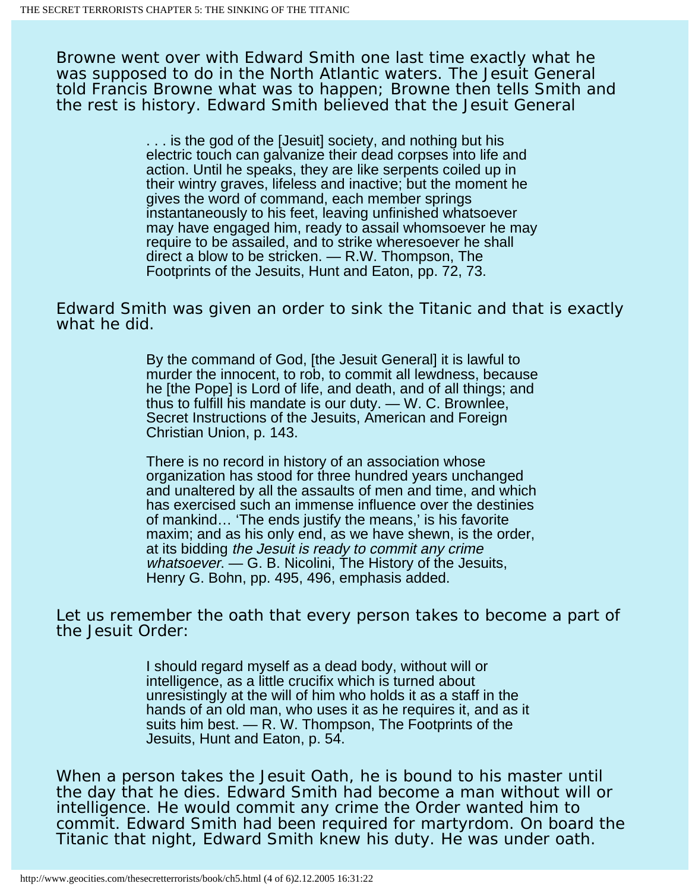Browne went over with Edward Smith one last time exactly what he was supposed to do in the North Atlantic waters. The Jesuit General told Francis Browne what was to happen; Browne then tells Smith and the rest is history. Edward Smith believed that the Jesuit General

> . . . is the god of the [Jesuit] society, and nothing but his electric touch can galvanize their dead corpses into life and action. Until he speaks, they are like serpents coiled up in their wintry graves, lifeless and inactive; but the moment he gives the word of command, each member springs instantaneously to his feet, leaving unfinished whatsoever may have engaged him, ready to assail whomsoever he may require to be assailed, and to strike wheresoever he shall direct a blow to be stricken. — R.W. Thompson, The Footprints of the Jesuits, Hunt and Eaton, pp. 72, 73.

Edward Smith was given an order to sink the Titanic and that is exactly what he did.

> By the command of God, [the Jesuit General] it is lawful to murder the innocent, to rob, to commit all lewdness, because he [the Pope] is Lord of life, and death, and of all things; and thus to fulfill his mandate is our duty. — W. C. Brownlee, Secret Instructions of the Jesuits, American and Foreign Christian Union, p. 143.

> There is no record in history of an association whose organization has stood for three hundred years unchanged and unaltered by all the assaults of men and time, and which has exercised such an immense influence over the destinies of mankind… 'The ends justify the means,' is his favorite maxim; and as his only end, as we have shewn, is the order, at its bidding *the Jesuit is ready to commit any crime whatsoever*. — G. B. Nicolini, The History of the Jesuits, Henry G. Bohn, pp. 495, 496, emphasis added.

Let us remember the oath that every person takes to become a part of the Jesuit Order:

> I should regard myself as a dead body, without will or intelligence, as a little crucifix which is turned about unresistingly at the will of him who holds it as a staff in the hands of an old man, who uses it as he requires it, and as it suits him best. — R. W. Thompson, The Footprints of the Jesuits, Hunt and Eaton, p. 54.

When a person takes the Jesuit Oath, he is bound to his master until the day that he dies. Edward Smith had become a man without will or intelligence. He would commit any crime the Order wanted him to commit. Edward Smith had been required for martyrdom. On board the Titanic that night, Edward Smith knew his duty. He was under oath.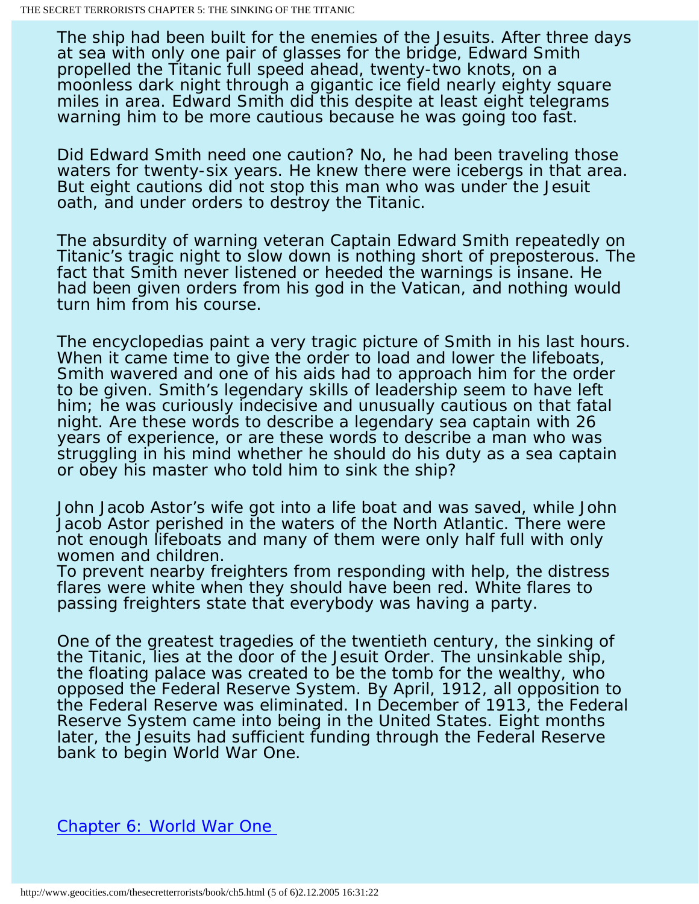The ship had been built for the enemies of the Jesuits. After three days at sea with only one pair of glasses for the bridge, Edward Smith propelled the Titanic full speed ahead, twenty-two knots, on a moonless dark night through a gigantic ice field nearly eighty square miles in area. Edward Smith did this despite at least eight telegrams warning him to be more cautious because he was going too fast.

Did Edward Smith need one caution? No, he had been traveling those waters for twenty-six years. He knew there were icebergs in that area. But eight cautions did not stop this man who was under the Jesuit oath, and under orders to destroy the Titanic.

The absurdity of warning veteran Captain Edward Smith repeatedly on Titanic's tragic night to slow down is nothing short of preposterous. The fact that Smith never listened or heeded the warnings is insane. He had been given orders from his god in the Vatican, and nothing would turn him from his course.

The encyclopedias paint a very tragic picture of Smith in his last hours. When it came time to give the order to load and lower the lifeboats, Smith wavered and one of his aids had to approach him for the order to be given. Smith's legendary skills of leadership seem to have left him; he was curiously indecisive and unusually cautious on that fatal night. Are these words to describe a legendary sea captain with 26 years of experience, or are these words to describe a man who was struggling in his mind whether he should do his duty as a sea captain or obey his master who told him to sink the ship?

John Jacob Astor's wife got into a life boat and was saved, while John Jacob Astor perished in the waters of the North Atlantic. There were not enough lifeboats and many of them were only half full with only women and children.
To prevent nearby freighters from responding with help, the distress flares were white when they should have been red. White flares to passing freighters state that everybody was having a party.

One of the greatest tragedies of the twentieth century, the sinking of the Titanic, lies at the door of the Jesuit Order. The unsinkable ship, the floating palace was created to be the tomb for the wealthy, who opposed the Federal Reserve System. By April, 1912, all opposition to the Federal Reserve was eliminated. In December of 1913, the Federal Reserve System came into being in the United States. Eight months later, the Jesuits had sufficient funding through the Federal Reserve bank to begin World War One.

[Chapter 6: World War One](http://www.geocities.com/thesecretterrorists/book/ch6.html)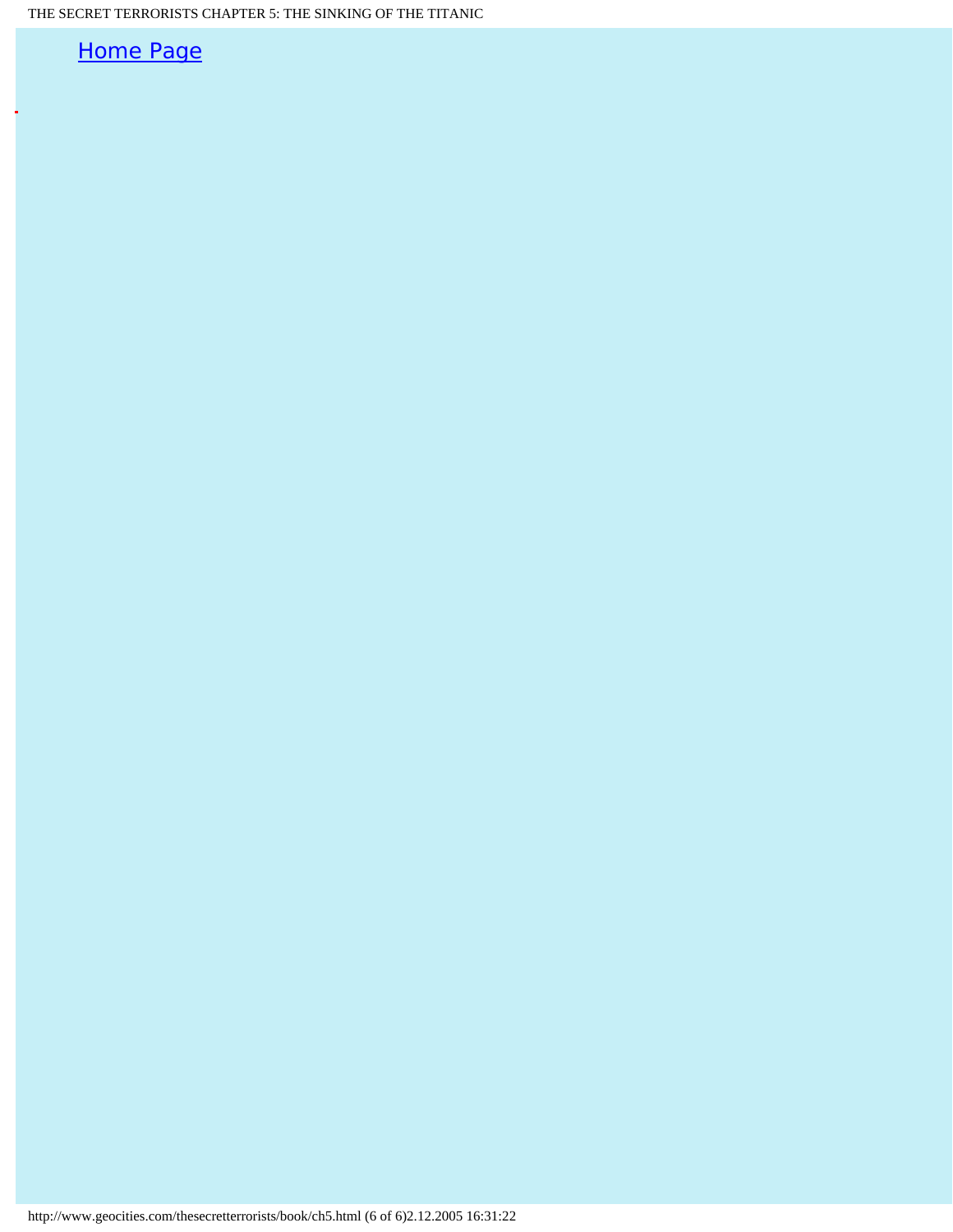[Home Page](http://www.geocities.com/thesecretterrorists/)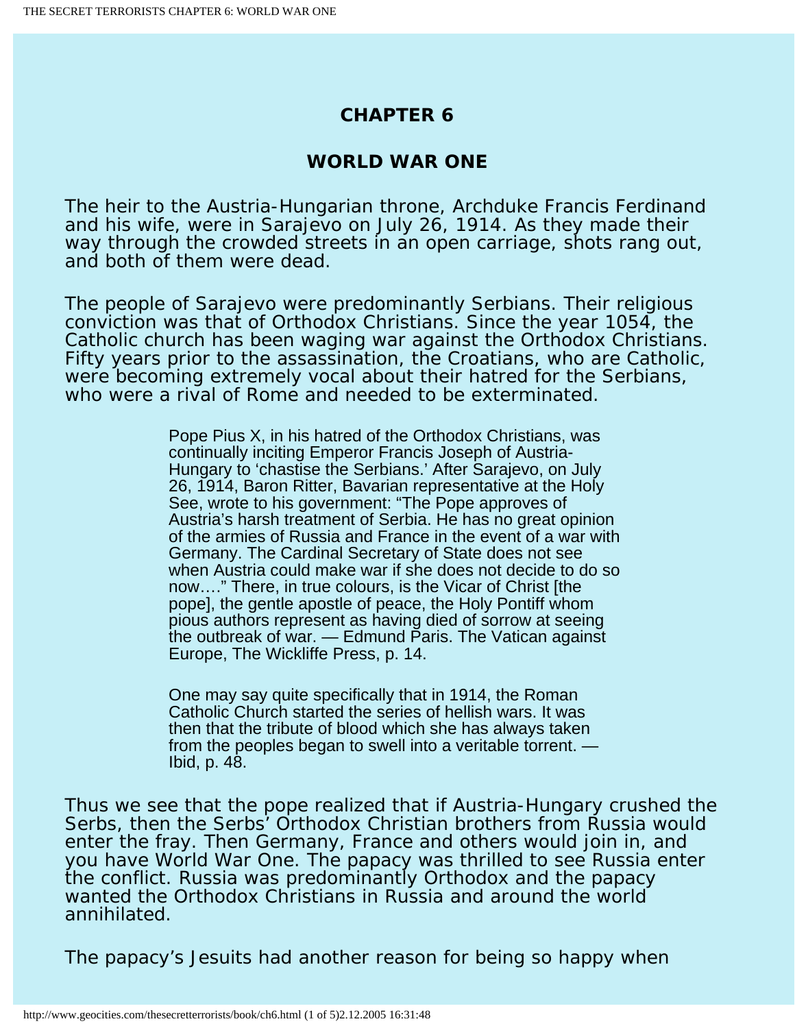## CHAPTER 6

## WORLD WAR ONE

The heir to the Austria-Hungarian throne, Archduke Francis Ferdinand and his wife, were in Sarajevo on July 26, 1914. As they made their way through the crowded streets in an open carriage, shots rang out, and both of them were dead.

The people of Sarajevo were predominantly Serbians. Their religious conviction was that of Orthodox Christians. Since the year 1054, the Catholic church has been waging war against the Orthodox Christians. Fifty years prior to the assassination, the Croatians, who are Catholic, were becoming extremely vocal about their hatred for the Serbians, who were a rival of Rome and needed to be exterminated.

> Pope Pius X, in his hatred of the Orthodox Christians, was continually inciting Emperor Francis Joseph of Austria-Hungary to 'chastise the Serbians.' After Sarajevo, on July 26, 1914, Baron Ritter, Bavarian representative at the Holy See, wrote to his government: "The Pope approves of Austria's harsh treatment of Serbia. He has no great opinion of the armies of Russia and France in the event of a war with Germany. The Cardinal Secretary of State does not see when Austria could make war if she does not decide to do so now…." There, in true colours, is the Vicar of Christ [the pope], the gentle apostle of peace, the Holy Pontiff whom pious authors represent as having died of sorrow at seeing the outbreak of war. — Edmund Paris. The Vatican against Europe, The Wickliffe Press, p. 14.

> One may say quite specifically that in 1914, the Roman Catholic Church started the series of hellish wars. It was then that the tribute of blood which she has always taken from the peoples began to swell into a veritable torrent. — Ibid, p. 48.

Thus we see that the pope realized that if Austria-Hungary crushed the Serbs, then the Serbs' Orthodox Christian brothers from Russia would enter the fray. Then Germany, France and others would join in, and you have World War One. The papacy was thrilled to see Russia enter the conflict. Russia was predominantly Orthodox and the papacy wanted the Orthodox Christians in Russia and around the world annihilated.

The papacy's Jesuits had another reason for being so happy when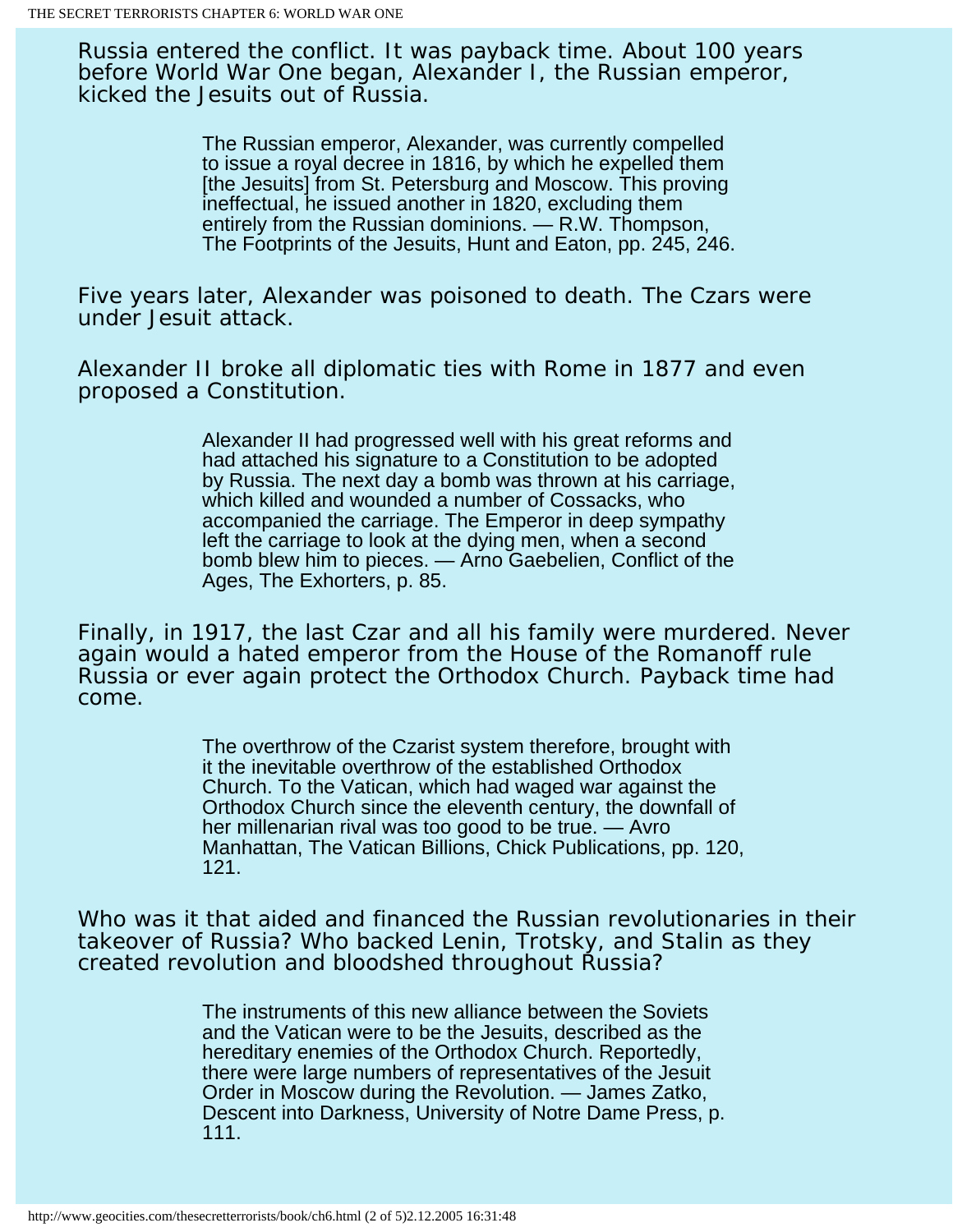Russia entered the conflict. It was payback time. About 100 years before World War One began, Alexander I, the Russian emperor, kicked the Jesuits out of Russia.

> The Russian emperor, Alexander, was currently compelled to issue a royal decree in 1816, by which he expelled them [the Jesuits] from St. Petersburg and Moscow. This proving ineffectual, he issued another in 1820, excluding them entirely from the Russian dominions. — R.W. Thompson, The Footprints of the Jesuits, Hunt and Eaton, pp. 245, 246.

Five years later, Alexander was poisoned to death. The Czars were under Jesuit attack.

Alexander II broke all diplomatic ties with Rome in 1877 and even proposed a Constitution.

> Alexander II had progressed well with his great reforms and had attached his signature to a Constitution to be adopted by Russia. The next day a bomb was thrown at his carriage, which killed and wounded a number of Cossacks, who accompanied the carriage. The Emperor in deep sympathy left the carriage to look at the dying men, when a second bomb blew him to pieces. — Arno Gaebelien, Conflict of the Ages, The Exhorters, p. 85.

Finally, in 1917, the last Czar and all his family were murdered. Never again would a hated emperor from the House of the Romanoff rule Russia or ever again protect the Orthodox Church. Payback time had come.

> The overthrow of the Czarist system therefore, brought with it the inevitable overthrow of the established Orthodox Church. To the Vatican, which had waged war against the Orthodox Church since the eleventh century, the downfall of her millenarian rival was too good to be true. — Avro Manhattan, The Vatican Billions, Chick Publications, pp. 120, 121.

Who was it that aided and financed the Russian revolutionaries in their takeover of Russia? Who backed Lenin, Trotsky, and Stalin as they created revolution and bloodshed throughout Russia?

> The instruments of this new alliance between the Soviets and the Vatican were to be the Jesuits, described as the hereditary enemies of the Orthodox Church. Reportedly, there were large numbers of representatives of the Jesuit Order in Moscow during the Revolution. — James Zatko, Descent into Darkness, University of Notre Dame Press, p. 111.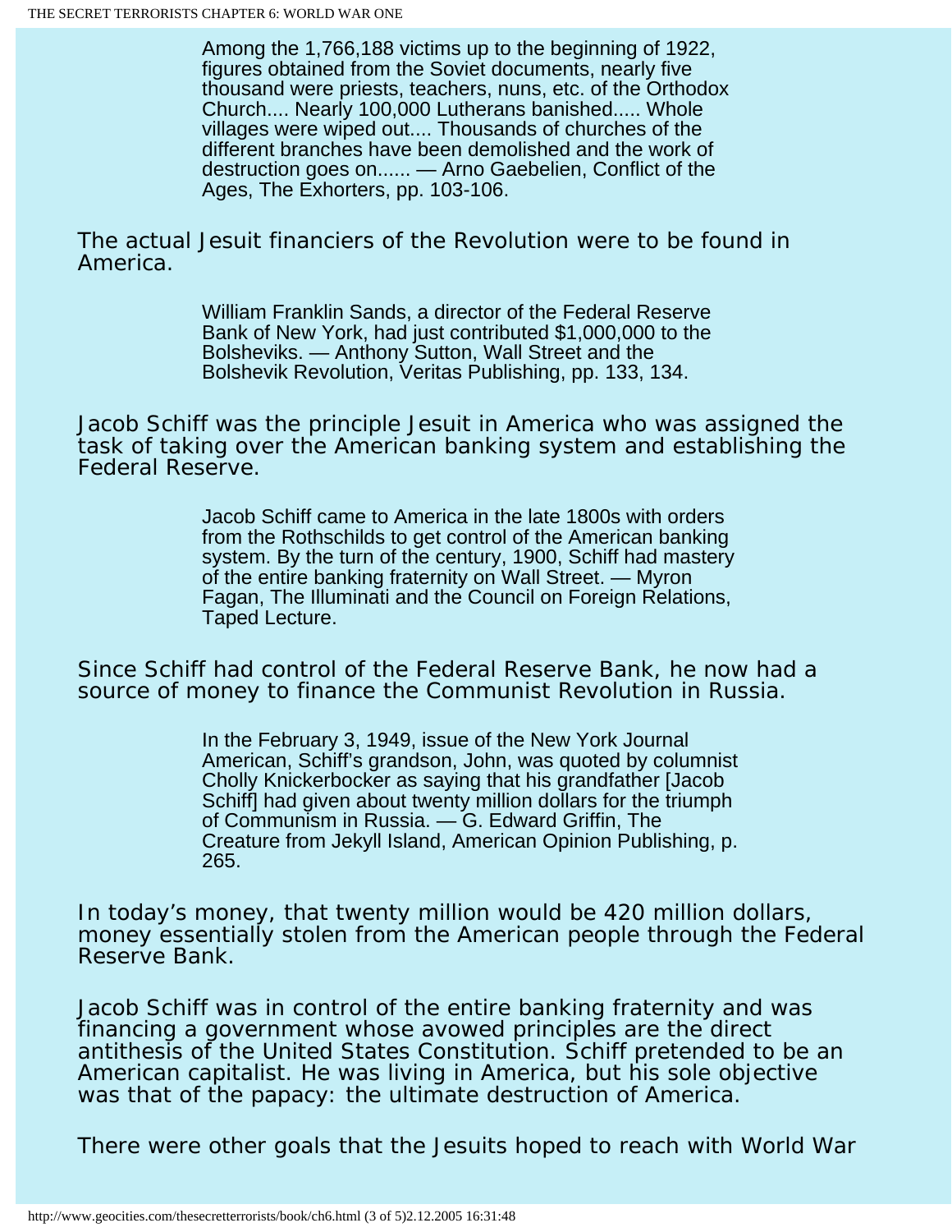> Among the 1,766,188 victims up to the beginning of 1922, figures obtained from the Soviet documents, nearly five thousand were priests, teachers, nuns, etc. of the Orthodox Church.... Nearly 100,000 Lutherans banished..... Whole villages were wiped out.... Thousands of churches of the different branches have been demolished and the work of destruction goes on...... — Arno Gaebelien, Conflict of the Ages, The Exhorters, pp. 103-106.

The actual Jesuit financiers of the Revolution were to be found in America.

> William Franklin Sands, a director of the Federal Reserve Bank of New York, had just contributed $1,000,000 to the Bolsheviks. — Anthony Sutton, Wall Street and the Bolshevik Revolution, Veritas Publishing, pp. 133, 134.

Jacob Schiff was the principle Jesuit in America who was assigned the task of taking over the American banking system and establishing the Federal Reserve.

> Jacob Schiff came to America in the late 1800s with orders from the Rothschilds to get control of the American banking system. By the turn of the century, 1900, Schiff had mastery of the entire banking fraternity on Wall Street. — Myron Fagan, The Illuminati and the Council on Foreign Relations, Taped Lecture.

Since Schiff had control of the Federal Reserve Bank, he now had a source of money to finance the Communist Revolution in Russia.

> In the February 3, 1949, issue of the New York Journal American, Schiff's grandson, John, was quoted by columnist Cholly Knickerbocker as saying that his grandfather [Jacob Schiff] had given about twenty million dollars for the triumph of Communism in Russia. — G. Edward Griffin, The Creature from Jekyll Island, American Opinion Publishing, p. 265.

In today's money, that twenty million would be 420 million dollars, money essentially stolen from the American people through the Federal Reserve Bank.

Jacob Schiff was in control of the entire banking fraternity and was financing a government whose avowed principles are the direct antithesis of the United States Constitution. Schiff pretended to be an American capitalist. He was living in America, but his sole objective was that of the papacy: the ultimate destruction of America.

There were other goals that the Jesuits hoped to reach with World War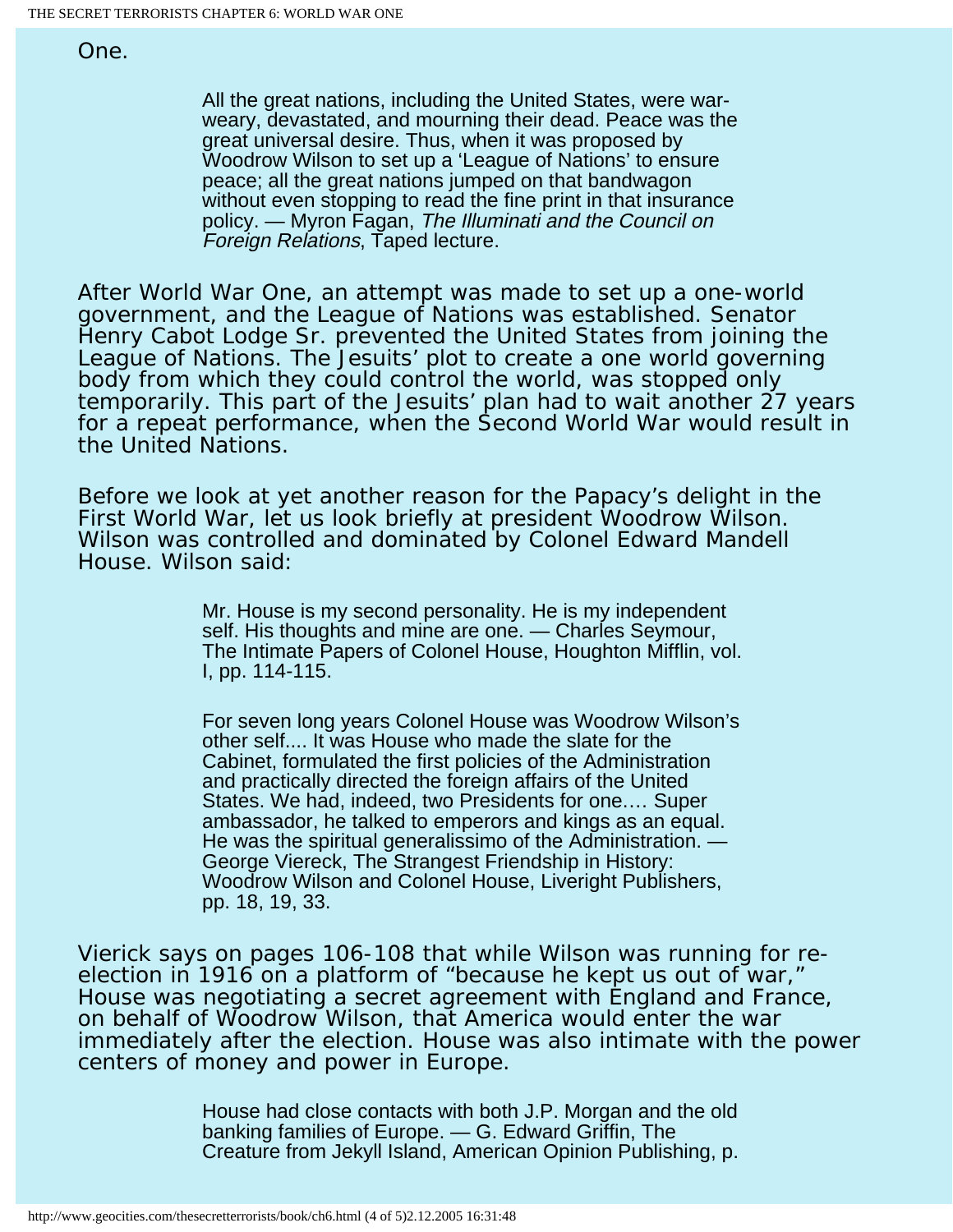One.

> All the great nations, including the United States, were war-weary, devastated, and mourning their dead. Peace was the great universal desire. Thus, when it was proposed by Woodrow Wilson to set up a 'League of Nations' to ensure peace; all the great nations jumped on that bandwagon without even stopping to read the fine print in that insurance policy. — Myron Fagan, *The Illuminati and the Council on Foreign Relations*, Taped lecture.

After World War One, an attempt was made to set up a one-world government, and the League of Nations was established. Senator Henry Cabot Lodge Sr. prevented the United States from joining the League of Nations. The Jesuits' plot to create a one world governing body from which they could control the world, was stopped only temporarily. This part of the Jesuits' plan had to wait another 27 years for a repeat performance, when the Second World War would result in the United Nations.

Before we look at yet another reason for the Papacy's delight in the First World War, let us look briefly at president Woodrow Wilson. Wilson was controlled and dominated by Colonel Edward Mandell House. Wilson said:

> Mr. House is my second personality. He is my independent self. His thoughts and mine are one. — Charles Seymour, The Intimate Papers of Colonel House, Houghton Mifflin, vol. I, pp. 114-115.

> For seven long years Colonel House was Woodrow Wilson's other self.... It was House who made the slate for the Cabinet, formulated the first policies of the Administration and practically directed the foreign affairs of the United States. We had, indeed, two Presidents for one.... Super ambassador, he talked to emperors and kings as an equal. He was the spiritual generalissimo of the Administration. — George Viereck, The Strangest Friendship in History: Woodrow Wilson and Colonel House, Liveright Publishers, pp. 18, 19, 33.

Vierick says on pages 106-108 that while Wilson was running for re-election in 1916 on a platform of "because he kept us out of war," House was negotiating a secret agreement with England and France, on behalf of Woodrow Wilson, that America would enter the war immediately after the election. House was also intimate with the power centers of money and power in Europe.

> House had close contacts with both J.P. Morgan and the old banking families of Europe. — G. Edward Griffin, The Creature from Jekyll Island, American Opinion Publishing, p.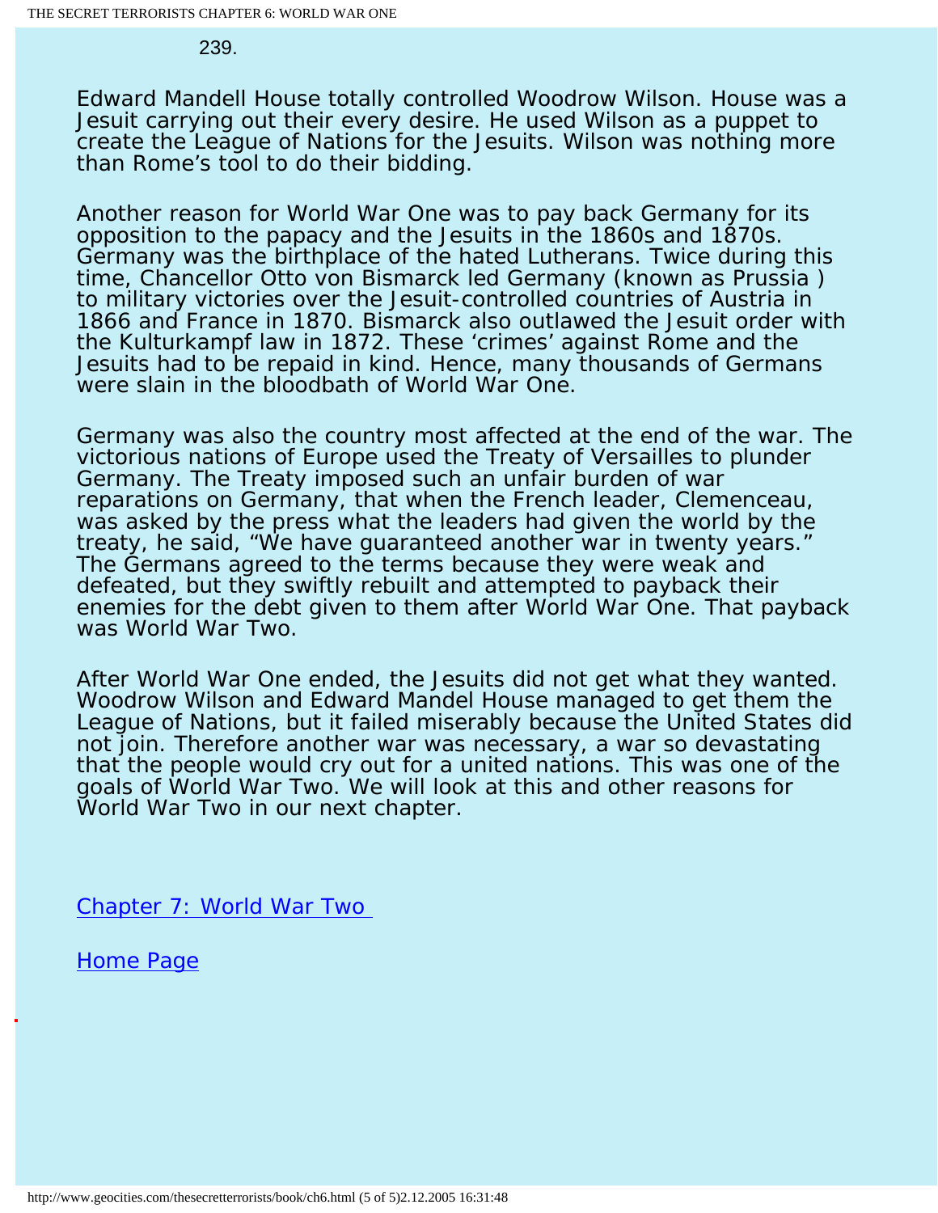239.

Edward Mandell House totally controlled Woodrow Wilson. House was a Jesuit carrying out their every desire. He used Wilson as a puppet to create the League of Nations for the Jesuits. Wilson was nothing more than Rome's tool to do their bidding.

Another reason for World War One was to pay back Germany for its opposition to the papacy and the Jesuits in the 1860s and 1870s. Germany was the birthplace of the hated Lutherans. Twice during this time, Chancellor Otto von Bismarck led Germany (known as Prussia ) to military victories over the Jesuit-controlled countries of Austria in 1866 and France in 1870. Bismarck also outlawed the Jesuit order with the Kulturkampf law in 1872. These 'crimes' against Rome and the Jesuits had to be repaid in kind. Hence, many thousands of Germans were slain in the bloodbath of World War One.

Germany was also the country most affected at the end of the war. The victorious nations of Europe used the Treaty of Versailles to plunder Germany. The Treaty imposed such an unfair burden of war reparations on Germany, that when the French leader, Clemenceau, was asked by the press what the leaders had given the world by the treaty, he said, "We have guaranteed another war in twenty years." The Germans agreed to the terms because they were weak and defeated, but they swiftly rebuilt and attempted to payback their enemies for the debt given to them after World War One. That payback was World War Two.

After World War One ended, the Jesuits did not get what they wanted. Woodrow Wilson and Edward Mandel House managed to get them the League of Nations, but it failed miserably because the United States did not join. Therefore another war was necessary, a war so devastating that the people would cry out for a united nations. This was one of the goals of World War Two. We will look at this and other reasons for World War Two in our next chapter.

Chapter 7: World War Two

Home Page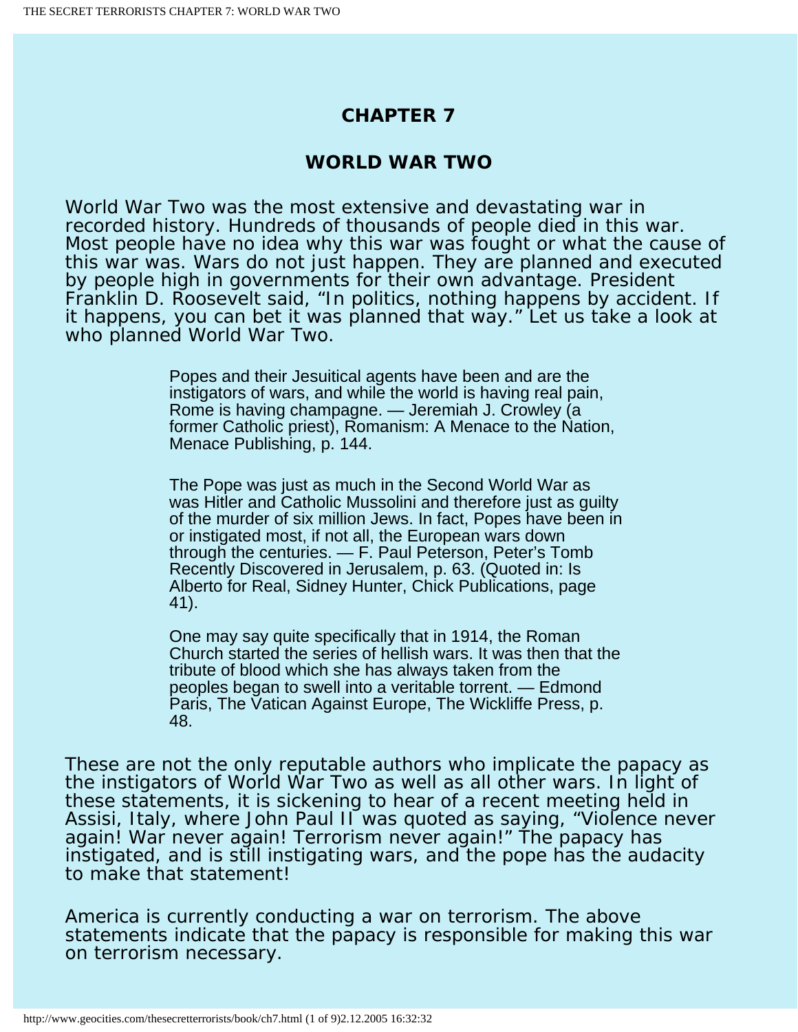# CHAPTER 7

## WORLD WAR TWO

World War Two was the most extensive and devastating war in recorded history. Hundreds of thousands of people died in this war. Most people have no idea why this war was fought or what the cause of this war was. Wars do not just happen. They are planned and executed by people high in governments for their own advantage. President Franklin D. Roosevelt said, "In politics, nothing happens by accident. If it happens, you can bet it was planned that way." Let us take a look at who planned World War Two.

> Popes and their Jesuitical agents have been and are the instigators of wars, and while the world is having real pain, Rome is having champagne. — Jeremiah J. Crowley (a former Catholic priest), Romanism: A Menace to the Nation, Menace Publishing, p. 144.

> The Pope was just as much in the Second World War as was Hitler and Catholic Mussolini and therefore just as guilty of the murder of six million Jews. In fact, Popes have been in or instigated most, if not all, the European wars down through the centuries. — F. Paul Peterson, Peter's Tomb Recently Discovered in Jerusalem, p. 63. (Quoted in: Is Alberto for Real, Sidney Hunter, Chick Publications, page 41).

> One may say quite specifically that in 1914, the Roman Church started the series of hellish wars. It was then that the tribute of blood which she has always taken from the peoples began to swell into a veritable torrent. — Edmond Paris, The Vatican Against Europe, The Wickliffe Press, p. 48.

These are not the only reputable authors who implicate the papacy as the instigators of World War Two as well as all other wars. In light of these statements, it is sickening to hear of a recent meeting held in Assisi, Italy, where John Paul II was quoted as saying, "Violence never again! War never again! Terrorism never again!" The papacy has instigated, and is still instigating wars, and the pope has the audacity to make that statement!

America is currently conducting a war on terrorism. The above statements indicate that the papacy is responsible for making this war on terrorism necessary.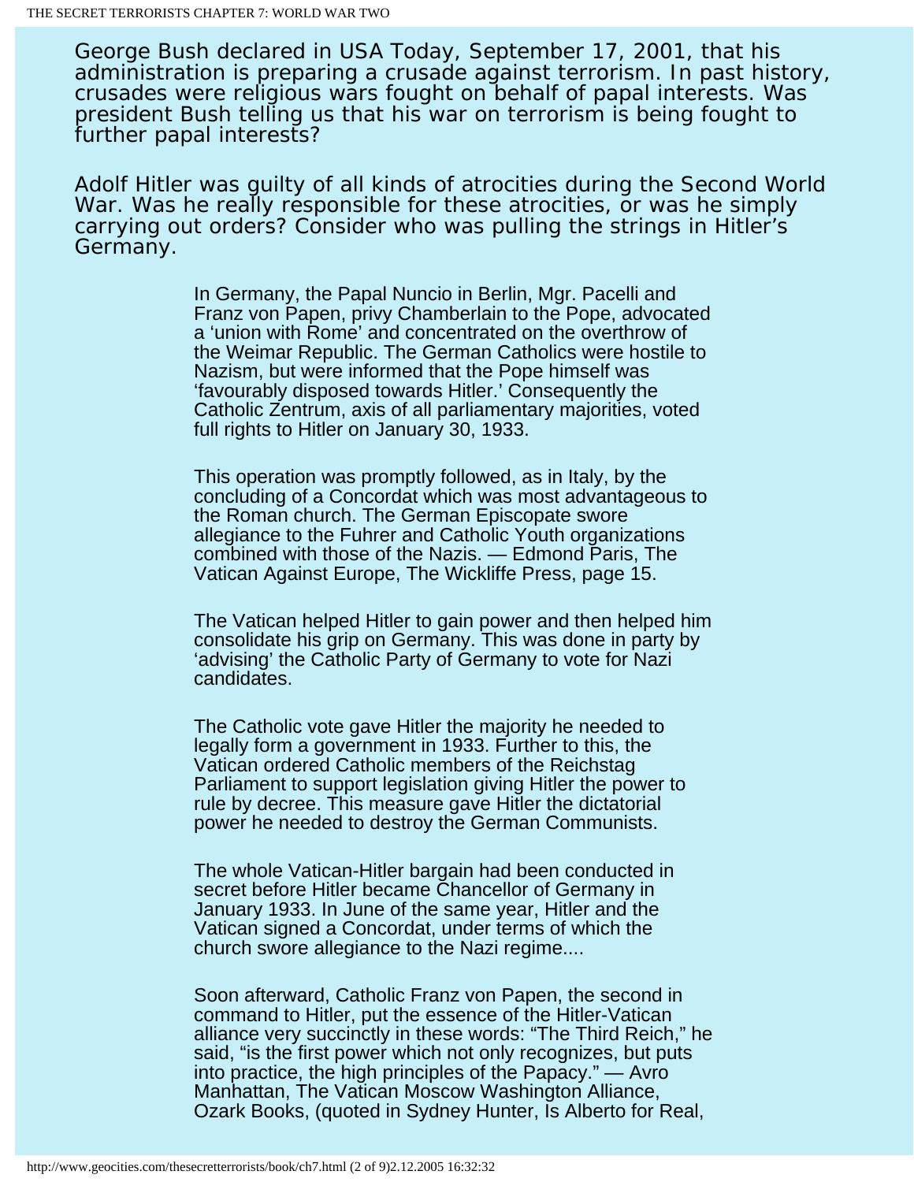George Bush declared in USA Today, September 17, 2001, that his administration is preparing a crusade against terrorism. In past history, crusades were religious wars fought on behalf of papal interests. Was president Bush telling us that his war on terrorism is being fought to further papal interests?

Adolf Hitler was guilty of all kinds of atrocities during the Second World War. Was he really responsible for these atrocities, or was he simply carrying out orders? Consider who was pulling the strings in Hitler's Germany.

> In Germany, the Papal Nuncio in Berlin, Mgr. Pacelli and Franz von Papen, privy Chamberlain to the Pope, advocated a 'union with Rome' and concentrated on the overthrow of the Weimar Republic. The German Catholics were hostile to Nazism, but were informed that the Pope himself was 'favourably disposed towards Hitler.' Consequently the Catholic Zentrum, axis of all parliamentary majorities, voted full rights to Hitler on January 30, 1933.
>
> This operation was promptly followed, as in Italy, by the concluding of a Concordat which was most advantageous to the Roman church. The German Episcopate swore allegiance to the Fuhrer and Catholic Youth organizations combined with those of the Nazis. — Edmond Paris, The Vatican Against Europe, The Wickliffe Press, page 15.
>
> The Vatican helped Hitler to gain power and then helped him consolidate his grip on Germany. This was done in party by 'advising' the Catholic Party of Germany to vote for Nazi candidates.
>
> The Catholic vote gave Hitler the majority he needed to legally form a government in 1933. Further to this, the Vatican ordered Catholic members of the Reichstag Parliament to support legislation giving Hitler the power to rule by decree. This measure gave Hitler the dictatorial power he needed to destroy the German Communists.
>
> The whole Vatican-Hitler bargain had been conducted in secret before Hitler became Chancellor of Germany in January 1933. In June of the same year, Hitler and the Vatican signed a Concordat, under terms of which the church swore allegiance to the Nazi regime....
>
> Soon afterward, Catholic Franz von Papen, the second in command to Hitler, put the essence of the Hitler-Vatican alliance very succinctly in these words: "The Third Reich," he said, "is the first power which not only recognizes, but puts into practice, the high principles of the Papacy." — Avro Manhattan, The Vatican Moscow Washington Alliance, Ozark Books, (quoted in Sydney Hunter, Is Alberto for Real,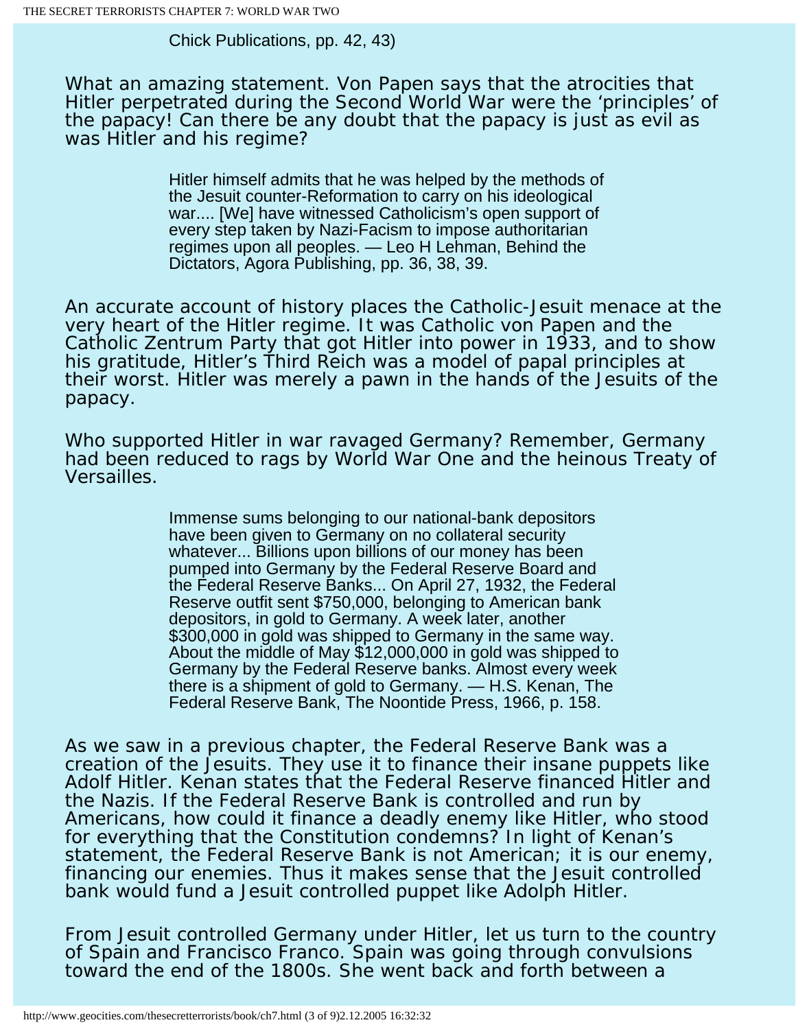Chick Publications, pp. 42, 43)

What an amazing statement. Von Papen says that the atrocities that Hitler perpetrated during the Second World War were the 'principles' of the papacy! Can there be any doubt that the papacy is just as evil as was Hitler and his regime?

> Hitler himself admits that he was helped by the methods of the Jesuit counter-Reformation to carry on his ideological war.... [We] have witnessed Catholicism's open support of every step taken by Nazi-Facism to impose authoritarian regimes upon all peoples. — Leo H Lehman, Behind the Dictators, Agora Publishing, pp. 36, 38, 39.

An accurate account of history places the Catholic-Jesuit menace at the very heart of the Hitler regime. It was Catholic von Papen and the Catholic Zentrum Party that got Hitler into power in 1933, and to show his gratitude, Hitler's Third Reich was a model of papal principles at their worst. Hitler was merely a pawn in the hands of the Jesuits of the papacy.

Who supported Hitler in war ravaged Germany? Remember, Germany had been reduced to rags by World War One and the heinous Treaty of Versailles.

> Immense sums belonging to our national-bank depositors have been given to Germany on no collateral security whatever... Billions upon billions of our money has been pumped into Germany by the Federal Reserve Board and the Federal Reserve Banks... On April 27, 1932, the Federal Reserve outfit sent $750,000, belonging to American bank depositors, in gold to Germany. A week later, another $300,000 in gold was shipped to Germany in the same way. About the middle of May $12,000,000 in gold was shipped to Germany by the Federal Reserve banks. Almost every week there is a shipment of gold to Germany. — H.S. Kenan, The Federal Reserve Bank, The Noontide Press, 1966, p. 158.

As we saw in a previous chapter, the Federal Reserve Bank was a creation of the Jesuits. They use it to finance their insane puppets like Adolf Hitler. Kenan states that the Federal Reserve financed Hitler and the Nazis. If the Federal Reserve Bank is controlled and run by Americans, how could it finance a deadly enemy like Hitler, who stood for everything that the Constitution condemns? In light of Kenan's statement, the Federal Reserve Bank is not American; it is our enemy, financing our enemies. Thus it makes sense that the Jesuit controlled bank would fund a Jesuit controlled puppet like Adolph Hitler.

From Jesuit controlled Germany under Hitler, let us turn to the country of Spain and Francisco Franco. Spain was going through convulsions toward the end of the 1800s. She went back and forth between a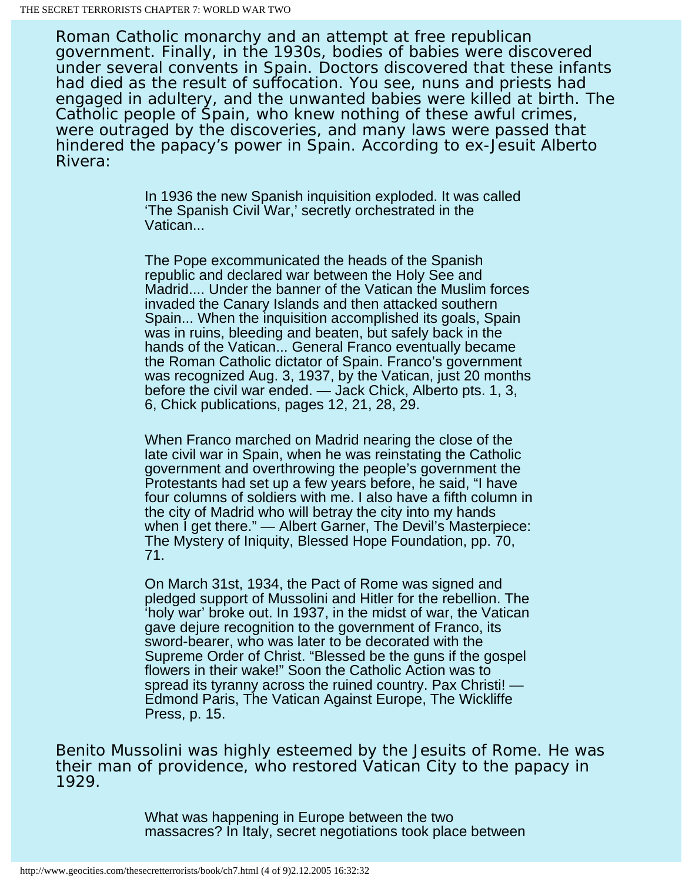Roman Catholic monarchy and an attempt at free republican government. Finally, in the 1930s, bodies of babies were discovered under several convents in Spain. Doctors discovered that these infants had died as the result of suffocation. You see, nuns and priests had engaged in adultery, and the unwanted babies were killed at birth. The Catholic people of Spain, who knew nothing of these awful crimes, were outraged by the discoveries, and many laws were passed that hindered the papacy's power in Spain. According to ex-Jesuit Alberto Rivera:

> In 1936 the new Spanish inquisition exploded. It was called 'The Spanish Civil War,' secretly orchestrated in the Vatican...
>
> The Pope excommunicated the heads of the Spanish republic and declared war between the Holy See and Madrid.... Under the banner of the Vatican the Muslim forces invaded the Canary Islands and then attacked southern Spain... When the inquisition accomplished its goals, Spain was in ruins, bleeding and beaten, but safely back in the hands of the Vatican... General Franco eventually became the Roman Catholic dictator of Spain. Franco's government was recognized Aug. 3, 1937, by the Vatican, just 20 months before the civil war ended. — Jack Chick, Alberto pts. 1, 3, 6, Chick publications, pages 12, 21, 28, 29.

> When Franco marched on Madrid nearing the close of the late civil war in Spain, when he was reinstating the Catholic government and overthrowing the people's government the Protestants had set up a few years before, he said, "I have four columns of soldiers with me. I also have a fifth column in the city of Madrid who will betray the city into my hands when I get there." — Albert Garner, The Devil's Masterpiece: The Mystery of Iniquity, Blessed Hope Foundation, pp. 70, 71.

> On March 31st, 1934, the Pact of Rome was signed and pledged support of Mussolini and Hitler for the rebellion. The 'holy war' broke out. In 1937, in the midst of war, the Vatican gave dejure recognition to the government of Franco, its sword-bearer, who was later to be decorated with the Supreme Order of Christ. "Blessed be the guns if the gospel flowers in their wake!" Soon the Catholic Action was to spread its tyranny across the ruined country. Pax Christi! — Edmond Paris, The Vatican Against Europe, The Wickliffe Press, p. 15.

Benito Mussolini was highly esteemed by the Jesuits of Rome. He was their man of providence, who restored Vatican City to the papacy in 1929.

> What was happening in Europe between the two massacres? In Italy, secret negotiations took place between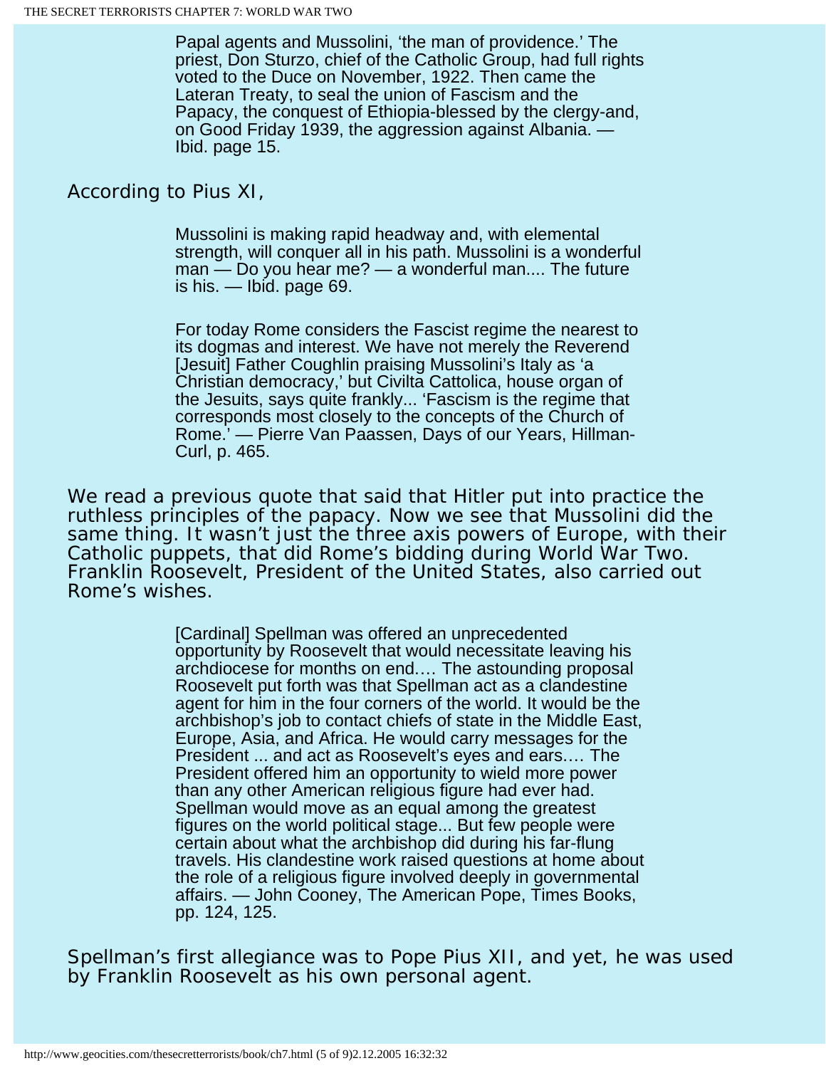> Papal agents and Mussolini, 'the man of providence.' The priest, Don Sturzo, chief of the Catholic Group, had full rights voted to the Duce on November, 1922. Then came the Lateran Treaty, to seal the union of Fascism and the Papacy, the conquest of Ethiopia-blessed by the clergy-and, on Good Friday 1939, the aggression against Albania. — Ibid. page 15.

According to Pius XI,

> Mussolini is making rapid headway and, with elemental strength, will conquer all in his path. Mussolini is a wonderful man — Do you hear me? — a wonderful man.... The future is his. — Ibid. page 69.

> For today Rome considers the Fascist regime the nearest to its dogmas and interest. We have not merely the Reverend [Jesuit] Father Coughlin praising Mussolini's Italy as 'a Christian democracy,' but Civilta Cattolica, house organ of the Jesuits, says quite frankly... 'Fascism is the regime that corresponds most closely to the concepts of the Church of Rome.' — Pierre Van Paassen, Days of our Years, Hillman-Curl, p. 465.

We read a previous quote that said that Hitler put into practice the ruthless principles of the papacy. Now we see that Mussolini did the same thing. It wasn't just the three axis powers of Europe, with their Catholic puppets, that did Rome's bidding during World War Two. Franklin Roosevelt, President of the United States, also carried out Rome's wishes.

> [Cardinal] Spellman was offered an unprecedented opportunity by Roosevelt that would necessitate leaving his archdiocese for months on end.… The astounding proposal Roosevelt put forth was that Spellman act as a clandestine agent for him in the four corners of the world. It would be the archbishop's job to contact chiefs of state in the Middle East, Europe, Asia, and Africa. He would carry messages for the President ... and act as Roosevelt's eyes and ears.… The President offered him an opportunity to wield more power than any other American religious figure had ever had. Spellman would move as an equal among the greatest figures on the world political stage... But few people were certain about what the archbishop did during his far-flung travels. His clandestine work raised questions at home about the role of a religious figure involved deeply in governmental affairs. — John Cooney, The American Pope, Times Books, pp. 124, 125.

Spellman's first allegiance was to Pope Pius XII, and yet, he was used by Franklin Roosevelt as his own personal agent.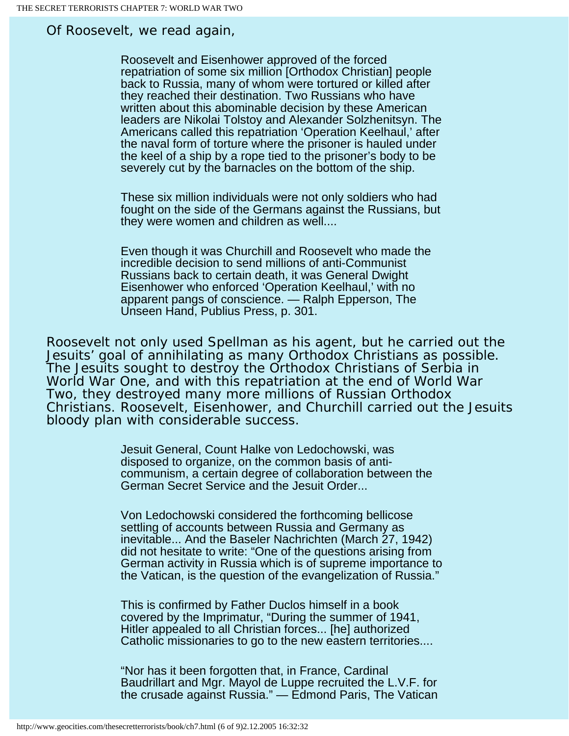Of Roosevelt, we read again,

> Roosevelt and Eisenhower approved of the forced repatriation of some six million [Orthodox Christian] people back to Russia, many of whom were tortured or killed after they reached their destination. Two Russians who have written about this abominable decision by these American leaders are Nikolai Tolstoy and Alexander Solzhenitsyn. The Americans called this repatriation 'Operation Keelhaul,' after the naval form of torture where the prisoner is hauled under the keel of a ship by a rope tied to the prisoner's body to be severely cut by the barnacles on the bottom of the ship.
>
> These six million individuals were not only soldiers who had fought on the side of the Germans against the Russians, but they were women and children as well....
>
> Even though it was Churchill and Roosevelt who made the incredible decision to send millions of anti-Communist Russians back to certain death, it was General Dwight Eisenhower who enforced 'Operation Keelhaul,' with no apparent pangs of conscience. — Ralph Epperson, The Unseen Hand, Publius Press, p. 301.

Roosevelt not only used Spellman as his agent, but he carried out the Jesuits' goal of annihilating as many Orthodox Christians as possible. The Jesuits sought to destroy the Orthodox Christians of Serbia in World War One, and with this repatriation at the end of World War Two, they destroyed many more millions of Russian Orthodox Christians. Roosevelt, Eisenhower, and Churchill carried out the Jesuits bloody plan with considerable success.

> Jesuit General, Count Halke von Ledochowski, was disposed to organize, on the common basis of anti-communism, a certain degree of collaboration between the German Secret Service and the Jesuit Order...
>
> Von Ledochowski considered the forthcoming bellicose settling of accounts between Russia and Germany as inevitable... And the Baseler Nachrichten (March 27, 1942) did not hesitate to write: "One of the questions arising from German activity in Russia which is of supreme importance to the Vatican, is the question of the evangelization of Russia."
>
> This is confirmed by Father Duclos himself in a book covered by the Imprimatur, "During the summer of 1941, Hitler appealed to all Christian forces... [he] authorized Catholic missionaries to go to the new eastern territories....
>
> "Nor has it been forgotten that, in France, Cardinal Baudrillart and Mgr. Mayol de Luppe recruited the L.V.F. for the crusade against Russia." — Edmond Paris, The Vatican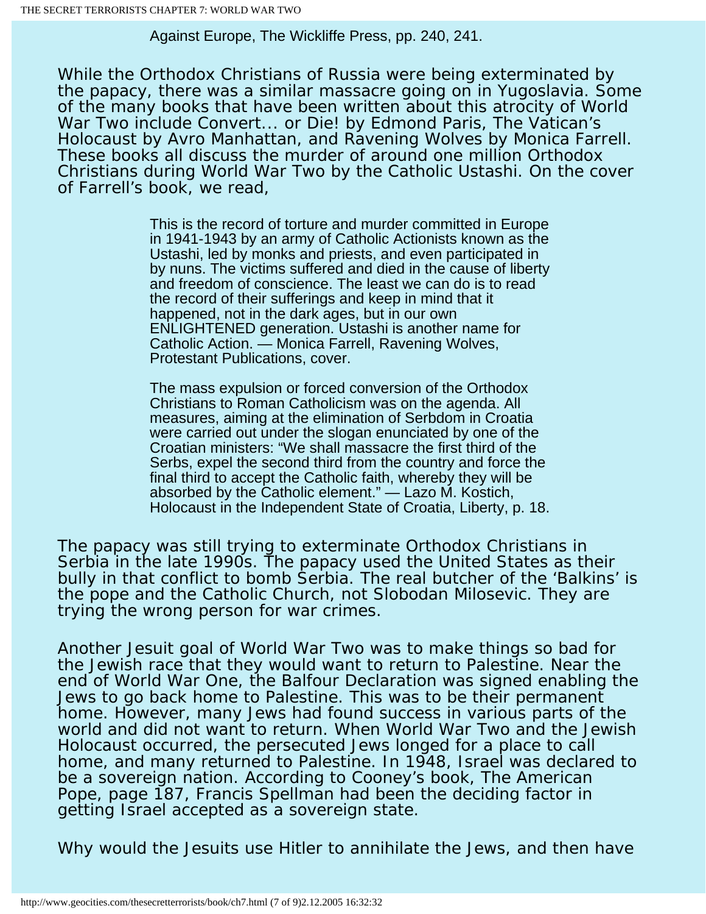Against Europe, The Wickliffe Press, pp. 240, 241.

While the Orthodox Christians of Russia were being exterminated by the papacy, there was a similar massacre going on in Yugoslavia. Some of the many books that have been written about this atrocity of World War Two include Convert... or Die! by Edmond Paris, The Vatican's Holocaust by Avro Manhattan, and Ravening Wolves by Monica Farrell. These books all discuss the murder of around one million Orthodox Christians during World War Two by the Catholic Ustashi. On the cover of Farrell's book, we read,

> This is the record of torture and murder committed in Europe in 1941-1943 by an army of Catholic Actionists known as the Ustashi, led by monks and priests, and even participated in by nuns. The victims suffered and died in the cause of liberty and freedom of conscience. The least we can do is to read the record of their sufferings and keep in mind that it happened, not in the dark ages, but in our own ENLIGHTENED generation. Ustashi is another name for Catholic Action. — Monica Farrell, Ravening Wolves, Protestant Publications, cover.

> The mass expulsion or forced conversion of the Orthodox Christians to Roman Catholicism was on the agenda. All measures, aiming at the elimination of Serbdom in Croatia were carried out under the slogan enunciated by one of the Croatian ministers: "We shall massacre the first third of the Serbs, expel the second third from the country and force the final third to accept the Catholic faith, whereby they will be absorbed by the Catholic element." — Lazo M. Kostich, Holocaust in the Independent State of Croatia, Liberty, p. 18.

The papacy was still trying to exterminate Orthodox Christians in Serbia in the late 1990s. The papacy used the United States as their bully in that conflict to bomb Serbia. The real butcher of the 'Balkins' is the pope and the Catholic Church, not Slobodan Milosevic. They are trying the wrong person for war crimes.

Another Jesuit goal of World War Two was to make things so bad for the Jewish race that they would want to return to Palestine. Near the end of World War One, the Balfour Declaration was signed enabling the Jews to go back home to Palestine. This was to be their permanent home. However, many Jews had found success in various parts of the world and did not want to return. When World War Two and the Jewish Holocaust occurred, the persecuted Jews longed for a place to call home, and many returned to Palestine. In 1948, Israel was declared to be a sovereign nation. According to Cooney's book, The American Pope, page 187, Francis Spellman had been the deciding factor in getting Israel accepted as a sovereign state.

Why would the Jesuits use Hitler to annihilate the Jews, and then have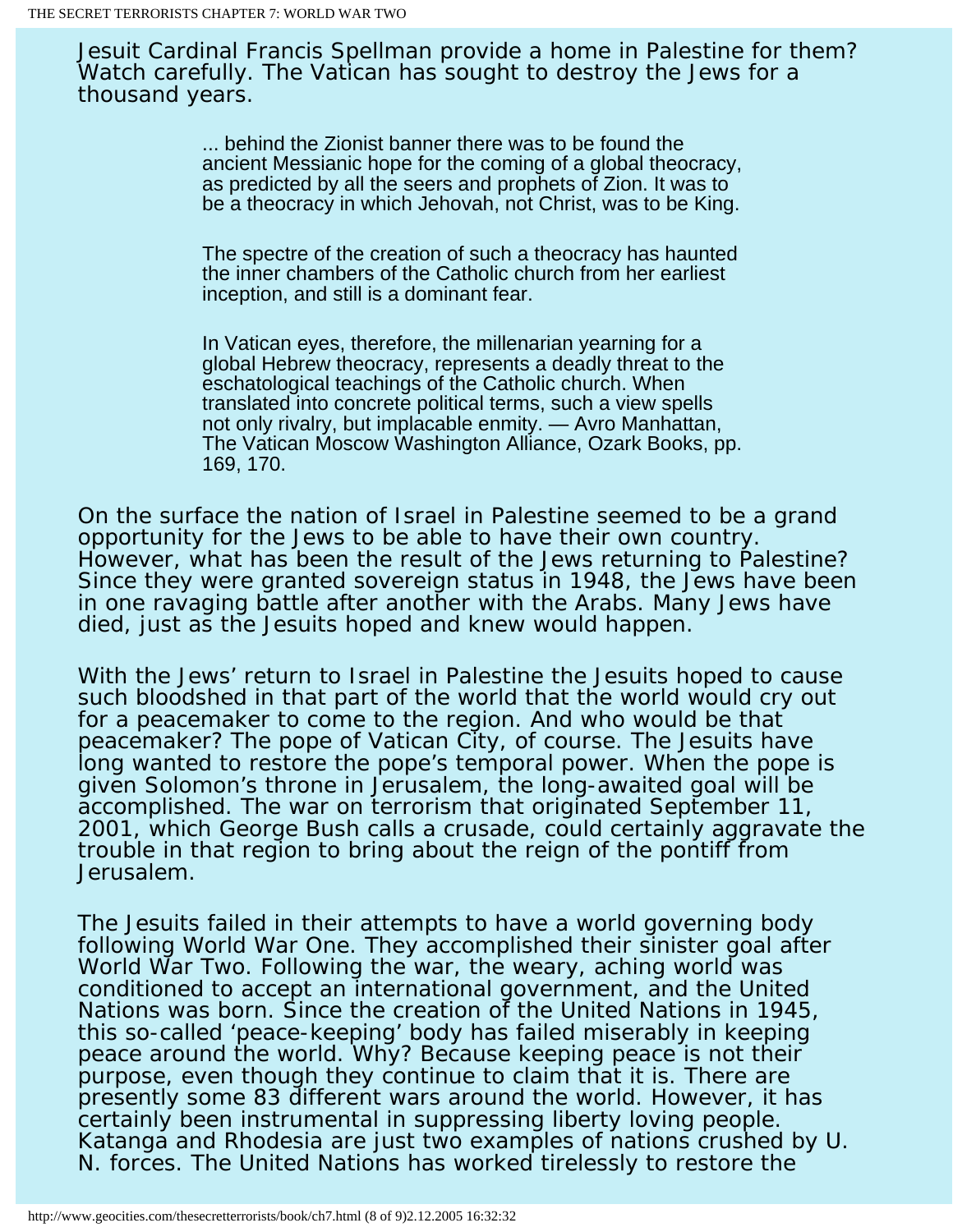Jesuit Cardinal Francis Spellman provide a home in Palestine for them? Watch carefully. The Vatican has sought to destroy the Jews for a thousand years.

> ... behind the Zionist banner there was to be found the ancient Messianic hope for the coming of a global theocracy, as predicted by all the seers and prophets of Zion. It was to be a theocracy in which Jehovah, not Christ, was to be King.
>
> The spectre of the creation of such a theocracy has haunted the inner chambers of the Catholic church from her earliest inception, and still is a dominant fear.
>
> In Vatican eyes, therefore, the millenarian yearning for a global Hebrew theocracy, represents a deadly threat to the eschatological teachings of the Catholic church. When translated into concrete political terms, such a view spells not only rivalry, but implacable enmity. — Avro Manhattan, The Vatican Moscow Washington Alliance, Ozark Books, pp. 169, 170.

On the surface the nation of Israel in Palestine seemed to be a grand opportunity for the Jews to be able to have their own country. However, what has been the result of the Jews returning to Palestine? Since they were granted sovereign status in 1948, the Jews have been in one ravaging battle after another with the Arabs. Many Jews have died, just as the Jesuits hoped and knew would happen.

With the Jews' return to Israel in Palestine the Jesuits hoped to cause such bloodshed in that part of the world that the world would cry out for a peacemaker to come to the region. And who would be that peacemaker? The pope of Vatican City, of course. The Jesuits have long wanted to restore the pope's temporal power. When the pope is given Solomon's throne in Jerusalem, the long-awaited goal will be accomplished. The war on terrorism that originated September 11, 2001, which George Bush calls a crusade, could certainly aggravate the trouble in that region to bring about the reign of the pontiff from Jerusalem.

The Jesuits failed in their attempts to have a world governing body following World War One. They accomplished their sinister goal after World War Two. Following the war, the weary, aching world was conditioned to accept an international government, and the United Nations was born. Since the creation of the United Nations in 1945, this so-called 'peace-keeping' body has failed miserably in keeping peace around the world. Why? Because keeping peace is not their purpose, even though they continue to claim that it is. There are presently some 83 different wars around the world. However, it has certainly been instrumental in suppressing liberty loving people. Katanga and Rhodesia are just two examples of nations crushed by U. N. forces. The United Nations has worked tirelessly to restore the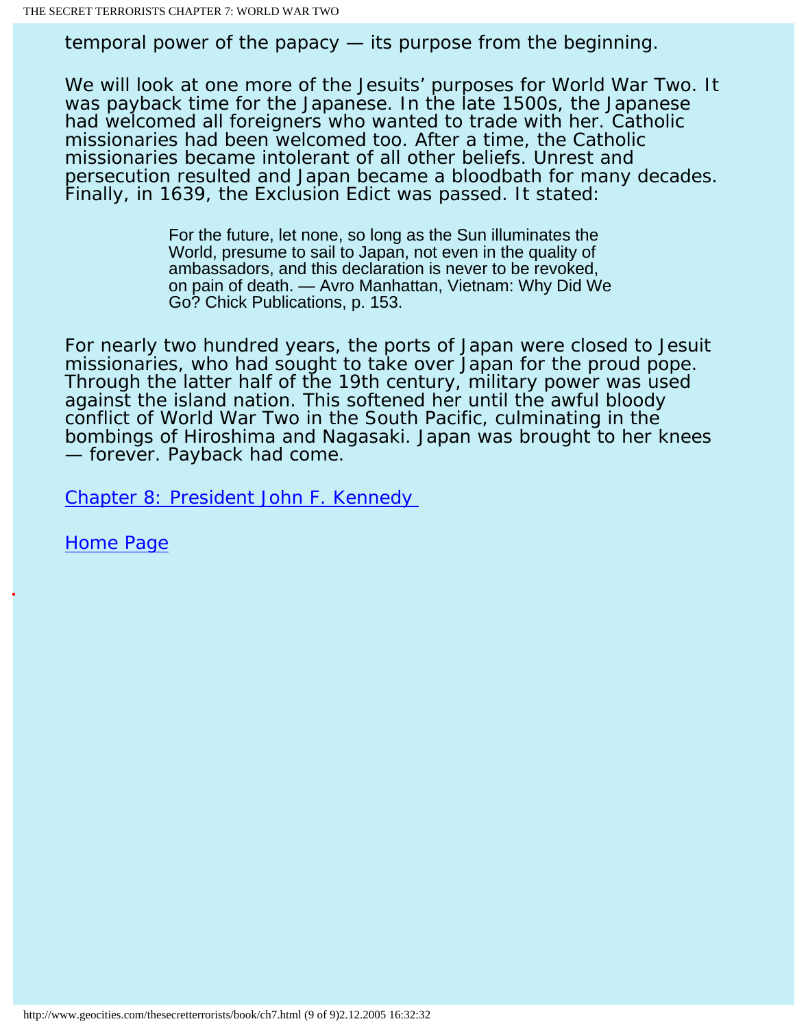temporal power of the papacy — its purpose from the beginning.

We will look at one more of the Jesuits' purposes for World War Two. It was payback time for the Japanese. In the late 1500s, the Japanese had welcomed all foreigners who wanted to trade with her. Catholic missionaries had been welcomed too. After a time, the Catholic missionaries became intolerant of all other beliefs. Unrest and persecution resulted and Japan became a bloodbath for many decades. Finally, in 1639, the Exclusion Edict was passed. It stated:

> For the future, let none, so long as the Sun illuminates the World, presume to sail to Japan, not even in the quality of ambassadors, and this declaration is never to be revoked, on pain of death. — Avro Manhattan, Vietnam: Why Did We Go? Chick Publications, p. 153.

For nearly two hundred years, the ports of Japan were closed to Jesuit missionaries, who had sought to take over Japan for the proud pope. Through the latter half of the 19th century, military power was used against the island nation. This softened her until the awful bloody conflict of World War Two in the South Pacific, culminating in the bombings of Hiroshima and Nagasaki. Japan was brought to her knees — forever. Payback had come.

Chapter 8: President John F. Kennedy

Home Page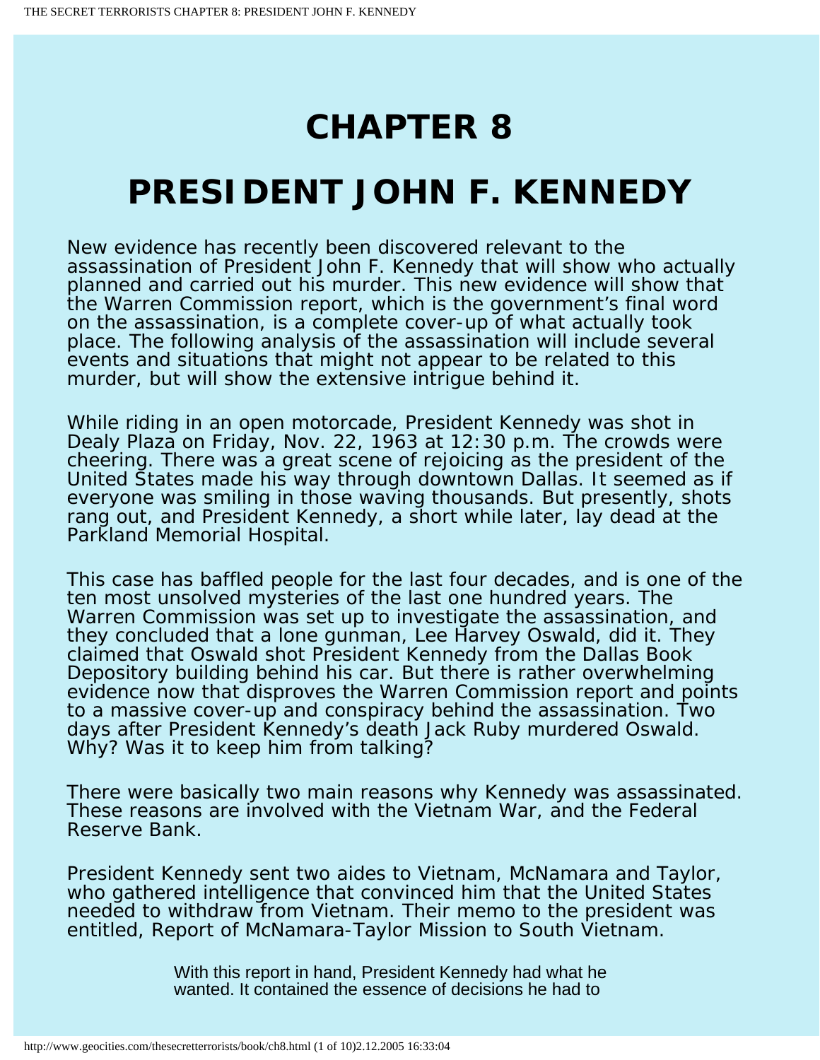# CHAPTER 8

# PRESIDENT JOHN F. KENNEDY

New evidence has recently been discovered relevant to the assassination of President John F. Kennedy that will show who actually planned and carried out his murder. This new evidence will show that the Warren Commission report, which is the government's final word on the assassination, is a complete cover-up of what actually took place. The following analysis of the assassination will include several events and situations that might not appear to be related to this murder, but will show the extensive intrigue behind it.

While riding in an open motorcade, President Kennedy was shot in Dealy Plaza on Friday, Nov. 22, 1963 at 12:30 p.m. The crowds were cheering. There was a great scene of rejoicing as the president of the United States made his way through downtown Dallas. It seemed as if everyone was smiling in those waving thousands. But presently, shots rang out, and President Kennedy, a short while later, lay dead at the Parkland Memorial Hospital.

This case has baffled people for the last four decades, and is one of the ten most unsolved mysteries of the last one hundred years. The Warren Commission was set up to investigate the assassination, and they concluded that a lone gunman, Lee Harvey Oswald, did it. They claimed that Oswald shot President Kennedy from the Dallas Book Depository building behind his car. But there is rather overwhelming evidence now that disproves the Warren Commission report and points to a massive cover-up and conspiracy behind the assassination. Two days after President Kennedy's death Jack Ruby murdered Oswald. Why? Was it to keep him from talking?

There were basically two main reasons why Kennedy was assassinated. These reasons are involved with the Vietnam War, and the Federal Reserve Bank.

President Kennedy sent two aides to Vietnam, McNamara and Taylor, who gathered intelligence that convinced him that the United States needed to withdraw from Vietnam. Their memo to the president was entitled, Report of McNamara-Taylor Mission to South Vietnam.

> With this report in hand, President Kennedy had what he wanted. It contained the essence of decisions he had to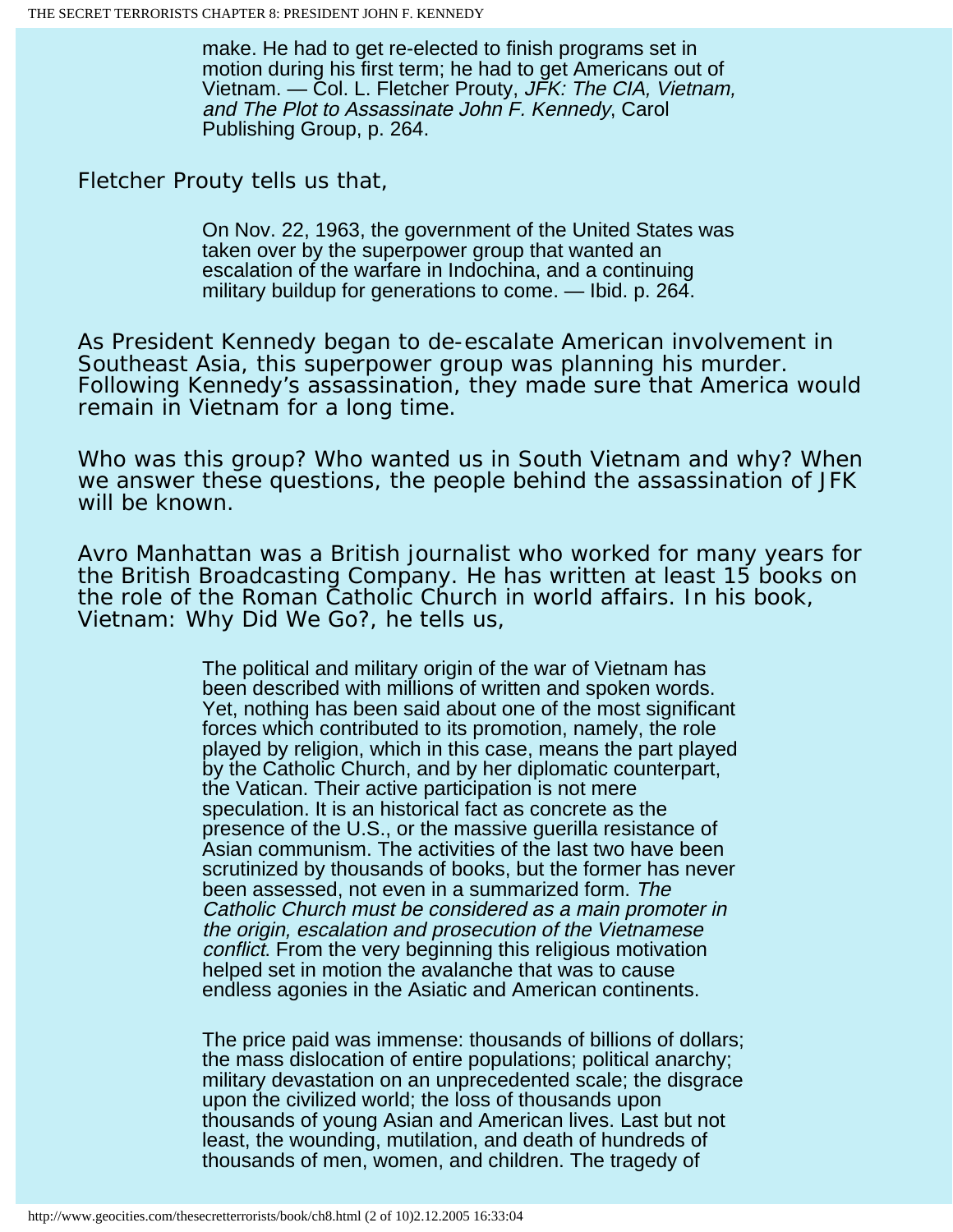> make. He had to get re-elected to finish programs set in motion during his first term; he had to get Americans out of Vietnam. — Col. L. Fletcher Prouty, *JFK: The CIA, Vietnam, and The Plot to Assassinate John F. Kennedy*, Carol Publishing Group, p. 264.

Fletcher Prouty tells us that,

> On Nov. 22, 1963, the government of the United States was taken over by the superpower group that wanted an escalation of the warfare in Indochina, and a continuing military buildup for generations to come. — Ibid. p. 264.

As President Kennedy began to de-escalate American involvement in Southeast Asia, this superpower group was planning his murder. Following Kennedy's assassination, they made sure that America would remain in Vietnam for a long time.

Who was this group? Who wanted us in South Vietnam and why? When we answer these questions, the people behind the assassination of JFK will be known.

Avro Manhattan was a British journalist who worked for many years for the British Broadcasting Company. He has written at least 15 books on the role of the Roman Catholic Church in world affairs. In his book, Vietnam: Why Did We Go?, he tells us,

> The political and military origin of the war of Vietnam has been described with millions of written and spoken words. Yet, nothing has been said about one of the most significant forces which contributed to its promotion, namely, the role played by religion, which in this case, means the part played by the Catholic Church, and by her diplomatic counterpart, the Vatican. Their active participation is not mere speculation. It is an historical fact as concrete as the presence of the U.S., or the massive guerilla resistance of Asian communism. The activities of the last two have been scrutinized by thousands of books, but the former has never been assessed, not even in a summarized form. *The Catholic Church must be considered as a main promoter in the origin, escalation and prosecution of the Vietnamese conflict*. From the very beginning this religious motivation helped set in motion the avalanche that was to cause endless agonies in the Asiatic and American continents.
>
> The price paid was immense: thousands of billions of dollars; the mass dislocation of entire populations; political anarchy; military devastation on an unprecedented scale; the disgrace upon the civilized world; the loss of thousands upon thousands of young Asian and American lives. Last but not least, the wounding, mutilation, and death of hundreds of thousands of men, women, and children. The tragedy of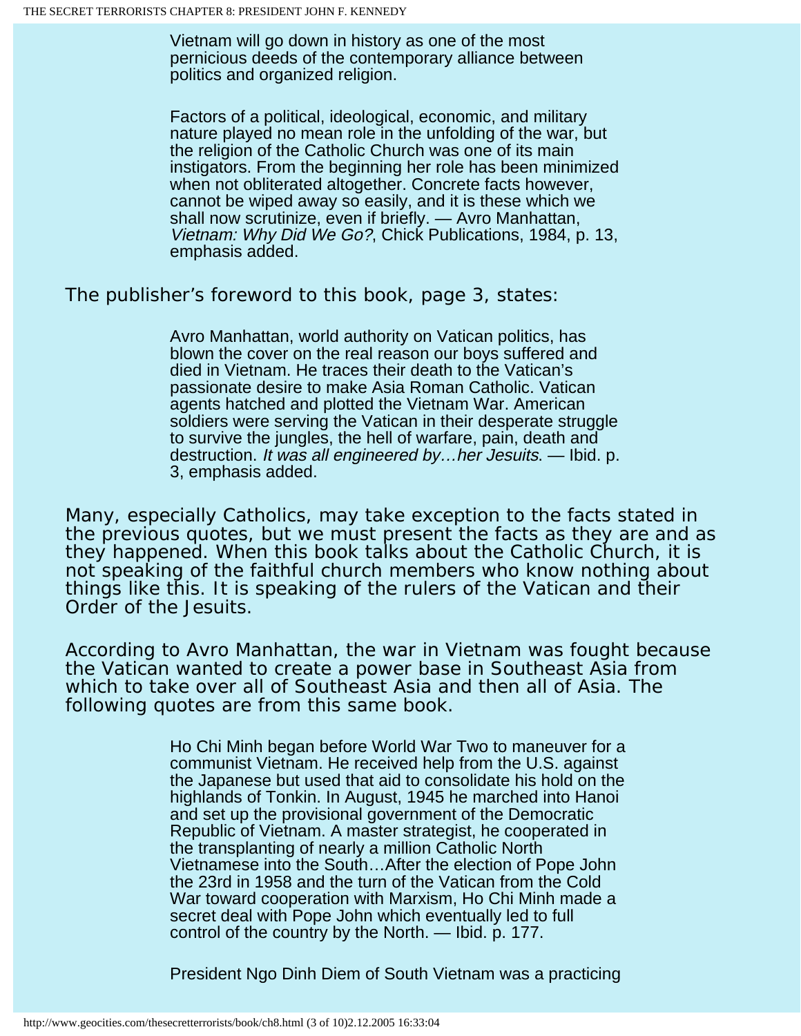> Vietnam will go down in history as one of the most pernicious deeds of the contemporary alliance between politics and organized religion.
>
> Factors of a political, ideological, economic, and military nature played no mean role in the unfolding of the war, but the religion of the Catholic Church was one of its main instigators. From the beginning her role has been minimized when not obliterated altogether. Concrete facts however, cannot be wiped away so easily, and it is these which we shall now scrutinize, even if briefly. — Avro Manhattan, *Vietnam: Why Did We Go?*, Chick Publications, 1984, p. 13, emphasis added.

The publisher's foreword to this book, page 3, states:

> Avro Manhattan, world authority on Vatican politics, has blown the cover on the real reason our boys suffered and died in Vietnam. He traces their death to the Vatican's passionate desire to make Asia Roman Catholic. Vatican agents hatched and plotted the Vietnam War. American soldiers were serving the Vatican in their desperate struggle to survive the jungles, the hell of warfare, pain, death and destruction. *It was all engineered by…her Jesuits.* — Ibid. p. 3, emphasis added.

Many, especially Catholics, may take exception to the facts stated in the previous quotes, but we must present the facts as they are and as they happened. When this book talks about the Catholic Church, it is not speaking of the faithful church members who know nothing about things like this. It is speaking of the rulers of the Vatican and their Order of the Jesuits.

According to Avro Manhattan, the war in Vietnam was fought because the Vatican wanted to create a power base in Southeast Asia from which to take over all of Southeast Asia and then all of Asia. The following quotes are from this same book.

> Ho Chi Minh began before World War Two to maneuver for a communist Vietnam. He received help from the U.S. against the Japanese but used that aid to consolidate his hold on the highlands of Tonkin. In August, 1945 he marched into Hanoi and set up the provisional government of the Democratic Republic of Vietnam. A master strategist, he cooperated in the transplanting of nearly a million Catholic North Vietnamese into the South…After the election of Pope John the 23rd in 1958 and the turn of the Vatican from the Cold War toward cooperation with Marxism, Ho Chi Minh made a secret deal with Pope John which eventually led to full control of the country by the North. — Ibid. p. 177.
>
> President Ngo Dinh Diem of South Vietnam was a practicing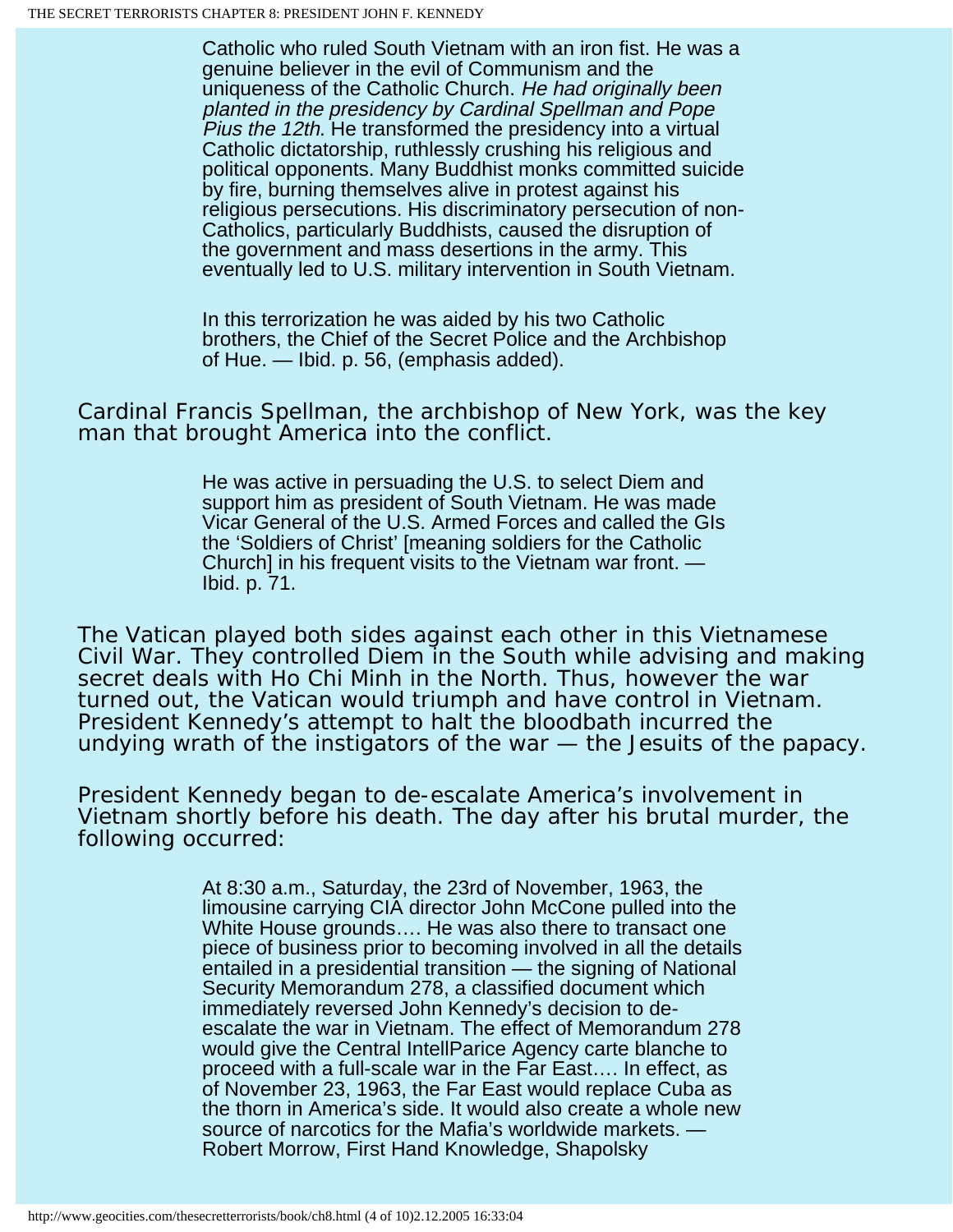> Catholic who ruled South Vietnam with an iron fist. He was a genuine believer in the evil of Communism and the uniqueness of the Catholic Church. *He had originally been planted in the presidency by Cardinal Spellman and Pope Pius the 12th*. He transformed the presidency into a virtual Catholic dictatorship, ruthlessly crushing his religious and political opponents. Many Buddhist monks committed suicide by fire, burning themselves alive in protest against his religious persecutions. His discriminatory persecution of non-Catholics, particularly Buddhists, caused the disruption of the government and mass desertions in the army. This eventually led to U.S. military intervention in South Vietnam.
>
> In this terrorization he was aided by his two Catholic brothers, the Chief of the Secret Police and the Archbishop of Hue. — Ibid. p. 56, (emphasis added).

Cardinal Francis Spellman, the archbishop of New York, was the key man that brought America into the conflict.

> He was active in persuading the U.S. to select Diem and support him as president of South Vietnam. He was made Vicar General of the U.S. Armed Forces and called the GIs the 'Soldiers of Christ' [meaning soldiers for the Catholic Church] in his frequent visits to the Vietnam war front. — Ibid. p. 71.

The Vatican played both sides against each other in this Vietnamese Civil War. They controlled Diem in the South while advising and making secret deals with Ho Chi Minh in the North. Thus, however the war turned out, the Vatican would triumph and have control in Vietnam. President Kennedy's attempt to halt the bloodbath incurred the undying wrath of the instigators of the war — the Jesuits of the papacy.

President Kennedy began to de-escalate America's involvement in Vietnam shortly before his death. The day after his brutal murder, the following occurred:

> At 8:30 a.m., Saturday, the 23rd of November, 1963, the limousine carrying CIA director John McCone pulled into the White House grounds.... He was also there to transact one piece of business prior to becoming involved in all the details entailed in a presidential transition — the signing of National Security Memorandum 278, a classified document which immediately reversed John Kennedy's decision to de-escalate the war in Vietnam. The effect of Memorandum 278 would give the Central IntellParice Agency carte blanche to proceed with a full-scale war in the Far East.... In effect, as of November 23, 1963, the Far East would replace Cuba as the thorn in America's side. It would also create a whole new source of narcotics for the Mafia's worldwide markets. — Robert Morrow, First Hand Knowledge, Shapolsky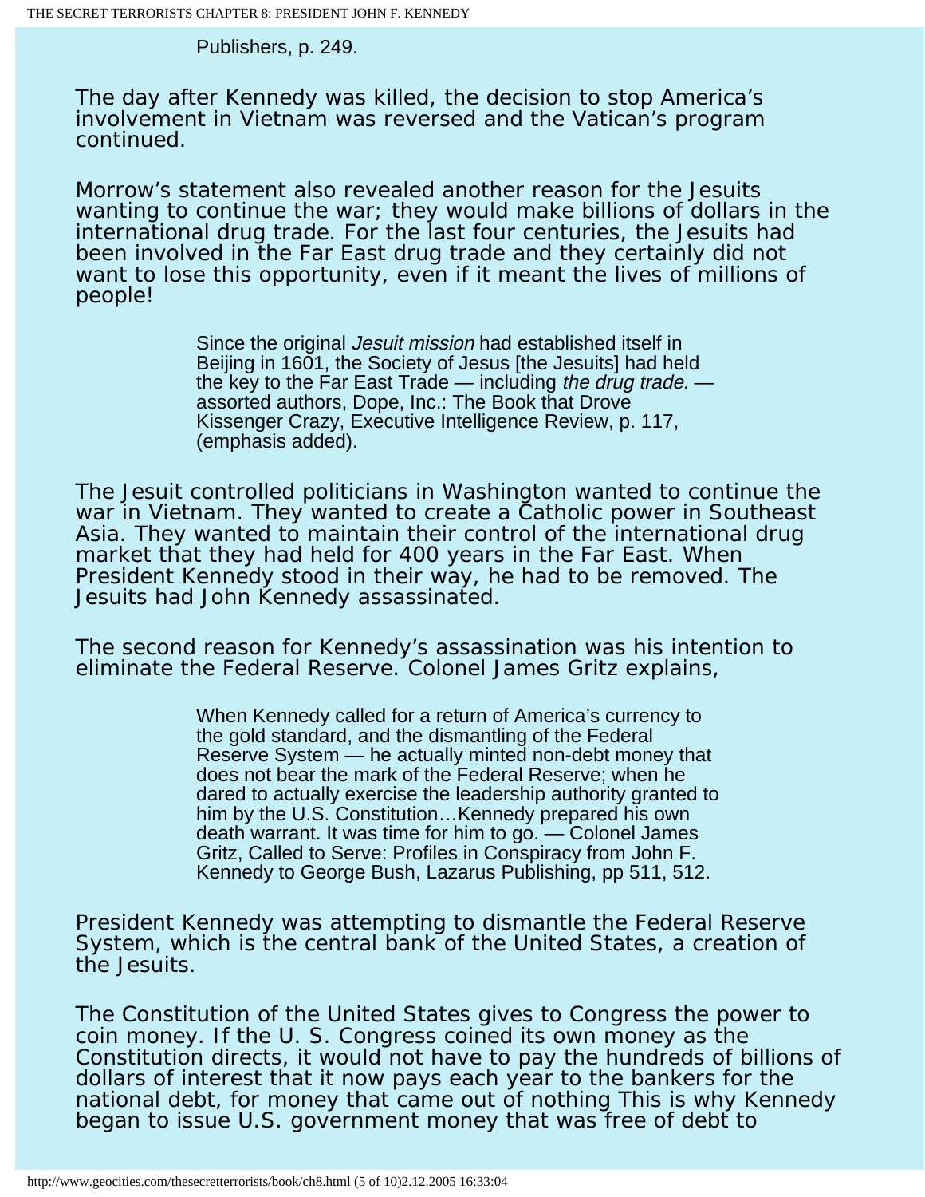Publishers, p. 249.

The day after Kennedy was killed, the decision to stop America's involvement in Vietnam was reversed and the Vatican's program continued.

Morrow's statement also revealed another reason for the Jesuits wanting to continue the war; they would make billions of dollars in the international drug trade. For the last four centuries, the Jesuits had been involved in the Far East drug trade and they certainly did not want to lose this opportunity, even if it meant the lives of millions of people!

> Since the original *Jesuit mission* had established itself in Beijing in 1601, the Society of Jesus [the Jesuits] had held the key to the Far East Trade — including *the drug trade*. — assorted authors, Dope, Inc.: The Book that Drove Kissenger Crazy, Executive Intelligence Review, p. 117, (emphasis added).

The Jesuit controlled politicians in Washington wanted to continue the war in Vietnam. They wanted to create a Catholic power in Southeast Asia. They wanted to maintain their control of the international drug market that they had held for 400 years in the Far East. When President Kennedy stood in their way, he had to be removed. The Jesuits had John Kennedy assassinated.

The second reason for Kennedy's assassination was his intention to eliminate the Federal Reserve. Colonel James Gritz explains,

> When Kennedy called for a return of America's currency to the gold standard, and the dismantling of the Federal Reserve System — he actually minted non-debt money that does not bear the mark of the Federal Reserve; when he dared to actually exercise the leadership authority granted to him by the U.S. Constitution…Kennedy prepared his own death warrant. It was time for him to go. — Colonel James Gritz, Called to Serve: Profiles in Conspiracy from John F. Kennedy to George Bush, Lazarus Publishing, pp 511, 512.

President Kennedy was attempting to dismantle the Federal Reserve System, which is the central bank of the United States, a creation of the Jesuits.

The Constitution of the United States gives to Congress the power to coin money. If the U. S. Congress coined its own money as the Constitution directs, it would not have to pay the hundreds of billions of dollars of interest that it now pays each year to the bankers for the national debt, for money that came out of nothing This is why Kennedy began to issue U.S. government money that was free of debt to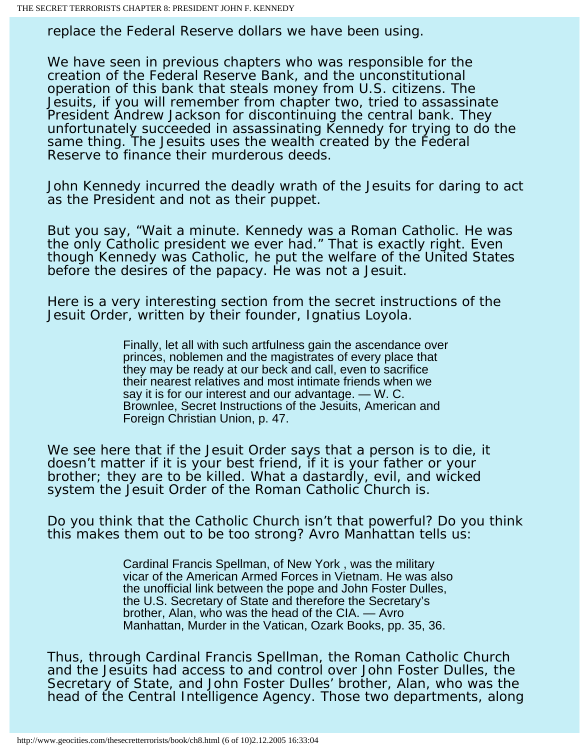replace the Federal Reserve dollars we have been using.

We have seen in previous chapters who was responsible for the creation of the Federal Reserve Bank, and the unconstitutional operation of this bank that steals money from U.S. citizens. The Jesuits, if you will remember from chapter two, tried to assassinate President Andrew Jackson for discontinuing the central bank. They unfortunately succeeded in assassinating Kennedy for trying to do the same thing. The Jesuits uses the wealth created by the Federal Reserve to finance their murderous deeds.

John Kennedy incurred the deadly wrath of the Jesuits for daring to act as the President and not as their puppet.

But you say, “Wait a minute. Kennedy was a Roman Catholic. He was the only Catholic president we ever had.” That is exactly right. Even though Kennedy was Catholic, he put the welfare of the United States before the desires of the papacy. He was not a Jesuit.

Here is a very interesting section from the secret instructions of the Jesuit Order, written by their founder, Ignatius Loyola.

> Finally, let all with such artfulness gain the ascendance over princes, noblemen and the magistrates of every place that they may be ready at our beck and call, even to sacrifice their nearest relatives and most intimate friends when we say it is for our interest and our advantage. — W. C. Brownlee, Secret Instructions of the Jesuits, American and Foreign Christian Union, p. 47.

We see here that if the Jesuit Order says that a person is to die, it doesn’t matter if it is your best friend, if it is your father or your brother; they are to be killed. What a dastardly, evil, and wicked system the Jesuit Order of the Roman Catholic Church is.

Do you think that the Catholic Church isn’t that powerful? Do you think this makes them out to be too strong? Avro Manhattan tells us:

> Cardinal Francis Spellman, of New York , was the military vicar of the American Armed Forces in Vietnam. He was also the unofficial link between the pope and John Foster Dulles, the U.S. Secretary of State and therefore the Secretary’s brother, Alan, who was the head of the CIA. — Avro Manhattan, Murder in the Vatican, Ozark Books, pp. 35, 36.

Thus, through Cardinal Francis Spellman, the Roman Catholic Church and the Jesuits had access to and control over John Foster Dulles, the Secretary of State, and John Foster Dulles’ brother, Alan, who was the head of the Central Intelligence Agency. Those two departments, along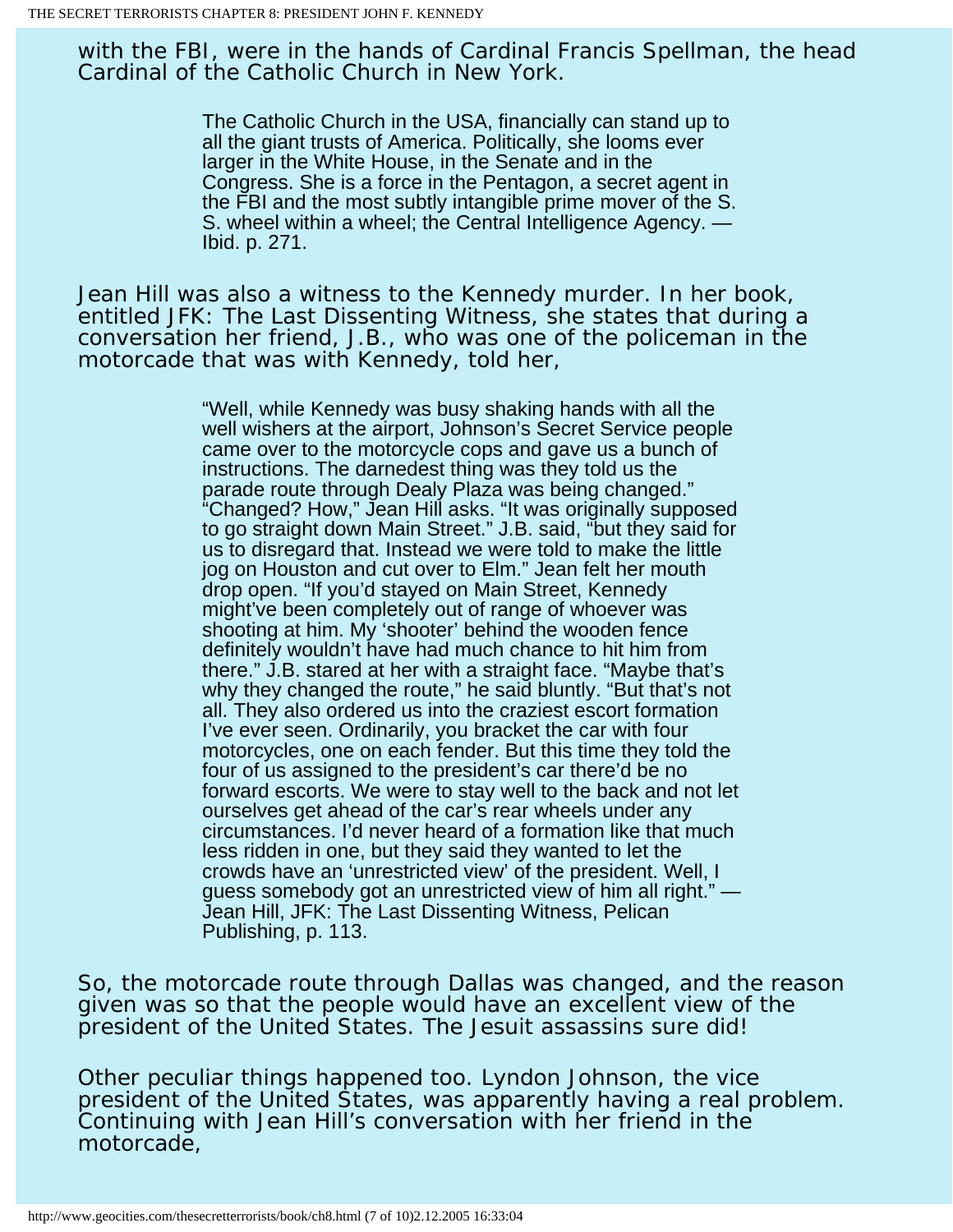with the FBI, were in the hands of Cardinal Francis Spellman, the head Cardinal of the Catholic Church in New York.

> The Catholic Church in the USA, financially can stand up to all the giant trusts of America. Politically, she looms ever larger in the White House, in the Senate and in the Congress. She is a force in the Pentagon, a secret agent in the FBI and the most subtly intangible prime mover of the S. S. wheel within a wheel; the Central Intelligence Agency. — Ibid. p. 271.

Jean Hill was also a witness to the Kennedy murder. In her book, entitled JFK: The Last Dissenting Witness, she states that during a conversation her friend, J.B., who was one of the policeman in the motorcade that was with Kennedy, told her,

> "Well, while Kennedy was busy shaking hands with all the well wishers at the airport, Johnson's Secret Service people came over to the motorcycle cops and gave us a bunch of instructions. The darnedest thing was they told us the parade route through Dealy Plaza was being changed." "Changed? How," Jean Hill asks. "It was originally supposed to go straight down Main Street." J.B. said, "but they said for us to disregard that. Instead we were told to make the little jog on Houston and cut over to Elm." Jean felt her mouth drop open. "If you'd stayed on Main Street, Kennedy might've been completely out of range of whoever was shooting at him. My 'shooter' behind the wooden fence definitely wouldn't have had much chance to hit him from there." J.B. stared at her with a straight face. "Maybe that's why they changed the route," he said bluntly. "But that's not all. They also ordered us into the craziest escort formation I've ever seen. Ordinarily, you bracket the car with four motorcycles, one on each fender. But this time they told the four of us assigned to the president's car there'd be no forward escorts. We were to stay well to the back and not let ourselves get ahead of the car's rear wheels under any circumstances. I'd never heard of a formation like that much less ridden in one, but they said they wanted to let the crowds have an 'unrestricted view' of the president. Well, I guess somebody got an unrestricted view of him all right." — Jean Hill, JFK: The Last Dissenting Witness, Pelican Publishing, p. 113.

So, the motorcade route through Dallas was changed, and the reason given was so that the people would have an excellent view of the president of the United States. The Jesuit assassins sure did!

Other peculiar things happened too. Lyndon Johnson, the vice president of the United States, was apparently having a real problem. Continuing with Jean Hill's conversation with her friend in the motorcade,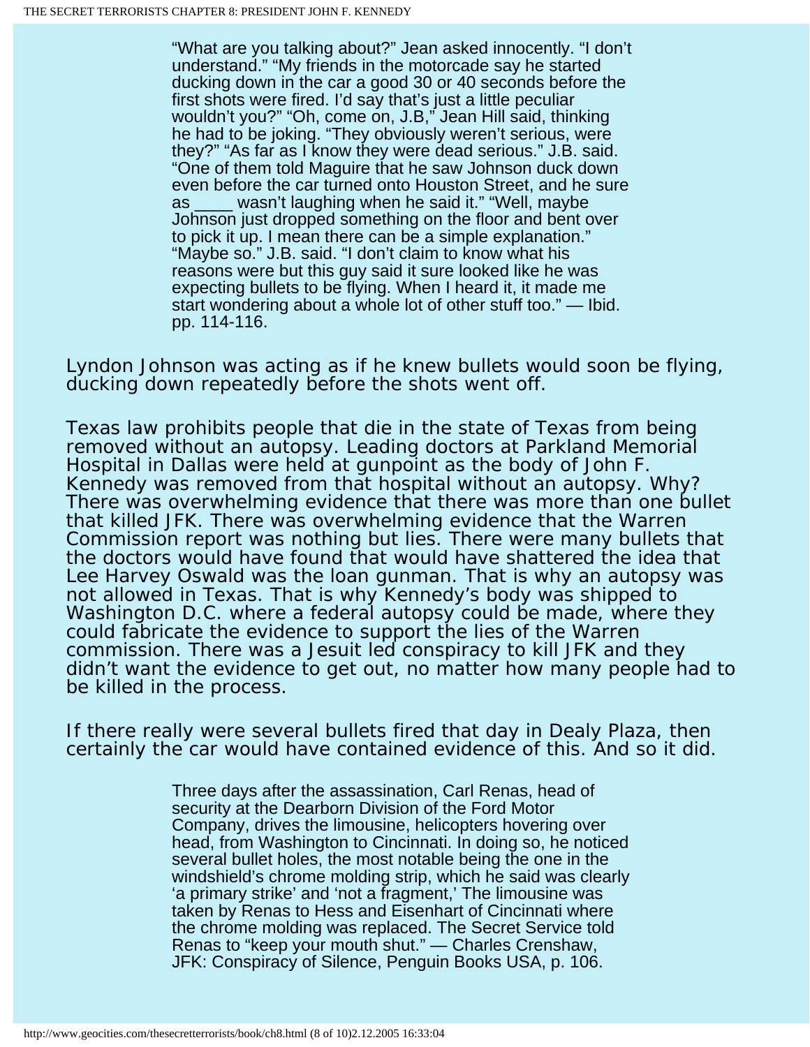> "What are you talking about?" Jean asked innocently. "I don't understand." "My friends in the motorcade say he started ducking down in the car a good 30 or 40 seconds before the first shots were fired. I'd say that's just a little peculiar wouldn't you?" "Oh, come on, J.B," Jean Hill said, thinking he had to be joking. "They obviously weren't serious, were they?" "As far as I know they were dead serious." J.B. said. "One of them told Maguire that he saw Johnson duck down even before the car turned onto Houston Street, and he sure as ____ wasn't laughing when he said it." "Well, maybe Johnson just dropped something on the floor and bent over to pick it up. I mean there can be a simple explanation." "Maybe so." J.B. said. "I don't claim to know what his reasons were but this guy said it sure looked like he was expecting bullets to be flying. When I heard it, it made me start wondering about a whole lot of other stuff too." — Ibid. pp. 114-116.

Lyndon Johnson was acting as if he knew bullets would soon be flying, ducking down repeatedly before the shots went off.

Texas law prohibits people that die in the state of Texas from being removed without an autopsy. Leading doctors at Parkland Memorial Hospital in Dallas were held at gunpoint as the body of John F. Kennedy was removed from that hospital without an autopsy. Why? There was overwhelming evidence that there was more than one bullet that killed JFK. There was overwhelming evidence that the Warren Commission report was nothing but lies. There were many bullets that the doctors would have found that would have shattered the idea that Lee Harvey Oswald was the loan gunman. That is why an autopsy was not allowed in Texas. That is why Kennedy's body was shipped to Washington D.C. where a federal autopsy could be made, where they could fabricate the evidence to support the lies of the Warren commission. There was a Jesuit led conspiracy to kill JFK and they didn't want the evidence to get out, no matter how many people had to be killed in the process.

If there really were several bullets fired that day in Dealy Plaza, then certainly the car would have contained evidence of this. And so it did.

> Three days after the assassination, Carl Renas, head of security at the Dearborn Division of the Ford Motor Company, drives the limousine, helicopters hovering over head, from Washington to Cincinnati. In doing so, he noticed several bullet holes, the most notable being the one in the windshield's chrome molding strip, which he said was clearly 'a primary strike' and 'not a fragment,' The limousine was taken by Renas to Hess and Eisenhart of Cincinnati where the chrome molding was replaced. The Secret Service told Renas to "keep your mouth shut." — Charles Crenshaw, JFK: Conspiracy of Silence, Penguin Books USA, p. 106.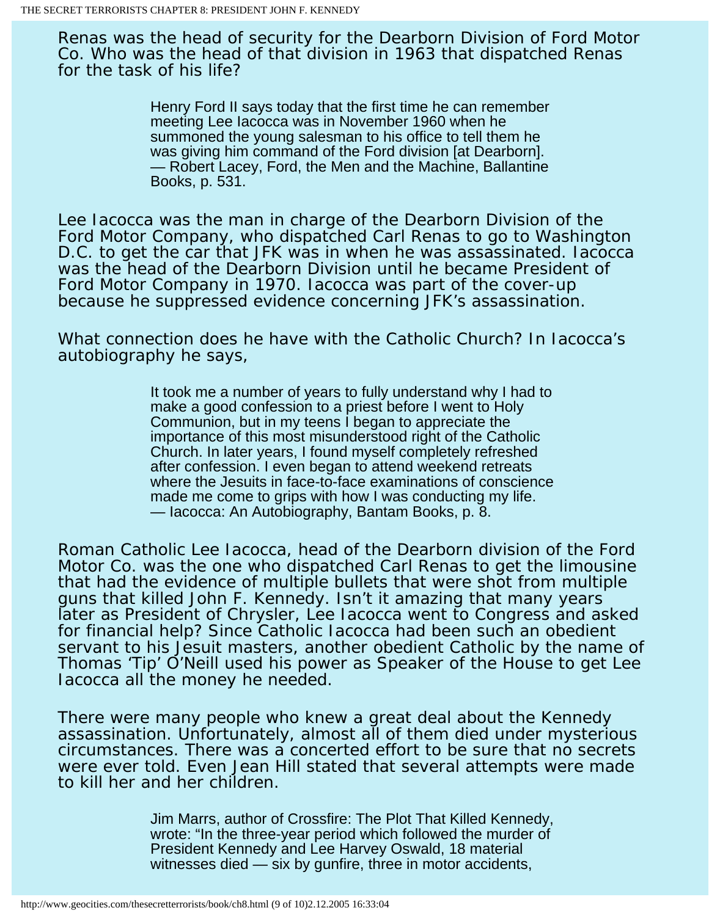Renas was the head of security for the Dearborn Division of Ford Motor Co. Who was the head of that division in 1963 that dispatched Renas for the task of his life?

> Henry Ford II says today that the first time he can remember meeting Lee Iacocca was in November 1960 when he summoned the young salesman to his office to tell them he was giving him command of the Ford division [at Dearborn].
> — Robert Lacey, Ford, the Men and the Machine, Ballantine Books, p. 531.

Lee Iacocca was the man in charge of the Dearborn Division of the Ford Motor Company, who dispatched Carl Renas to go to Washington D.C. to get the car that JFK was in when he was assassinated. Iacocca was the head of the Dearborn Division until he became President of Ford Motor Company in 1970. Iacocca was part of the cover-up because he suppressed evidence concerning JFK's assassination.

What connection does he have with the Catholic Church? In Iacocca's autobiography he says,

> It took me a number of years to fully understand why I had to make a good confession to a priest before I went to Holy Communion, but in my teens I began to appreciate the importance of this most misunderstood right of the Catholic Church. In later years, I found myself completely refreshed after confession. I even began to attend weekend retreats where the Jesuits in face-to-face examinations of conscience made me come to grips with how I was conducting my life.
> — Iacocca: An Autobiography, Bantam Books, p. 8.

Roman Catholic Lee Iacocca, head of the Dearborn division of the Ford Motor Co. was the one who dispatched Carl Renas to get the limousine that had the evidence of multiple bullets that were shot from multiple guns that killed John F. Kennedy. Isn't it amazing that many years later as President of Chrysler, Lee Iacocca went to Congress and asked for financial help? Since Catholic Iacocca had been such an obedient servant to his Jesuit masters, another obedient Catholic by the name of Thomas 'Tip' O'Neill used his power as Speaker of the House to get Lee Iacocca all the money he needed.

There were many people who knew a great deal about the Kennedy assassination. Unfortunately, almost all of them died under mysterious circumstances. There was a concerted effort to be sure that no secrets were ever told. Even Jean Hill stated that several attempts were made to kill her and her children.

> Jim Marrs, author of Crossfire: The Plot That Killed Kennedy, wrote: "In the three-year period which followed the murder of President Kennedy and Lee Harvey Oswald, 18 material witnesses died — six by gunfire, three in motor accidents,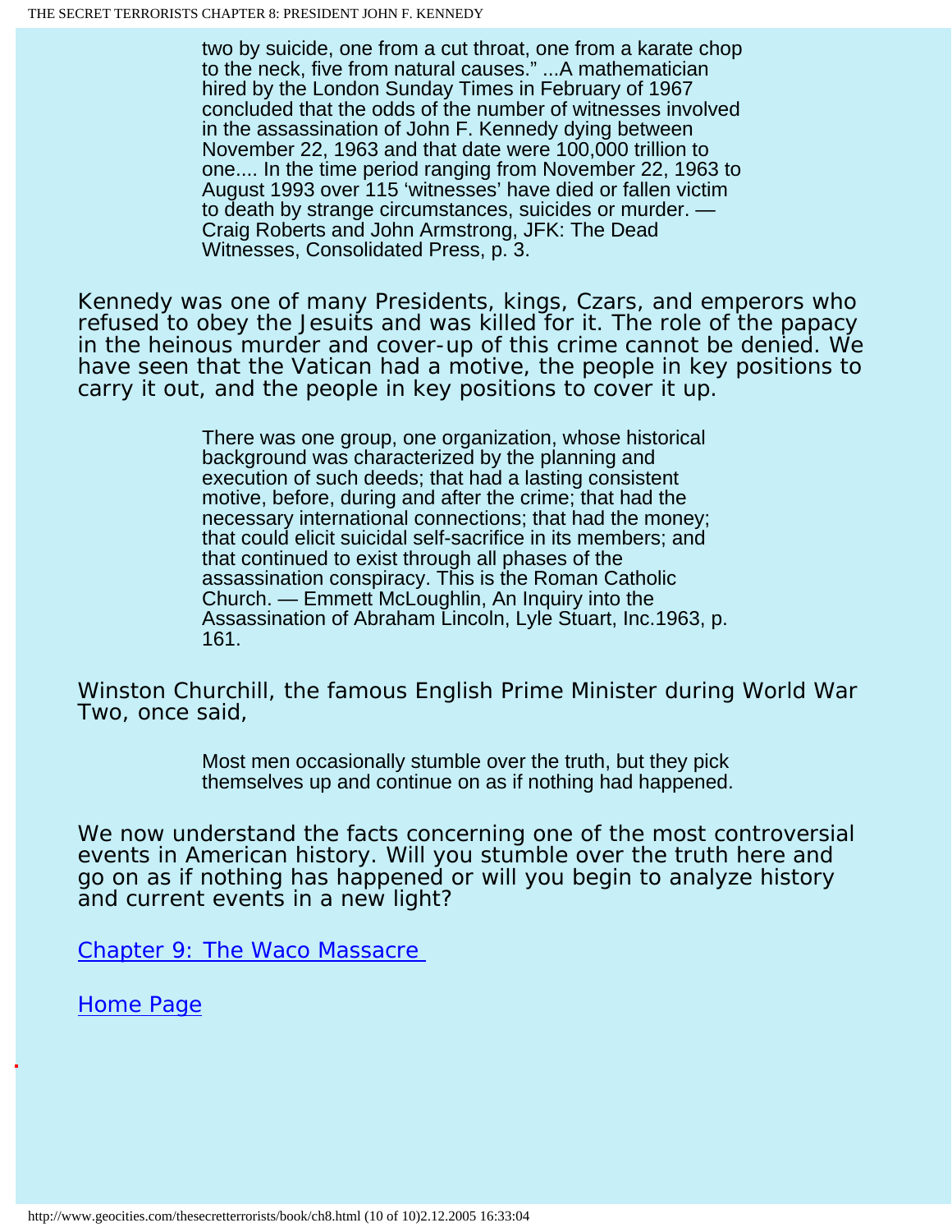> two by suicide, one from a cut throat, one from a karate chop to the neck, five from natural causes." ...A mathematician hired by the London Sunday Times in February of 1967 concluded that the odds of the number of witnesses involved in the assassination of John F. Kennedy dying between November 22, 1963 and that date were 100,000 trillion to one.... In the time period ranging from November 22, 1963 to August 1993 over 115 'witnesses' have died or fallen victim to death by strange circumstances, suicides or murder. — Craig Roberts and John Armstrong, JFK: The Dead Witnesses, Consolidated Press, p. 3.

Kennedy was one of many Presidents, kings, Czars, and emperors who refused to obey the Jesuits and was killed for it. The role of the papacy in the heinous murder and cover-up of this crime cannot be denied. We have seen that the Vatican had a motive, the people in key positions to carry it out, and the people in key positions to cover it up.

> There was one group, one organization, whose historical background was characterized by the planning and execution of such deeds; that had a lasting consistent motive, before, during and after the crime; that had the necessary international connections; that had the money; that could elicit suicidal self-sacrifice in its members; and that continued to exist through all phases of the assassination conspiracy. This is the Roman Catholic Church. — Emmett McLoughlin, An Inquiry into the Assassination of Abraham Lincoln, Lyle Stuart, Inc.1963, p. 161.

Winston Churchill, the famous English Prime Minister during World War Two, once said,

> Most men occasionally stumble over the truth, but they pick themselves up and continue on as if nothing had happened.

We now understand the facts concerning one of the most controversial events in American history. Will you stumble over the truth here and go on as if nothing has happened or will you begin to analyze history and current events in a new light?

Chapter 9: The Waco Massacre

Home Page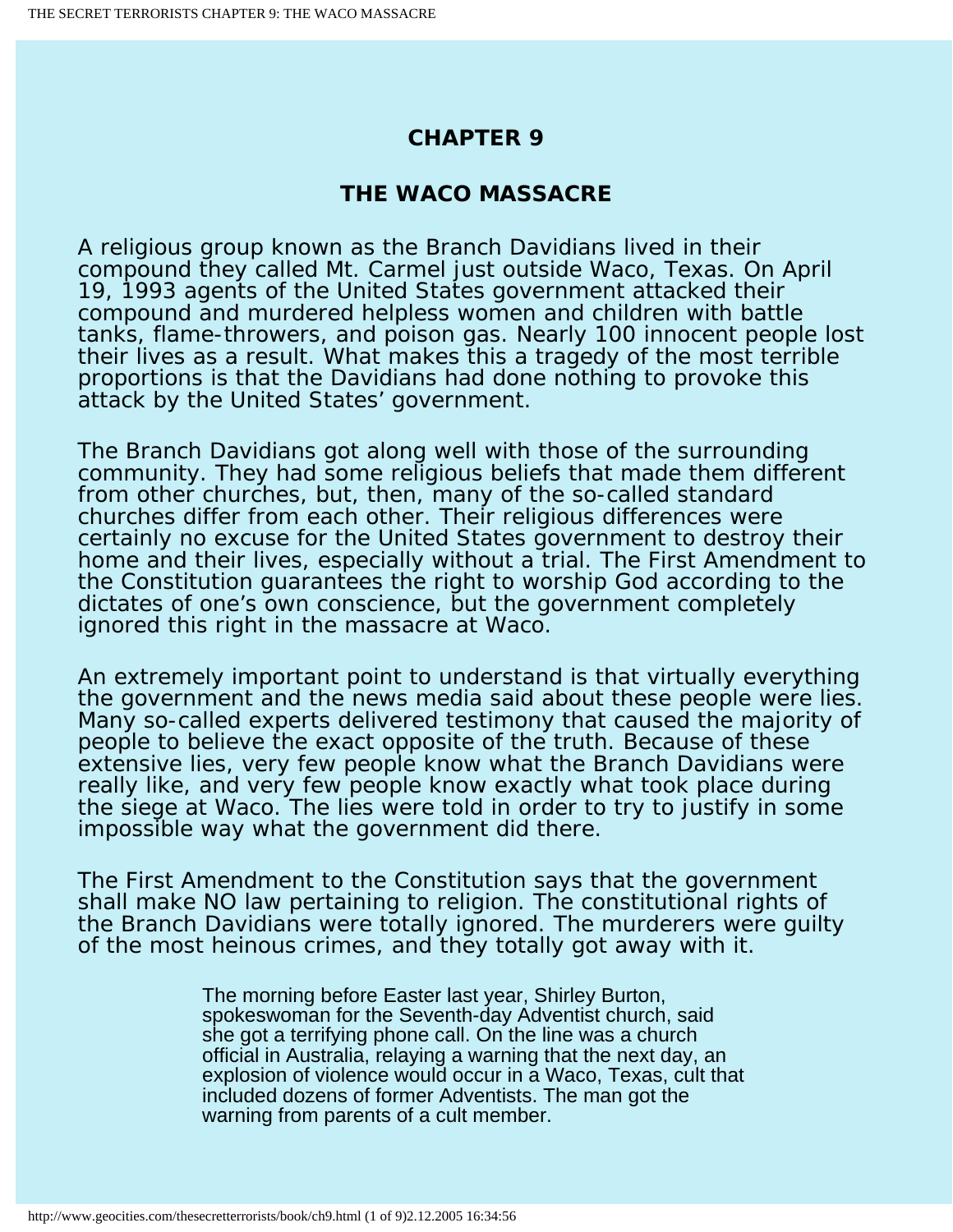## CHAPTER 9

## THE WACO MASSACRE

A religious group known as the Branch Davidians lived in their compound they called Mt. Carmel just outside Waco, Texas. On April 19, 1993 agents of the United States government attacked their compound and murdered helpless women and children with battle tanks, flame-throwers, and poison gas. Nearly 100 innocent people lost their lives as a result. What makes this a tragedy of the most terrible proportions is that the Davidians had done nothing to provoke this attack by the United States' government.

The Branch Davidians got along well with those of the surrounding community. They had some religious beliefs that made them different from other churches, but, then, many of the so-called standard churches differ from each other. Their religious differences were certainly no excuse for the United States government to destroy their home and their lives, especially without a trial. The First Amendment to the Constitution guarantees the right to worship God according to the dictates of one's own conscience, but the government completely ignored this right in the massacre at Waco.

An extremely important point to understand is that virtually everything the government and the news media said about these people were lies. Many so-called experts delivered testimony that caused the majority of people to believe the exact opposite of the truth. Because of these extensive lies, very few people know what the Branch Davidians were really like, and very few people know exactly what took place during the siege at Waco. The lies were told in order to try to justify in some impossible way what the government did there.

The First Amendment to the Constitution says that the government shall make NO law pertaining to religion. The constitutional rights of the Branch Davidians were totally ignored. The murderers were guilty of the most heinous crimes, and they totally got away with it.

> The morning before Easter last year, Shirley Burton, spokeswoman for the Seventh-day Adventist church, said she got a terrifying phone call. On the line was a church official in Australia, relaying a warning that the next day, an explosion of violence would occur in a Waco, Texas, cult that included dozens of former Adventists. The man got the warning from parents of a cult member.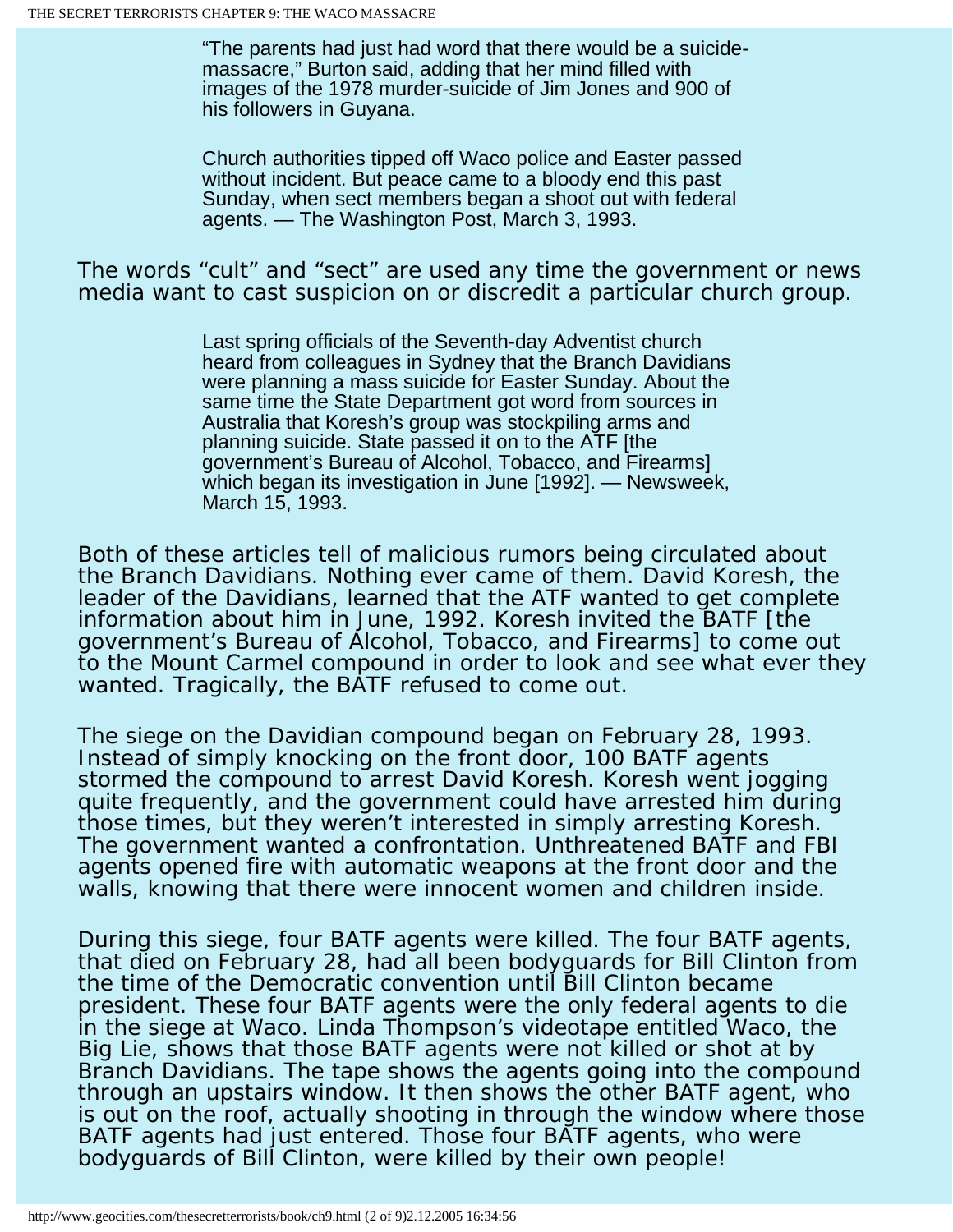> "The parents had just had word that there would be a suicide-massacre," Burton said, adding that her mind filled with images of the 1978 murder-suicide of Jim Jones and 900 of his followers in Guyana.
>
> Church authorities tipped off Waco police and Easter passed without incident. But peace came to a bloody end this past Sunday, when sect members began a shoot out with federal agents. — The Washington Post, March 3, 1993.

The words "cult" and "sect" are used any time the government or news media want to cast suspicion on or discredit a particular church group.

> Last spring officials of the Seventh-day Adventist church heard from colleagues in Sydney that the Branch Davidians were planning a mass suicide for Easter Sunday. About the same time the State Department got word from sources in Australia that Koresh's group was stockpiling arms and planning suicide. State passed it on to the ATF [the government's Bureau of Alcohol, Tobacco, and Firearms] which began its investigation in June [1992]. — Newsweek, March 15, 1993.

Both of these articles tell of malicious rumors being circulated about the Branch Davidians. Nothing ever came of them. David Koresh, the leader of the Davidians, learned that the ATF wanted to get complete information about him in June, 1992. Koresh invited the BATF [the government's Bureau of Alcohol, Tobacco, and Firearms] to come out to the Mount Carmel compound in order to look and see what ever they wanted. Tragically, the BATF refused to come out.

The siege on the Davidian compound began on February 28, 1993. Instead of simply knocking on the front door, 100 BATF agents stormed the compound to arrest David Koresh. Koresh went jogging quite frequently, and the government could have arrested him during those times, but they weren't interested in simply arresting Koresh. The government wanted a confrontation. Unthreatened BATF and FBI agents opened fire with automatic weapons at the front door and the walls, knowing that there were innocent women and children inside.

During this siege, four BATF agents were killed. The four BATF agents, that died on February 28, had all been bodyguards for Bill Clinton from the time of the Democratic convention until Bill Clinton became president. These four BATF agents were the only federal agents to die in the siege at Waco. Linda Thompson's videotape entitled Waco, the Big Lie, shows that those BATF agents were not killed or shot at by Branch Davidians. The tape shows the agents going into the compound through an upstairs window. It then shows the other BATF agent, who is out on the roof, actually shooting in through the window where those BATF agents had just entered. Those four BATF agents, who were bodyguards of Bill Clinton, were killed by their own people!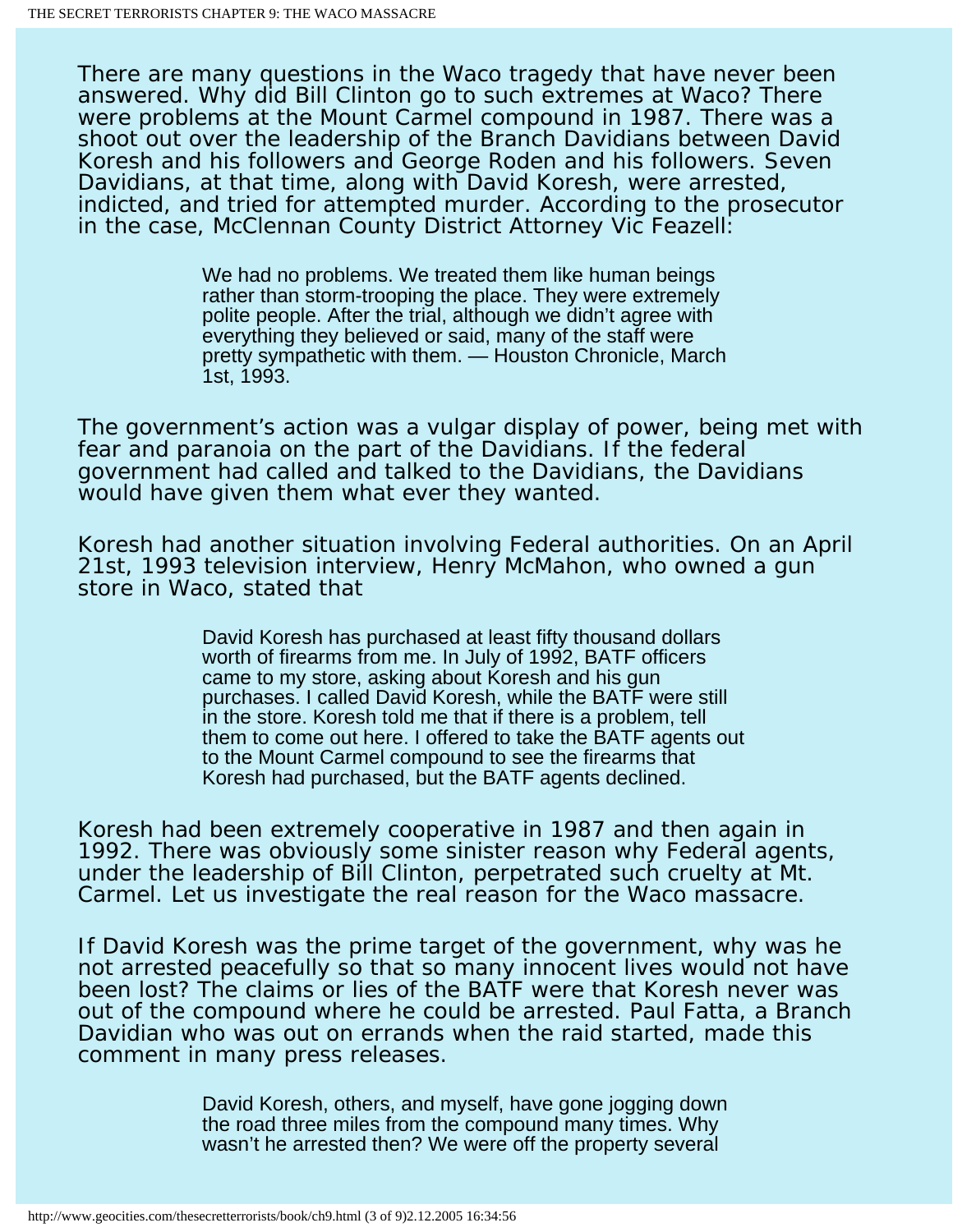There are many questions in the Waco tragedy that have never been answered. Why did Bill Clinton go to such extremes at Waco? There were problems at the Mount Carmel compound in 1987. There was a shoot out over the leadership of the Branch Davidians between David Koresh and his followers and George Roden and his followers. Seven Davidians, at that time, along with David Koresh, were arrested, indicted, and tried for attempted murder. According to the prosecutor in the case, McClennan County District Attorney Vic Feazell:

> We had no problems. We treated them like human beings rather than storm-trooping the place. They were extremely polite people. After the trial, although we didn't agree with everything they believed or said, many of the staff were pretty sympathetic with them. — Houston Chronicle, March 1st, 1993.

The government's action was a vulgar display of power, being met with fear and paranoia on the part of the Davidians. If the federal government had called and talked to the Davidians, the Davidians would have given them what ever they wanted.

Koresh had another situation involving Federal authorities. On an April 21st, 1993 television interview, Henry McMahon, who owned a gun store in Waco, stated that

> David Koresh has purchased at least fifty thousand dollars worth of firearms from me. In July of 1992, BATF officers came to my store, asking about Koresh and his gun purchases. I called David Koresh, while the BATF were still in the store. Koresh told me that if there is a problem, tell them to come out here. I offered to take the BATF agents out to the Mount Carmel compound to see the firearms that Koresh had purchased, but the BATF agents declined.

Koresh had been extremely cooperative in 1987 and then again in 1992. There was obviously some sinister reason why Federal agents, under the leadership of Bill Clinton, perpetrated such cruelty at Mt. Carmel. Let us investigate the real reason for the Waco massacre.

If David Koresh was the prime target of the government, why was he not arrested peacefully so that so many innocent lives would not have been lost? The claims or lies of the BATF were that Koresh never was out of the compound where he could be arrested. Paul Fatta, a Branch Davidian who was out on errands when the raid started, made this comment in many press releases.

> David Koresh, others, and myself, have gone jogging down the road three miles from the compound many times. Why wasn't he arrested then? We were off the property several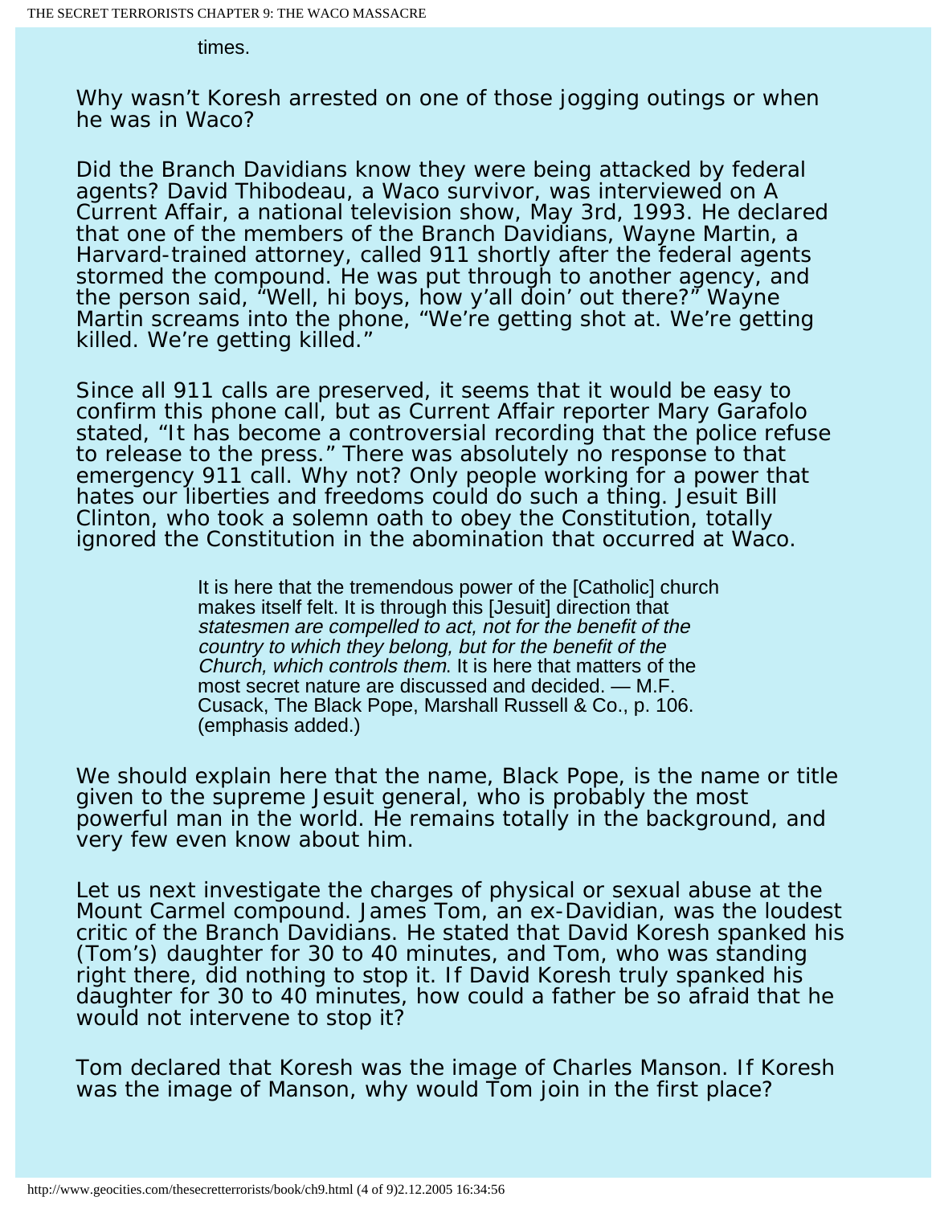times.

Why wasn't Koresh arrested on one of those jogging outings or when he was in Waco?

Did the Branch Davidians know they were being attacked by federal agents? David Thibodeau, a Waco survivor, was interviewed on A Current Affair, a national television show, May 3rd, 1993. He declared that one of the members of the Branch Davidians, Wayne Martin, a Harvard-trained attorney, called 911 shortly after the federal agents stormed the compound. He was put through to another agency, and the person said, "Well, hi boys, how y'all doin' out there?" Wayne Martin screams into the phone, "We're getting shot at. We're getting killed. We're getting killed."

Since all 911 calls are preserved, it seems that it would be easy to confirm this phone call, but as Current Affair reporter Mary Garafolo stated, "It has become a controversial recording that the police refuse to release to the press." There was absolutely no response to that emergency 911 call. Why not? Only people working for a power that hates our liberties and freedoms could do such a thing. Jesuit Bill Clinton, who took a solemn oath to obey the Constitution, totally ignored the Constitution in the abomination that occurred at Waco.

> It is here that the tremendous power of the [Catholic] church makes itself felt. It is through this [Jesuit] direction that *statesmen are compelled to act, not for the benefit of the country to which they belong, but for the benefit of the Church, which controls them*. It is here that matters of the most secret nature are discussed and decided. — M.F. Cusack, The Black Pope, Marshall Russell & Co., p. 106. (emphasis added.)

We should explain here that the name, Black Pope, is the name or title given to the supreme Jesuit general, who is probably the most powerful man in the world. He remains totally in the background, and very few even know about him.

Let us next investigate the charges of physical or sexual abuse at the Mount Carmel compound. James Tom, an ex-Davidian, was the loudest critic of the Branch Davidians. He stated that David Koresh spanked his (Tom's) daughter for 30 to 40 minutes, and Tom, who was standing right there, did nothing to stop it. If David Koresh truly spanked his daughter for 30 to 40 minutes, how could a father be so afraid that he would not intervene to stop it?

Tom declared that Koresh was the image of Charles Manson. If Koresh was the image of Manson, why would Tom join in the first place?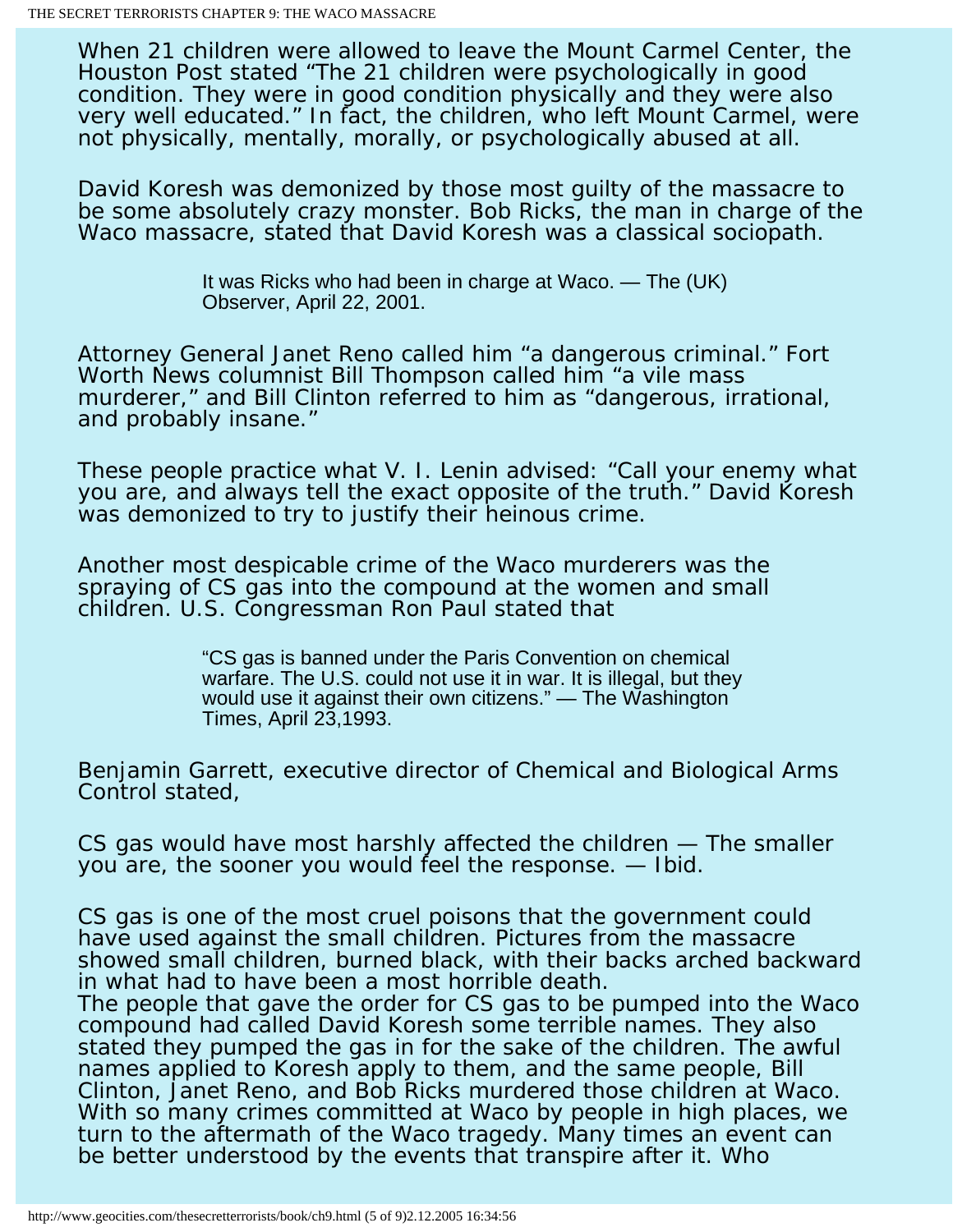When 21 children were allowed to leave the Mount Carmel Center, the Houston Post stated "The 21 children were psychologically in good condition. They were in good condition physically and they were also very well educated." In fact, the children, who left Mount Carmel, were not physically, mentally, morally, or psychologically abused at all.

David Koresh was demonized by those most guilty of the massacre to be some absolutely crazy monster. Bob Ricks, the man in charge of the Waco massacre, stated that David Koresh was a classical sociopath.

> It was Ricks who had been in charge at Waco. — The (UK) Observer, April 22, 2001.

Attorney General Janet Reno called him "a dangerous criminal." Fort Worth News columnist Bill Thompson called him "a vile mass murderer," and Bill Clinton referred to him as "dangerous, irrational, and probably insane."

These people practice what V. I. Lenin advised: "Call your enemy what you are, and always tell the exact opposite of the truth." David Koresh was demonized to try to justify their heinous crime.

Another most despicable crime of the Waco murderers was the spraying of CS gas into the compound at the women and small children. U.S. Congressman Ron Paul stated that

> "CS gas is banned under the Paris Convention on chemical warfare. The U.S. could not use it in war. It is illegal, but they would use it against their own citizens." — The Washington Times, April 23,1993.

Benjamin Garrett, executive director of Chemical and Biological Arms Control stated,

CS gas would have most harshly affected the children — The smaller you are, the sooner you would feel the response. — Ibid.

CS gas is one of the most cruel poisons that the government could have used against the small children. Pictures from the massacre showed small children, burned black, with their backs arched backward in what had to have been a most horrible death.
The people that gave the order for CS gas to be pumped into the Waco compound had called David Koresh some terrible names. They also stated they pumped the gas in for the sake of the children. The awful names applied to Koresh apply to them, and the same people, Bill Clinton, Janet Reno, and Bob Ricks murdered those children at Waco. With so many crimes committed at Waco by people in high places, we turn to the aftermath of the Waco tragedy. Many times an event can be better understood by the events that transpire after it. Who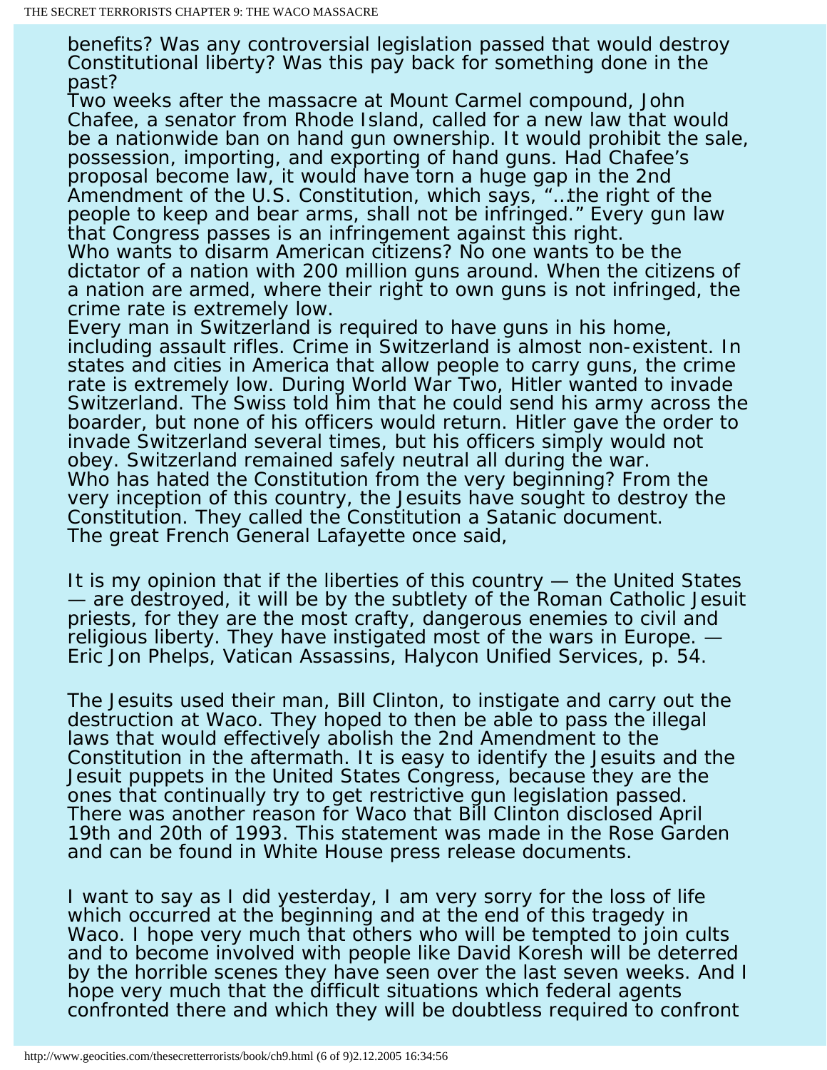benefits? Was any controversial legislation passed that would destroy Constitutional liberty? Was this pay back for something done in the past?
Two weeks after the massacre at Mount Carmel compound, John Chafee, a senator from Rhode Island, called for a new law that would be a nationwide ban on hand gun ownership. It would prohibit the sale, possession, importing, and exporting of hand guns. Had Chafee's proposal become law, it would have torn a huge gap in the 2nd Amendment of the U.S. Constitution, which says, "…the right of the people to keep and bear arms, shall not be infringed." Every gun law that Congress passes is an infringement against this right.
Who wants to disarm American citizens? No one wants to be the dictator of a nation with 200 million guns around. When the citizens of a nation are armed, where their right to own guns is not infringed, the crime rate is extremely low.
Every man in Switzerland is required to have guns in his home, including assault rifles. Crime in Switzerland is almost non-existent. In states and cities in America that allow people to carry guns, the crime rate is extremely low. During World War Two, Hitler wanted to invade Switzerland. The Swiss told him that he could send his army across the boarder, but none of his officers would return. Hitler gave the order to invade Switzerland several times, but his officers simply would not obey. Switzerland remained safely neutral all during the war.
Who has hated the Constitution from the very beginning? From the very inception of this country, the Jesuits have sought to destroy the Constitution. They called the Constitution a Satanic document.
The great French General Lafayette once said,

It is my opinion that if the liberties of this country — the United States — are destroyed, it will be by the subtlety of the Roman Catholic Jesuit priests, for they are the most crafty, dangerous enemies to civil and religious liberty. They have instigated most of the wars in Europe. — Eric Jon Phelps, Vatican Assassins, Halycon Unified Services, p. 54.

The Jesuits used their man, Bill Clinton, to instigate and carry out the destruction at Waco. They hoped to then be able to pass the illegal laws that would effectively abolish the 2nd Amendment to the Constitution in the aftermath. It is easy to identify the Jesuits and the Jesuit puppets in the United States Congress, because they are the ones that continually try to get restrictive gun legislation passed.
There was another reason for Waco that Bill Clinton disclosed April 19th and 20th of 1993. This statement was made in the Rose Garden and can be found in White House press release documents.

I want to say as I did yesterday, I am very sorry for the loss of life which occurred at the beginning and at the end of this tragedy in Waco. I hope very much that others who will be tempted to join cults and to become involved with people like David Koresh will be deterred by the horrible scenes they have seen over the last seven weeks. And I hope very much that the difficult situations which federal agents confronted there and which they will be doubtless required to confront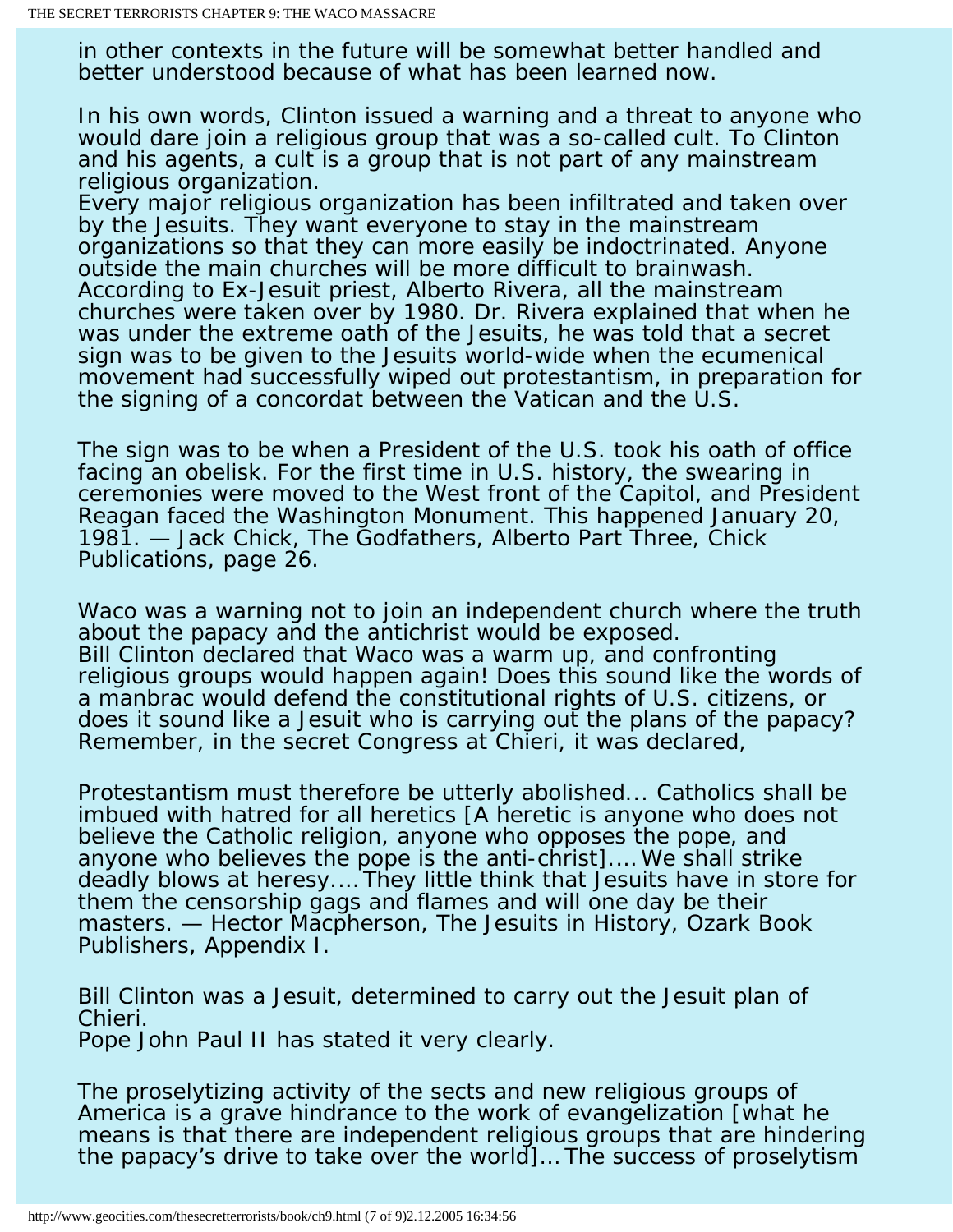in other contexts in the future will be somewhat better handled and better understood because of what has been learned now.

In his own words, Clinton issued a warning and a threat to anyone who would dare join a religious group that was a so-called cult. To Clinton and his agents, a cult is a group that is not part of any mainstream religious organization.
Every major religious organization has been infiltrated and taken over by the Jesuits. They want everyone to stay in the mainstream organizations so that they can more easily be indoctrinated. Anyone outside the main churches will be more difficult to brainwash.
According to Ex-Jesuit priest, Alberto Rivera, all the mainstream churches were taken over by 1980. Dr. Rivera explained that when he was under the extreme oath of the Jesuits, he was told that a secret sign was to be given to the Jesuits world-wide when the ecumenical movement had successfully wiped out protestantism, in preparation for the signing of a concordat between the Vatican and the U.S.

The sign was to be when a President of the U.S. took his oath of office facing an obelisk. For the first time in U.S. history, the swearing in ceremonies were moved to the West front of the Capitol, and President Reagan faced the Washington Monument. This happened January 20, 1981. — Jack Chick, The Godfathers, Alberto Part Three, Chick Publications, page 26.

Waco was a warning not to join an independent church where the truth about the papacy and the antichrist would be exposed.
Bill Clinton declared that Waco was a warm up, and confronting religious groups would happen again! Does this sound like the words of a manbrac would defend the constitutional rights of U.S. citizens, or does it sound like a Jesuit who is carrying out the plans of the papacy?
Remember, in the secret Congress at Chieri, it was declared,

Protestantism must therefore be utterly abolished... Catholics shall be imbued with hatred for all heretics [A heretic is anyone who does not believe the Catholic religion, anyone who opposes the pope, and anyone who believes the pope is the anti-christ].... We shall strike deadly blows at heresy.... They little think that Jesuits have in store for them the censorship gags and flames and will one day be their masters. — Hector Macpherson, The Jesuits in History, Ozark Book Publishers, Appendix I.

Bill Clinton was a Jesuit, determined to carry out the Jesuit plan of Chieri.
Pope John Paul II has stated it very clearly.

The proselytizing activity of the sects and new religious groups of America is a grave hindrance to the work of evangelization [what he means is that there are independent religious groups that are hindering the papacy's drive to take over the world]... The success of proselytism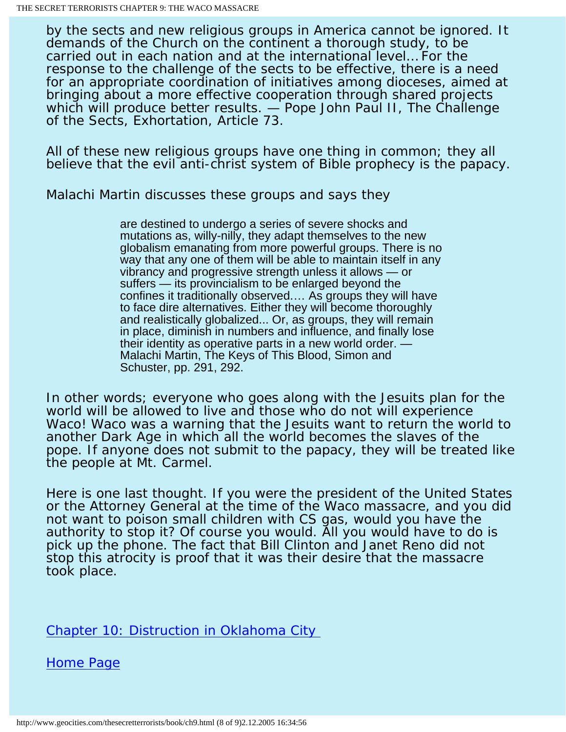by the sects and new religious groups in America cannot be ignored. It demands of the Church on the continent a thorough study, to be carried out in each nation and at the international level... For the response to the challenge of the sects to be effective, there is a need for an appropriate coordination of initiatives among dioceses, aimed at bringing about a more effective cooperation through shared projects which will produce better results. — Pope John Paul II, The Challenge of the Sects, Exhortation, Article 73.

All of these new religious groups have one thing in common; they all believe that the evil anti-christ system of Bible prophecy is the papacy.

Malachi Martin discusses these groups and says they

> are destined to undergo a series of severe shocks and mutations as, willy-nilly, they adapt themselves to the new globalism emanating from more powerful groups. There is no way that any one of them will be able to maintain itself in any vibrancy and progressive strength unless it allows — or suffers — its provincialism to be enlarged beyond the confines it traditionally observed.... As groups they will have to face dire alternatives. Either they will become thoroughly and realistically globalized... Or, as groups, they will remain in place, diminish in numbers and influence, and finally lose their identity as operative parts in a new world order. — Malachi Martin, The Keys of This Blood, Simon and Schuster, pp. 291, 292.

In other words; everyone who goes along with the Jesuits plan for the world will be allowed to live and those who do not will experience Waco! Waco was a warning that the Jesuits want to return the world to another Dark Age in which all the world becomes the slaves of the pope. If anyone does not submit to the papacy, they will be treated like the people at Mt. Carmel.

Here is one last thought. If you were the president of the United States or the Attorney General at the time of the Waco massacre, and you did not want to poison small children with CS gas, would you have the authority to stop it? Of course you would. All you would have to do is pick up the phone. The fact that Bill Clinton and Janet Reno did not stop this atrocity is proof that it was their desire that the massacre took place.

[Chapter 10: Distruction in Oklahoma City](#)

[Home Page](#)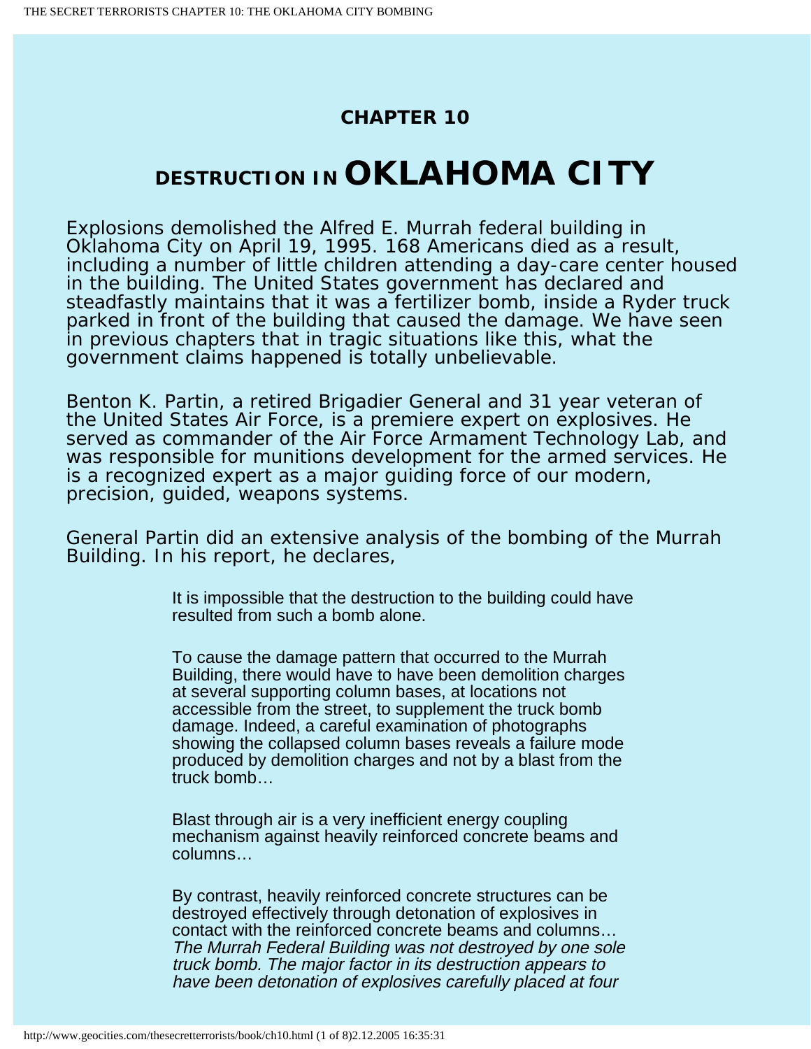## CHAPTER 10

# DESTRUCTION IN OKLAHOMA CITY

Explosions demolished the Alfred E. Murrah federal building in Oklahoma City on April 19, 1995. 168 Americans died as a result, including a number of little children attending a day-care center housed in the building. The United States government has declared and steadfastly maintains that it was a fertilizer bomb, inside a Ryder truck parked in front of the building that caused the damage. We have seen in previous chapters that in tragic situations like this, what the government claims happened is totally unbelievable.

Benton K. Partin, a retired Brigadier General and 31 year veteran of the United States Air Force, is a premiere expert on explosives. He served as commander of the Air Force Armament Technology Lab, and was responsible for munitions development for the armed services. He is a recognized expert as a major guiding force of our modern, precision, guided, weapons systems.

General Partin did an extensive analysis of the bombing of the Murrah Building. In his report, he declares,

> It is impossible that the destruction to the building could have resulted from such a bomb alone.
>
> To cause the damage pattern that occurred to the Murrah Building, there would have to have been demolition charges at several supporting column bases, at locations not accessible from the street, to supplement the truck bomb damage. Indeed, a careful examination of photographs showing the collapsed column bases reveals a failure mode produced by demolition charges and not by a blast from the truck bomb…
>
> Blast through air is a very inefficient energy coupling mechanism against heavily reinforced concrete beams and columns…
>
> By contrast, heavily reinforced concrete structures can be destroyed effectively through detonation of explosives in contact with the reinforced concrete beams and columns… *The Murrah Federal Building was not destroyed by one sole truck bomb. The major factor in its destruction appears to have been detonation of explosives carefully placed at four*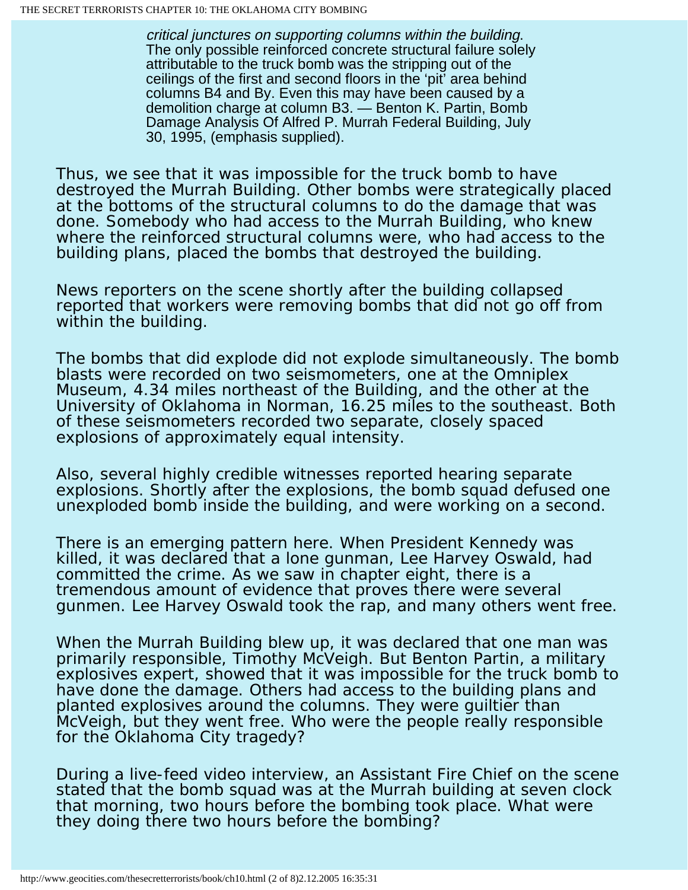> *critical junctures on supporting columns within the building.* The only possible reinforced concrete structural failure solely attributable to the truck bomb was the stripping out of the ceilings of the first and second floors in the 'pit' area behind columns B4 and By. Even this may have been caused by a demolition charge at column B3. — Benton K. Partin, Bomb Damage Analysis Of Alfred P. Murrah Federal Building, July 30, 1995, (emphasis supplied).

Thus, we see that it was impossible for the truck bomb to have destroyed the Murrah Building. Other bombs were strategically placed at the bottoms of the structural columns to do the damage that was done. Somebody who had access to the Murrah Building, who knew where the reinforced structural columns were, who had access to the building plans, placed the bombs that destroyed the building.

News reporters on the scene shortly after the building collapsed reported that workers were removing bombs that did not go off from within the building.

The bombs that did explode did not explode simultaneously. The bomb blasts were recorded on two seismometers, one at the Omniplex Museum, 4.34 miles northeast of the Building, and the other at the University of Oklahoma in Norman, 16.25 miles to the southeast. Both of these seismometers recorded two separate, closely spaced explosions of approximately equal intensity.

Also, several highly credible witnesses reported hearing separate explosions. Shortly after the explosions, the bomb squad defused one unexploded bomb inside the building, and were working on a second.

There is an emerging pattern here. When President Kennedy was killed, it was declared that a lone gunman, Lee Harvey Oswald, had committed the crime. As we saw in chapter eight, there is a tremendous amount of evidence that proves there were several gunmen. Lee Harvey Oswald took the rap, and many others went free.

When the Murrah Building blew up, it was declared that one man was primarily responsible, Timothy McVeigh. But Benton Partin, a military explosives expert, showed that it was impossible for the truck bomb to have done the damage. Others had access to the building plans and planted explosives around the columns. They were guiltier than McVeigh, but they went free. Who were the people really responsible for the Oklahoma City tragedy?

During a live-feed video interview, an Assistant Fire Chief on the scene stated that the bomb squad was at the Murrah building at seven clock that morning, two hours before the bombing took place. What were they doing there two hours before the bombing?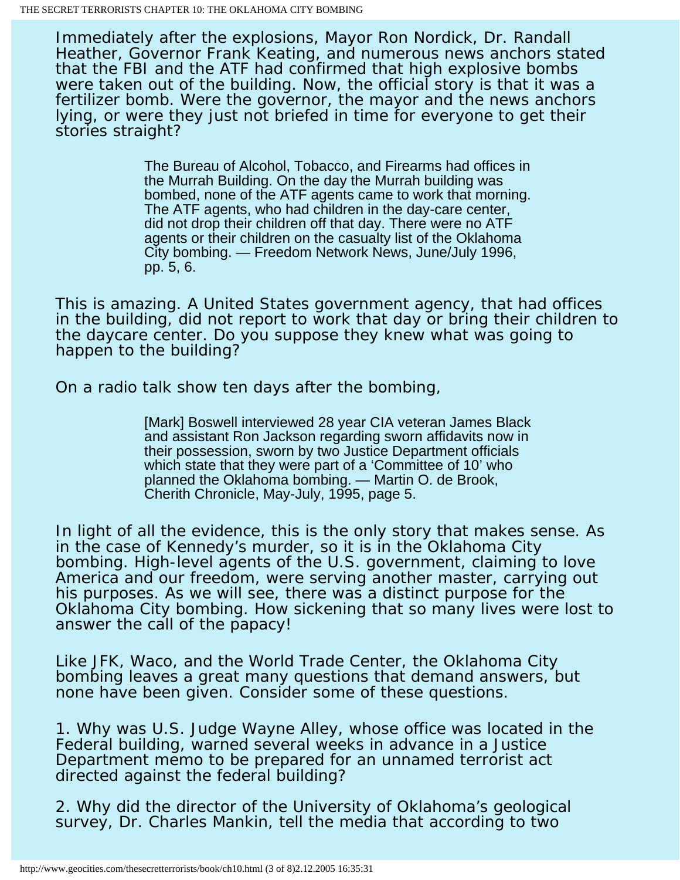Immediately after the explosions, Mayor Ron Nordick, Dr. Randall Heather, Governor Frank Keating, and numerous news anchors stated that the FBI and the ATF had confirmed that high explosive bombs were taken out of the building. Now, the official story is that it was a fertilizer bomb. Were the governor, the mayor and the news anchors lying, or were they just not briefed in time for everyone to get their stories straight?

> The Bureau of Alcohol, Tobacco, and Firearms had offices in the Murrah Building. On the day the Murrah building was bombed, none of the ATF agents came to work that morning. The ATF agents, who had children in the day-care center, did not drop their children off that day. There were no ATF agents or their children on the casualty list of the Oklahoma City bombing. — Freedom Network News, June/July 1996, pp. 5, 6.

This is amazing. A United States government agency, that had offices in the building, did not report to work that day or bring their children to the daycare center. Do you suppose they knew what was going to happen to the building?

On a radio talk show ten days after the bombing,

> [Mark] Boswell interviewed 28 year CIA veteran James Black and assistant Ron Jackson regarding sworn affidavits now in their possession, sworn by two Justice Department officials which state that they were part of a 'Committee of 10' who planned the Oklahoma bombing. — Martin O. de Brook, Cherith Chronicle, May-July, 1995, page 5.

In light of all the evidence, this is the only story that makes sense. As in the case of Kennedy's murder, so it is in the Oklahoma City bombing. High-level agents of the U.S. government, claiming to love America and our freedom, were serving another master, carrying out his purposes. As we will see, there was a distinct purpose for the Oklahoma City bombing. How sickening that so many lives were lost to answer the call of the papacy!

Like JFK, Waco, and the World Trade Center, the Oklahoma City bombing leaves a great many questions that demand answers, but none have been given. Consider some of these questions.

1. Why was U.S. Judge Wayne Alley, whose office was located in the Federal building, warned several weeks in advance in a Justice Department memo to be prepared for an unnamed terrorist act directed against the federal building?

2. Why did the director of the University of Oklahoma's geological survey, Dr. Charles Mankin, tell the media that according to two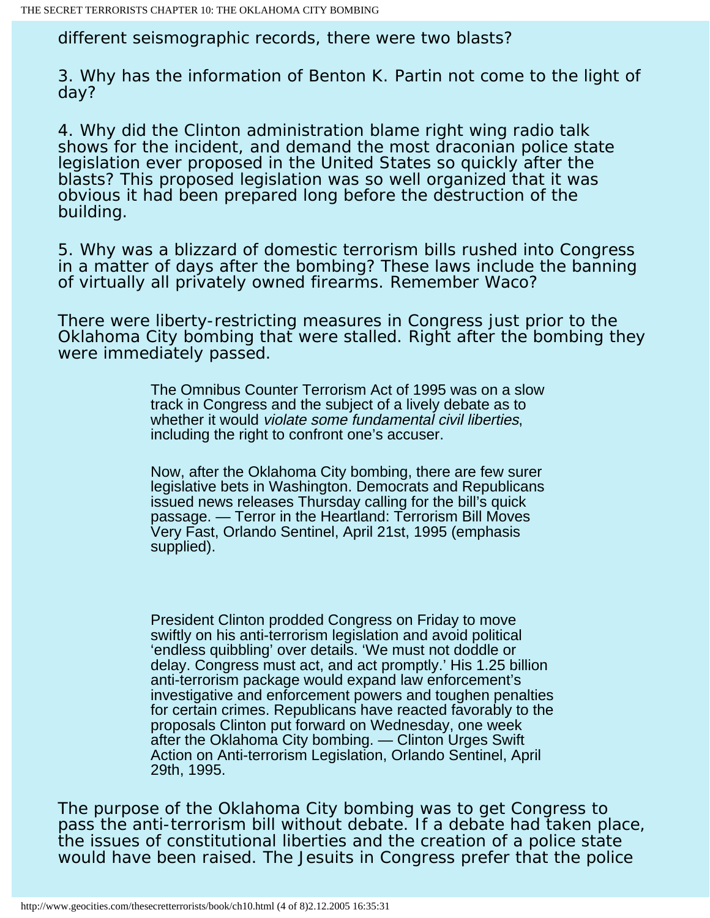different seismographic records, there were two blasts?

3. Why has the information of Benton K. Partin not come to the light of day?

4. Why did the Clinton administration blame right wing radio talk shows for the incident, and demand the most draconian police state legislation ever proposed in the United States so quickly after the blasts? This proposed legislation was so well organized that it was obvious it had been prepared long before the destruction of the building.

5. Why was a blizzard of domestic terrorism bills rushed into Congress in a matter of days after the bombing? These laws include the banning of virtually all privately owned firearms. Remember Waco?

There were liberty-restricting measures in Congress just prior to the Oklahoma City bombing that were stalled. Right after the bombing they were immediately passed.

> The Omnibus Counter Terrorism Act of 1995 was on a slow track in Congress and the subject of a lively debate as to whether it would *violate some fundamental civil liberties*, including the right to confront one's accuser.
>
> Now, after the Oklahoma City bombing, there are few surer legislative bets in Washington. Democrats and Republicans issued news releases Thursday calling for the bill's quick passage. — Terror in the Heartland: Terrorism Bill Moves Very Fast, Orlando Sentinel, April 21st, 1995 (emphasis supplied).

> President Clinton prodded Congress on Friday to move swiftly on his anti-terrorism legislation and avoid political 'endless quibbling' over details. 'We must not doddle or delay. Congress must act, and act promptly.' His 1.25 billion anti-terrorism package would expand law enforcement's investigative and enforcement powers and toughen penalties for certain crimes. Republicans have reacted favorably to the proposals Clinton put forward on Wednesday, one week after the Oklahoma City bombing. — Clinton Urges Swift Action on Anti-terrorism Legislation, Orlando Sentinel, April 29th, 1995.

The purpose of the Oklahoma City bombing was to get Congress to pass the anti-terrorism bill without debate. If a debate had taken place, the issues of constitutional liberties and the creation of a police state would have been raised. The Jesuits in Congress prefer that the police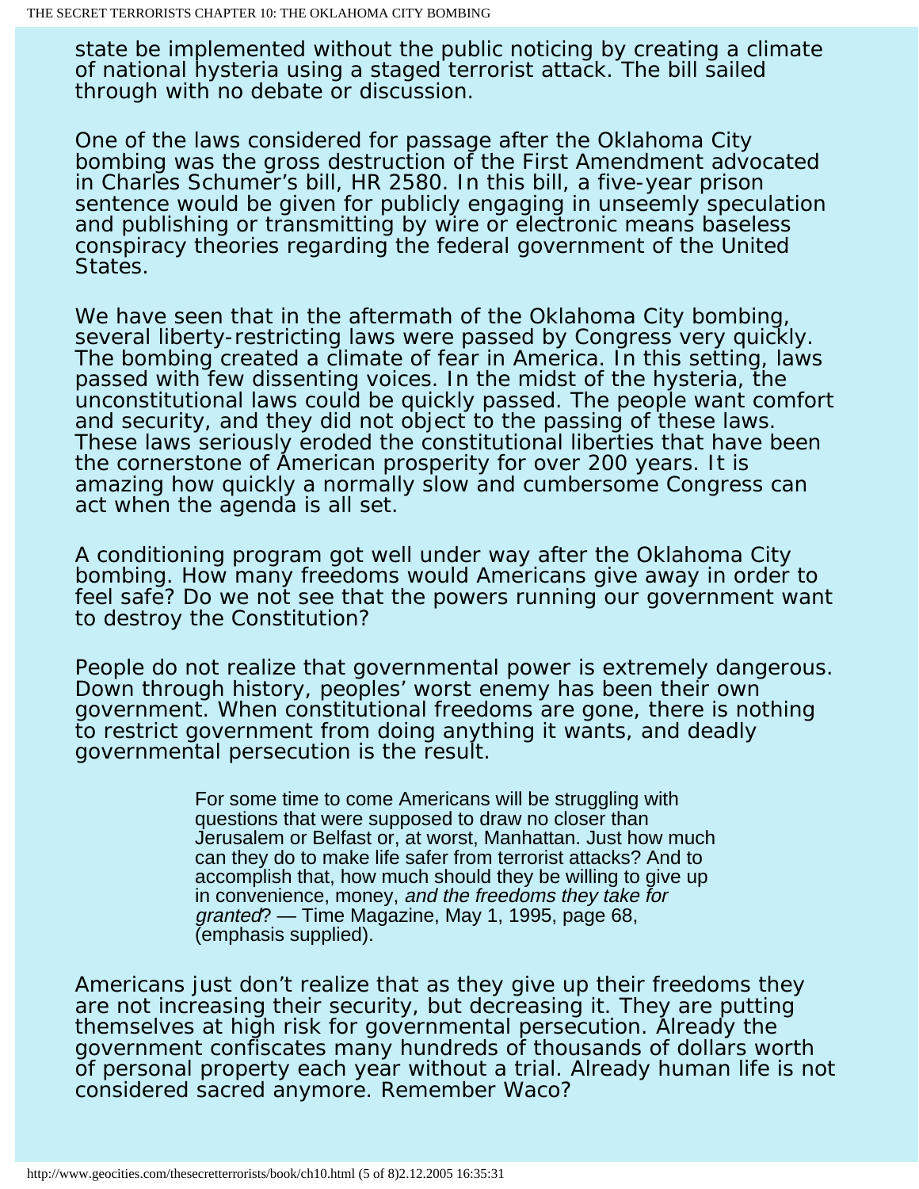state be implemented without the public noticing by creating a climate of national hysteria using a staged terrorist attack. The bill sailed through with no debate or discussion.

One of the laws considered for passage after the Oklahoma City bombing was the gross destruction of the First Amendment advocated in Charles Schumer's bill, HR 2580. In this bill, a five-year prison sentence would be given for publicly engaging in unseemly speculation and publishing or transmitting by wire or electronic means baseless conspiracy theories regarding the federal government of the United States.

We have seen that in the aftermath of the Oklahoma City bombing, several liberty-restricting laws were passed by Congress very quickly. The bombing created a climate of fear in America. In this setting, laws passed with few dissenting voices. In the midst of the hysteria, the unconstitutional laws could be quickly passed. The people want comfort and security, and they did not object to the passing of these laws. These laws seriously eroded the constitutional liberties that have been the cornerstone of American prosperity for over 200 years. It is amazing how quickly a normally slow and cumbersome Congress can act when the agenda is all set.

A conditioning program got well under way after the Oklahoma City bombing. How many freedoms would Americans give away in order to feel safe? Do we not see that the powers running our government want to destroy the Constitution?

People do not realize that governmental power is extremely dangerous. Down through history, peoples' worst enemy has been their own government. When constitutional freedoms are gone, there is nothing to restrict government from doing anything it wants, and deadly governmental persecution is the result.

> For some time to come Americans will be struggling with questions that were supposed to draw no closer than Jerusalem or Belfast or, at worst, Manhattan. Just how much can they do to make life safer from terrorist attacks? And to accomplish that, how much should they be willing to give up in convenience, money, *and the freedoms they take for granted*? — Time Magazine, May 1, 1995, page 68, (emphasis supplied).

Americans just don't realize that as they give up their freedoms they are not increasing their security, but decreasing it. They are putting themselves at high risk for governmental persecution. Already the government confiscates many hundreds of thousands of dollars worth of personal property each year without a trial. Already human life is not considered sacred anymore. Remember Waco?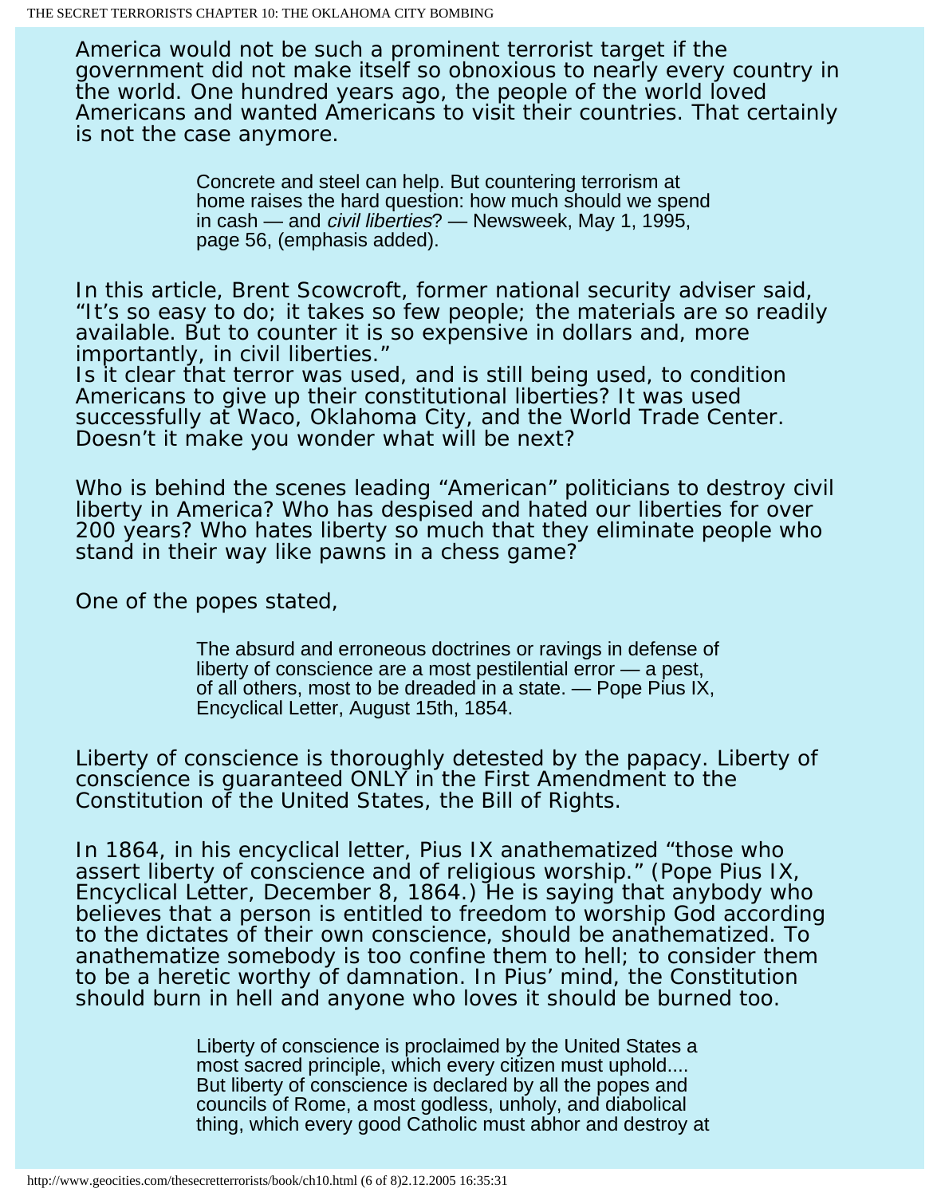America would not be such a prominent terrorist target if the government did not make itself so obnoxious to nearly every country in the world. One hundred years ago, the people of the world loved Americans and wanted Americans to visit their countries. That certainly is not the case anymore.

> Concrete and steel can help. But countering terrorism at home raises the hard question: how much should we spend in cash — and *civil liberties*? — Newsweek, May 1, 1995, page 56, (emphasis added).

In this article, Brent Scowcroft, former national security adviser said, “It’s so easy to do; it takes so few people; the materials are so readily available. But to counter it is so expensive in dollars and, more importantly, in civil liberties.”
Is it clear that terror was used, and is still being used, to condition Americans to give up their constitutional liberties? It was used successfully at Waco, Oklahoma City, and the World Trade Center. Doesn’t it make you wonder what will be next?

Who is behind the scenes leading “American” politicians to destroy civil liberty in America? Who has despised and hated our liberties for over 200 years? Who hates liberty so much that they eliminate people who stand in their way like pawns in a chess game?

One of the popes stated,

> The absurd and erroneous doctrines or ravings in defense of liberty of conscience are a most pestilential error — a pest, of all others, most to be dreaded in a state. — Pope Pius IX, Encyclical Letter, August 15th, 1854.

Liberty of conscience is thoroughly detested by the papacy. Liberty of conscience is guaranteed ONLY in the First Amendment to the Constitution of the United States, the Bill of Rights.

In 1864, in his encyclical letter, Pius IX anathematized “those who assert liberty of conscience and of religious worship.” (Pope Pius IX, Encyclical Letter, December 8, 1864.) He is saying that anybody who believes that a person is entitled to freedom to worship God according to the dictates of their own conscience, should be anathematized. To anathematize somebody is too confine them to hell; to consider them to be a heretic worthy of damnation. In Pius’ mind, the Constitution should burn in hell and anyone who loves it should be burned too.

> Liberty of conscience is proclaimed by the United States a most sacred principle, which every citizen must uphold.... But liberty of conscience is declared by all the popes and councils of Rome, a most godless, unholy, and diabolical thing, which every good Catholic must abhor and destroy at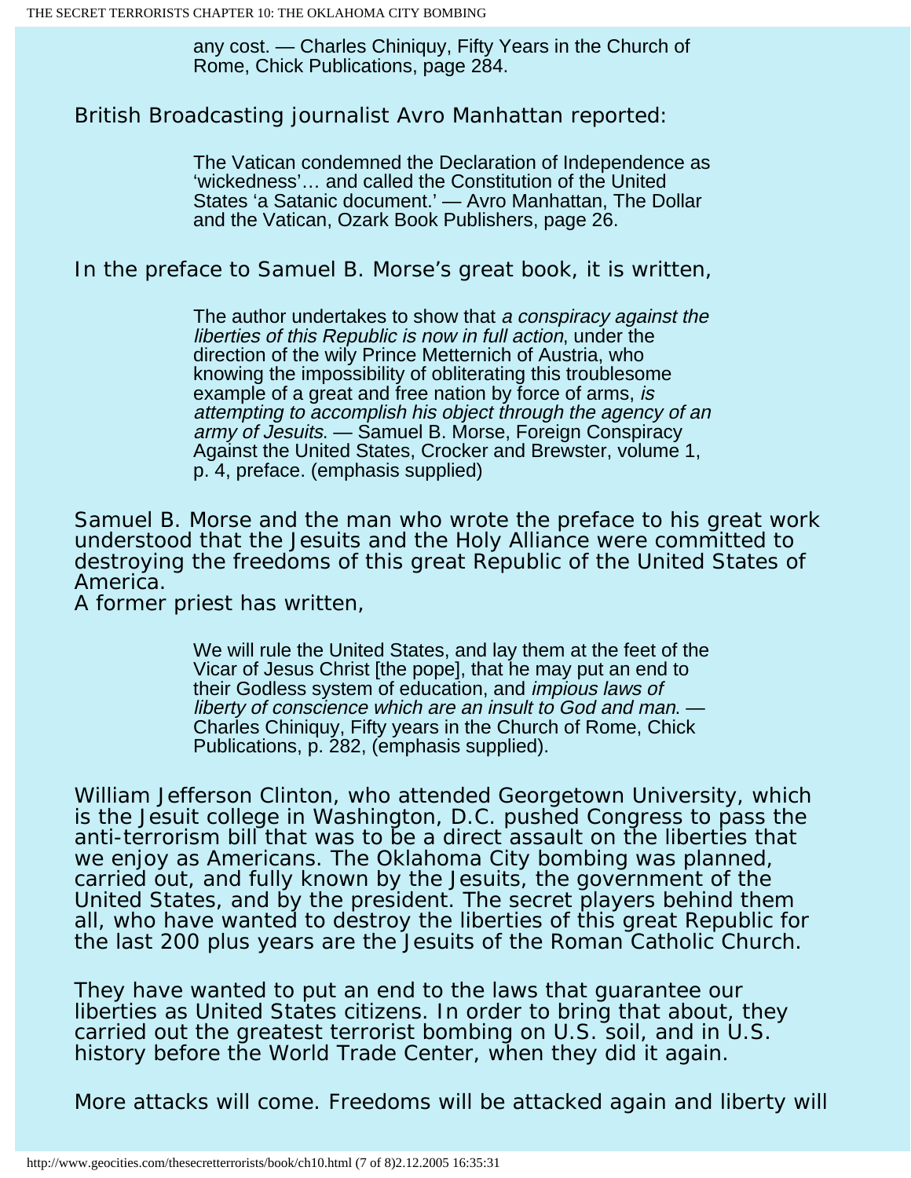> any cost. — Charles Chiniquy, Fifty Years in the Church of Rome, Chick Publications, page 284.

British Broadcasting journalist Avro Manhattan reported:

> The Vatican condemned the Declaration of Independence as 'wickedness'… and called the Constitution of the United States 'a Satanic document.' — Avro Manhattan, The Dollar and the Vatican, Ozark Book Publishers, page 26.

In the preface to Samuel B. Morse's great book, it is written,

> The author undertakes to show that *a conspiracy against the liberties of this Republic is now in full action*, under the direction of the wily Prince Metternich of Austria, who knowing the impossibility of obliterating this troublesome example of a great and free nation by force of arms, *is attempting to accomplish his object through the agency of an army of Jesuits*. — Samuel B. Morse, Foreign Conspiracy Against the United States, Crocker and Brewster, volume 1, p. 4, preface. (emphasis supplied)

Samuel B. Morse and the man who wrote the preface to his great work understood that the Jesuits and the Holy Alliance were committed to destroying the freedoms of this great Republic of the United States of America.
A former priest has written,

> We will rule the United States, and lay them at the feet of the Vicar of Jesus Christ [the pope], that he may put an end to their Godless system of education, and *impious laws of liberty of conscience which are an insult to God and man*. — Charles Chiniquy, Fifty years in the Church of Rome, Chick Publications, p. 282, (emphasis supplied).

William Jefferson Clinton, who attended Georgetown University, which is the Jesuit college in Washington, D.C. pushed Congress to pass the anti-terrorism bill that was to be a direct assault on the liberties that we enjoy as Americans. The Oklahoma City bombing was planned, carried out, and fully known by the Jesuits, the government of the United States, and by the president. The secret players behind them all, who have wanted to destroy the liberties of this great Republic for the last 200 plus years are the Jesuits of the Roman Catholic Church.

They have wanted to put an end to the laws that guarantee our liberties as United States citizens. In order to bring that about, they carried out the greatest terrorist bombing on U.S. soil, and in U.S. history before the World Trade Center, when they did it again.

More attacks will come. Freedoms will be attacked again and liberty will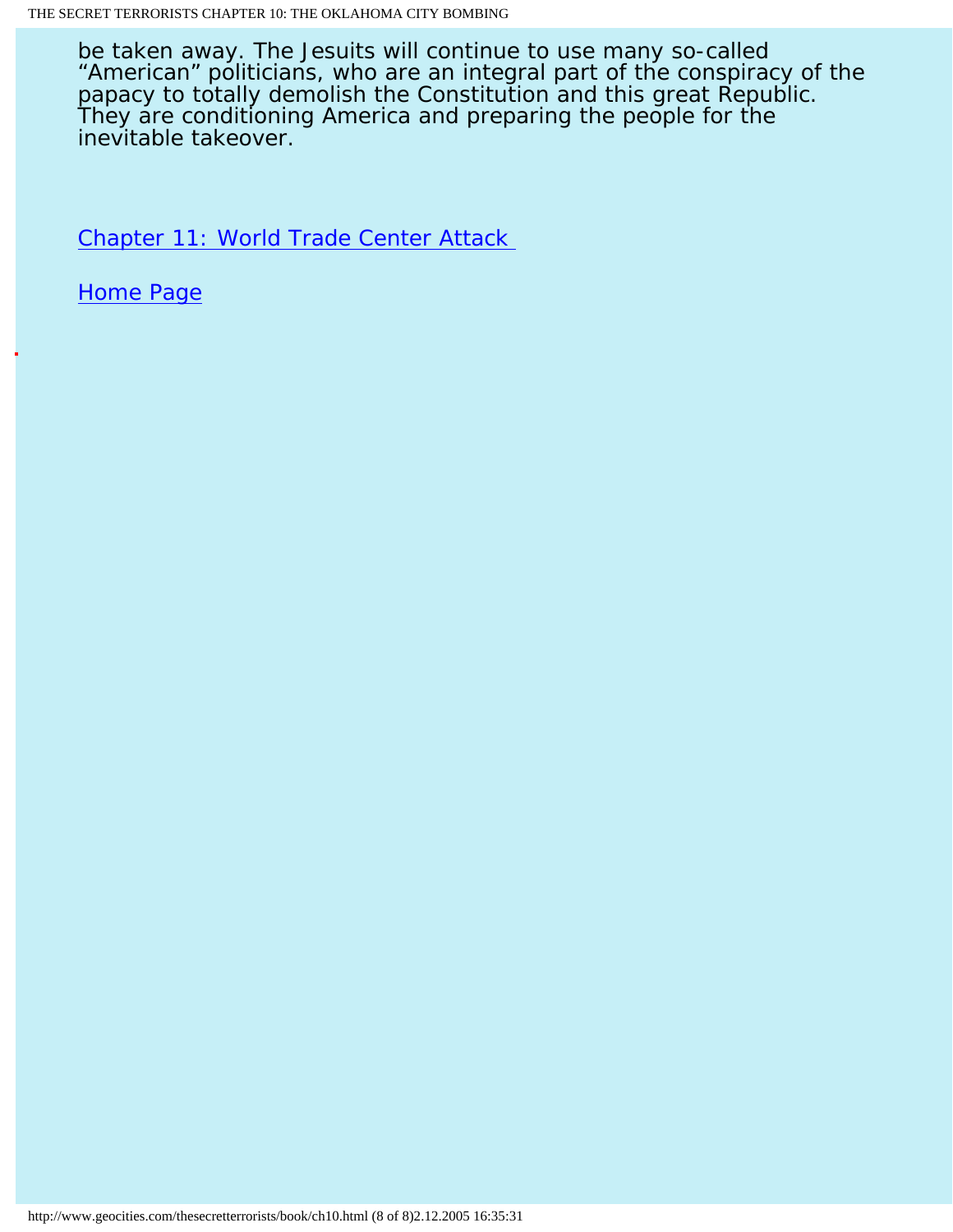be taken away. The Jesuits will continue to use many so-called "American" politicians, who are an integral part of the conspiracy of the papacy to totally demolish the Constitution and this great Republic. They are conditioning America and preparing the people for the inevitable takeover.

Chapter 11: World Trade Center Attack

Home Page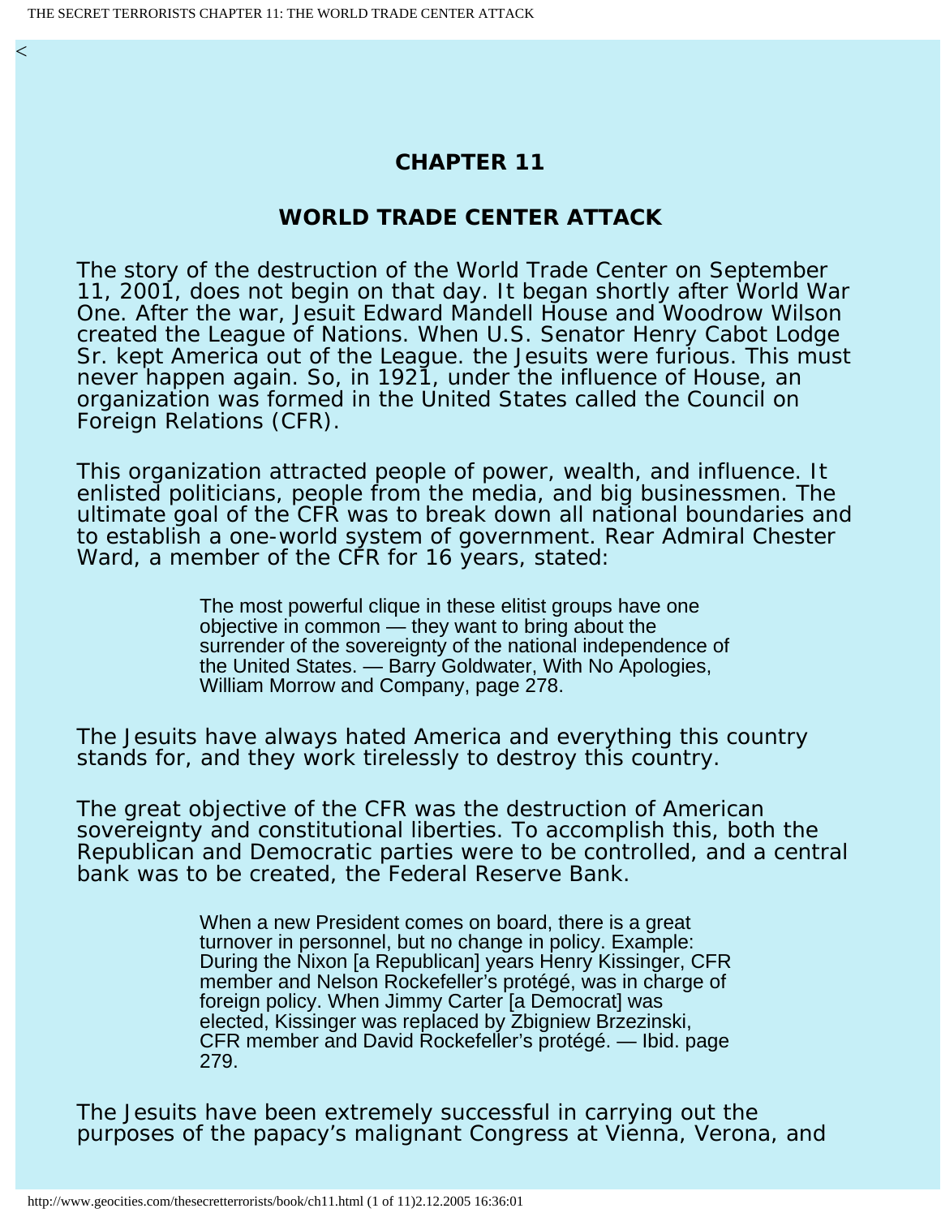# CHAPTER 11

## WORLD TRADE CENTER ATTACK

The story of the destruction of the World Trade Center on September 11, 2001, does not begin on that day. It began shortly after World War One. After the war, Jesuit Edward Mandell House and Woodrow Wilson created the League of Nations. When U.S. Senator Henry Cabot Lodge Sr. kept America out of the League. the Jesuits were furious. This must never happen again. So, in 1921, under the influence of House, an organization was formed in the United States called the Council on Foreign Relations (CFR).

This organization attracted people of power, wealth, and influence. It enlisted politicians, people from the media, and big businessmen. The ultimate goal of the CFR was to break down all national boundaries and to establish a one-world system of government. Rear Admiral Chester Ward, a member of the CFR for 16 years, stated:

> The most powerful clique in these elitist groups have one objective in common — they want to bring about the surrender of the sovereignty of the national independence of the United States. — Barry Goldwater, With No Apologies, William Morrow and Company, page 278.

The Jesuits have always hated America and everything this country stands for, and they work tirelessly to destroy this country.

The great objective of the CFR was the destruction of American sovereignty and constitutional liberties. To accomplish this, both the Republican and Democratic parties were to be controlled, and a central bank was to be created, the Federal Reserve Bank.

> When a new President comes on board, there is a great turnover in personnel, but no change in policy. Example: During the Nixon [a Republican] years Henry Kissinger, CFR member and Nelson Rockefeller's protégé, was in charge of foreign policy. When Jimmy Carter [a Democrat] was elected, Kissinger was replaced by Zbigniew Brzezinski, CFR member and David Rockefeller's protégé. — Ibid. page 279.

The Jesuits have been extremely successful in carrying out the purposes of the papacy's malignant Congress at Vienna, Verona, and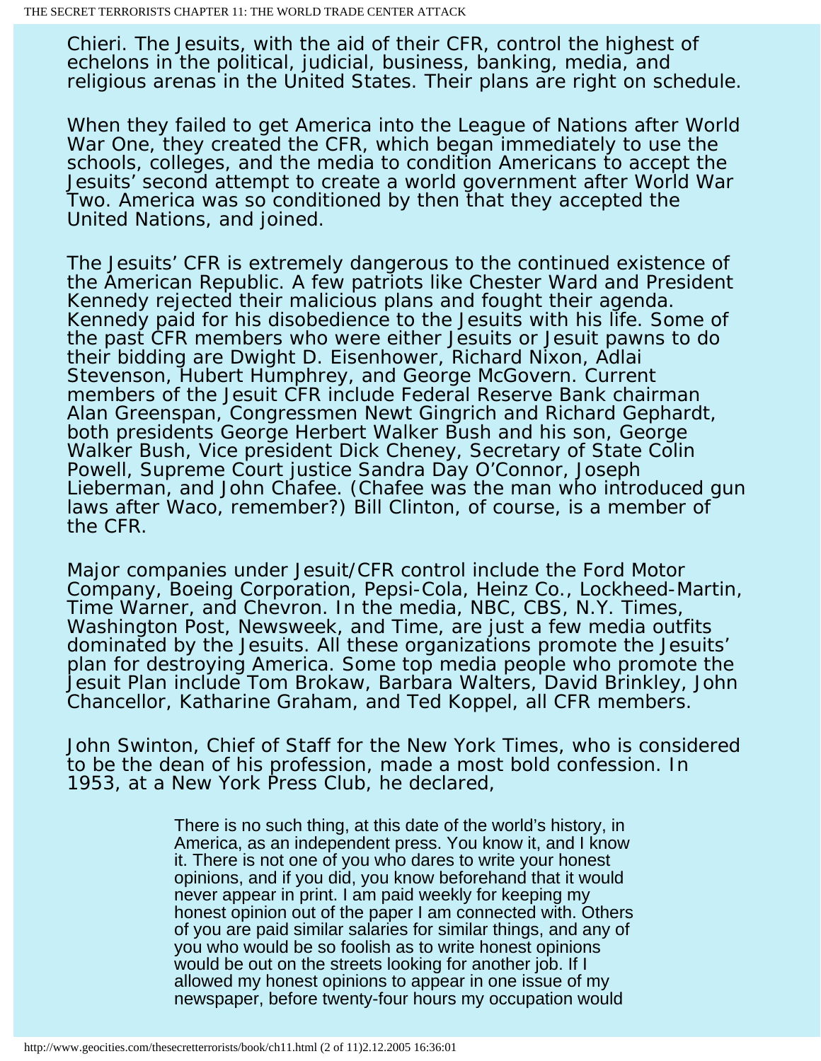Chieri. The Jesuits, with the aid of their CFR, control the highest of echelons in the political, judicial, business, banking, media, and religious arenas in the United States. Their plans are right on schedule.

When they failed to get America into the League of Nations after World War One, they created the CFR, which began immediately to use the schools, colleges, and the media to condition Americans to accept the Jesuits' second attempt to create a world government after World War Two. America was so conditioned by then that they accepted the United Nations, and joined.

The Jesuits' CFR is extremely dangerous to the continued existence of the American Republic. A few patriots like Chester Ward and President Kennedy rejected their malicious plans and fought their agenda. Kennedy paid for his disobedience to the Jesuits with his life. Some of the past CFR members who were either Jesuits or Jesuit pawns to do their bidding are Dwight D. Eisenhower, Richard Nixon, Adlai Stevenson, Hubert Humphrey, and George McGovern. Current members of the Jesuit CFR include Federal Reserve Bank chairman Alan Greenspan, Congressmen Newt Gingrich and Richard Gephardt, both presidents George Herbert Walker Bush and his son, George Walker Bush, Vice president Dick Cheney, Secretary of State Colin Powell, Supreme Court justice Sandra Day O'Connor, Joseph Lieberman, and John Chafee. (Chafee was the man who introduced gun laws after Waco, remember?) Bill Clinton, of course, is a member of the CFR.

Major companies under Jesuit/CFR control include the Ford Motor Company, Boeing Corporation, Pepsi-Cola, Heinz Co., Lockheed-Martin, Time Warner, and Chevron. In the media, NBC, CBS, N.Y. Times, Washington Post, Newsweek, and Time, are just a few media outfits dominated by the Jesuits. All these organizations promote the Jesuits' plan for destroying America. Some top media people who promote the Jesuit Plan include Tom Brokaw, Barbara Walters, David Brinkley, John Chancellor, Katharine Graham, and Ted Koppel, all CFR members.

John Swinton, Chief of Staff for the New York Times, who is considered to be the dean of his profession, made a most bold confession. In 1953, at a New York Press Club, he declared,

> There is no such thing, at this date of the world's history, in America, as an independent press. You know it, and I know it. There is not one of you who dares to write your honest opinions, and if you did, you know beforehand that it would never appear in print. I am paid weekly for keeping my honest opinion out of the paper I am connected with. Others of you are paid similar salaries for similar things, and any of you who would be so foolish as to write honest opinions would be out on the streets looking for another job. If I allowed my honest opinions to appear in one issue of my newspaper, before twenty-four hours my occupation would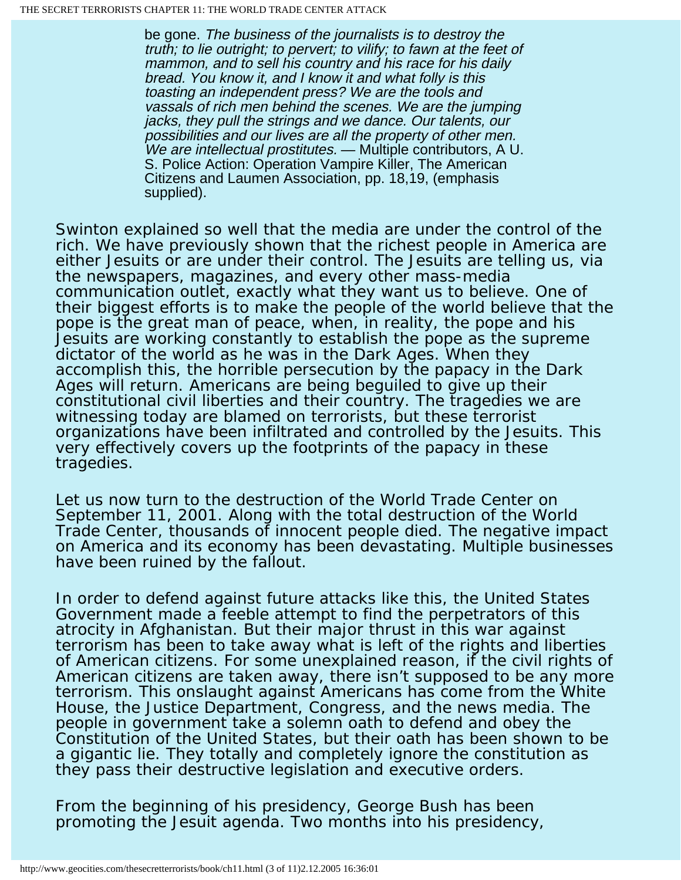> be gone. *The business of the journalists is to destroy the truth; to lie outright; to pervert; to vilify; to fawn at the feet of mammon, and to sell his country and his race for his daily bread. You know it, and I know it and what folly is this toasting an independent press? We are the tools and vassals of rich men behind the scenes. We are the jumping jacks, they pull the strings and we dance. Our talents, our possibilities and our lives are all the property of other men. We are intellectual prostitutes.* — Multiple contributors, A U. S. Police Action: Operation Vampire Killer, The American Citizens and Laumen Association, pp. 18,19, (emphasis supplied).

Swinton explained so well that the media are under the control of the rich. We have previously shown that the richest people in America are either Jesuits or are under their control. The Jesuits are telling us, via the newspapers, magazines, and every other mass-media communication outlet, exactly what they want us to believe. One of their biggest efforts is to make the people of the world believe that the pope is the great man of peace, when, in reality, the pope and his Jesuits are working constantly to establish the pope as the supreme dictator of the world as he was in the Dark Ages. When they accomplish this, the horrible persecution by the papacy in the Dark Ages will return. Americans are being beguiled to give up their constitutional civil liberties and their country. The tragedies we are witnessing today are blamed on terrorists, but these terrorist organizations have been infiltrated and controlled by the Jesuits. This very effectively covers up the footprints of the papacy in these tragedies.

Let us now turn to the destruction of the World Trade Center on September 11, 2001. Along with the total destruction of the World Trade Center, thousands of innocent people died. The negative impact on America and its economy has been devastating. Multiple businesses have been ruined by the fallout.

In order to defend against future attacks like this, the United States Government made a feeble attempt to find the perpetrators of this atrocity in Afghanistan. But their major thrust in this war against terrorism has been to take away what is left of the rights and liberties of American citizens. For some unexplained reason, if the civil rights of American citizens are taken away, there isn't supposed to be any more terrorism. This onslaught against Americans has come from the White House, the Justice Department, Congress, and the news media. The people in government take a solemn oath to defend and obey the Constitution of the United States, but their oath has been shown to be a gigantic lie. They totally and completely ignore the constitution as they pass their destructive legislation and executive orders.

From the beginning of his presidency, George Bush has been promoting the Jesuit agenda. Two months into his presidency,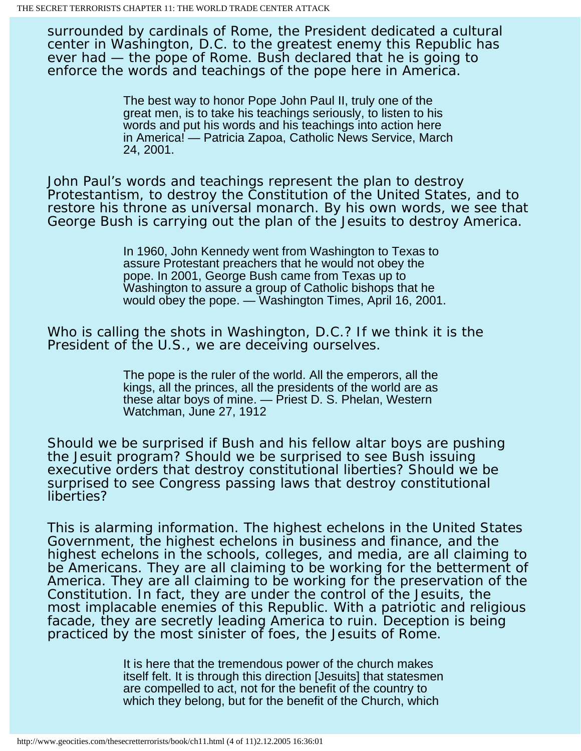surrounded by cardinals of Rome, the President dedicated a cultural center in Washington, D.C. to the greatest enemy this Republic has ever had — the pope of Rome. Bush declared that he is going to enforce the words and teachings of the pope here in America.

> The best way to honor Pope John Paul II, truly one of the great men, is to take his teachings seriously, to listen to his words and put his words and his teachings into action here in America! — Patricia Zapoa, Catholic News Service, March 24, 2001.

John Paul's words and teachings represent the plan to destroy Protestantism, to destroy the Constitution of the United States, and to restore his throne as universal monarch. By his own words, we see that George Bush is carrying out the plan of the Jesuits to destroy America.

> In 1960, John Kennedy went from Washington to Texas to assure Protestant preachers that he would not obey the pope. In 2001, George Bush came from Texas up to Washington to assure a group of Catholic bishops that he would obey the pope. — Washington Times, April 16, 2001.

Who is calling the shots in Washington, D.C.? If we think it is the President of the U.S., we are deceiving ourselves.

> The pope is the ruler of the world. All the emperors, all the kings, all the princes, all the presidents of the world are as these altar boys of mine. — Priest D. S. Phelan, Western Watchman, June 27, 1912

Should we be surprised if Bush and his fellow altar boys are pushing the Jesuit program? Should we be surprised to see Bush issuing executive orders that destroy constitutional liberties? Should we be surprised to see Congress passing laws that destroy constitutional liberties?

This is alarming information. The highest echelons in the United States Government, the highest echelons in business and finance, and the highest echelons in the schools, colleges, and media, are all claiming to be Americans. They are all claiming to be working for the betterment of America. They are all claiming to be working for the preservation of the Constitution. In fact, they are under the control of the Jesuits, the most implacable enemies of this Republic. With a patriotic and religious facade, they are secretly leading America to ruin. Deception is being practiced by the most sinister of foes, the Jesuits of Rome.

> It is here that the tremendous power of the church makes itself felt. It is through this direction [Jesuits] that statesmen are compelled to act, not for the benefit of the country to which they belong, but for the benefit of the Church, which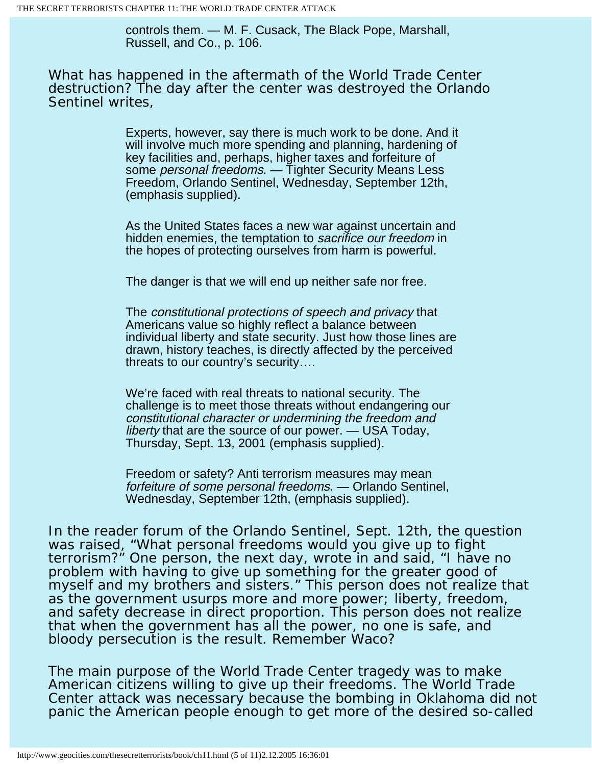> controls them. — M. F. Cusack, The Black Pope, Marshall, Russell, and Co., p. 106.

What has happened in the aftermath of the World Trade Center destruction? The day after the center was destroyed the Orlando Sentinel writes,

> Experts, however, say there is much work to be done. And it will involve much more spending and planning, hardening of key facilities and, perhaps, higher taxes and forfeiture of some *personal freedoms*. — Tighter Security Means Less Freedom, Orlando Sentinel, Wednesday, September 12th, (emphasis supplied).

> As the United States faces a new war against uncertain and hidden enemies, the temptation to *sacrifice our freedom* in the hopes of protecting ourselves from harm is powerful.
>
> The danger is that we will end up neither safe nor free.
>
> The *constitutional protections of speech and privacy* that Americans value so highly reflect a balance between individual liberty and state security. Just how those lines are drawn, history teaches, is directly affected by the perceived threats to our country's security….
>
> We're faced with real threats to national security. The challenge is to meet those threats without endangering our *constitutional character or undermining the freedom and liberty* that are the source of our power. — USA Today, Thursday, Sept. 13, 2001 (emphasis supplied).

> Freedom or safety? Anti terrorism measures may mean *forfeiture of some personal freedoms*. — Orlando Sentinel, Wednesday, September 12th, (emphasis supplied).

In the reader forum of the Orlando Sentinel, Sept. 12th, the question was raised, "What personal freedoms would you give up to fight terrorism?" One person, the next day, wrote in and said, "I have no problem with having to give up something for the greater good of myself and my brothers and sisters." This person does not realize that as the government usurps more and more power; liberty, freedom, and safety decrease in direct proportion. This person does not realize that when the government has all the power, no one is safe, and bloody persecution is the result. Remember Waco?

The main purpose of the World Trade Center tragedy was to make American citizens willing to give up their freedoms. The World Trade Center attack was necessary because the bombing in Oklahoma did not panic the American people enough to get more of the desired so-called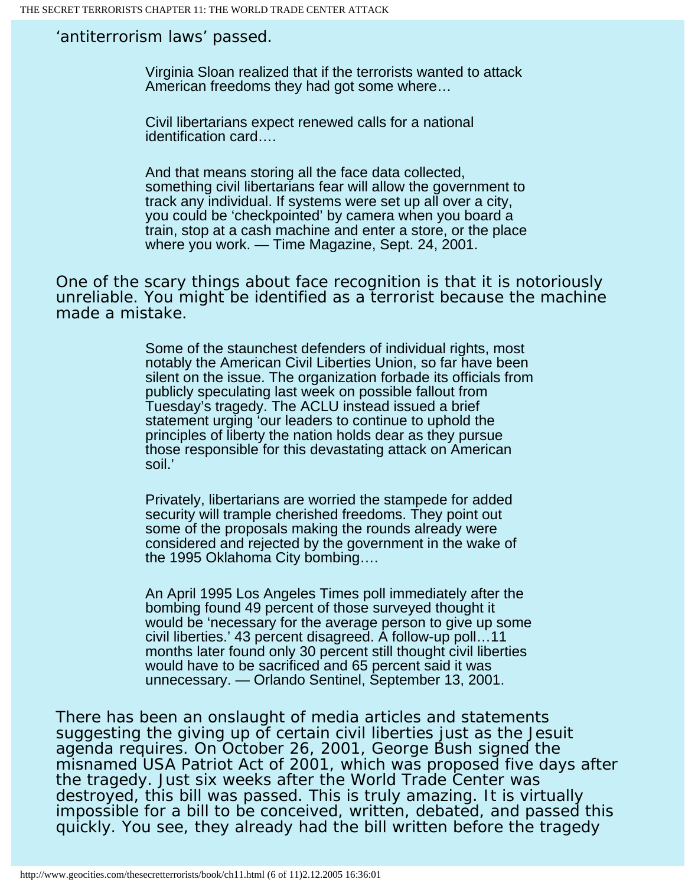'antiterrorism laws' passed.

> Virginia Sloan realized that if the terrorists wanted to attack American freedoms they had got some where…
>
> Civil libertarians expect renewed calls for a national identification card….
>
> And that means storing all the face data collected, something civil libertarians fear will allow the government to track any individual. If systems were set up all over a city, you could be 'checkpointed' by camera when you board a train, stop at a cash machine and enter a store, or the place where you work. — Time Magazine, Sept. 24, 2001.

One of the scary things about face recognition is that it is notoriously unreliable. You might be identified as a terrorist because the machine made a mistake.

> Some of the staunchest defenders of individual rights, most notably the American Civil Liberties Union, so far have been silent on the issue. The organization forbade its officials from publicly speculating last week on possible fallout from Tuesday's tragedy. The ACLU instead issued a brief statement urging 'our leaders to continue to uphold the principles of liberty the nation holds dear as they pursue those responsible for this devastating attack on American soil.'
>
> Privately, libertarians are worried the stampede for added security will trample cherished freedoms. They point out some of the proposals making the rounds already were considered and rejected by the government in the wake of the 1995 Oklahoma City bombing….
>
> An April 1995 Los Angeles Times poll immediately after the bombing found 49 percent of those surveyed thought it would be 'necessary for the average person to give up some civil liberties.' 43 percent disagreed. A follow-up poll…11 months later found only 30 percent still thought civil liberties would have to be sacrificed and 65 percent said it was unnecessary. — Orlando Sentinel, September 13, 2001.

There has been an onslaught of media articles and statements suggesting the giving up of certain civil liberties just as the Jesuit agenda requires. On October 26, 2001, George Bush signed the misnamed USA Patriot Act of 2001, which was proposed five days after the tragedy. Just six weeks after the World Trade Center was destroyed, this bill was passed. This is truly amazing. It is virtually impossible for a bill to be conceived, written, debated, and passed this quickly. You see, they already had the bill written before the tragedy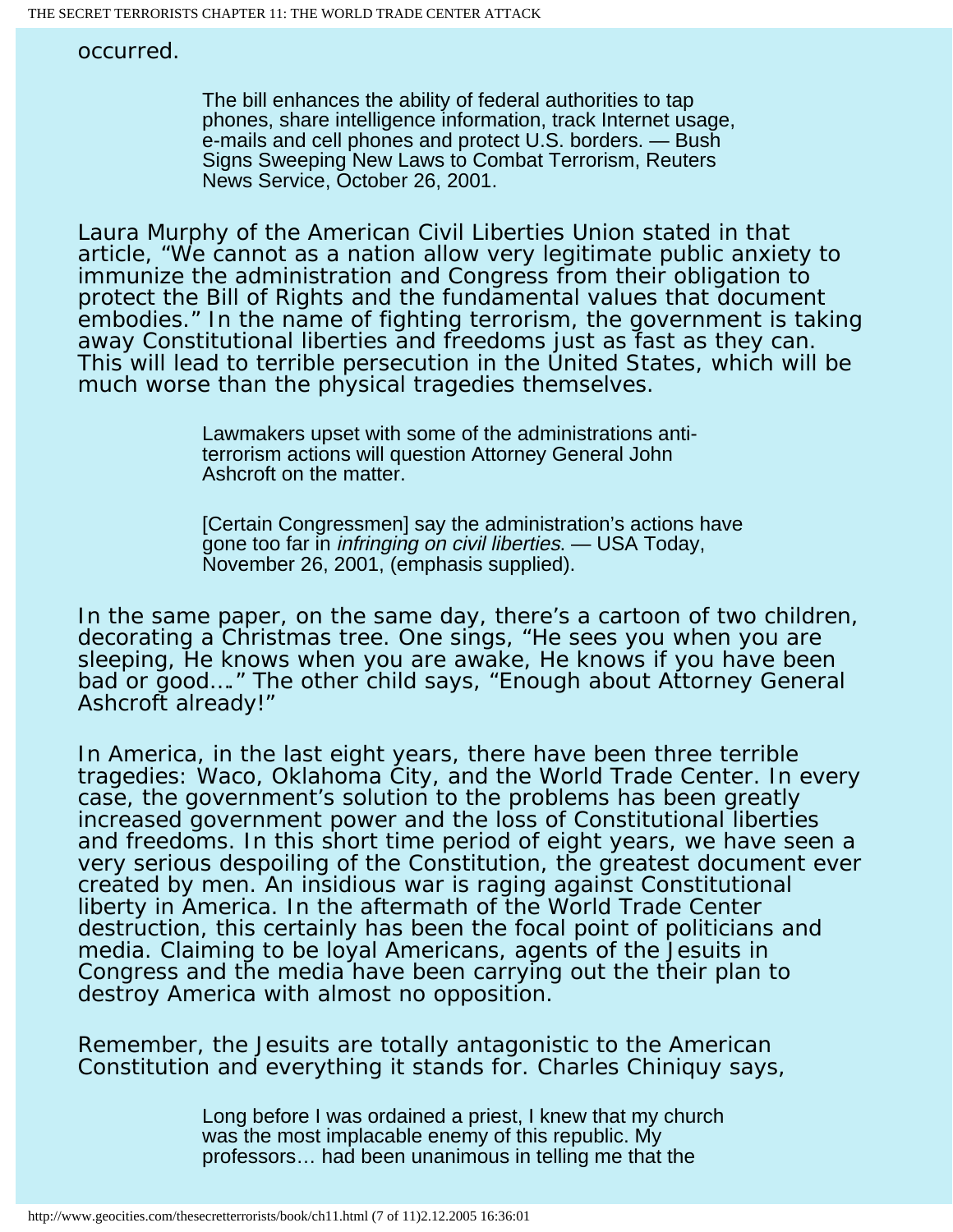occurred.

> The bill enhances the ability of federal authorities to tap phones, share intelligence information, track Internet usage, e-mails and cell phones and protect U.S. borders. — Bush Signs Sweeping New Laws to Combat Terrorism, Reuters News Service, October 26, 2001.

Laura Murphy of the American Civil Liberties Union stated in that article, "We cannot as a nation allow very legitimate public anxiety to immunize the administration and Congress from their obligation to protect the Bill of Rights and the fundamental values that document embodies." In the name of fighting terrorism, the government is taking away Constitutional liberties and freedoms just as fast as they can. This will lead to terrible persecution in the United States, which will be much worse than the physical tragedies themselves.

> Lawmakers upset with some of the administrations anti-terrorism actions will question Attorney General John Ashcroft on the matter.
>
> [Certain Congressmen] say the administration's actions have gone too far in *infringing on civil liberties*. — USA Today, November 26, 2001, (emphasis supplied).

In the same paper, on the same day, there's a cartoon of two children, decorating a Christmas tree. One sings, "He sees you when you are sleeping, He knows when you are awake, He knows if you have been bad or good…" The other child says, "Enough about Attorney General Ashcroft already!"

In America, in the last eight years, there have been three terrible tragedies: Waco, Oklahoma City, and the World Trade Center. In every case, the government's solution to the problems has been greatly increased government power and the loss of Constitutional liberties and freedoms. In this short time period of eight years, we have seen a very serious despoiling of the Constitution, the greatest document ever created by men. An insidious war is raging against Constitutional liberty in America. In the aftermath of the World Trade Center destruction, this certainly has been the focal point of politicians and media. Claiming to be loyal Americans, agents of the Jesuits in Congress and the media have been carrying out the their plan to destroy America with almost no opposition.

Remember, the Jesuits are totally antagonistic to the American Constitution and everything it stands for. Charles Chiniquy says,

> Long before I was ordained a priest, I knew that my church was the most implacable enemy of this republic. My professors… had been unanimous in telling me that the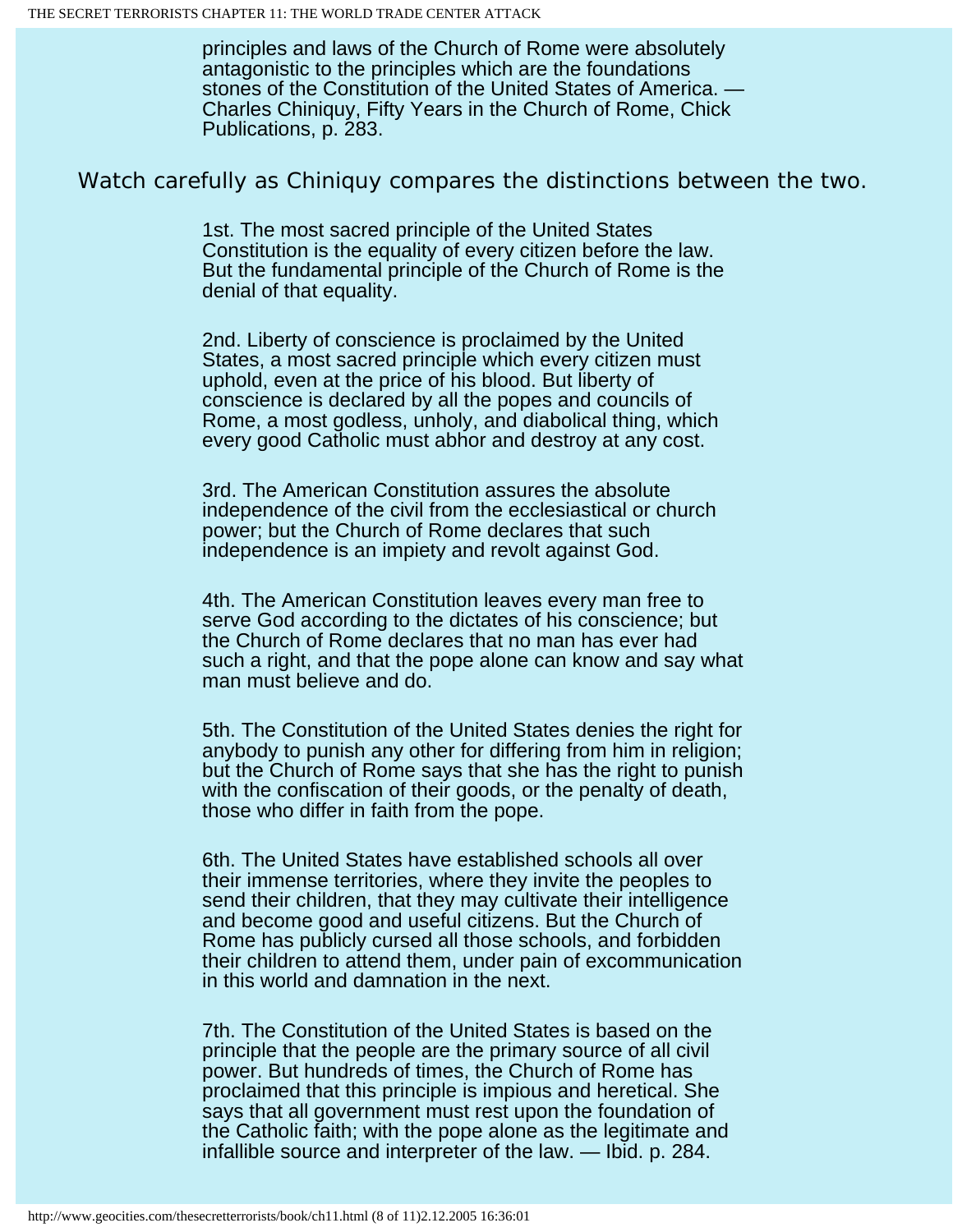principles and laws of the Church of Rome were absolutely antagonistic to the principles which are the foundations stones of the Constitution of the United States of America. — Charles Chiniquy, Fifty Years in the Church of Rome, Chick Publications, p. 283.

Watch carefully as Chiniquy compares the distinctions between the two.

1st. The most sacred principle of the United States Constitution is the equality of every citizen before the law. But the fundamental principle of the Church of Rome is the denial of that equality.

2nd. Liberty of conscience is proclaimed by the United States, a most sacred principle which every citizen must uphold, even at the price of his blood. But liberty of conscience is declared by all the popes and councils of Rome, a most godless, unholy, and diabolical thing, which every good Catholic must abhor and destroy at any cost.

3rd. The American Constitution assures the absolute independence of the civil from the ecclesiastical or church power; but the Church of Rome declares that such independence is an impiety and revolt against God.

4th. The American Constitution leaves every man free to serve God according to the dictates of his conscience; but the Church of Rome declares that no man has ever had such a right, and that the pope alone can know and say what man must believe and do.

5th. The Constitution of the United States denies the right for anybody to punish any other for differing from him in religion; but the Church of Rome says that she has the right to punish with the confiscation of their goods, or the penalty of death, those who differ in faith from the pope.

6th. The United States have established schools all over their immense territories, where they invite the peoples to send their children, that they may cultivate their intelligence and become good and useful citizens. But the Church of Rome has publicly cursed all those schools, and forbidden their children to attend them, under pain of excommunication in this world and damnation in the next.

7th. The Constitution of the United States is based on the principle that the people are the primary source of all civil power. But hundreds of times, the Church of Rome has proclaimed that this principle is impious and heretical. She says that all government must rest upon the foundation of the Catholic faith; with the pope alone as the legitimate and infallible source and interpreter of the law. — Ibid. p. 284.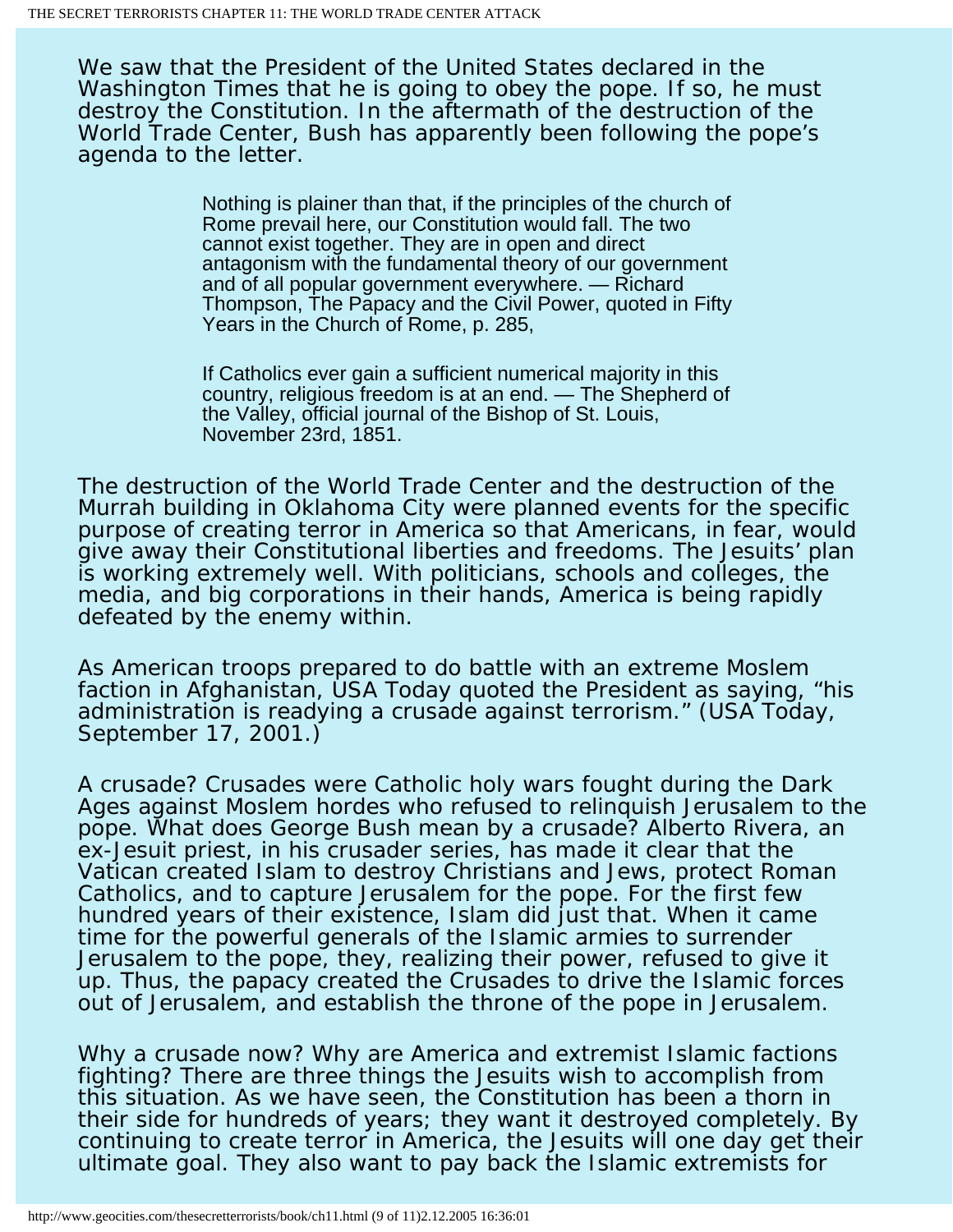We saw that the President of the United States declared in the Washington Times that he is going to obey the pope. If so, he must destroy the Constitution. In the aftermath of the destruction of the World Trade Center, Bush has apparently been following the pope's agenda to the letter.

> Nothing is plainer than that, if the principles of the church of Rome prevail here, our Constitution would fall. The two cannot exist together. They are in open and direct antagonism with the fundamental theory of our government and of all popular government everywhere. — Richard Thompson, The Papacy and the Civil Power, quoted in Fifty Years in the Church of Rome, p. 285,
>
> If Catholics ever gain a sufficient numerical majority in this country, religious freedom is at an end. — The Shepherd of the Valley, official journal of the Bishop of St. Louis, November 23rd, 1851.

The destruction of the World Trade Center and the destruction of the Murrah building in Oklahoma City were planned events for the specific purpose of creating terror in America so that Americans, in fear, would give away their Constitutional liberties and freedoms. The Jesuits' plan is working extremely well. With politicians, schools and colleges, the media, and big corporations in their hands, America is being rapidly defeated by the enemy within.

As American troops prepared to do battle with an extreme Moslem faction in Afghanistan, USA Today quoted the President as saying, "his administration is readying a crusade against terrorism." (USA Today, September 17, 2001.)

A crusade? Crusades were Catholic holy wars fought during the Dark Ages against Moslem hordes who refused to relinquish Jerusalem to the pope. What does George Bush mean by a crusade? Alberto Rivera, an ex-Jesuit priest, in his crusader series, has made it clear that the Vatican created Islam to destroy Christians and Jews, protect Roman Catholics, and to capture Jerusalem for the pope. For the first few hundred years of their existence, Islam did just that. When it came time for the powerful generals of the Islamic armies to surrender Jerusalem to the pope, they, realizing their power, refused to give it up. Thus, the papacy created the Crusades to drive the Islamic forces out of Jerusalem, and establish the throne of the pope in Jerusalem.

Why a crusade now? Why are America and extremist Islamic factions fighting? There are three things the Jesuits wish to accomplish from this situation. As we have seen, the Constitution has been a thorn in their side for hundreds of years; they want it destroyed completely. By continuing to create terror in America, the Jesuits will one day get their ultimate goal. They also want to pay back the Islamic extremists for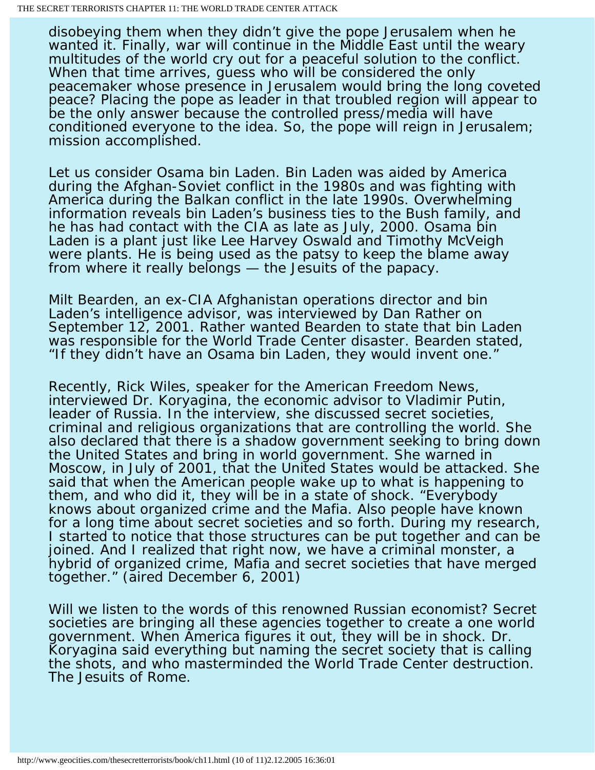disobeying them when they didn't give the pope Jerusalem when he wanted it. Finally, war will continue in the Middle East until the weary multitudes of the world cry out for a peaceful solution to the conflict. When that time arrives, guess who will be considered the only peacemaker whose presence in Jerusalem would bring the long coveted peace? Placing the pope as leader in that troubled region will appear to be the only answer because the controlled press/media will have conditioned everyone to the idea. So, the pope will reign in Jerusalem; mission accomplished.

Let us consider Osama bin Laden. Bin Laden was aided by America during the Afghan-Soviet conflict in the 1980s and was fighting with America during the Balkan conflict in the late 1990s. Overwhelming information reveals bin Laden's business ties to the Bush family, and he has had contact with the CIA as late as July, 2000. Osama bin Laden is a plant just like Lee Harvey Oswald and Timothy McVeigh were plants. He is being used as the patsy to keep the blame away from where it really belongs — the Jesuits of the papacy.

Milt Bearden, an ex-CIA Afghanistan operations director and bin Laden's intelligence advisor, was interviewed by Dan Rather on September 12, 2001. Rather wanted Bearden to state that bin Laden was responsible for the World Trade Center disaster. Bearden stated, "If they didn't have an Osama bin Laden, they would invent one."

Recently, Rick Wiles, speaker for the American Freedom News, interviewed Dr. Koryagina, the economic advisor to Vladimir Putin, leader of Russia. In the interview, she discussed secret societies, criminal and religious organizations that are controlling the world. She also declared that there is a shadow government seeking to bring down the United States and bring in world government. She warned in Moscow, in July of 2001, that the United States would be attacked. She said that when the American people wake up to what is happening to them, and who did it, they will be in a state of shock. "Everybody knows about organized crime and the Mafia. Also people have known for a long time about secret societies and so forth. During my research, I started to notice that those structures can be put together and can be joined. And I realized that right now, we have a criminal monster, a hybrid of organized crime, Mafia and secret societies that have merged together." (aired December 6, 2001)

Will we listen to the words of this renowned Russian economist? Secret societies are bringing all these agencies together to create a one world government. When America figures it out, they will be in shock. Dr. Koryagina said everything but naming the secret society that is calling the shots, and who masterminded the World Trade Center destruction. The Jesuits of Rome.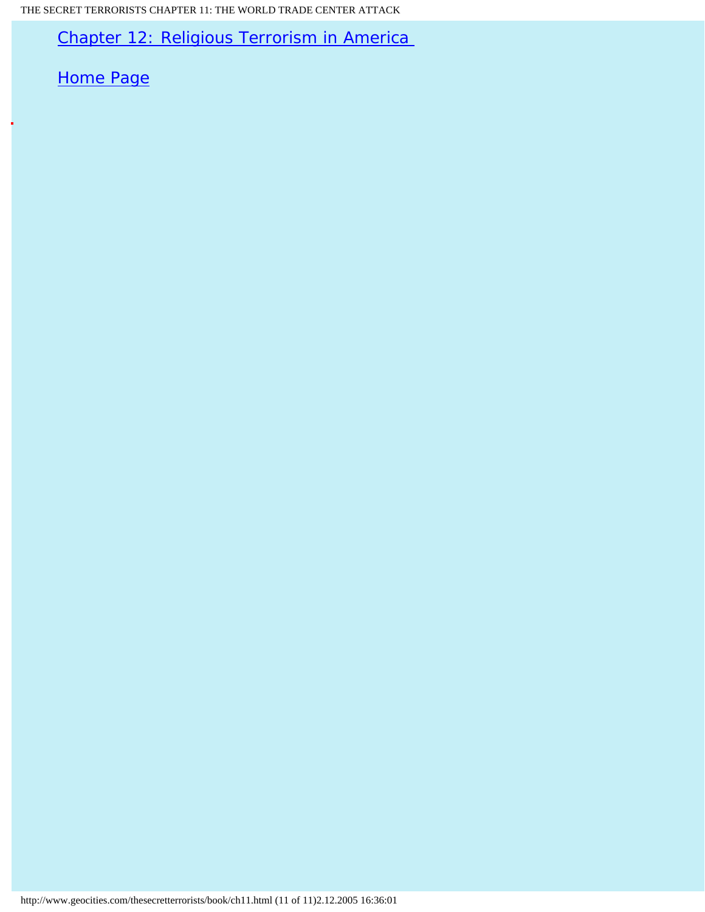[Chapter 12: Religious Terrorism in America](#)

[Home Page](#)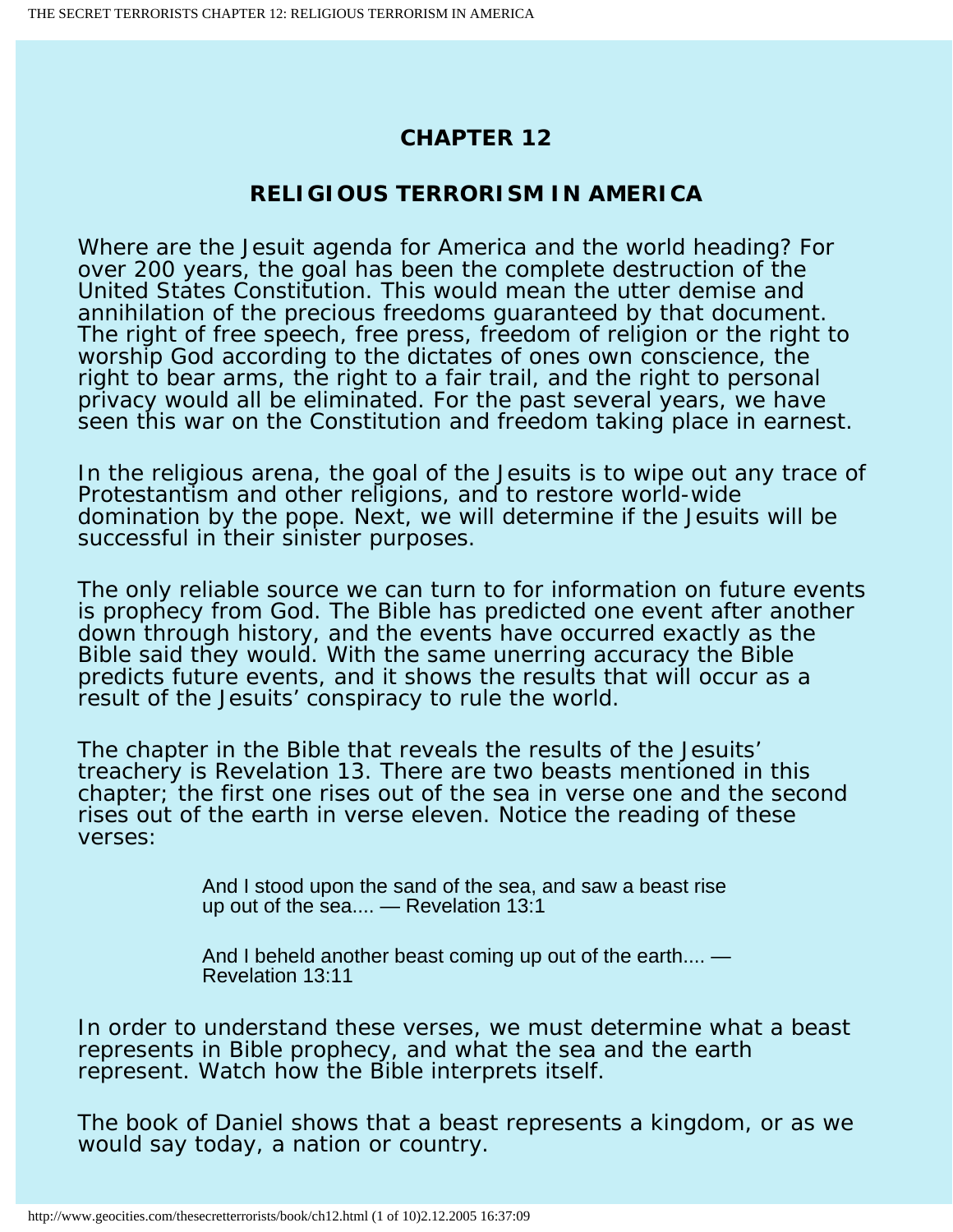# CHAPTER 12

## RELIGIOUS TERRORISM IN AMERICA

Where are the Jesuit agenda for America and the world heading? For over 200 years, the goal has been the complete destruction of the United States Constitution. This would mean the utter demise and annihilation of the precious freedoms guaranteed by that document. The right of free speech, free press, freedom of religion or the right to worship God according to the dictates of ones own conscience, the right to bear arms, the right to a fair trail, and the right to personal privacy would all be eliminated. For the past several years, we have seen this war on the Constitution and freedom taking place in earnest.

In the religious arena, the goal of the Jesuits is to wipe out any trace of Protestantism and other religions, and to restore world-wide domination by the pope. Next, we will determine if the Jesuits will be successful in their sinister purposes.

The only reliable source we can turn to for information on future events is prophecy from God. The Bible has predicted one event after another down through history, and the events have occurred exactly as the Bible said they would. With the same unerring accuracy the Bible predicts future events, and it shows the results that will occur as a result of the Jesuits' conspiracy to rule the world.

The chapter in the Bible that reveals the results of the Jesuits' treachery is Revelation 13. There are two beasts mentioned in this chapter; the first one rises out of the sea in verse one and the second rises out of the earth in verse eleven. Notice the reading of these verses:

> And I stood upon the sand of the sea, and saw a beast rise up out of the sea.... — Revelation 13:1

> And I beheld another beast coming up out of the earth.... — Revelation 13:11

In order to understand these verses, we must determine what a beast represents in Bible prophecy, and what the sea and the earth represent. Watch how the Bible interprets itself.

The book of Daniel shows that a beast represents a kingdom, or as we would say today, a nation or country.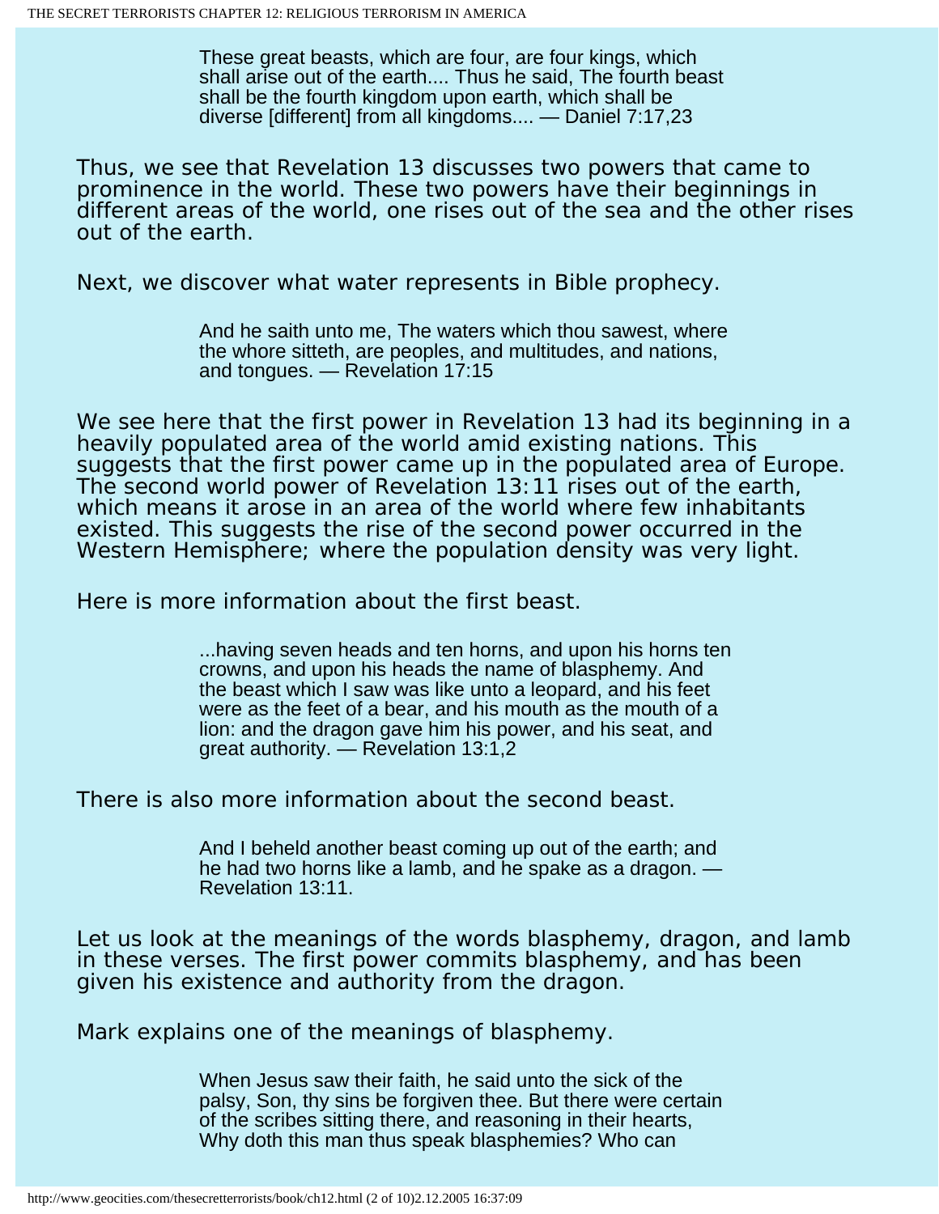> These great beasts, which are four, are four kings, which shall arise out of the earth.... Thus he said, The fourth beast shall be the fourth kingdom upon earth, which shall be diverse [different] from all kingdoms.... — Daniel 7:17,23

Thus, we see that Revelation 13 discusses two powers that came to prominence in the world. These two powers have their beginnings in different areas of the world, one rises out of the sea and the other rises out of the earth.

Next, we discover what water represents in Bible prophecy.

> And he saith unto me, The waters which thou sawest, where the whore sitteth, are peoples, and multitudes, and nations, and tongues. — Revelation 17:15

We see here that the first power in Revelation 13 had its beginning in a heavily populated area of the world amid existing nations. This suggests that the first power came up in the populated area of Europe. The second world power of Revelation 13:11 rises out of the earth, which means it arose in an area of the world where few inhabitants existed. This suggests the rise of the second power occurred in the Western Hemisphere; where the population density was very light.

Here is more information about the first beast.

> ...having seven heads and ten horns, and upon his horns ten crowns, and upon his heads the name of blasphemy. And the beast which I saw was like unto a leopard, and his feet were as the feet of a bear, and his mouth as the mouth of a lion: and the dragon gave him his power, and his seat, and great authority. — Revelation 13:1,2

There is also more information about the second beast.

> And I beheld another beast coming up out of the earth; and he had two horns like a lamb, and he spake as a dragon. — Revelation 13:11.

Let us look at the meanings of the words blasphemy, dragon, and lamb in these verses. The first power commits blasphemy, and has been given his existence and authority from the dragon.

Mark explains one of the meanings of blasphemy.

> When Jesus saw their faith, he said unto the sick of the palsy, Son, thy sins be forgiven thee. But there were certain of the scribes sitting there, and reasoning in their hearts, Why doth this man thus speak blasphemies? Who can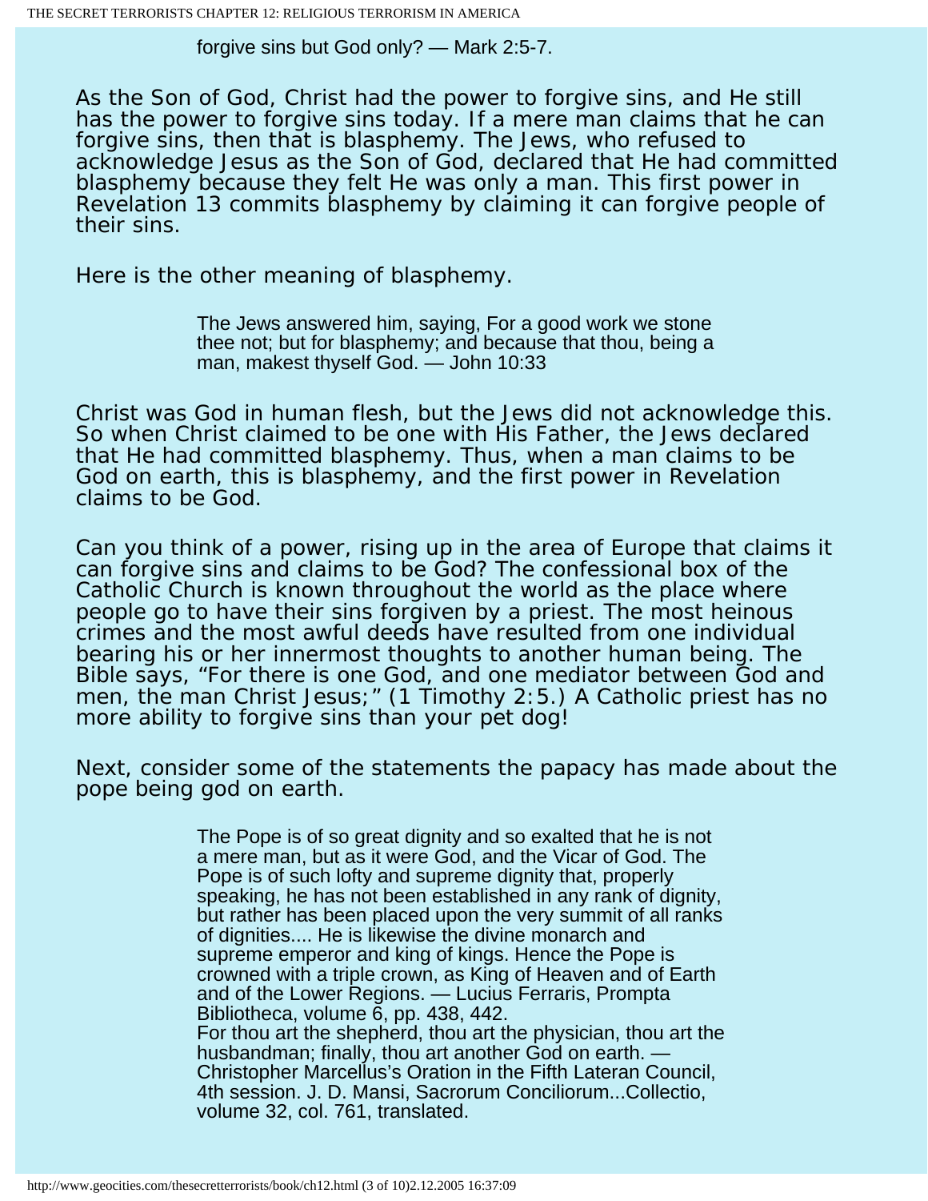> forgive sins but God only? — Mark 2:5-7.

As the Son of God, Christ had the power to forgive sins, and He still has the power to forgive sins today. If a mere man claims that he can forgive sins, then that is blasphemy. The Jews, who refused to acknowledge Jesus as the Son of God, declared that He had committed blasphemy because they felt He was only a man. This first power in Revelation 13 commits blasphemy by claiming it can forgive people of their sins.

Here is the other meaning of blasphemy.

> The Jews answered him, saying, For a good work we stone thee not; but for blasphemy; and because that thou, being a man, makest thyself God. — John 10:33

Christ was God in human flesh, but the Jews did not acknowledge this. So when Christ claimed to be one with His Father, the Jews declared that He had committed blasphemy. Thus, when a man claims to be God on earth, this is blasphemy, and the first power in Revelation claims to be God.

Can you think of a power, rising up in the area of Europe that claims it can forgive sins and claims to be God? The confessional box of the Catholic Church is known throughout the world as the place where people go to have their sins forgiven by a priest. The most heinous crimes and the most awful deeds have resulted from one individual bearing his or her innermost thoughts to another human being. The Bible says, “For there is one God, and one mediator between God and men, the man Christ Jesus;” (1 Timothy 2:5.) A Catholic priest has no more ability to forgive sins than your pet dog!

Next, consider some of the statements the papacy has made about the pope being god on earth.

> The Pope is of so great dignity and so exalted that he is not a mere man, but as it were God, and the Vicar of God. The Pope is of such lofty and supreme dignity that, properly speaking, he has not been established in any rank of dignity, but rather has been placed upon the very summit of all ranks of dignities.... He is likewise the divine monarch and supreme emperor and king of kings. Hence the Pope is crowned with a triple crown, as King of Heaven and of Earth and of the Lower Regions. — Lucius Ferraris, Prompta Bibliotheca, volume 6, pp. 438, 442.
>
> For thou art the shepherd, thou art the physician, thou art the husbandman; finally, thou art another God on earth. — Christopher Marcellus’s Oration in the Fifth Lateran Council, 4th session. J. D. Mansi, Sacrorum Conciliorum...Collectio, volume 32, col. 761, translated.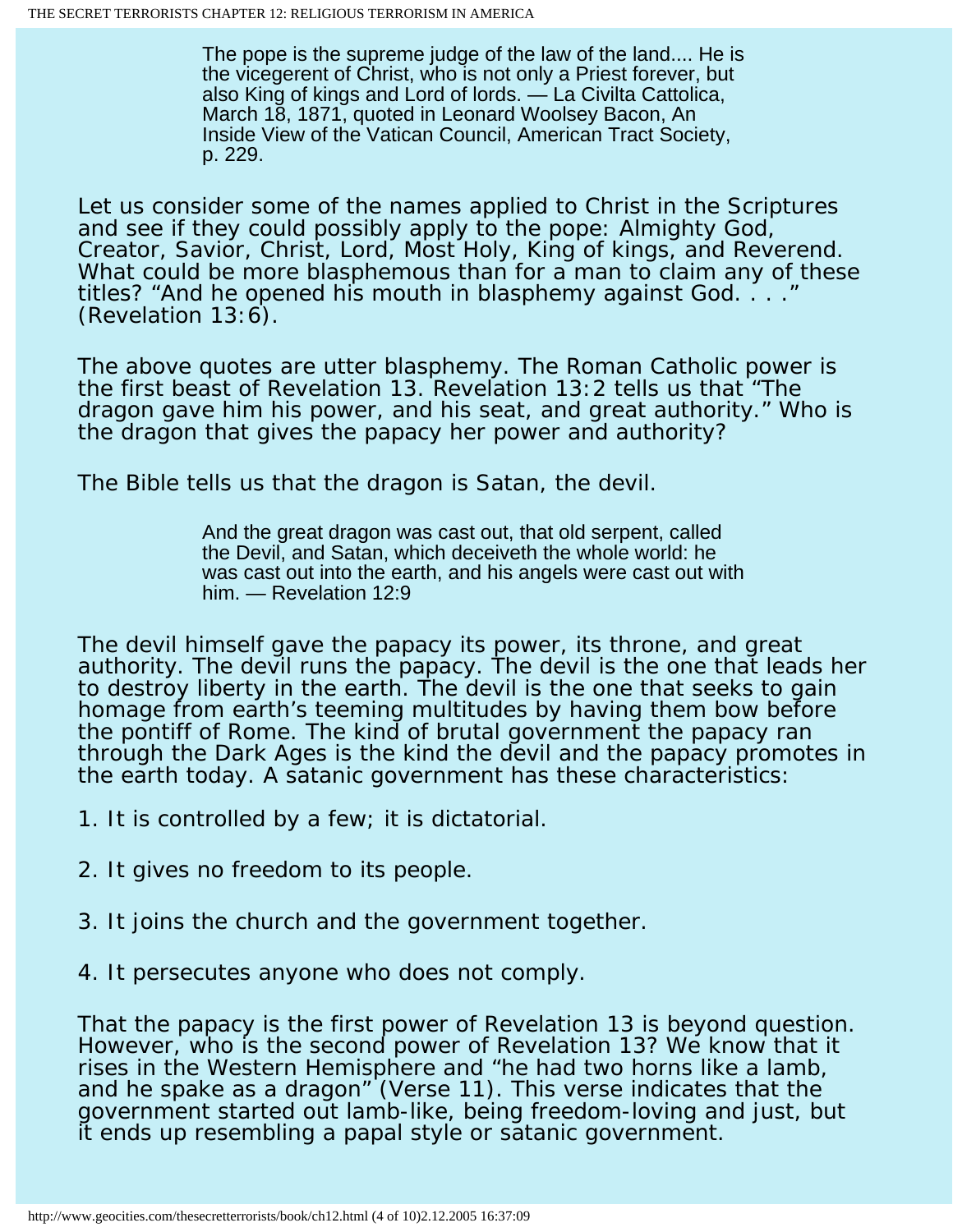> The pope is the supreme judge of the law of the land.... He is the vicegerent of Christ, who is not only a Priest forever, but also King of kings and Lord of lords. — La Civilta Cattolica, March 18, 1871, quoted in Leonard Woolsey Bacon, An Inside View of the Vatican Council, American Tract Society, p. 229.

Let us consider some of the names applied to Christ in the Scriptures and see if they could possibly apply to the pope: Almighty God, Creator, Savior, Christ, Lord, Most Holy, King of kings, and Reverend. What could be more blasphemous than for a man to claim any of these titles? "And he opened his mouth in blasphemy against God. . . ." (Revelation 13:6).

The above quotes are utter blasphemy. The Roman Catholic power is the first beast of Revelation 13. Revelation 13:2 tells us that "The dragon gave him his power, and his seat, and great authority." Who is the dragon that gives the papacy her power and authority?

The Bible tells us that the dragon is Satan, the devil.

> And the great dragon was cast out, that old serpent, called the Devil, and Satan, which deceiveth the whole world: he was cast out into the earth, and his angels were cast out with him. — Revelation 12:9

The devil himself gave the papacy its power, its throne, and great authority. The devil runs the papacy. The devil is the one that leads her to destroy liberty in the earth. The devil is the one that seeks to gain homage from earth's teeming multitudes by having them bow before the pontiff of Rome. The kind of brutal government the papacy ran through the Dark Ages is the kind the devil and the papacy promotes in the earth today. A satanic government has these characteristics:

1. It is controlled by a few; it is dictatorial.

2. It gives no freedom to its people.

3. It joins the church and the government together.

4. It persecutes anyone who does not comply.

That the papacy is the first power of Revelation 13 is beyond question. However, who is the second power of Revelation 13? We know that it rises in the Western Hemisphere and "he had two horns like a lamb, and he spake as a dragon" (Verse 11). This verse indicates that the government started out lamb-like, being freedom-loving and just, but it ends up resembling a papal style or satanic government.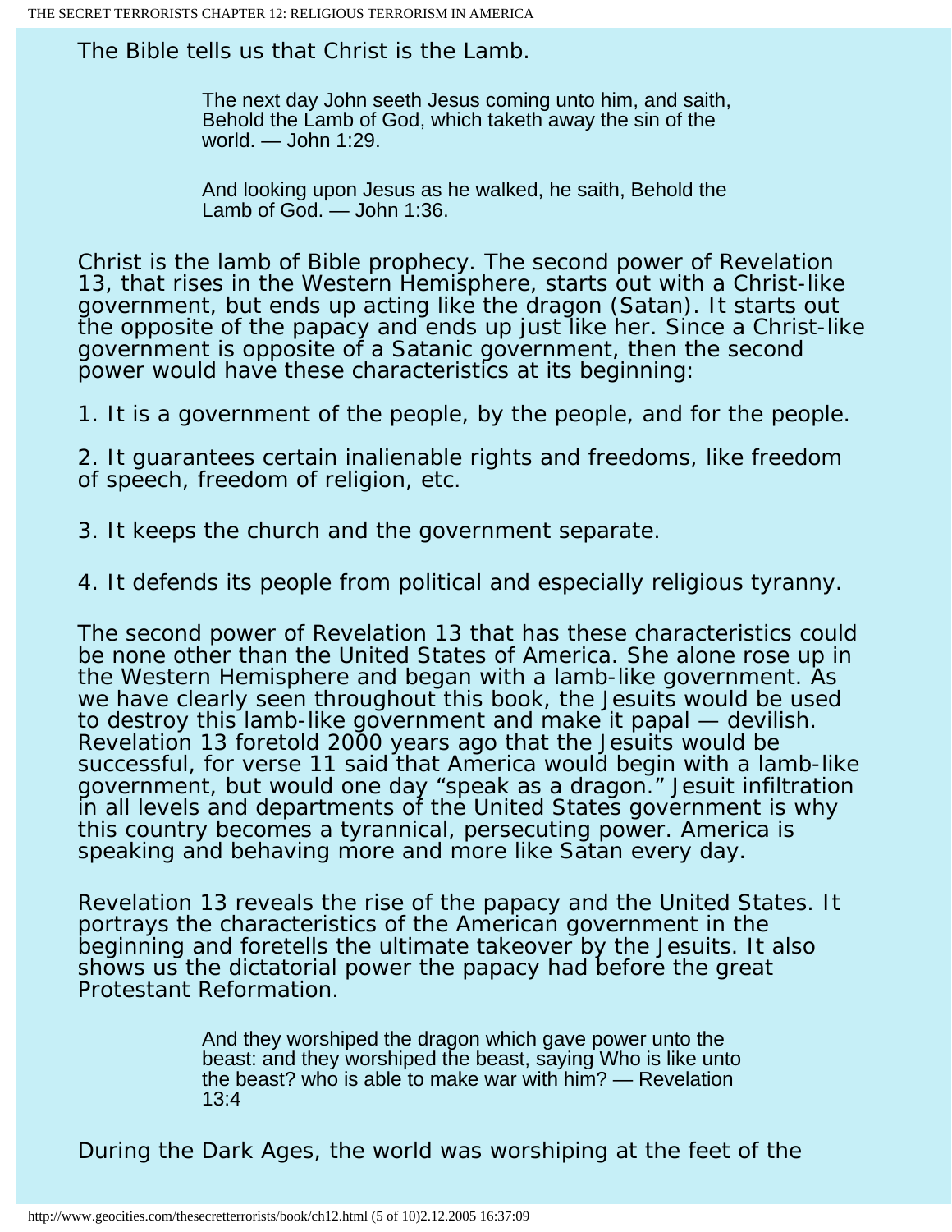The Bible tells us that Christ is the Lamb.

> The next day John seeth Jesus coming unto him, and saith, Behold the Lamb of God, which taketh away the sin of the world. — John 1:29.
>
> And looking upon Jesus as he walked, he saith, Behold the Lamb of God. — John 1:36.

Christ is the lamb of Bible prophecy. The second power of Revelation 13, that rises in the Western Hemisphere, starts out with a Christ-like government, but ends up acting like the dragon (Satan). It starts out the opposite of the papacy and ends up just like her. Since a Christ-like government is opposite of a Satanic government, then the second power would have these characteristics at its beginning:

1. It is a government of the people, by the people, and for the people.

2. It guarantees certain inalienable rights and freedoms, like freedom of speech, freedom of religion, etc.

3. It keeps the church and the government separate.

4. It defends its people from political and especially religious tyranny.

The second power of Revelation 13 that has these characteristics could be none other than the United States of America. She alone rose up in the Western Hemisphere and began with a lamb-like government. As we have clearly seen throughout this book, the Jesuits would be used to destroy this lamb-like government and make it papal — devilish. Revelation 13 foretold 2000 years ago that the Jesuits would be successful, for verse 11 said that America would begin with a lamb-like government, but would one day "speak as a dragon." Jesuit infiltration in all levels and departments of the United States government is why this country becomes a tyrannical, persecuting power. America is speaking and behaving more and more like Satan every day.

Revelation 13 reveals the rise of the papacy and the United States. It portrays the characteristics of the American government in the beginning and foretells the ultimate takeover by the Jesuits. It also shows us the dictatorial power the papacy had before the great Protestant Reformation.

> And they worshiped the dragon which gave power unto the beast: and they worshiped the beast, saying Who is like unto the beast? who is able to make war with him? — Revelation 13:4

During the Dark Ages, the world was worshiping at the feet of the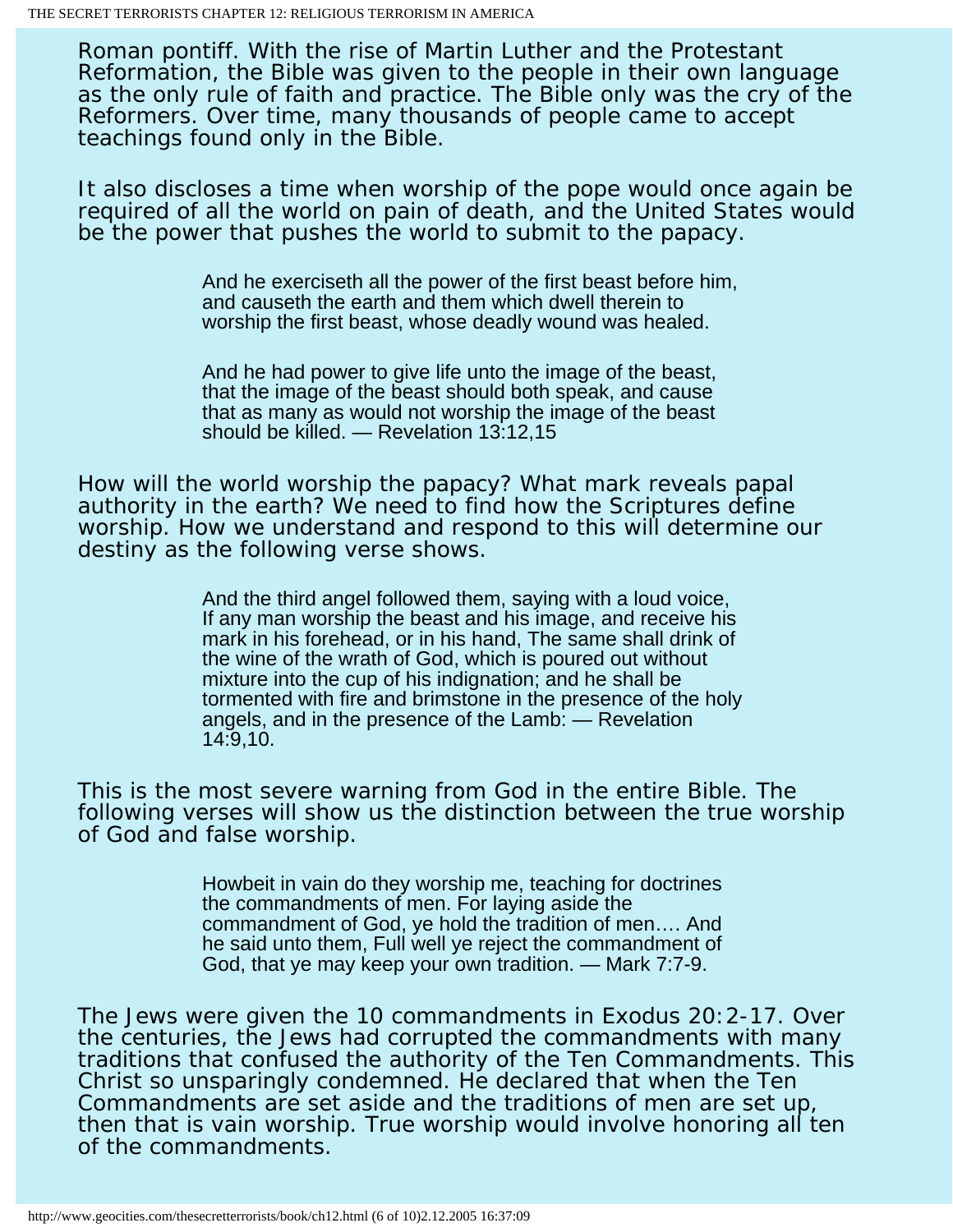Roman pontiff. With the rise of Martin Luther and the Protestant Reformation, the Bible was given to the people in their own language as the only rule of faith and practice. The Bible only was the cry of the Reformers. Over time, many thousands of people came to accept teachings found only in the Bible.

It also discloses a time when worship of the pope would once again be required of all the world on pain of death, and the United States would be the power that pushes the world to submit to the papacy.

> And he exerciseth all the power of the first beast before him, and causeth the earth and them which dwell therein to worship the first beast, whose deadly wound was healed.
>
> And he had power to give life unto the image of the beast, that the image of the beast should both speak, and cause that as many as would not worship the image of the beast should be killed. — Revelation 13:12,15

How will the world worship the papacy? What mark reveals papal authority in the earth? We need to find how the Scriptures define worship. How we understand and respond to this will determine our destiny as the following verse shows.

> And the third angel followed them, saying with a loud voice, If any man worship the beast and his image, and receive his mark in his forehead, or in his hand, The same shall drink of the wine of the wrath of God, which is poured out without mixture into the cup of his indignation; and he shall be tormented with fire and brimstone in the presence of the holy angels, and in the presence of the Lamb: — Revelation 14:9,10.

This is the most severe warning from God in the entire Bible. The following verses will show us the distinction between the true worship of God and false worship.

> Howbeit in vain do they worship me, teaching for doctrines the commandments of men. For laying aside the commandment of God, ye hold the tradition of men…. And he said unto them, Full well ye reject the commandment of God, that ye may keep your own tradition. — Mark 7:7-9.

The Jews were given the 10 commandments in Exodus 20:2-17. Over the centuries, the Jews had corrupted the commandments with many traditions that confused the authority of the Ten Commandments. This Christ so unsparingly condemned. He declared that when the Ten Commandments are set aside and the traditions of men are set up, then that is vain worship. True worship would involve honoring all ten of the commandments.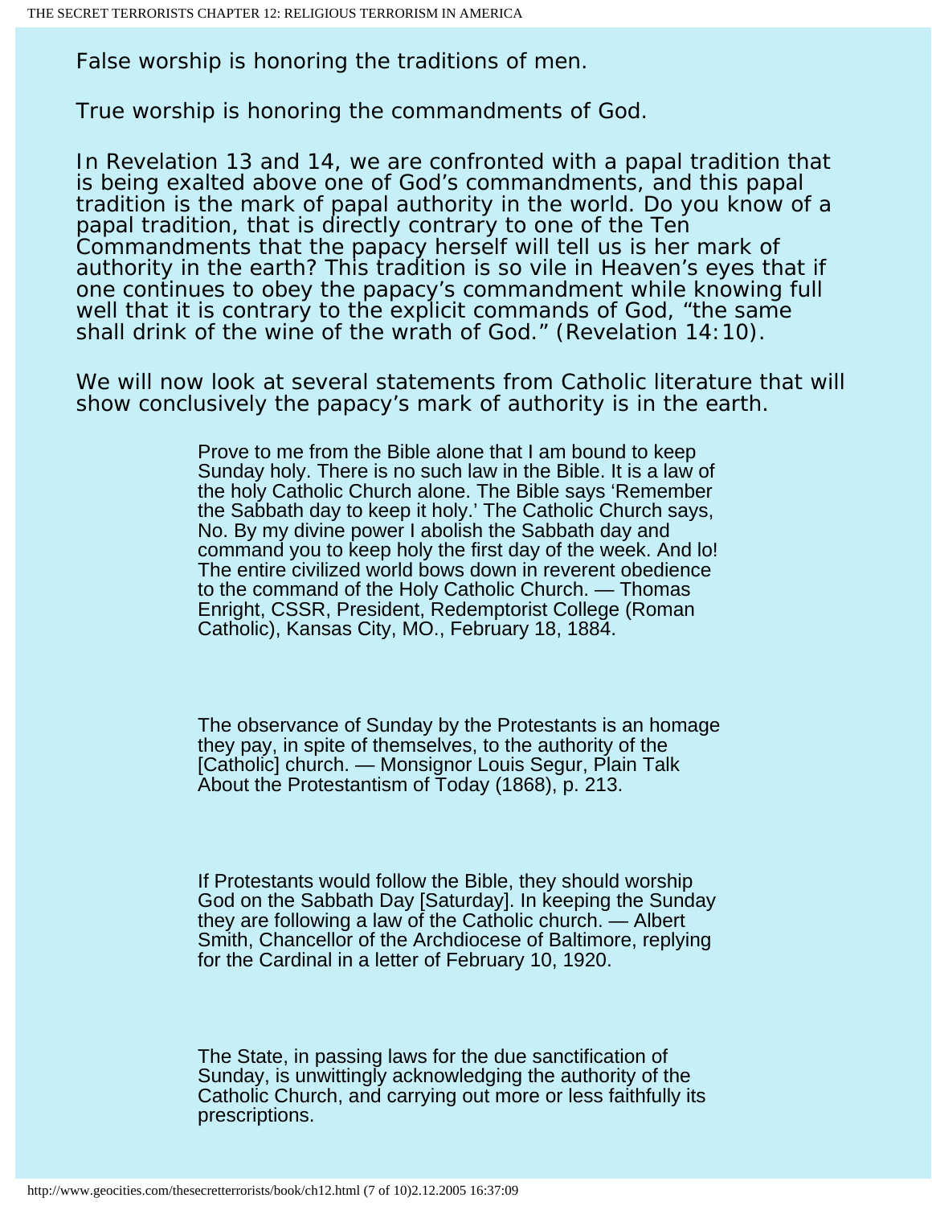False worship is honoring the traditions of men.

True worship is honoring the commandments of God.

In Revelation 13 and 14, we are confronted with a papal tradition that is being exalted above one of God's commandments, and this papal tradition is the mark of papal authority in the world. Do you know of a papal tradition, that is directly contrary to one of the Ten Commandments that the papacy herself will tell us is her mark of authority in the earth? This tradition is so vile in Heaven's eyes that if one continues to obey the papacy's commandment while knowing full well that it is contrary to the explicit commands of God, "the same shall drink of the wine of the wrath of God." (Revelation 14:10).

We will now look at several statements from Catholic literature that will show conclusively the papacy's mark of authority is in the earth.

> Prove to me from the Bible alone that I am bound to keep Sunday holy. There is no such law in the Bible. It is a law of the holy Catholic Church alone. The Bible says 'Remember the Sabbath day to keep it holy.' The Catholic Church says, No. By my divine power I abolish the Sabbath day and command you to keep holy the first day of the week. And lo! The entire civilized world bows down in reverent obedience to the command of the Holy Catholic Church. — Thomas Enright, CSSR, President, Redemptorist College (Roman Catholic), Kansas City, MO., February 18, 1884.

> The observance of Sunday by the Protestants is an homage they pay, in spite of themselves, to the authority of the [Catholic] church. — Monsignor Louis Segur, Plain Talk About the Protestantism of Today (1868), p. 213.

> If Protestants would follow the Bible, they should worship God on the Sabbath Day [Saturday]. In keeping the Sunday they are following a law of the Catholic church. — Albert Smith, Chancellor of the Archdiocese of Baltimore, replying for the Cardinal in a letter of February 10, 1920.

> The State, in passing laws for the due sanctification of Sunday, is unwittingly acknowledging the authority of the Catholic Church, and carrying out more or less faithfully its prescriptions.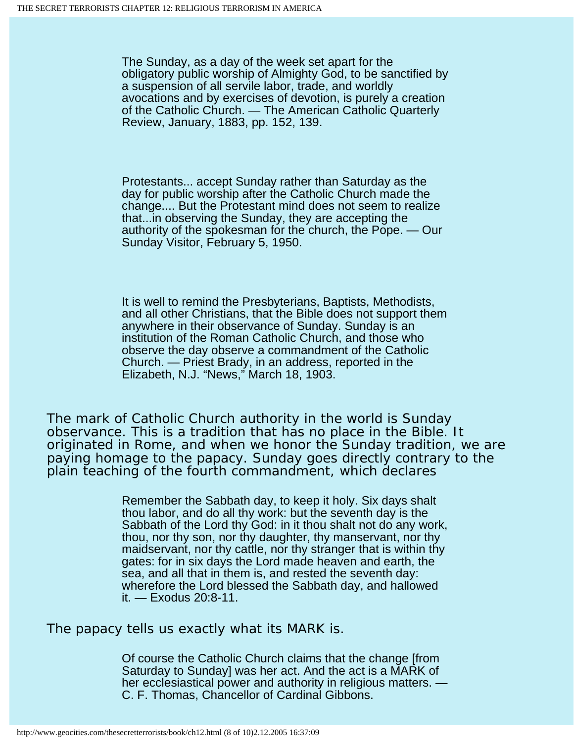> The Sunday, as a day of the week set apart for the obligatory public worship of Almighty God, to be sanctified by a suspension of all servile labor, trade, and worldly avocations and by exercises of devotion, is purely a creation of the Catholic Church. — The American Catholic Quarterly Review, January, 1883, pp. 152, 139.

> Protestants... accept Sunday rather than Saturday as the day for public worship after the Catholic Church made the change.... But the Protestant mind does not seem to realize that...in observing the Sunday, they are accepting the authority of the spokesman for the church, the Pope. — Our Sunday Visitor, February 5, 1950.

> It is well to remind the Presbyterians, Baptists, Methodists, and all other Christians, that the Bible does not support them anywhere in their observance of Sunday. Sunday is an institution of the Roman Catholic Church, and those who observe the day observe a commandment of the Catholic Church. — Priest Brady, in an address, reported in the Elizabeth, N.J. "News," March 18, 1903.

The mark of Catholic Church authority in the world is Sunday observance. This is a tradition that has no place in the Bible. It originated in Rome, and when we honor the Sunday tradition, we are paying homage to the papacy. Sunday goes directly contrary to the plain teaching of the fourth commandment, which declares

> Remember the Sabbath day, to keep it holy. Six days shalt thou labor, and do all thy work: but the seventh day is the Sabbath of the Lord thy God: in it thou shalt not do any work, thou, nor thy son, nor thy daughter, thy manservant, nor thy maidservant, nor thy cattle, nor thy stranger that is within thy gates: for in six days the Lord made heaven and earth, the sea, and all that in them is, and rested the seventh day: wherefore the Lord blessed the Sabbath day, and hallowed it. — Exodus 20:8-11.

The papacy tells us exactly what its MARK is.

> Of course the Catholic Church claims that the change [from Saturday to Sunday] was her act. And the act is a MARK of her ecclesiastical power and authority in religious matters. — C. F. Thomas, Chancellor of Cardinal Gibbons.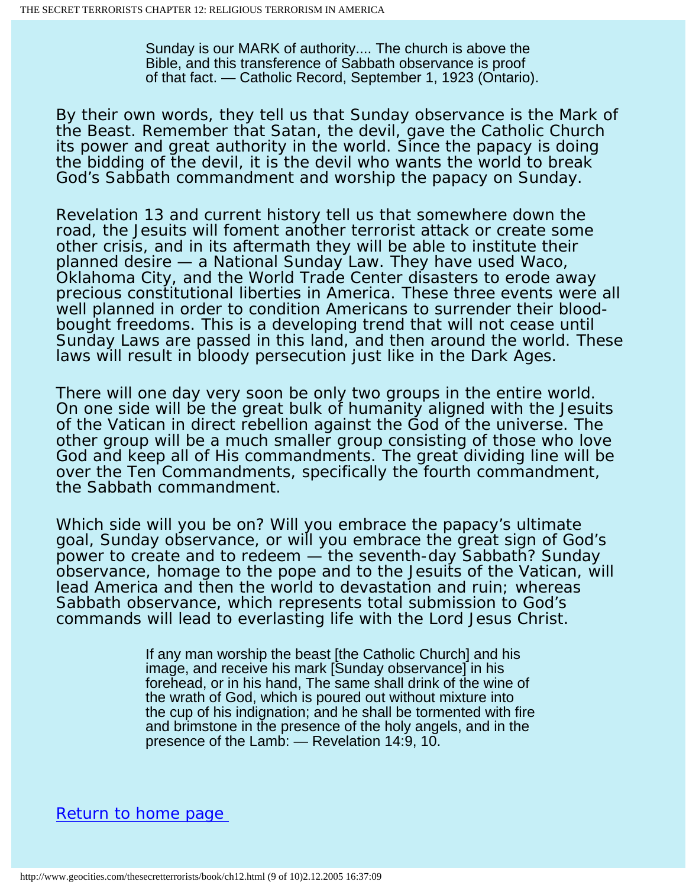> Sunday is our MARK of authority.... The church is above the Bible, and this transference of Sabbath observance is proof of that fact. — Catholic Record, September 1, 1923 (Ontario).

By their own words, they tell us that Sunday observance is the Mark of the Beast. Remember that Satan, the devil, gave the Catholic Church its power and great authority in the world. Since the papacy is doing the bidding of the devil, it is the devil who wants the world to break God's Sabbath commandment and worship the papacy on Sunday.

Revelation 13 and current history tell us that somewhere down the road, the Jesuits will foment another terrorist attack or create some other crisis, and in its aftermath they will be able to institute their planned desire — a National Sunday Law. They have used Waco, Oklahoma City, and the World Trade Center disasters to erode away precious constitutional liberties in America. These three events were all well planned in order to condition Americans to surrender their blood-bought freedoms. This is a developing trend that will not cease until Sunday Laws are passed in this land, and then around the world. These laws will result in bloody persecution just like in the Dark Ages.

There will one day very soon be only two groups in the entire world. On one side will be the great bulk of humanity aligned with the Jesuits of the Vatican in direct rebellion against the God of the universe. The other group will be a much smaller group consisting of those who love God and keep all of His commandments. The great dividing line will be over the Ten Commandments, specifically the fourth commandment, the Sabbath commandment.

Which side will you be on? Will you embrace the papacy's ultimate goal, Sunday observance, or will you embrace the great sign of God's power to create and to redeem — the seventh-day Sabbath? Sunday observance, homage to the pope and to the Jesuits of the Vatican, will lead America and then the world to devastation and ruin; whereas Sabbath observance, which represents total submission to God's commands will lead to everlasting life with the Lord Jesus Christ.

> If any man worship the beast [the Catholic Church] and his image, and receive his mark [Sunday observance] in his forehead, or in his hand, The same shall drink of the wine of the wrath of God, which is poured out without mixture into the cup of his indignation; and he shall be tormented with fire and brimstone in the presence of the holy angels, and in the presence of the Lamb: — Revelation 14:9, 10.

Return to home page